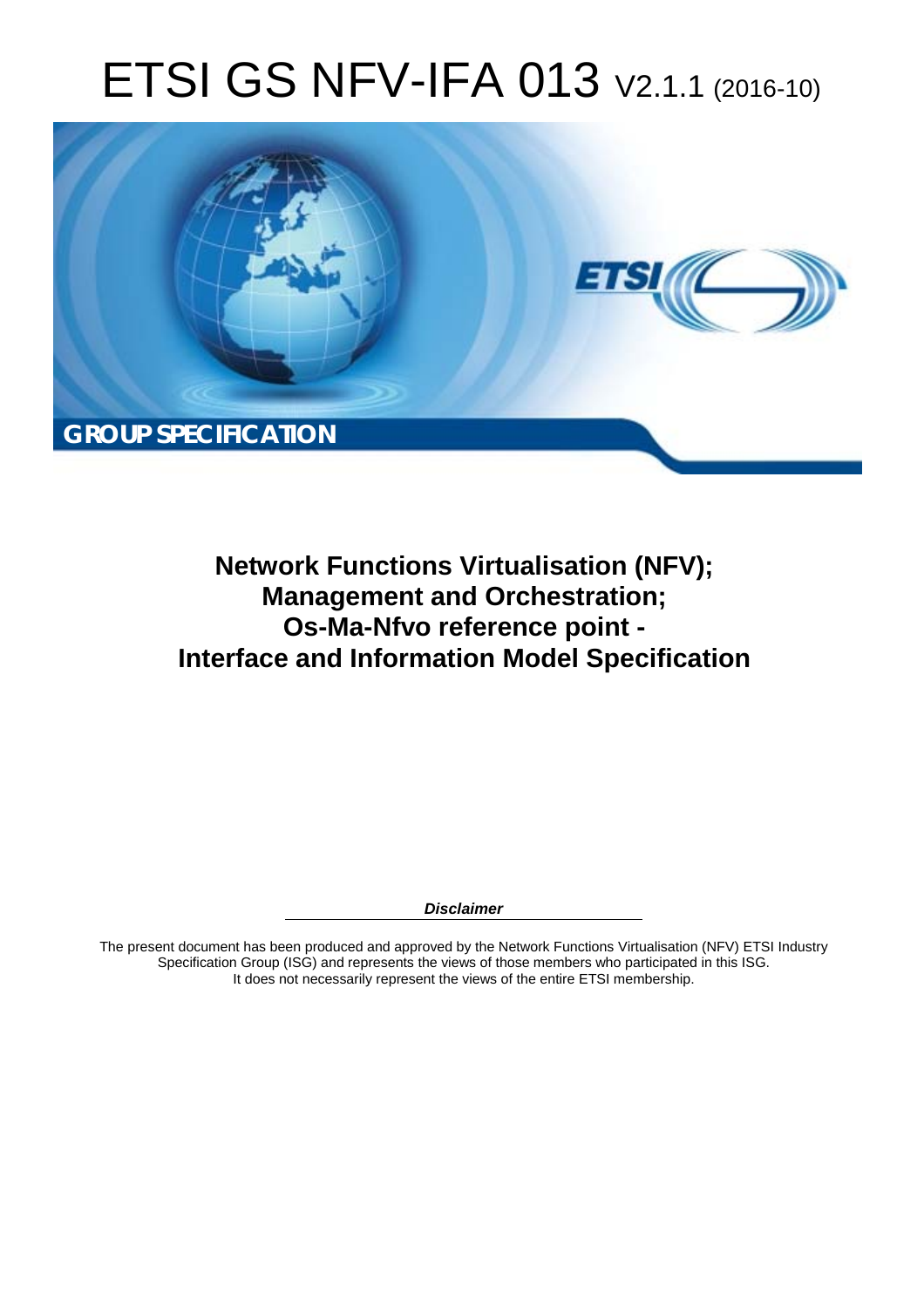# ETSI GS NFV-IFA 013 V2.1.1 (2016-10)

**GROUP SPECIFICATION**

## Network Functions Virtualisation (NFV); Management and Orchestration; Os-Ma-Nfvo reference point - Interface and Information Model Specification

***Disclaimer***

The present document has been produced and approved by the Network Functions Virtualisation (NFV) ETSI Industry Specification Group (ISG) and represents the views of those members who participated in this ISG. It does not necessarily represent the views of the entire ETSI membership.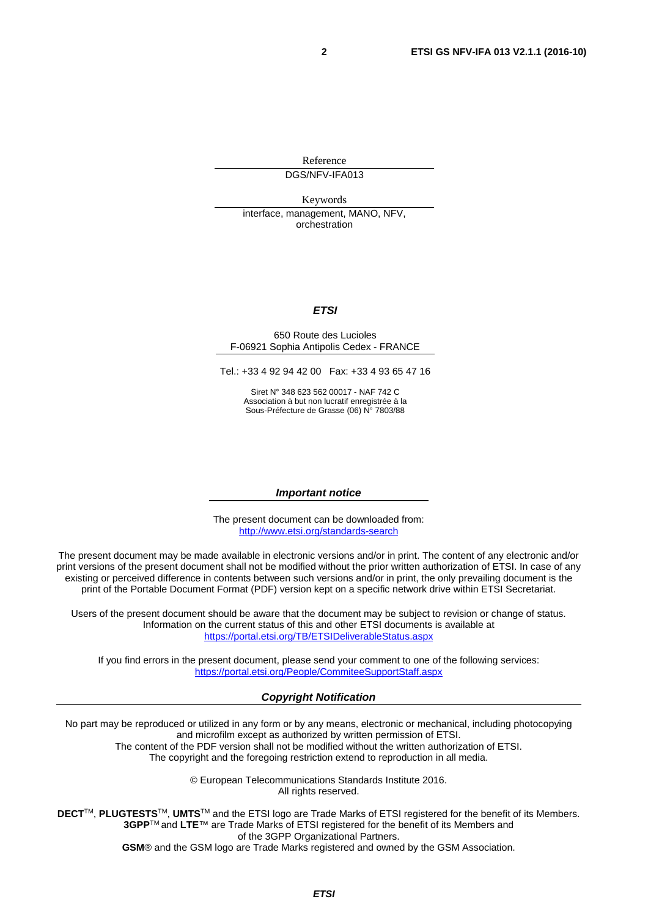Reference

DGS/NFV-IFA013

Keywords

interface, management, MANO, NFV, orchestration

***ETSI***

650 Route des Lucioles
F-06921 Sophia Antipolis Cedex - FRANCE

Tel.: +33 4 92 94 42 00 Fax: +33 4 93 65 47 16

Siret N° 348 623 562 00017 - NAF 742 C
Association à but non lucratif enregistrée à la
Sous-Préfecture de Grasse (06) N° 7803/88

***Important notice***

The present document can be downloaded from:
http://www.etsi.org/standards-search

The present document may be made available in electronic versions and/or in print. The content of any electronic and/or print versions of the present document shall not be modified without the prior written authorization of ETSI. In case of any existing or perceived difference in contents between such versions and/or in print, the only prevailing document is the print of the Portable Document Format (PDF) version kept on a specific network drive within ETSI Secretariat.

Users of the present document should be aware that the document may be subject to revision or change of status. Information on the current status of this and other ETSI documents is available at
https://portal.etsi.org/TB/ETSIDeliverableStatus.aspx

If you find errors in the present document, please send your comment to one of the following services:
https://portal.etsi.org/People/CommiteeSupportStaff.aspx

***Copyright Notification***

No part may be reproduced or utilized in any form or by any means, electronic or mechanical, including photocopying and microfilm except as authorized by written permission of ETSI.
The content of the PDF version shall not be modified without the written authorization of ETSI.
The copyright and the foregoing restriction extend to reproduction in all media.

© European Telecommunications Standards Institute 2016.
All rights reserved.

**DECT**™, **PLUGTESTS**™, **UMTS**™ and the ETSI logo are Trade Marks of ETSI registered for the benefit of its Members.
**3GPP**™ and **LTE**™ are Trade Marks of ETSI registered for the benefit of its Members and of the 3GPP Organizational Partners.
**GSM**® and the GSM logo are Trade Marks registered and owned by the GSM Association.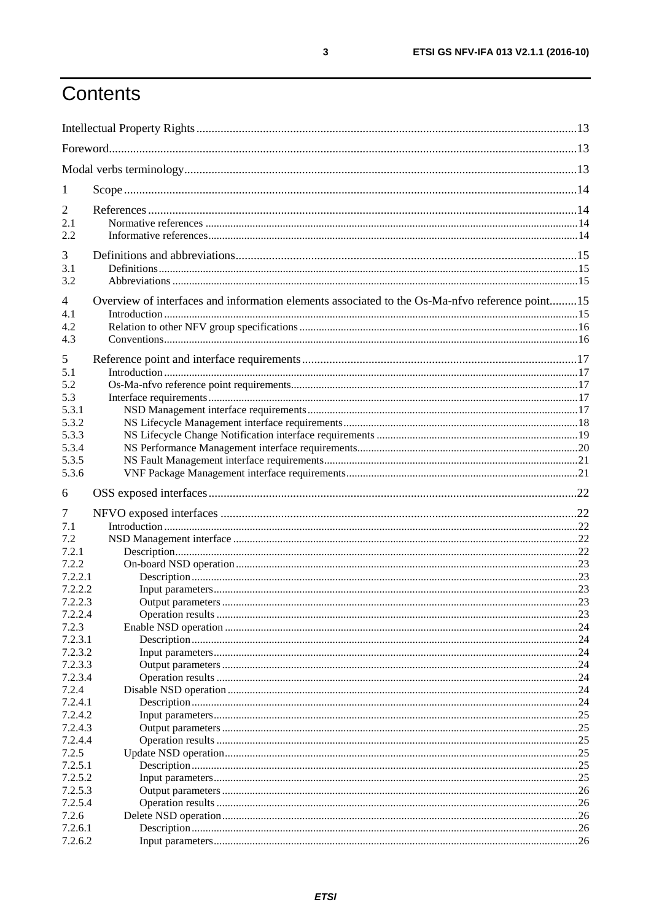# Contents

Intellectual Property Rights ....................................................................................................................13

Foreword....................................................................................................................................................13

Modal verbs terminology..........................................................................................................................13

1 Scope ......................................................................................................................................................14

2 References ..............................................................................................................................................14
2.1 Normative references ..........................................................................................................................14
2.2 Informative references.........................................................................................................................14

3 Definitions and abbreviations..................................................................................................................15
3.1 Definitions...........................................................................................................................................15
3.2 Abbreviations ......................................................................................................................................15

4 Overview of interfaces and information elements associated to the Os-Ma-nfvo reference point.........15
4.1 Introduction .........................................................................................................................................15
4.2 Relation to other NFV group specifications ........................................................................................16
4.3 Conventions.........................................................................................................................................16

5 Reference point and interface requirements ............................................................................................17
5.1 Introduction .........................................................................................................................................17
5.2 Os-Ma-nfvo reference point requirements...........................................................................................17
5.3 Interface requirements .........................................................................................................................17
5.3.1 NSD Management interface requirements ......................................................................................17
5.3.2 NS Lifecycle Management interface requirements .........................................................................18
5.3.3 NS Lifecycle Change Notification interface requirements ..............................................................19
5.3.4 NS Performance Management interface requirements.....................................................................20
5.3.5 NS Fault Management interface requirements.................................................................................21
5.3.6 VNF Package Management interface requirements.........................................................................21

6 OSS exposed interfaces ...........................................................................................................................22

7 NFVO exposed interfaces ........................................................................................................................22
7.1 Introduction .........................................................................................................................................22
7.2 NSD Management interface ................................................................................................................22
7.2.1 Description........................................................................................................................................22
7.2.2 On-board NSD operation ..................................................................................................................23
7.2.2.1 Description.....................................................................................................................................23
7.2.2.2 Input parameters.............................................................................................................................23
7.2.2.3 Output parameters ..........................................................................................................................23
7.2.2.4 Operation results ............................................................................................................................23
7.2.3 Enable NSD operation ......................................................................................................................24
7.2.3.1 Description.....................................................................................................................................24
7.2.3.2 Input parameters.............................................................................................................................24
7.2.3.3 Output parameters ..........................................................................................................................24
7.2.3.4 Operation results ............................................................................................................................24
7.2.4 Disable NSD operation .....................................................................................................................24
7.2.4.1 Description.....................................................................................................................................24
7.2.4.2 Input parameters.............................................................................................................................25
7.2.4.3 Output parameters ..........................................................................................................................25
7.2.4.4 Operation results ............................................................................................................................25
7.2.5 Update NSD operation......................................................................................................................25
7.2.5.1 Description.....................................................................................................................................25
7.2.5.2 Input parameters.............................................................................................................................25
7.2.5.3 Output parameters ..........................................................................................................................26
7.2.5.4 Operation results ............................................................................................................................26
7.2.6 Delete NSD operation.......................................................................................................................26
7.2.6.1 Description.....................................................................................................................................26
7.2.6.2 Input parameters.............................................................................................................................26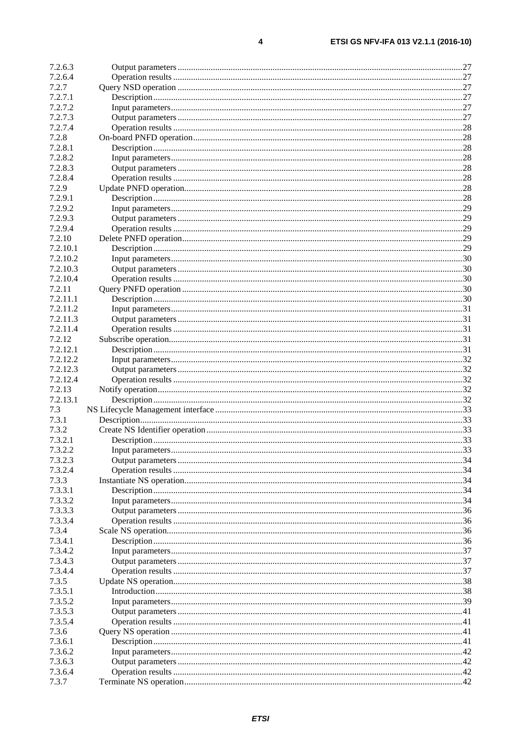7.2.6.3 Output parameters ... 27
7.2.6.4 Operation results ... 27
7.2.7 Query NSD operation ... 27
7.2.7.1 Description ... 27
7.2.7.2 Input parameters ... 27
7.2.7.3 Output parameters ... 27
7.2.7.4 Operation results ... 28
7.2.8 On-board PNFD operation ... 28
7.2.8.1 Description ... 28
7.2.8.2 Input parameters ... 28
7.2.8.3 Output parameters ... 28
7.2.8.4 Operation results ... 28
7.2.9 Update PNFD operation ... 28
7.2.9.1 Description ... 28
7.2.9.2 Input parameters ... 29
7.2.9.3 Output parameters ... 29
7.2.9.4 Operation results ... 29
7.2.10 Delete PNFD operation ... 29
7.2.10.1 Description ... 29
7.2.10.2 Input parameters ... 30
7.2.10.3 Output parameters ... 30
7.2.10.4 Operation results ... 30
7.2.11 Query PNFD operation ... 30
7.2.11.1 Description ... 30
7.2.11.2 Input parameters ... 31
7.2.11.3 Output parameters ... 31
7.2.11.4 Operation results ... 31
7.2.12 Subscribe operation ... 31
7.2.12.1 Description ... 31
7.2.12.2 Input parameters ... 32
7.2.12.3 Output parameters ... 32
7.2.12.4 Operation results ... 32
7.2.13 Notify operation ... 32
7.2.13.1 Description ... 32
7.3 NS Lifecycle Management interface ... 33
7.3.1 Description ... 33
7.3.2 Create NS Identifier operation ... 33
7.3.2.1 Description ... 33
7.3.2.2 Input parameters ... 33
7.3.2.3 Output parameters ... 34
7.3.2.4 Operation results ... 34
7.3.3 Instantiate NS operation ... 34
7.3.3.1 Description ... 34
7.3.3.2 Input parameters ... 34
7.3.3.3 Output parameters ... 36
7.3.3.4 Operation results ... 36
7.3.4 Scale NS operation ... 36
7.3.4.1 Description ... 36
7.3.4.2 Input parameters ... 37
7.3.4.3 Output parameters ... 37
7.3.4.4 Operation results ... 37
7.3.5 Update NS operation ... 38
7.3.5.1 Introduction ... 38
7.3.5.2 Input parameters ... 39
7.3.5.3 Output parameters ... 41
7.3.5.4 Operation results ... 41
7.3.6 Query NS operation ... 41
7.3.6.1 Description ... 41
7.3.6.2 Input parameters ... 42
7.3.6.3 Output parameters ... 42
7.3.6.4 Operation results ... 42
7.3.7 Terminate NS operation ... 42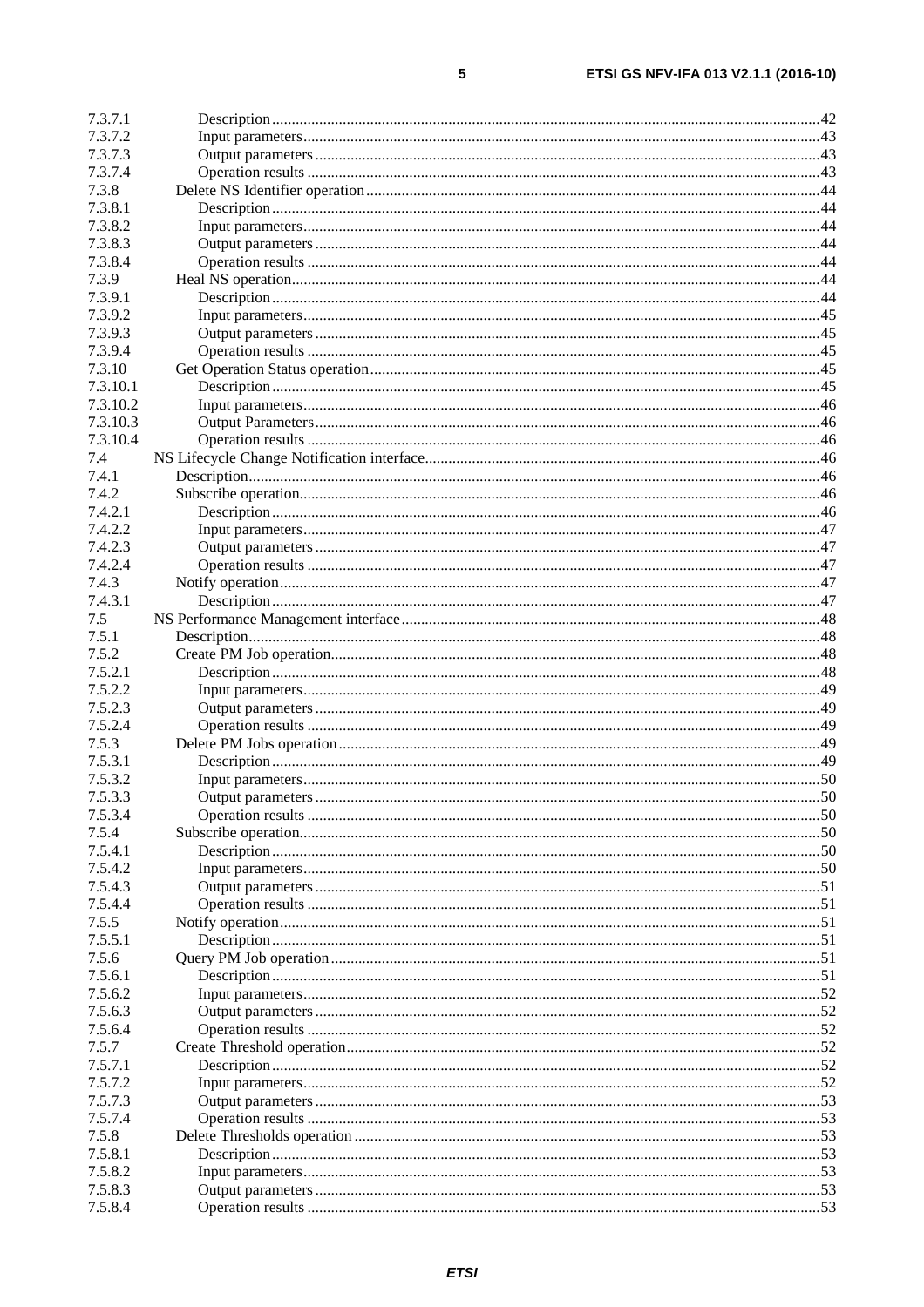7.3.7.1 Description ..........................................................................................................................................42
7.3.7.2 Input parameters..................................................................................................................................43
7.3.7.3 Output parameters ...............................................................................................................................43
7.3.7.4 Operation results .................................................................................................................................43
7.3.8 Delete NS Identifier operation...................................................................................................................44
7.3.8.1 Description ..........................................................................................................................................44
7.3.8.2 Input parameters..................................................................................................................................44
7.3.8.3 Output parameters ...............................................................................................................................44
7.3.8.4 Operation results .................................................................................................................................44
7.3.9 Heal NS operation.....................................................................................................................................44
7.3.9.1 Description ..........................................................................................................................................44
7.3.9.2 Input parameters..................................................................................................................................45
7.3.9.3 Output parameters ...............................................................................................................................45
7.3.9.4 Operation results .................................................................................................................................45
7.3.10 Get Operation Status operation.................................................................................................................45
7.3.10.1 Description ..........................................................................................................................................45
7.3.10.2 Input parameters..................................................................................................................................46
7.3.10.3 Output Parameters................................................................................................................................46
7.3.10.4 Operation results .................................................................................................................................46
7.4 NS Lifecycle Change Notification interface....................................................................................................46
7.4.1 Description................................................................................................................................................46
7.4.2 Subscribe operation...................................................................................................................................46
7.4.2.1 Description ..........................................................................................................................................46
7.4.2.2 Input parameters..................................................................................................................................47
7.4.2.3 Output parameters ...............................................................................................................................47
7.4.2.4 Operation results .................................................................................................................................47
7.4.3 Notify operation........................................................................................................................................47
7.4.3.1 Description ..........................................................................................................................................47
7.5 NS Performance Management interface.........................................................................................................48
7.5.1 Description................................................................................................................................................48
7.5.2 Create PM Job operation...........................................................................................................................48
7.5.2.1 Description ..........................................................................................................................................48
7.5.2.2 Input parameters..................................................................................................................................49
7.5.2.3 Output parameters ...............................................................................................................................49
7.5.2.4 Operation results .................................................................................................................................49
7.5.3 Delete PM Jobs operation .........................................................................................................................49
7.5.3.1 Description ..........................................................................................................................................49
7.5.3.2 Input parameters..................................................................................................................................50
7.5.3.3 Output parameters ...............................................................................................................................50
7.5.3.4 Operation results .................................................................................................................................50
7.5.4 Subscribe operation...................................................................................................................................50
7.5.4.1 Description ..........................................................................................................................................50
7.5.4.2 Input parameters..................................................................................................................................50
7.5.4.3 Output parameters ...............................................................................................................................51
7.5.4.4 Operation results .................................................................................................................................51
7.5.5 Notify operation........................................................................................................................................51
7.5.5.1 Description ..........................................................................................................................................51
7.5.6 Query PM Job operation...........................................................................................................................51
7.5.6.1 Description ..........................................................................................................................................51
7.5.6.2 Input parameters..................................................................................................................................52
7.5.6.3 Output parameters ...............................................................................................................................52
7.5.6.4 Operation results .................................................................................................................................52
7.5.7 Create Threshold operation.......................................................................................................................52
7.5.7.1 Description ..........................................................................................................................................52
7.5.7.2 Input parameters..................................................................................................................................52
7.5.7.3 Output parameters ...............................................................................................................................53
7.5.7.4 Operation results .................................................................................................................................53
7.5.8 Delete Thresholds operation .....................................................................................................................53
7.5.8.1 Description ..........................................................................................................................................53
7.5.8.2 Input parameters..................................................................................................................................53
7.5.8.3 Output parameters ...............................................................................................................................53
7.5.8.4 Operation results .................................................................................................................................53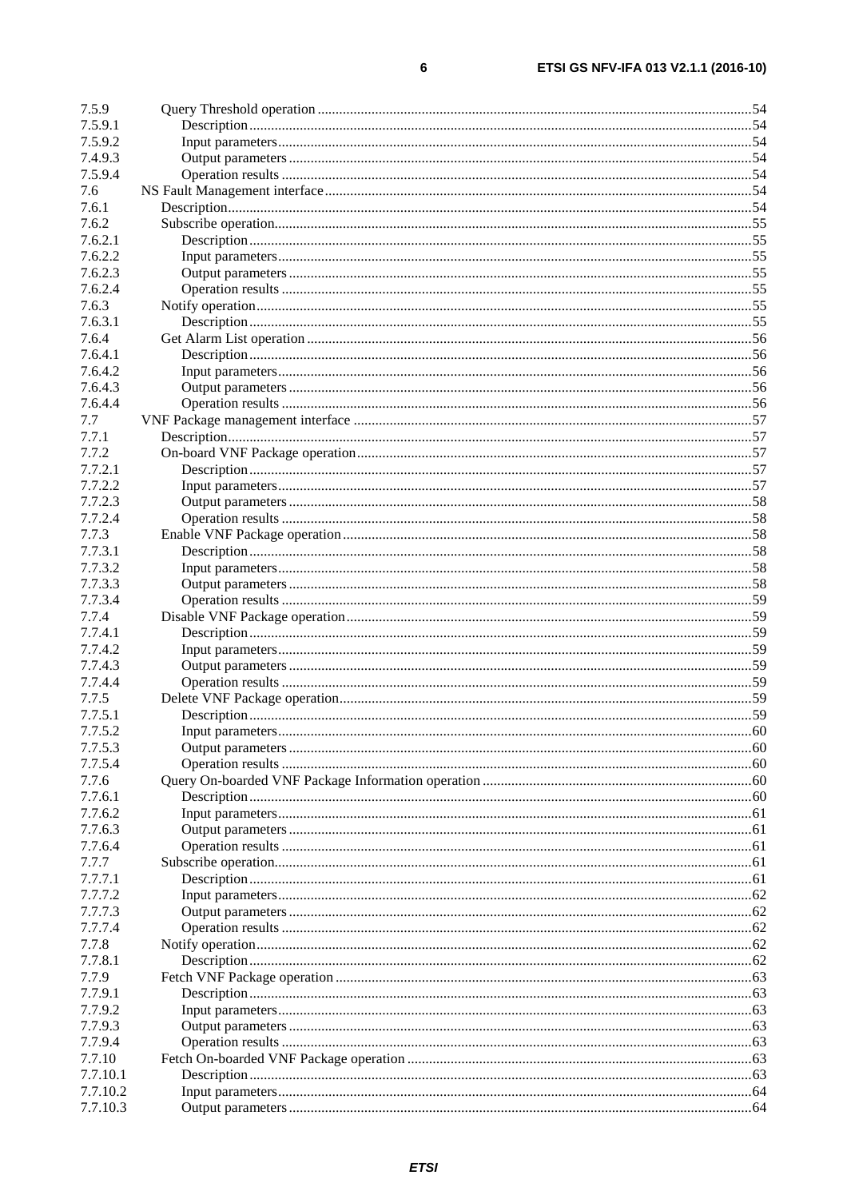7.5.9 Query Threshold operation ........................................................................................................................54
7.5.9.1 Description .........................................................................................................................................54
7.5.9.2 Input parameters .................................................................................................................................54
7.4.9.3 Output parameters ...............................................................................................................................54
7.5.9.4 Operation results ................................................................................................................................54
7.6 NS Fault Management interface ......................................................................................................................54
7.6.1 Description ...............................................................................................................................................54
7.6.2 Subscribe operation ..................................................................................................................................55
7.6.2.1 Description .........................................................................................................................................55
7.6.2.2 Input parameters .................................................................................................................................55
7.6.2.3 Output parameters ...............................................................................................................................55
7.6.2.4 Operation results ................................................................................................................................55
7.6.3 Notify operation .......................................................................................................................................55
7.6.3.1 Description .........................................................................................................................................55
7.6.4 Get Alarm List operation .........................................................................................................................56
7.6.4.1 Description .........................................................................................................................................56
7.6.4.2 Input parameters .................................................................................................................................56
7.6.4.3 Output parameters ...............................................................................................................................56
7.6.4.4 Operation results ................................................................................................................................56
7.7 VNF Package management interface .............................................................................................................57
7.7.1 Description ...............................................................................................................................................57
7.7.2 On-board VNF Package operation ............................................................................................................57
7.7.2.1 Description .........................................................................................................................................57
7.7.2.2 Input parameters .................................................................................................................................57
7.7.2.3 Output parameters ...............................................................................................................................58
7.7.2.4 Operation results ................................................................................................................................58
7.7.3 Enable VNF Package operation ................................................................................................................58
7.7.3.1 Description .........................................................................................................................................58
7.7.3.2 Input parameters .................................................................................................................................58
7.7.3.3 Output parameters ...............................................................................................................................58
7.7.3.4 Operation results ................................................................................................................................59
7.7.4 Disable VNF Package operation ...............................................................................................................59
7.7.4.1 Description .........................................................................................................................................59
7.7.4.2 Input parameters .................................................................................................................................59
7.7.4.3 Output parameters ...............................................................................................................................59
7.7.4.4 Operation results ................................................................................................................................59
7.7.5 Delete VNF Package operation .................................................................................................................59
7.7.5.1 Description .........................................................................................................................................59
7.7.5.2 Input parameters .................................................................................................................................60
7.7.5.3 Output parameters ...............................................................................................................................60
7.7.5.4 Operation results ................................................................................................................................60
7.7.6 Query On-boarded VNF Package Information operation .........................................................................60
7.7.6.1 Description .........................................................................................................................................60
7.7.6.2 Input parameters .................................................................................................................................61
7.7.6.3 Output parameters ...............................................................................................................................61
7.7.6.4 Operation results ................................................................................................................................61
7.7.7 Subscribe operation ..................................................................................................................................61
7.7.7.1 Description .........................................................................................................................................61
7.7.7.2 Input parameters .................................................................................................................................62
7.7.7.3 Output parameters ...............................................................................................................................62
7.7.7.4 Operation results ................................................................................................................................62
7.7.8 Notify operation .......................................................................................................................................62
7.7.8.1 Description .........................................................................................................................................62
7.7.9 Fetch VNF Package operation ..................................................................................................................63
7.7.9.1 Description .........................................................................................................................................63
7.7.9.2 Input parameters .................................................................................................................................63
7.7.9.3 Output parameters ...............................................................................................................................63
7.7.9.4 Operation results ................................................................................................................................63
7.7.10 Fetch On-boarded VNF Package operation ...............................................................................................63
7.7.10.1 Description .........................................................................................................................................63
7.7.10.2 Input parameters .................................................................................................................................64
7.7.10.3 Output parameters ...............................................................................................................................64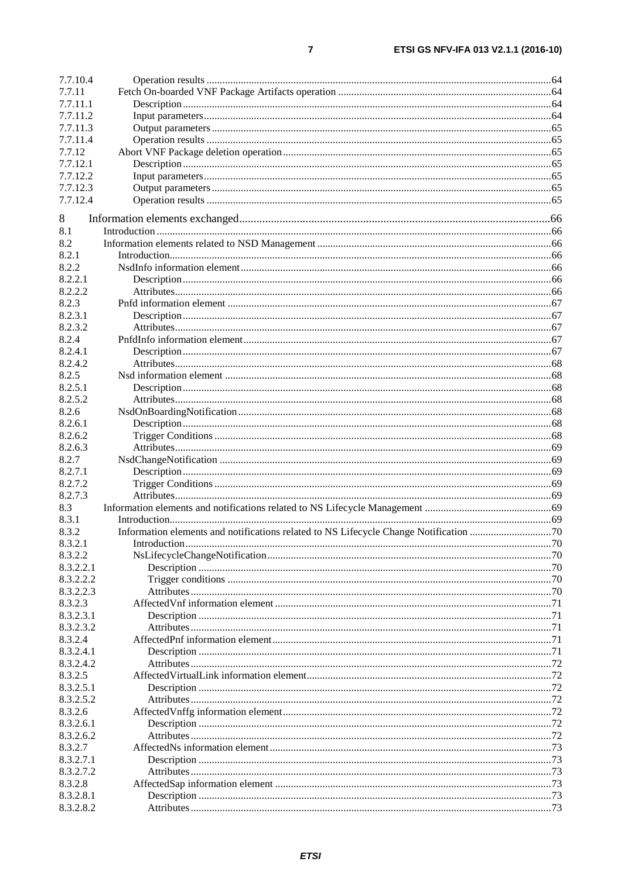7.7.10.4 Operation results ....64
7.7.11 Fetch On-boarded VNF Package Artifacts operation ....64
7.7.11.1 Description ....64
7.7.11.2 Input parameters ....64
7.7.11.3 Output parameters ....65
7.7.11.4 Operation results ....65
7.7.12 Abort VNF Package deletion operation ....65
7.7.12.1 Description ....65
7.7.12.2 Input parameters ....65
7.7.12.3 Output parameters ....65
7.7.12.4 Operation results ....65

8 Information elements exchanged ....66
8.1 Introduction ....66
8.2 Information elements related to NSD Management ....66
8.2.1 Introduction ....66
8.2.2 NsdInfo information element ....66
8.2.2.1 Description ....66
8.2.2.2 Attributes ....66
8.2.3 Pnfd information element ....67
8.2.3.1 Description ....67
8.2.3.2 Attributes ....67
8.2.4 PnfdInfo information element ....67
8.2.4.1 Description ....67
8.2.4.2 Attributes ....68
8.2.5 Nsd information element ....68
8.2.5.1 Description ....68
8.2.5.2 Attributes ....68
8.2.6 NsdOnBoardingNotification ....68
8.2.6.1 Description ....68
8.2.6.2 Trigger Conditions ....68
8.2.6.3 Attributes ....69
8.2.7 NsdChangeNotification ....69
8.2.7.1 Description ....69
8.2.7.2 Trigger Conditions ....69
8.2.7.3 Attributes ....69
8.3 Information elements and notifications related to NS Lifecycle Management ....69
8.3.1 Introduction ....69
8.3.2 Information elements and notifications related to NS Lifecycle Change Notification ....70
8.3.2.1 Introduction ....70
8.3.2.2 NsLifecycleChangeNotification ....70
8.3.2.2.1 Description ....70
8.3.2.2.2 Trigger conditions ....70
8.3.2.2.3 Attributes ....70
8.3.2.3 AffectedVnf information element ....71
8.3.2.3.1 Description ....71
8.3.2.3.2 Attributes ....71
8.3.2.4 AffectedPnf information element ....71
8.3.2.4.1 Description ....71
8.3.2.4.2 Attributes ....72
8.3.2.5 AffectedVirtualLink information element ....72
8.3.2.5.1 Description ....72
8.3.2.5.2 Attributes ....72
8.3.2.6 AffectedVnffg information element ....72
8.3.2.6.1 Description ....72
8.3.2.6.2 Attributes ....72
8.3.2.7 AffectedNs information element ....73
8.3.2.7.1 Description ....73
8.3.2.7.2 Attributes ....73
8.3.2.8 AffectedSap information element ....73
8.3.2.8.1 Description ....73
8.3.2.8.2 Attributes ....73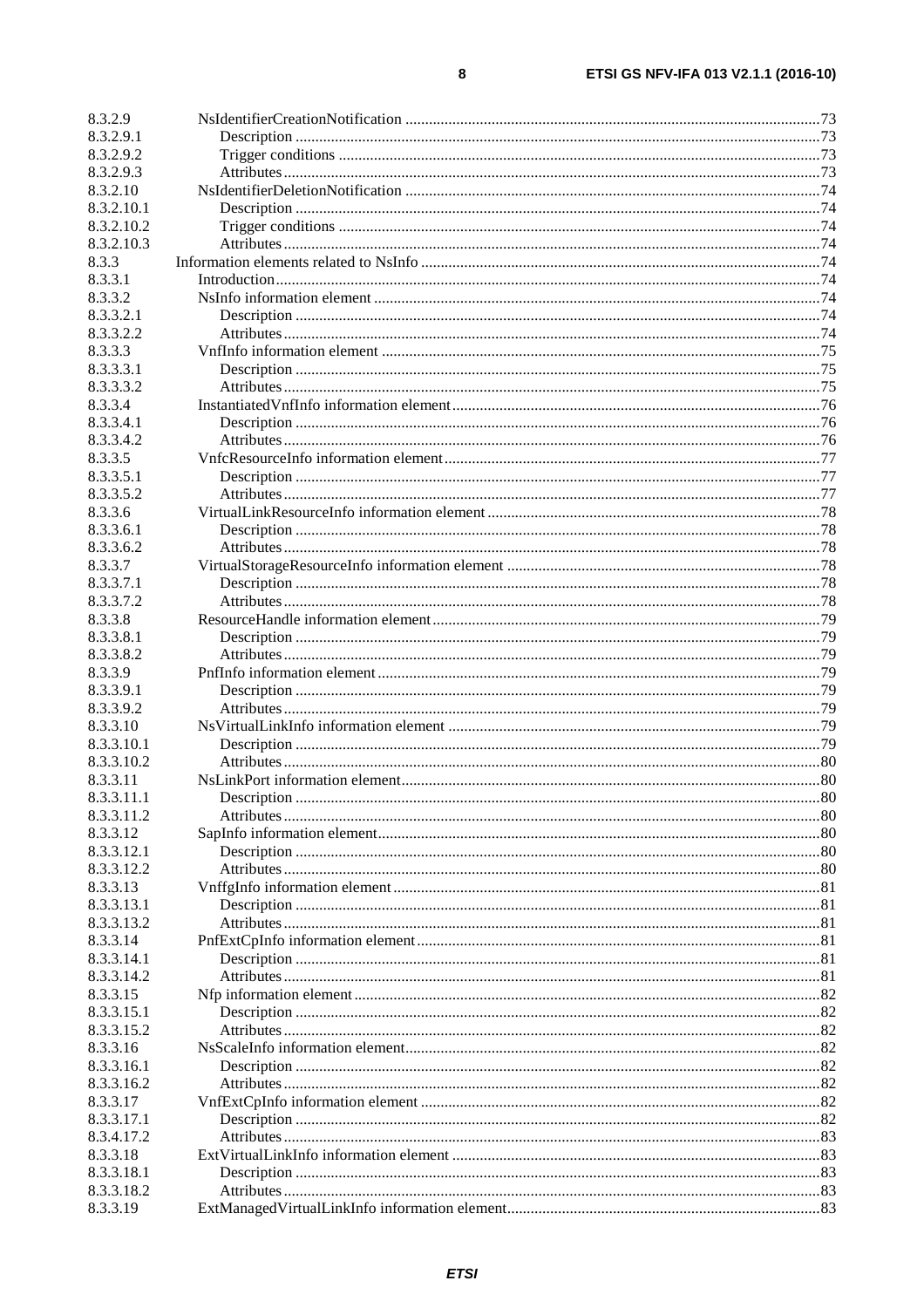8.3.2.9 NsIdentifierCreationNotification .......... 73
8.3.2.9.1 Description .......... 73
8.3.2.9.2 Trigger conditions .......... 73
8.3.2.9.3 Attributes .......... 73
8.3.2.10 NsIdentifierDeletionNotification .......... 74
8.3.2.10.1 Description .......... 74
8.3.2.10.2 Trigger conditions .......... 74
8.3.2.10.3 Attributes .......... 74
8.3.3 Information elements related to NsInfo .......... 74
8.3.3.1 Introduction .......... 74
8.3.3.2 NsInfo information element .......... 74
8.3.3.2.1 Description .......... 74
8.3.3.2.2 Attributes .......... 74
8.3.3.3 VnfInfo information element .......... 75
8.3.3.3.1 Description .......... 75
8.3.3.3.2 Attributes .......... 75
8.3.3.4 InstantiatedVnfInfo information element .......... 76
8.3.3.4.1 Description .......... 76
8.3.3.4.2 Attributes .......... 76
8.3.3.5 VnfcResourceInfo information element .......... 77
8.3.3.5.1 Description .......... 77
8.3.3.5.2 Attributes .......... 77
8.3.3.6 VirtualLinkResourceInfo information element .......... 78
8.3.3.6.1 Description .......... 78
8.3.3.6.2 Attributes .......... 78
8.3.3.7 VirtualStorageResourceInfo information element .......... 78
8.3.3.7.1 Description .......... 78
8.3.3.7.2 Attributes .......... 78
8.3.3.8 ResourceHandle information element .......... 79
8.3.3.8.1 Description .......... 79
8.3.3.8.2 Attributes .......... 79
8.3.3.9 PnfInfo information element .......... 79
8.3.3.9.1 Description .......... 79
8.3.3.9.2 Attributes .......... 79
8.3.3.10 NsVirtualLinkInfo information element .......... 79
8.3.3.10.1 Description .......... 79
8.3.3.10.2 Attributes .......... 80
8.3.3.11 NsLinkPort information element .......... 80
8.3.3.11.1 Description .......... 80
8.3.3.11.2 Attributes .......... 80
8.3.3.12 SapInfo information element .......... 80
8.3.3.12.1 Description .......... 80
8.3.3.12.2 Attributes .......... 80
8.3.3.13 VnffgInfo information element .......... 81
8.3.3.13.1 Description .......... 81
8.3.3.13.2 Attributes .......... 81
8.3.3.14 PnfExtCpInfo information element .......... 81
8.3.3.14.1 Description .......... 81
8.3.3.14.2 Attributes .......... 81
8.3.3.15 Nfp information element .......... 82
8.3.3.15.1 Description .......... 82
8.3.3.15.2 Attributes .......... 82
8.3.3.16 NsScaleInfo information element .......... 82
8.3.3.16.1 Description .......... 82
8.3.3.16.2 Attributes .......... 82
8.3.3.17 VnfExtCpInfo information element .......... 82
8.3.3.17.1 Description .......... 82
8.3.4.17.2 Attributes .......... 83
8.3.3.18 ExtVirtualLinkInfo information element .......... 83
8.3.3.18.1 Description .......... 83
8.3.3.18.2 Attributes .......... 83
8.3.3.19 ExtManagedVirtualLinkInfo information element .......... 83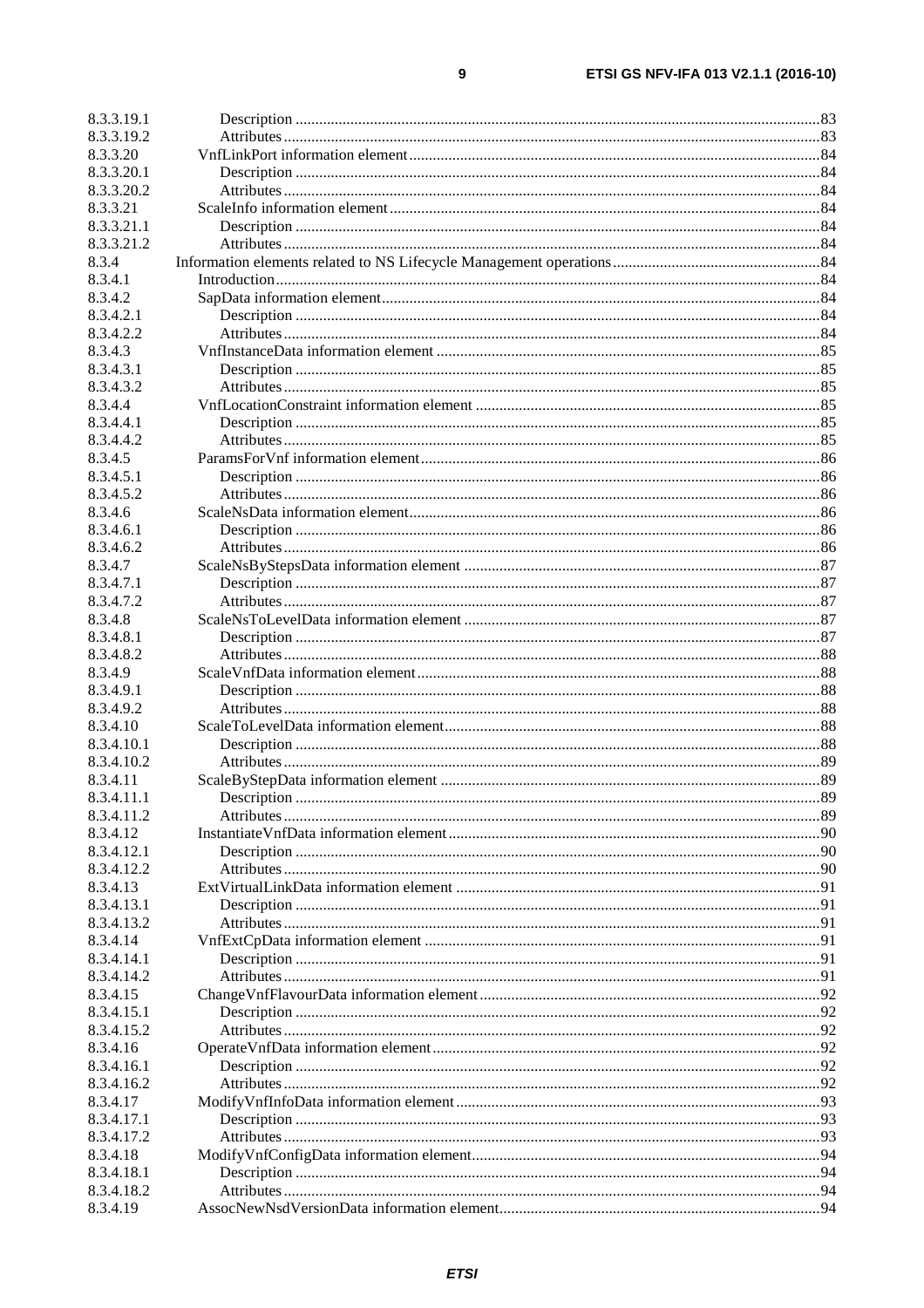8.3.3.19.1 Description ....................................................................................................................................83
8.3.3.19.2 Attributes.......................................................................................................................................83
8.3.3.20 VnfLinkPort information element.......................................................................................................84
8.3.3.20.1 Description ....................................................................................................................................84
8.3.3.20.2 Attributes.......................................................................................................................................84
8.3.3.21 ScaleInfo information element............................................................................................................84
8.3.3.21.1 Description ....................................................................................................................................84
8.3.3.21.2 Attributes.......................................................................................................................................84
8.3.4 Information elements related to NS Lifecycle Management operations....................................................84
8.3.4.1 Introduction.........................................................................................................................................84
8.3.4.2 SapData information element..............................................................................................................84
8.3.4.2.1 Description ....................................................................................................................................84
8.3.4.2.2 Attributes.......................................................................................................................................84
8.3.4.3 VnfInstanceData information element ................................................................................................85
8.3.4.3.1 Description ....................................................................................................................................85
8.3.4.3.2 Attributes.......................................................................................................................................85
8.3.4.4 VnfLocationConstraint information element .......................................................................................85
8.3.4.4.1 Description ....................................................................................................................................85
8.3.4.4.2 Attributes.......................................................................................................................................85
8.3.4.5 ParamsForVnf information element....................................................................................................86
8.3.4.5.1 Description ....................................................................................................................................86
8.3.4.5.2 Attributes.......................................................................................................................................86
8.3.4.6 ScaleNsData information element.......................................................................................................86
8.3.4.6.1 Description ....................................................................................................................................86
8.3.4.6.2 Attributes.......................................................................................................................................86
8.3.4.7 ScaleNsByStepsData information element ..........................................................................................87
8.3.4.7.1 Description ....................................................................................................................................87
8.3.4.7.2 Attributes.......................................................................................................................................87
8.3.4.8 ScaleNsToLevelData information element ..........................................................................................87
8.3.4.8.1 Description ....................................................................................................................................87
8.3.4.8.2 Attributes.......................................................................................................................................88
8.3.4.9 ScaleVnfData information element.....................................................................................................88
8.3.4.9.1 Description ....................................................................................................................................88
8.3.4.9.2 Attributes.......................................................................................................................................88
8.3.4.10 ScaleToLevelData information element...............................................................................................88
8.3.4.10.1 Description ....................................................................................................................................88
8.3.4.10.2 Attributes.......................................................................................................................................89
8.3.4.11 ScaleByStepData information element ................................................................................................89
8.3.4.11.1 Description ....................................................................................................................................89
8.3.4.11.2 Attributes.......................................................................................................................................89
8.3.4.12 InstantiateVnfData information element..............................................................................................90
8.3.4.12.1 Description ....................................................................................................................................90
8.3.4.12.2 Attributes.......................................................................................................................................90
8.3.4.13 ExtVirtualLinkData information element ............................................................................................91
8.3.4.13.1 Description ....................................................................................................................................91
8.3.4.13.2 Attributes.......................................................................................................................................91
8.3.4.14 VnfExtCpData information element ...................................................................................................91
8.3.4.14.1 Description ....................................................................................................................................91
8.3.4.14.2 Attributes.......................................................................................................................................91
8.3.4.15 ChangeVnfFlavourData information element......................................................................................92
8.3.4.15.1 Description ....................................................................................................................................92
8.3.4.15.2 Attributes.......................................................................................................................................92
8.3.4.16 OperateVnfData information element.................................................................................................92
8.3.4.16.1 Description ....................................................................................................................................92
8.3.4.16.2 Attributes.......................................................................................................................................92
8.3.4.17 ModifyVnfInfoData information element............................................................................................93
8.3.4.17.1 Description ....................................................................................................................................93
8.3.4.17.2 Attributes.......................................................................................................................................93
8.3.4.18 ModifyVnfConfigData information element........................................................................................94
8.3.4.18.1 Description ....................................................................................................................................94
8.3.4.18.2 Attributes.......................................................................................................................................94
8.3.4.19 AssocNewNsdVersionData information element.................................................................................94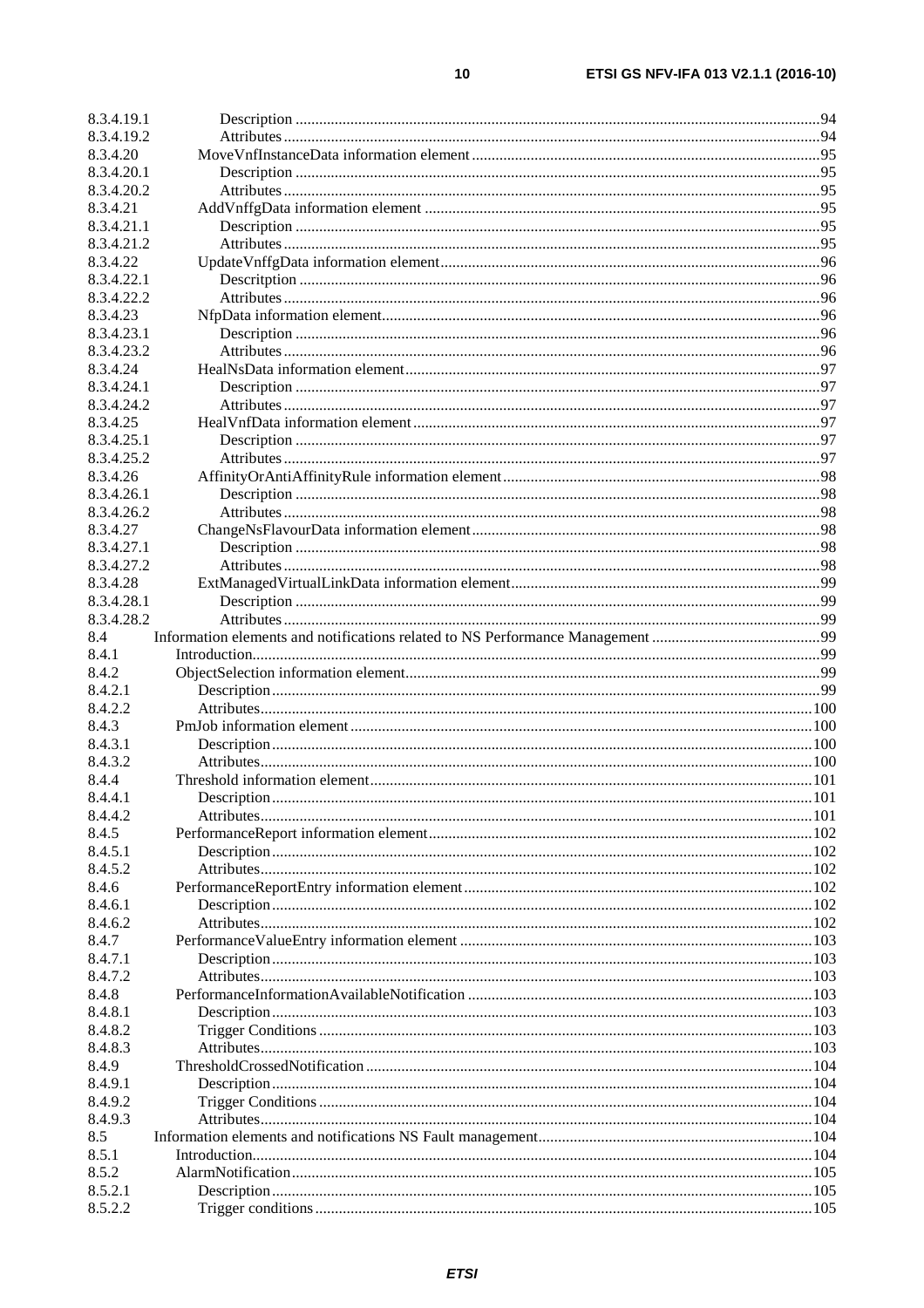8.3.4.19.1 Description ....94
8.3.4.19.2 Attributes ....94
8.3.4.20 MoveVnfInstanceData information element ....95
8.3.4.20.1 Description ....95
8.3.4.20.2 Attributes ....95
8.3.4.21 AddVnffgData information element ....95
8.3.4.21.1 Description ....95
8.3.4.21.2 Attributes ....95
8.3.4.22 UpdateVnffgData information element ....96
8.3.4.22.1 Descritption ....96
8.3.4.22.2 Attributes ....96
8.3.4.23 NfpData information element ....96
8.3.4.23.1 Description ....96
8.3.4.23.2 Attributes ....96
8.3.4.24 HealNsData information element ....97
8.3.4.24.1 Description ....97
8.3.4.24.2 Attributes ....97
8.3.4.25 HealVnfData information element ....97
8.3.4.25.1 Description ....97
8.3.4.25.2 Attributes ....97
8.3.4.26 AffinityOrAntiAffinityRule information element ....98
8.3.4.26.1 Description ....98
8.3.4.26.2 Attributes ....98
8.3.4.27 ChangeNsFlavourData information element ....98
8.3.4.27.1 Description ....98
8.3.4.27.2 Attributes ....98
8.3.4.28 ExtManagedVirtualLinkData information element ....99
8.3.4.28.1 Description ....99
8.3.4.28.2 Attributes ....99
8.4 Information elements and notifications related to NS Performance Management ....99
8.4.1 Introduction....99
8.4.2 ObjectSelection information element....99
8.4.2.1 Description....99
8.4.2.2 Attributes....100
8.4.3 PmJob information element ....100
8.4.3.1 Description....100
8.4.3.2 Attributes....100
8.4.4 Threshold information element....101
8.4.4.1 Description....101
8.4.4.2 Attributes....101
8.4.5 PerformanceReport information element....102
8.4.5.1 Description....102
8.4.5.2 Attributes....102
8.4.6 PerformanceReportEntry information element....102
8.4.6.1 Description....102
8.4.6.2 Attributes....102
8.4.7 PerformanceValueEntry information element ....103
8.4.7.1 Description....103
8.4.7.2 Attributes....103
8.4.8 PerformanceInformationAvailableNotification ....103
8.4.8.1 Description....103
8.4.8.2 Trigger Conditions ....103
8.4.8.3 Attributes....103
8.4.9 ThresholdCrossedNotification ....104
8.4.9.1 Description....104
8.4.9.2 Trigger Conditions ....104
8.4.9.3 Attributes....104
8.5 Information elements and notifications NS Fault management....104
8.5.1 Introduction....104
8.5.2 AlarmNotification....105
8.5.2.1 Description....105
8.5.2.2 Trigger conditions....105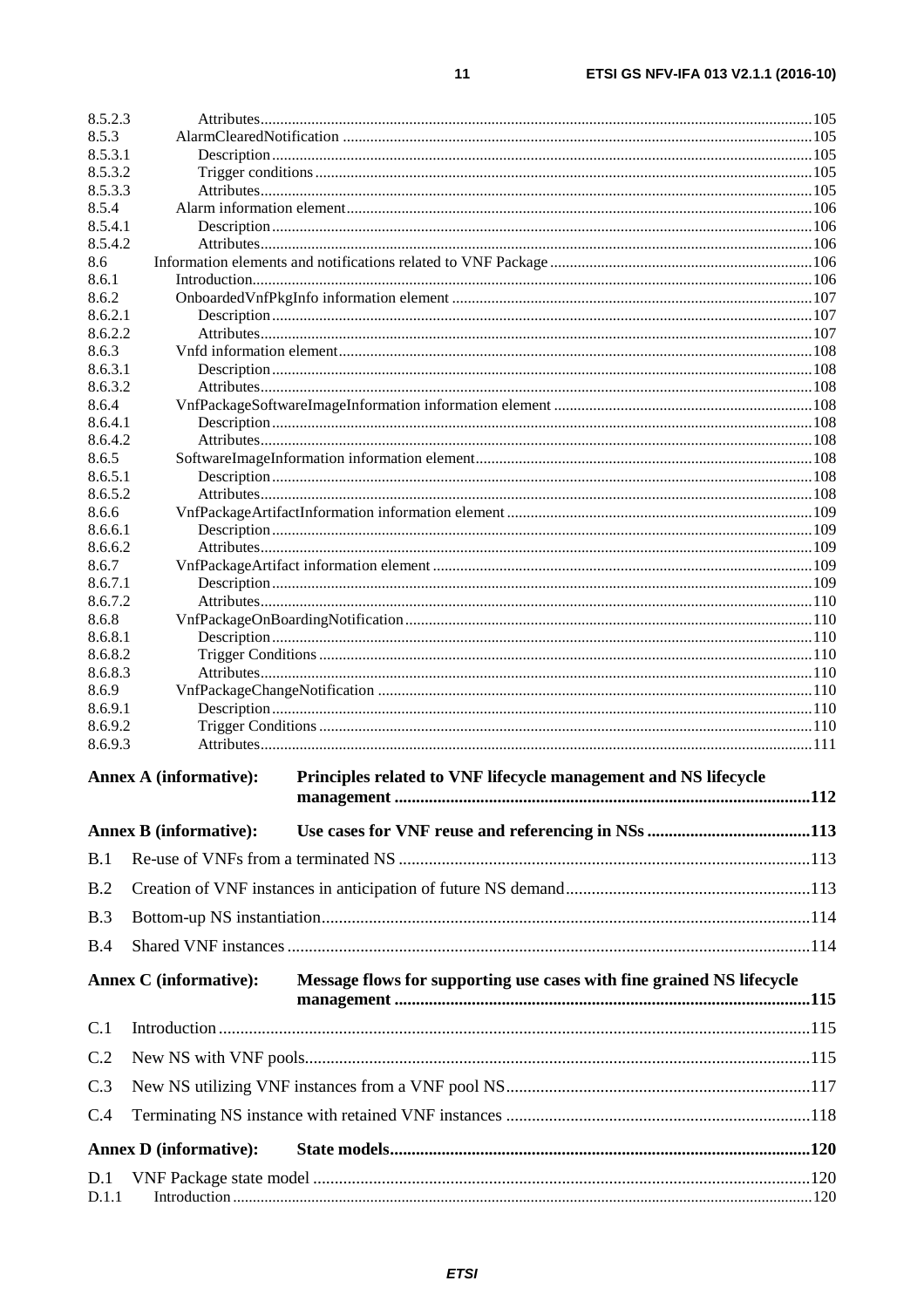8.5.2.3 Attributes....105
8.5.3 AlarmClearedNotification....105
8.5.3.1 Description....105
8.5.3.2 Trigger conditions....105
8.5.3.3 Attributes....105
8.5.4 Alarm information element....106
8.5.4.1 Description....106
8.5.4.2 Attributes....106
8.6 Information elements and notifications related to VNF Package....106
8.6.1 Introduction....106
8.6.2 OnboardedVnfPkgInfo information element....107
8.6.2.1 Description....107
8.6.2.2 Attributes....107
8.6.3 Vnfd information element....108
8.6.3.1 Description....108
8.6.3.2 Attributes....108
8.6.4 VnfPackageSoftwareImageInformation information element....108
8.6.4.1 Description....108
8.6.4.2 Attributes....108
8.6.5 SoftwareImageInformation information element....108
8.6.5.1 Description....108
8.6.5.2 Attributes....108
8.6.6 VnfPackageArtifactInformation information element....109
8.6.6.1 Description....109
8.6.6.2 Attributes....109
8.6.7 VnfPackageArtifact information element....109
8.6.7.1 Description....109
8.6.7.2 Attributes....110
8.6.8 VnfPackageOnBoardingNotification....110
8.6.8.1 Description....110
8.6.8.2 Trigger Conditions....110
8.6.8.3 Attributes....110
8.6.9 VnfPackageChangeNotification....110
8.6.9.1 Description....110
8.6.9.2 Trigger Conditions....110
8.6.9.3 Attributes....111

**Annex A (informative): Principles related to VNF lifecycle management and NS lifecycle management....112**

**Annex B (informative): Use cases for VNF reuse and referencing in NSs....113**

B.1 Re-use of VNFs from a terminated NS....113

B.2 Creation of VNF instances in anticipation of future NS demand....113

B.3 Bottom-up NS instantiation....114

B.4 Shared VNF instances....114

**Annex C (informative): Message flows for supporting use cases with fine grained NS lifecycle management....115**

C.1 Introduction....115

C.2 New NS with VNF pools....115

C.3 New NS utilizing VNF instances from a VNF pool NS....117

C.4 Terminating NS instance with retained VNF instances....118

**Annex D (informative): State models....120**

D.1 VNF Package state model....120
D.1.1 Introduction....120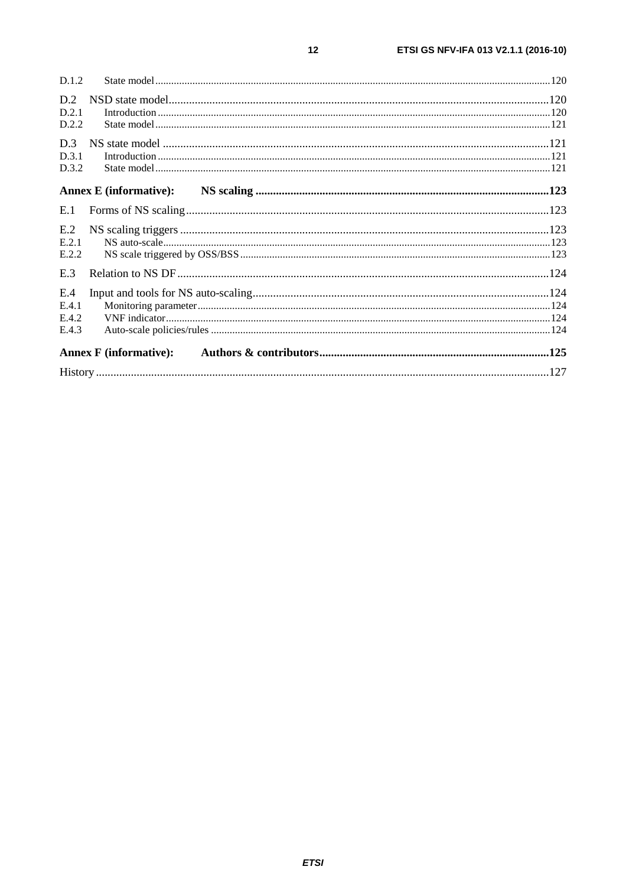D.1.2 State model ....................................................................................................................................................120

D.2 NSD state model..................................................................................................................................120
D.2.1 Introduction .........................................................................................................................................120
D.2.2 State model ..........................................................................................................................................121

D.3 NS state model .....................................................................................................................................121
D.3.1 Introduction .........................................................................................................................................121
D.3.2 State model ..........................................................................................................................................121

**Annex E (informative): NS scaling .....................................................................................................123**

E.1 Forms of NS scaling.............................................................................................................................123

E.2 NS scaling triggers ...............................................................................................................................123
E.2.1 NS auto-scale........................................................................................................................................123
E.2.2 NS scale triggered by OSS/BSS ...........................................................................................................123

E.3 Relation to NS DF................................................................................................................................124

E.4 Input and tools for NS auto-scaling......................................................................................................124
E.4.1 Monitoring parameter...........................................................................................................................124
E.4.2 VNF indicator.......................................................................................................................................124
E.4.3 Auto-scale policies/rules ......................................................................................................................124

**Annex F (informative): Authors & contributors...............................................................................125**

History ...........................................................................................................................................................127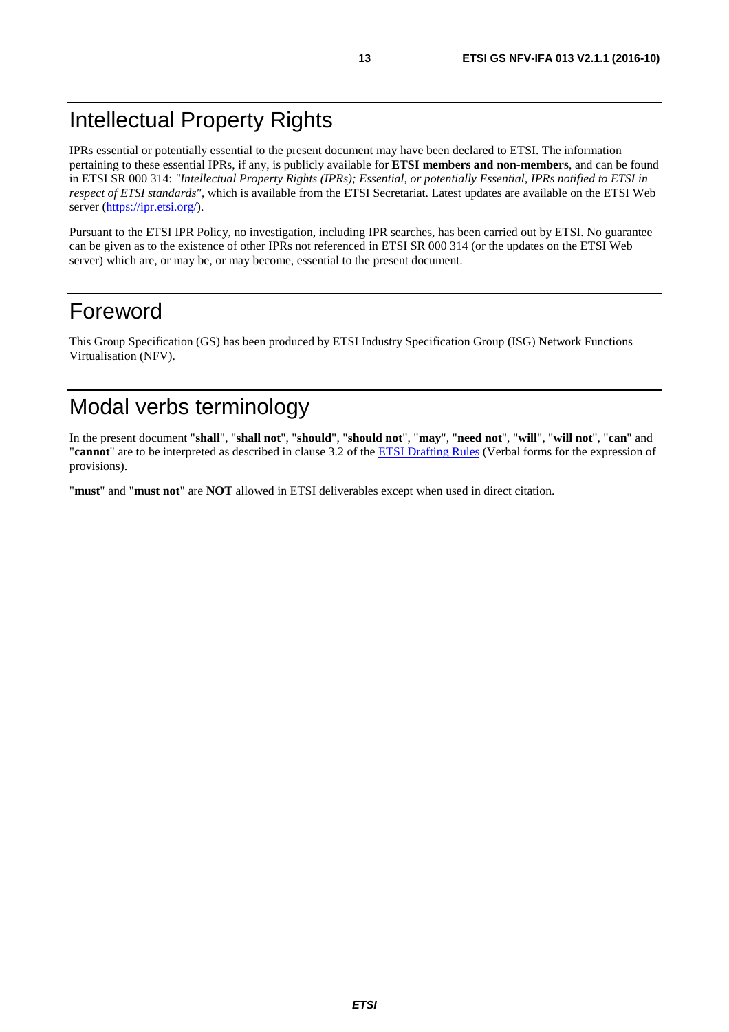# Intellectual Property Rights

IPRs essential or potentially essential to the present document may have been declared to ETSI. The information pertaining to these essential IPRs, if any, is publicly available for **ETSI members and non-members**, and can be found in ETSI SR 000 314: *"Intellectual Property Rights (IPRs); Essential, or potentially Essential, IPRs notified to ETSI in respect of ETSI standards"*, which is available from the ETSI Secretariat. Latest updates are available on the ETSI Web server (https://ipr.etsi.org/).

Pursuant to the ETSI IPR Policy, no investigation, including IPR searches, has been carried out by ETSI. No guarantee can be given as to the existence of other IPRs not referenced in ETSI SR 000 314 (or the updates on the ETSI Web server) which are, or may be, or may become, essential to the present document.

# Foreword

This Group Specification (GS) has been produced by ETSI Industry Specification Group (ISG) Network Functions Virtualisation (NFV).

# Modal verbs terminology

In the present document "**shall**", "**shall not**", "**should**", "**should not**", "**may**", "**need not**", "**will**", "**will not**", "**can**" and "**cannot**" are to be interpreted as described in clause 3.2 of the ETSI Drafting Rules (Verbal forms for the expression of provisions).

"**must**" and "**must not**" are **NOT** allowed in ETSI deliverables except when used in direct citation.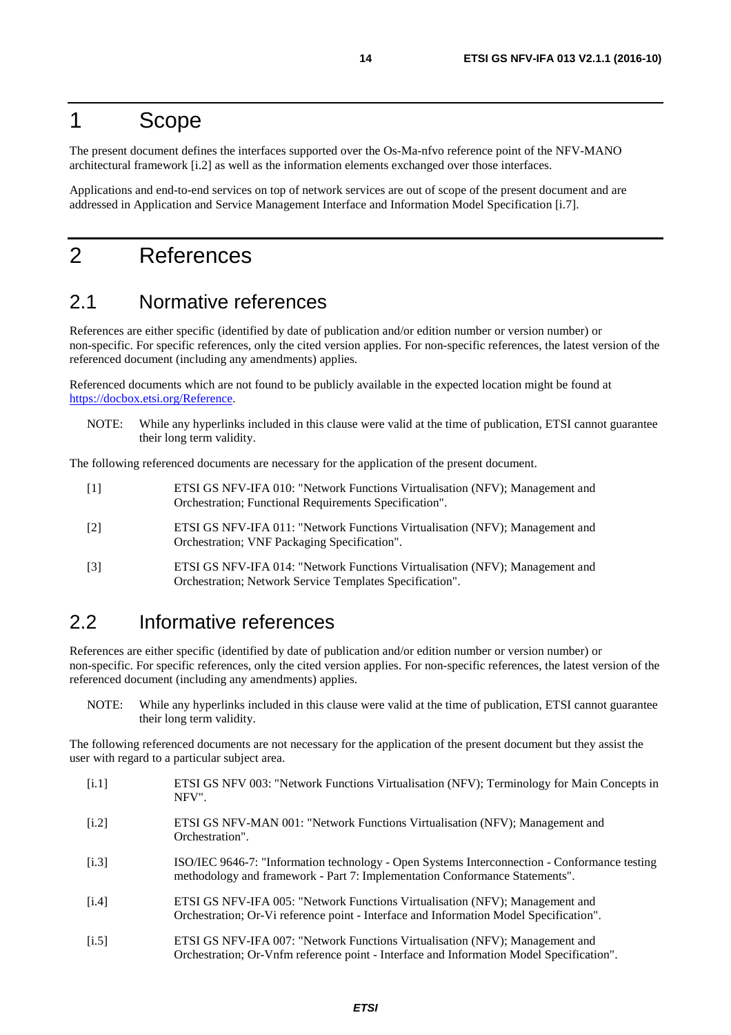# 1 Scope

The present document defines the interfaces supported over the Os-Ma-nfvo reference point of the NFV-MANO architectural framework [i.2] as well as the information elements exchanged over those interfaces.

Applications and end-to-end services on top of network services are out of scope of the present document and are addressed in Application and Service Management Interface and Information Model Specification [i.7].

# 2 References

## 2.1 Normative references

References are either specific (identified by date of publication and/or edition number or version number) or non-specific. For specific references, only the cited version applies. For non-specific references, the latest version of the referenced document (including any amendments) applies.

Referenced documents which are not found to be publicly available in the expected location might be found at https://docbox.etsi.org/Reference.

NOTE: While any hyperlinks included in this clause were valid at the time of publication, ETSI cannot guarantee their long term validity.

The following referenced documents are necessary for the application of the present document.

[1] ETSI GS NFV-IFA 010: "Network Functions Virtualisation (NFV); Management and Orchestration; Functional Requirements Specification".

[2] ETSI GS NFV-IFA 011: "Network Functions Virtualisation (NFV); Management and Orchestration; VNF Packaging Specification".

[3] ETSI GS NFV-IFA 014: "Network Functions Virtualisation (NFV); Management and Orchestration; Network Service Templates Specification".

## 2.2 Informative references

References are either specific (identified by date of publication and/or edition number or version number) or non-specific. For specific references, only the cited version applies. For non-specific references, the latest version of the referenced document (including any amendments) applies.

NOTE: While any hyperlinks included in this clause were valid at the time of publication, ETSI cannot guarantee their long term validity.

The following referenced documents are not necessary for the application of the present document but they assist the user with regard to a particular subject area.

[i.1] ETSI GS NFV 003: "Network Functions Virtualisation (NFV); Terminology for Main Concepts in NFV".

[i.2] ETSI GS NFV-MAN 001: "Network Functions Virtualisation (NFV); Management and Orchestration".

[i.3] ISO/IEC 9646-7: "Information technology - Open Systems Interconnection - Conformance testing methodology and framework - Part 7: Implementation Conformance Statements".

[i.4] ETSI GS NFV-IFA 005: "Network Functions Virtualisation (NFV); Management and Orchestration; Or-Vi reference point - Interface and Information Model Specification".

[i.5] ETSI GS NFV-IFA 007: "Network Functions Virtualisation (NFV); Management and Orchestration; Or-Vnfm reference point - Interface and Information Model Specification".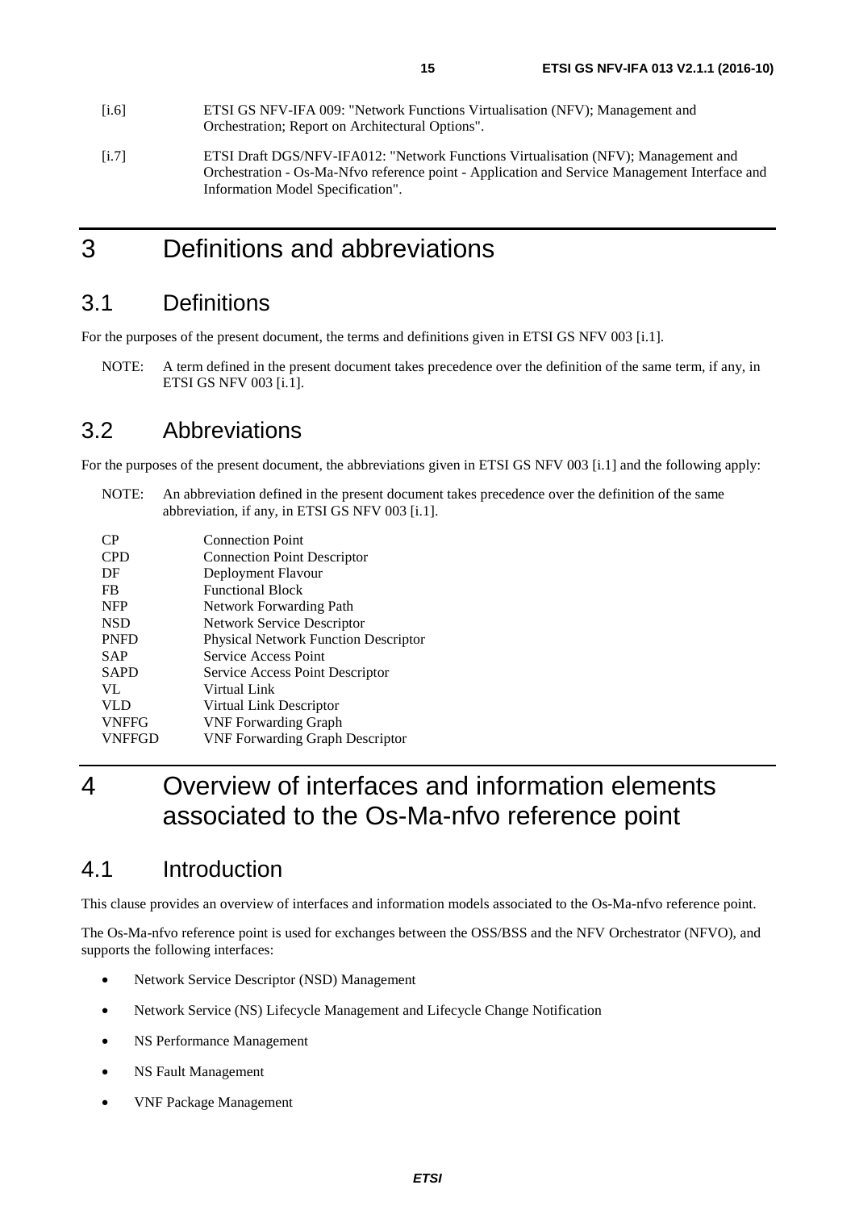[i.6] ETSI GS NFV-IFA 009: "Network Functions Virtualisation (NFV); Management and Orchestration; Report on Architectural Options".

[i.7] ETSI Draft DGS/NFV-IFA012: "Network Functions Virtualisation (NFV); Management and Orchestration - Os-Ma-Nfvo reference point - Application and Service Management Interface and Information Model Specification".

# 3 Definitions and abbreviations

## 3.1 Definitions

For the purposes of the present document, the terms and definitions given in ETSI GS NFV 003 [i.1].

NOTE: A term defined in the present document takes precedence over the definition of the same term, if any, in ETSI GS NFV 003 [i.1].

## 3.2 Abbreviations

For the purposes of the present document, the abbreviations given in ETSI GS NFV 003 [i.1] and the following apply:

NOTE: An abbreviation defined in the present document takes precedence over the definition of the same abbreviation, if any, in ETSI GS NFV 003 [i.1].

| | |
|---|---|
| CP | Connection Point |
| CPD | Connection Point Descriptor |
| DF | Deployment Flavour |
| FB | Functional Block |
| NFP | Network Forwarding Path |
| NSD | Network Service Descriptor |
| PNFD | Physical Network Function Descriptor |
| SAP | Service Access Point |
| SAPD | Service Access Point Descriptor |
| VL | Virtual Link |
| VLD | Virtual Link Descriptor |
| VNFFG | VNF Forwarding Graph |
| VNFFGD | VNF Forwarding Graph Descriptor |

# 4 Overview of interfaces and information elements associated to the Os-Ma-nfvo reference point

## 4.1 Introduction

This clause provides an overview of interfaces and information models associated to the Os-Ma-nfvo reference point.

The Os-Ma-nfvo reference point is used for exchanges between the OSS/BSS and the NFV Orchestrator (NFVO), and supports the following interfaces:

- Network Service Descriptor (NSD) Management
- Network Service (NS) Lifecycle Management and Lifecycle Change Notification
- NS Performance Management
- NS Fault Management
- VNF Package Management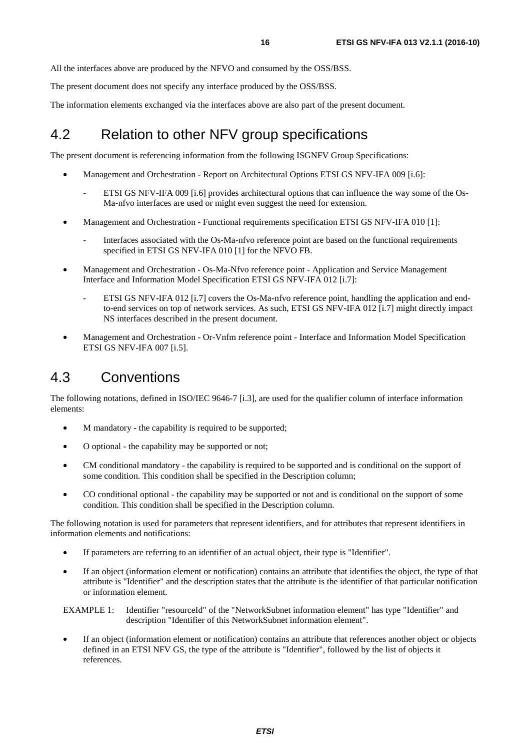All the interfaces above are produced by the NFVO and consumed by the OSS/BSS.

The present document does not specify any interface produced by the OSS/BSS.

The information elements exchanged via the interfaces above are also part of the present document.

## 4.2 Relation to other NFV group specifications

The present document is referencing information from the following ISGNFV Group Specifications:

- Management and Orchestration - Report on Architectural Options ETSI GS NFV-IFA 009 [i.6]:
  - ETSI GS NFV-IFA 009 [i.6] provides architectural options that can influence the way some of the Os-Ma-nfvo interfaces are used or might even suggest the need for extension.
- Management and Orchestration - Functional requirements specification ETSI GS NFV-IFA 010 [1]:
  - Interfaces associated with the Os-Ma-nfvo reference point are based on the functional requirements specified in ETSI GS NFV-IFA 010 [1] for the NFVO FB.
- Management and Orchestration - Os-Ma-Nfvo reference point - Application and Service Management Interface and Information Model Specification ETSI GS NFV-IFA 012 [i.7]:
  - ETSI GS NFV-IFA 012 [i.7] covers the Os-Ma-nfvo reference point, handling the application and end-to-end services on top of network services. As such, ETSI GS NFV-IFA 012 [i.7] might directly impact NS interfaces described in the present document.
- Management and Orchestration - Or-Vnfm reference point - Interface and Information Model Specification ETSI GS NFV-IFA 007 [i.5].

## 4.3 Conventions

The following notations, defined in ISO/IEC 9646-7 [i.3], are used for the qualifier column of interface information elements:

- M mandatory - the capability is required to be supported;
- O optional - the capability may be supported or not;
- CM conditional mandatory - the capability is required to be supported and is conditional on the support of some condition. This condition shall be specified in the Description column;
- CO conditional optional - the capability may be supported or not and is conditional on the support of some condition. This condition shall be specified in the Description column.

The following notation is used for parameters that represent identifiers, and for attributes that represent identifiers in information elements and notifications:

- If parameters are referring to an identifier of an actual object, their type is "Identifier".
- If an object (information element or notification) contains an attribute that identifies the object, the type of that attribute is "Identifier" and the description states that the attribute is the identifier of that particular notification or information element.

EXAMPLE 1: Identifier "resourceId" of the "NetworkSubnet information element" has type "Identifier" and description "Identifier of this NetworkSubnet information element".

- If an object (information element or notification) contains an attribute that references another object or objects defined in an ETSI NFV GS, the type of the attribute is "Identifier", followed by the list of objects it references.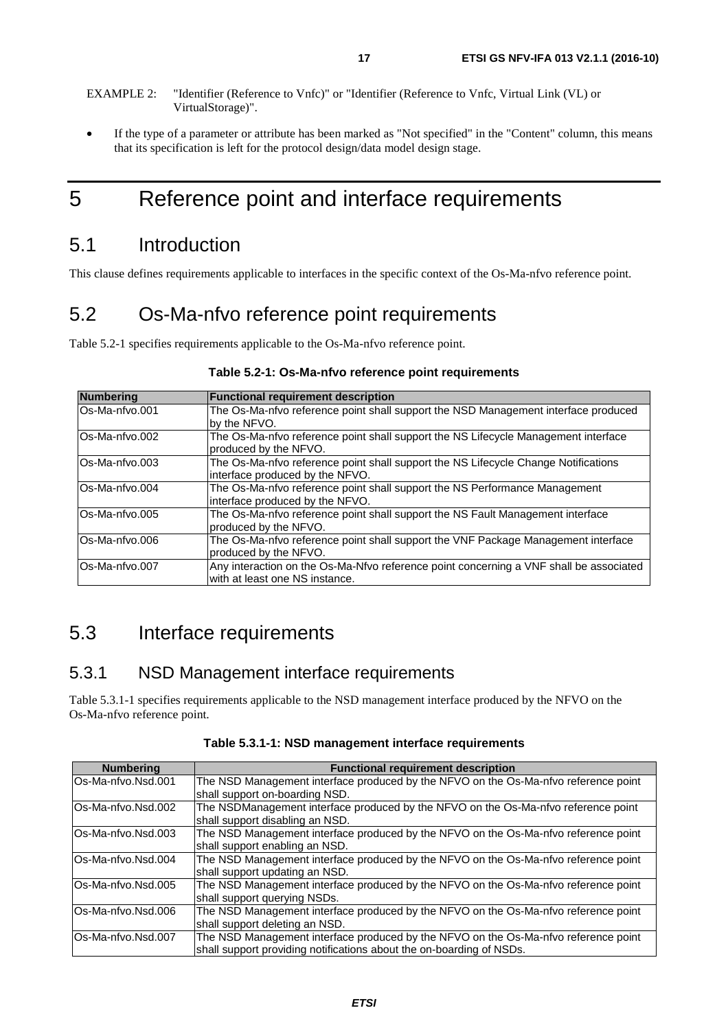EXAMPLE 2: "Identifier (Reference to Vnfc)" or "Identifier (Reference to Vnfc, Virtual Link (VL) or VirtualStorage)".

- If the type of a parameter or attribute has been marked as "Not specified" in the "Content" column, this means that its specification is left for the protocol design/data model design stage.

# 5 Reference point and interface requirements

## 5.1 Introduction

This clause defines requirements applicable to interfaces in the specific context of the Os-Ma-nfvo reference point.

## 5.2 Os-Ma-nfvo reference point requirements

Table 5.2-1 specifies requirements applicable to the Os-Ma-nfvo reference point.

**Table 5.2-1: Os-Ma-nfvo reference point requirements**

| Numbering | Functional requirement description |
|---|---|
| Os-Ma-nfvo.001 | The Os-Ma-nfvo reference point shall support the NSD Management interface produced by the NFVO. |
| Os-Ma-nfvo.002 | The Os-Ma-nfvo reference point shall support the NS Lifecycle Management interface produced by the NFVO. |
| Os-Ma-nfvo.003 | The Os-Ma-nfvo reference point shall support the NS Lifecycle Change Notifications interface produced by the NFVO. |
| Os-Ma-nfvo.004 | The Os-Ma-nfvo reference point shall support the NS Performance Management interface produced by the NFVO. |
| Os-Ma-nfvo.005 | The Os-Ma-nfvo reference point shall support the NS Fault Management interface produced by the NFVO. |
| Os-Ma-nfvo.006 | The Os-Ma-nfvo reference point shall support the VNF Package Management interface produced by the NFVO. |
| Os-Ma-nfvo.007 | Any interaction on the Os-Ma-Nfvo reference point concerning a VNF shall be associated with at least one NS instance. |

## 5.3 Interface requirements

### 5.3.1 NSD Management interface requirements

Table 5.3.1-1 specifies requirements applicable to the NSD management interface produced by the NFVO on the Os-Ma-nfvo reference point.

**Table 5.3.1-1: NSD management interface requirements**

| Numbering | Functional requirement description |
|---|---|
| Os-Ma-nfvo.Nsd.001 | The NSD Management interface produced by the NFVO on the Os-Ma-nfvo reference point shall support on-boarding NSD. |
| Os-Ma-nfvo.Nsd.002 | The NSDManagement interface produced by the NFVO on the Os-Ma-nfvo reference point shall support disabling an NSD. |
| Os-Ma-nfvo.Nsd.003 | The NSD Management interface produced by the NFVO on the Os-Ma-nfvo reference point shall support enabling an NSD. |
| Os-Ma-nfvo.Nsd.004 | The NSD Management interface produced by the NFVO on the Os-Ma-nfvo reference point shall support updating an NSD. |
| Os-Ma-nfvo.Nsd.005 | The NSD Management interface produced by the NFVO on the Os-Ma-nfvo reference point shall support querying NSDs. |
| Os-Ma-nfvo.Nsd.006 | The NSD Management interface produced by the NFVO on the Os-Ma-nfvo reference point shall support deleting an NSD. |
| Os-Ma-nfvo.Nsd.007 | The NSD Management interface produced by the NFVO on the Os-Ma-nfvo reference point shall support providing notifications about the on-boarding of NSDs. |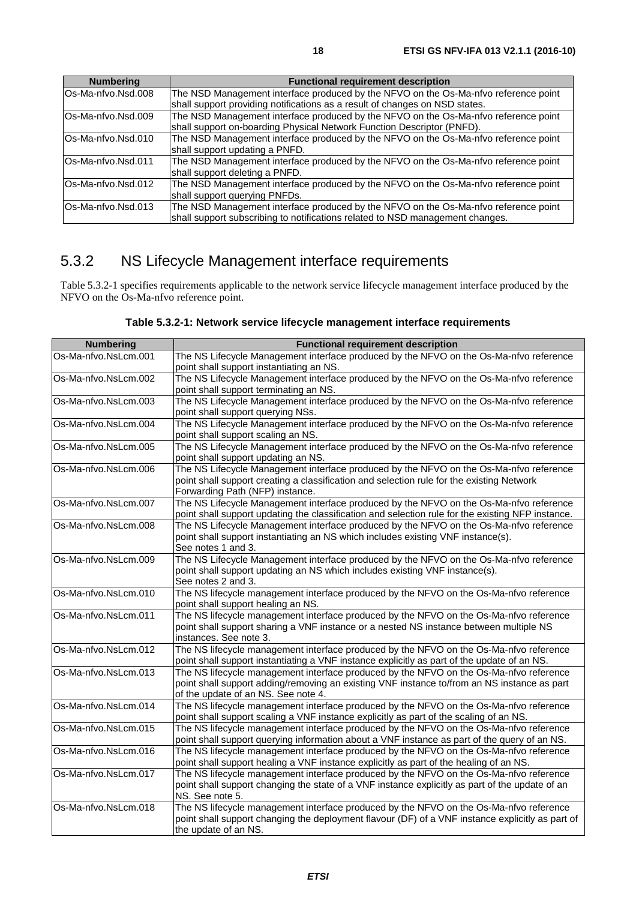| Numbering | Functional requirement description |
| --- | --- |
| Os-Ma-nfvo.Nsd.008 | The NSD Management interface produced by the NFVO on the Os-Ma-nfvo reference point shall support providing notifications as a result of changes on NSD states. |
| Os-Ma-nfvo.Nsd.009 | The NSD Management interface produced by the NFVO on the Os-Ma-nfvo reference point shall support on-boarding Physical Network Function Descriptor (PNFD). |
| Os-Ma-nfvo.Nsd.010 | The NSD Management interface produced by the NFVO on the Os-Ma-nfvo reference point shall support updating a PNFD. |
| Os-Ma-nfvo.Nsd.011 | The NSD Management interface produced by the NFVO on the Os-Ma-nfvo reference point shall support deleting a PNFD. |
| Os-Ma-nfvo.Nsd.012 | The NSD Management interface produced by the NFVO on the Os-Ma-nfvo reference point shall support querying PNFDs. |
| Os-Ma-nfvo.Nsd.013 | The NSD Management interface produced by the NFVO on the Os-Ma-nfvo reference point shall support subscribing to notifications related to NSD management changes. |

### 5.3.2 NS Lifecycle Management interface requirements

Table 5.3.2-1 specifies requirements applicable to the network service lifecycle management interface produced by the NFVO on the Os-Ma-nfvo reference point.

**Table 5.3.2-1: Network service lifecycle management interface requirements**

| Numbering | Functional requirement description |
| --- | --- |
| Os-Ma-nfvo.NsLcm.001 | The NS Lifecycle Management interface produced by the NFVO on the Os-Ma-nfvo reference point shall support instantiating an NS. |
| Os-Ma-nfvo.NsLcm.002 | The NS Lifecycle Management interface produced by the NFVO on the Os-Ma-nfvo reference point shall support terminating an NS. |
| Os-Ma-nfvo.NsLcm.003 | The NS Lifecycle Management interface produced by the NFVO on the Os-Ma-nfvo reference point shall support querying NSs. |
| Os-Ma-nfvo.NsLcm.004 | The NS Lifecycle Management interface produced by the NFVO on the Os-Ma-nfvo reference point shall support scaling an NS. |
| Os-Ma-nfvo.NsLcm.005 | The NS Lifecycle Management interface produced by the NFVO on the Os-Ma-nfvo reference point shall support updating an NS. |
| Os-Ma-nfvo.NsLcm.006 | The NS Lifecycle Management interface produced by the NFVO on the Os-Ma-nfvo reference point shall support creating a classification and selection rule for the existing Network Forwarding Path (NFP) instance. |
| Os-Ma-nfvo.NsLcm.007 | The NS Lifecycle Management interface produced by the NFVO on the Os-Ma-nfvo reference point shall support updating the classification and selection rule for the existing NFP instance. |
| Os-Ma-nfvo.NsLcm.008 | The NS Lifecycle Management interface produced by the NFVO on the Os-Ma-nfvo reference point shall support instantiating an NS which includes existing VNF instance(s). See notes 1 and 3. |
| Os-Ma-nfvo.NsLcm.009 | The NS Lifecycle Management interface produced by the NFVO on the Os-Ma-nfvo reference point shall support updating an NS which includes existing VNF instance(s). See notes 2 and 3. |
| Os-Ma-nfvo.NsLcm.010 | The NS lifecycle management interface produced by the NFVO on the Os-Ma-nfvo reference point shall support healing an NS. |
| Os-Ma-nfvo.NsLcm.011 | The NS lifecycle management interface produced by the NFVO on the Os-Ma-nfvo reference point shall support sharing a VNF instance or a nested NS instance between multiple NS instances. See note 3. |
| Os-Ma-nfvo.NsLcm.012 | The NS lifecycle management interface produced by the NFVO on the Os-Ma-nfvo reference point shall support instantiating a VNF instance explicitly as part of the update of an NS. |
| Os-Ma-nfvo.NsLcm.013 | The NS lifecycle management interface produced by the NFVO on the Os-Ma-nfvo reference point shall support adding/removing an existing VNF instance to/from an NS instance as part of the update of an NS. See note 4. |
| Os-Ma-nfvo.NsLcm.014 | The NS lifecycle management interface produced by the NFVO on the Os-Ma-nfvo reference point shall support scaling a VNF instance explicitly as part of the scaling of an NS. |
| Os-Ma-nfvo.NsLcm.015 | The NS lifecycle management interface produced by the NFVO on the Os-Ma-nfvo reference point shall support querying information about a VNF instance as part of the query of an NS. |
| Os-Ma-nfvo.NsLcm.016 | The NS lifecycle management interface produced by the NFVO on the Os-Ma-nfvo reference point shall support healing a VNF instance explicitly as part of the healing of an NS. |
| Os-Ma-nfvo.NsLcm.017 | The NS lifecycle management interface produced by the NFVO on the Os-Ma-nfvo reference point shall support changing the state of a VNF instance explicitly as part of the update of an NS. See note 5. |
| Os-Ma-nfvo.NsLcm.018 | The NS lifecycle management interface produced by the NFVO on the Os-Ma-nfvo reference point shall support changing the deployment flavour (DF) of a VNF instance explicitly as part of the update of an NS. |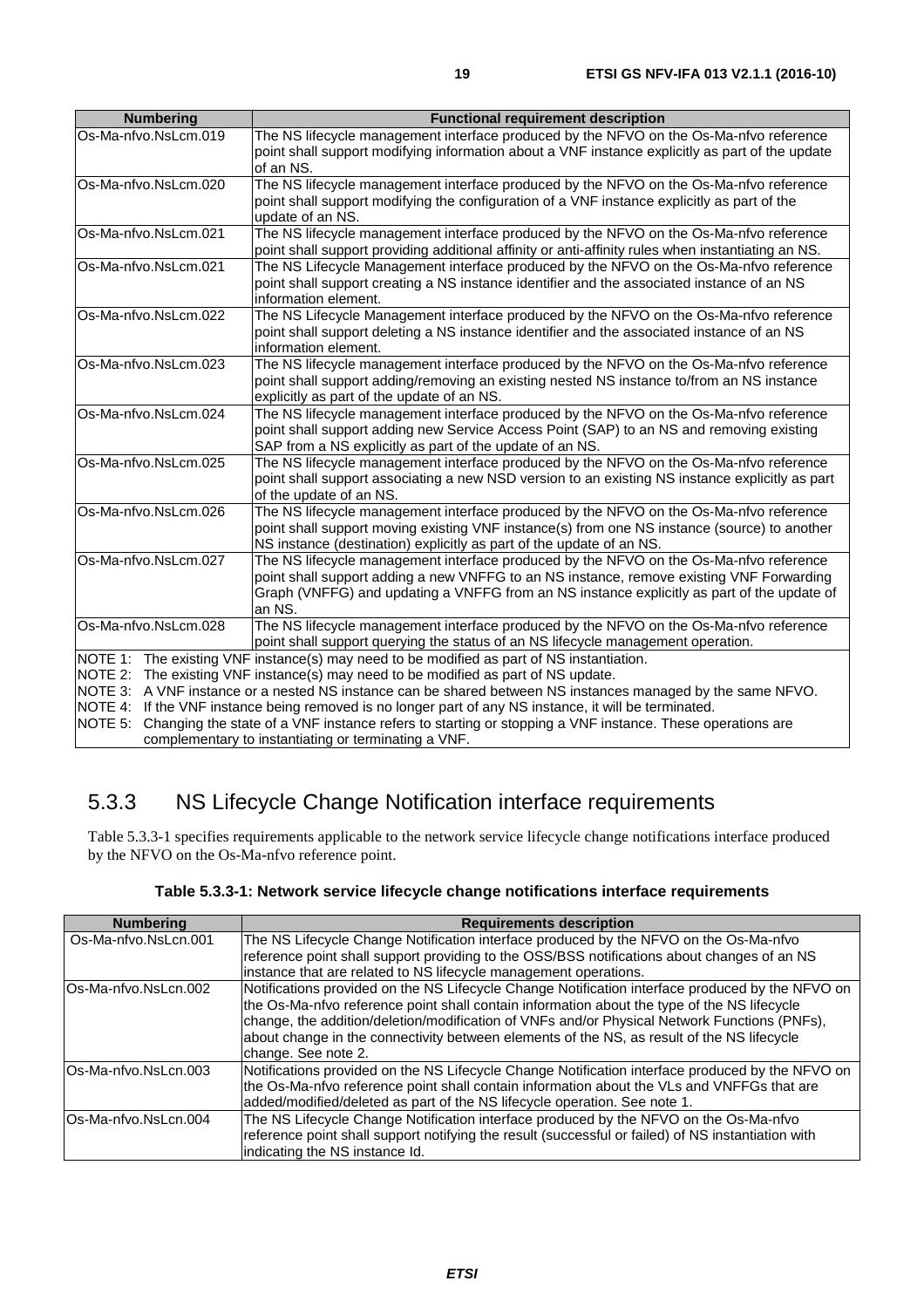| Numbering | Functional requirement description |
|---|---|
| Os-Ma-nfvo.NsLcm.019 | The NS lifecycle management interface produced by the NFVO on the Os-Ma-nfvo reference point shall support modifying information about a VNF instance explicitly as part of the update of an NS. |
| Os-Ma-nfvo.NsLcm.020 | The NS lifecycle management interface produced by the NFVO on the Os-Ma-nfvo reference point shall support modifying the configuration of a VNF instance explicitly as part of the update of an NS. |
| Os-Ma-nfvo.NsLcm.021 | The NS lifecycle management interface produced by the NFVO on the Os-Ma-nfvo reference point shall support providing additional affinity or anti-affinity rules when instantiating an NS. |
| Os-Ma-nfvo.NsLcm.021 | The NS Lifecycle Management interface produced by the NFVO on the Os-Ma-nfvo reference point shall support creating a NS instance identifier and the associated instance of an NS information element. |
| Os-Ma-nfvo.NsLcm.022 | The NS Lifecycle Management interface produced by the NFVO on the Os-Ma-nfvo reference point shall support deleting a NS instance identifier and the associated instance of an NS information element. |
| Os-Ma-nfvo.NsLcm.023 | The NS lifecycle management interface produced by the NFVO on the Os-Ma-nfvo reference point shall support adding/removing an existing nested NS instance to/from an NS instance explicitly as part of the update of an NS. |
| Os-Ma-nfvo.NsLcm.024 | The NS lifecycle management interface produced by the NFVO on the Os-Ma-nfvo reference point shall support adding new Service Access Point (SAP) to an NS and removing existing SAP from a NS explicitly as part of the update of an NS. |
| Os-Ma-nfvo.NsLcm.025 | The NS lifecycle management interface produced by the NFVO on the Os-Ma-nfvo reference point shall support associating a new NSD version to an existing NS instance explicitly as part of the update of an NS. |
| Os-Ma-nfvo.NsLcm.026 | The NS lifecycle management interface produced by the NFVO on the Os-Ma-nfvo reference point shall support moving existing VNF instance(s) from one NS instance (source) to another NS instance (destination) explicitly as part of the update of an NS. |
| Os-Ma-nfvo.NsLcm.027 | The NS lifecycle management interface produced by the NFVO on the Os-Ma-nfvo reference point shall support adding a new VNFFG to an NS instance, remove existing VNF Forwarding Graph (VNFFG) and updating a VNFFG from an NS instance explicitly as part of the update of an NS. |
| Os-Ma-nfvo.NsLcm.028 | The NS lifecycle management interface produced by the NFVO on the Os-Ma-nfvo reference point shall support querying the status of an NS lifecycle management operation. |
| NOTE 1: The existing VNF instance(s) may need to be modified as part of NS instantiation.<br>NOTE 2: The existing VNF instance(s) may need to be modified as part of NS update.<br>NOTE 3: A VNF instance or a nested NS instance can be shared between NS instances managed by the same NFVO.<br>NOTE 4: If the VNF instance being removed is no longer part of any NS instance, it will be terminated.<br>NOTE 5: Changing the state of a VNF instance refers to starting or stopping a VNF instance. These operations are complementary to instantiating or terminating a VNF. | |

## 5.3.3 NS Lifecycle Change Notification interface requirements

Table 5.3.3-1 specifies requirements applicable to the network service lifecycle change notifications interface produced by the NFVO on the Os-Ma-nfvo reference point.

**Table 5.3.3-1: Network service lifecycle change notifications interface requirements**

| Numbering | Requirements description |
|---|---|
| Os-Ma-nfvo.NsLcn.001 | The NS Lifecycle Change Notification interface produced by the NFVO on the Os-Ma-nfvo reference point shall support providing to the OSS/BSS notifications about changes of an NS instance that are related to NS lifecycle management operations. |
| Os-Ma-nfvo.NsLcn.002 | Notifications provided on the NS Lifecycle Change Notification interface produced by the NFVO on the Os-Ma-nfvo reference point shall contain information about the type of the NS lifecycle change, the addition/deletion/modification of VNFs and/or Physical Network Functions (PNFs), about change in the connectivity between elements of the NS, as result of the NS lifecycle change. See note 2. |
| Os-Ma-nfvo.NsLcn.003 | Notifications provided on the NS Lifecycle Change Notification interface produced by the NFVO on the Os-Ma-nfvo reference point shall contain information about the VLs and VNFFGs that are added/modified/deleted as part of the NS lifecycle operation. See note 1. |
| Os-Ma-nfvo.NsLcn.004 | The NS Lifecycle Change Notification interface produced by the NFVO on the Os-Ma-nfvo reference point shall support notifying the result (successful or failed) of NS instantiation with indicating the NS instance Id. |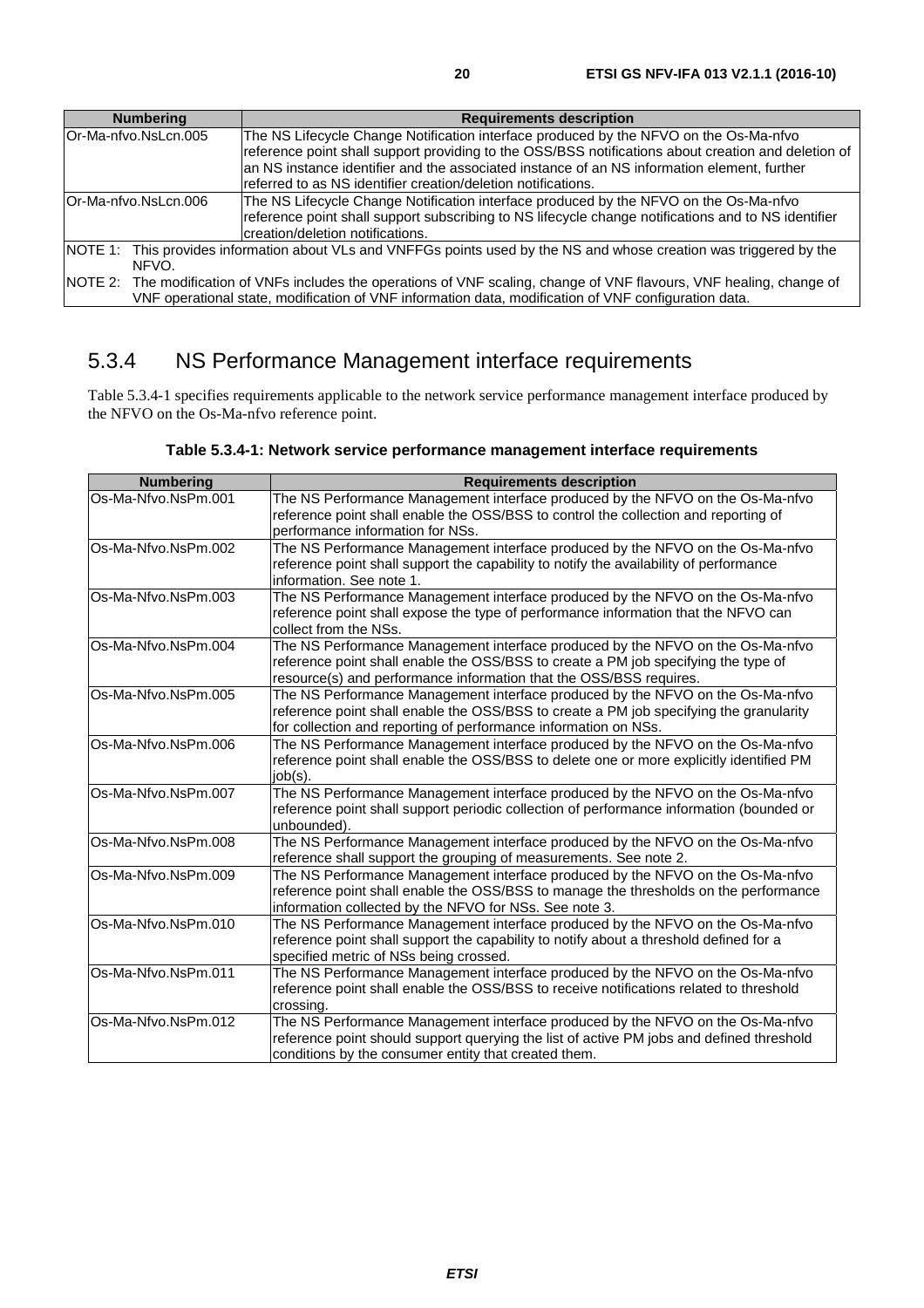| Numbering | Requirements description |
| --- | --- |
| Or-Ma-nfvo.NsLcn.005 | The NS Lifecycle Change Notification interface produced by the NFVO on the Os-Ma-nfvo reference point shall support providing to the OSS/BSS notifications about creation and deletion of an NS instance identifier and the associated instance of an NS information element, further referred to as NS identifier creation/deletion notifications. |
| Or-Ma-nfvo.NsLcn.006 | The NS Lifecycle Change Notification interface produced by the NFVO on the Os-Ma-nfvo reference point shall support subscribing to NS lifecycle change notifications and to NS identifier creation/deletion notifications. |
| NOTE 1: This provides information about VLs and VNFFGs points used by the NS and whose creation was triggered by the NFVO. | |
| NOTE 2: The modification of VNFs includes the operations of VNF scaling, change of VNF flavours, VNF healing, change of VNF operational state, modification of VNF information data, modification of VNF configuration data. | |

## 5.3.4 NS Performance Management interface requirements

Table 5.3.4-1 specifies requirements applicable to the network service performance management interface produced by the NFVO on the Os-Ma-nfvo reference point.

**Table 5.3.4-1: Network service performance management interface requirements**

| Numbering | Requirements description |
| --- | --- |
| Os-Ma-Nfvo.NsPm.001 | The NS Performance Management interface produced by the NFVO on the Os-Ma-nfvo reference point shall enable the OSS/BSS to control the collection and reporting of performance information for NSs. |
| Os-Ma-Nfvo.NsPm.002 | The NS Performance Management interface produced by the NFVO on the Os-Ma-nfvo reference point shall support the capability to notify the availability of performance information. See note 1. |
| Os-Ma-Nfvo.NsPm.003 | The NS Performance Management interface produced by the NFVO on the Os-Ma-nfvo reference point shall expose the type of performance information that the NFVO can collect from the NSs. |
| Os-Ma-Nfvo.NsPm.004 | The NS Performance Management interface produced by the NFVO on the Os-Ma-nfvo reference point shall enable the OSS/BSS to create a PM job specifying the type of resource(s) and performance information that the OSS/BSS requires. |
| Os-Ma-Nfvo.NsPm.005 | The NS Performance Management interface produced by the NFVO on the Os-Ma-nfvo reference point shall enable the OSS/BSS to create a PM job specifying the granularity for collection and reporting of performance information on NSs. |
| Os-Ma-Nfvo.NsPm.006 | The NS Performance Management interface produced by the NFVO on the Os-Ma-nfvo reference point shall enable the OSS/BSS to delete one or more explicitly identified PM job(s). |
| Os-Ma-Nfvo.NsPm.007 | The NS Performance Management interface produced by the NFVO on the Os-Ma-nfvo reference point shall support periodic collection of performance information (bounded or unbounded). |
| Os-Ma-Nfvo.NsPm.008 | The NS Performance Management interface produced by the NFVO on the Os-Ma-nfvo reference shall support the grouping of measurements. See note 2. |
| Os-Ma-Nfvo.NsPm.009 | The NS Performance Management interface produced by the NFVO on the Os-Ma-nfvo reference point shall enable the OSS/BSS to manage the thresholds on the performance information collected by the NFVO for NSs. See note 3. |
| Os-Ma-Nfvo.NsPm.010 | The NS Performance Management interface produced by the NFVO on the Os-Ma-nfvo reference point shall support the capability to notify about a threshold defined for a specified metric of NSs being crossed. |
| Os-Ma-Nfvo.NsPm.011 | The NS Performance Management interface produced by the NFVO on the Os-Ma-nfvo reference point shall enable the OSS/BSS to receive notifications related to threshold crossing. |
| Os-Ma-Nfvo.NsPm.012 | The NS Performance Management interface produced by the NFVO on the Os-Ma-nfvo reference point should support querying the list of active PM jobs and defined threshold conditions by the consumer entity that created them. |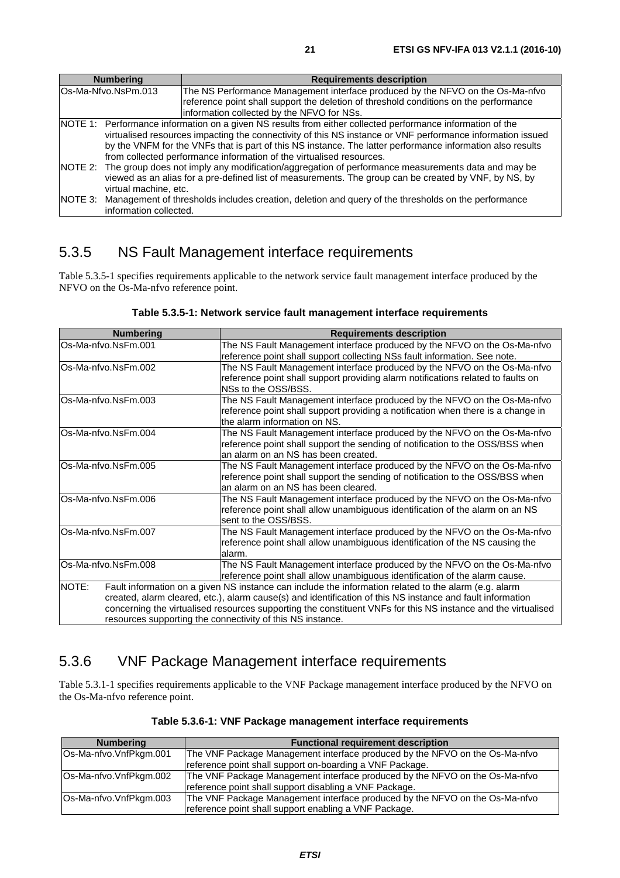| Numbering | Requirements description |
| --- | --- |
| Os-Ma-Nfvo.NsPm.013 | The NS Performance Management interface produced by the NFVO on the Os-Ma-nfvo reference point shall support the deletion of threshold conditions on the performance information collected by the NFVO for NSs. |
| NOTE 1: Performance information on a given NS results from either collected performance information of the virtualised resources impacting the connectivity of this NS instance or VNF performance information issued by the VNFM for the VNFs that is part of this NS instance. The latter performance information also results from collected performance information of the virtualised resources. NOTE 2: The group does not imply any modification/aggregation of performance measurements data and may be viewed as an alias for a pre-defined list of measurements. The group can be created by VNF, by NS, by virtual machine, etc. NOTE 3: Management of thresholds includes creation, deletion and query of the thresholds on the performance information collected. | |

## 5.3.5 NS Fault Management interface requirements

Table 5.3.5-1 specifies requirements applicable to the network service fault management interface produced by the NFVO on the Os-Ma-nfvo reference point.

**Table 5.3.5-1: Network service fault management interface requirements**

| Numbering | Requirements description |
| --- | --- |
| Os-Ma-nfvo.NsFm.001 | The NS Fault Management interface produced by the NFVO on the Os-Ma-nfvo reference point shall support collecting NSs fault information. See note. |
| Os-Ma-nfvo.NsFm.002 | The NS Fault Management interface produced by the NFVO on the Os-Ma-nfvo reference point shall support providing alarm notifications related to faults on NSs to the OSS/BSS. |
| Os-Ma-nfvo.NsFm.003 | The NS Fault Management interface produced by the NFVO on the Os-Ma-nfvo reference point shall support providing a notification when there is a change in the alarm information on NS. |
| Os-Ma-nfvo.NsFm.004 | The NS Fault Management interface produced by the NFVO on the Os-Ma-nfvo reference point shall support the sending of notification to the OSS/BSS when an alarm on an NS has been created. |
| Os-Ma-nfvo.NsFm.005 | The NS Fault Management interface produced by the NFVO on the Os-Ma-nfvo reference point shall support the sending of notification to the OSS/BSS when an alarm on an NS has been cleared. |
| Os-Ma-nfvo.NsFm.006 | The NS Fault Management interface produced by the NFVO on the Os-Ma-nfvo reference point shall allow unambiguous identification of the alarm on an NS sent to the OSS/BSS. |
| Os-Ma-nfvo.NsFm.007 | The NS Fault Management interface produced by the NFVO on the Os-Ma-nfvo reference point shall allow unambiguous identification of the NS causing the alarm. |
| Os-Ma-nfvo.NsFm.008 | The NS Fault Management interface produced by the NFVO on the Os-Ma-nfvo reference point shall allow unambiguous identification of the alarm cause. |
| NOTE: Fault information on a given NS instance can include the information related to the alarm (e.g. alarm created, alarm cleared, etc.), alarm cause(s) and identification of this NS instance and fault information concerning the virtualised resources supporting the constituent VNFs for this NS instance and the virtualised resources supporting the connectivity of this NS instance. | |

## 5.3.6 VNF Package Management interface requirements

Table 5.3.1-1 specifies requirements applicable to the VNF Package management interface produced by the NFVO on the Os-Ma-nfvo reference point.

**Table 5.3.6-1: VNF Package management interface requirements**

| Numbering | Functional requirement description |
| --- | --- |
| Os-Ma-nfvo.VnfPkgm.001 | The VNF Package Management interface produced by the NFVO on the Os-Ma-nfvo reference point shall support on-boarding a VNF Package. |
| Os-Ma-nfvo.VnfPkgm.002 | The VNF Package Management interface produced by the NFVO on the Os-Ma-nfvo reference point shall support disabling a VNF Package. |
| Os-Ma-nfvo.VnfPkgm.003 | The VNF Package Management interface produced by the NFVO on the Os-Ma-nfvo reference point shall support enabling a VNF Package. |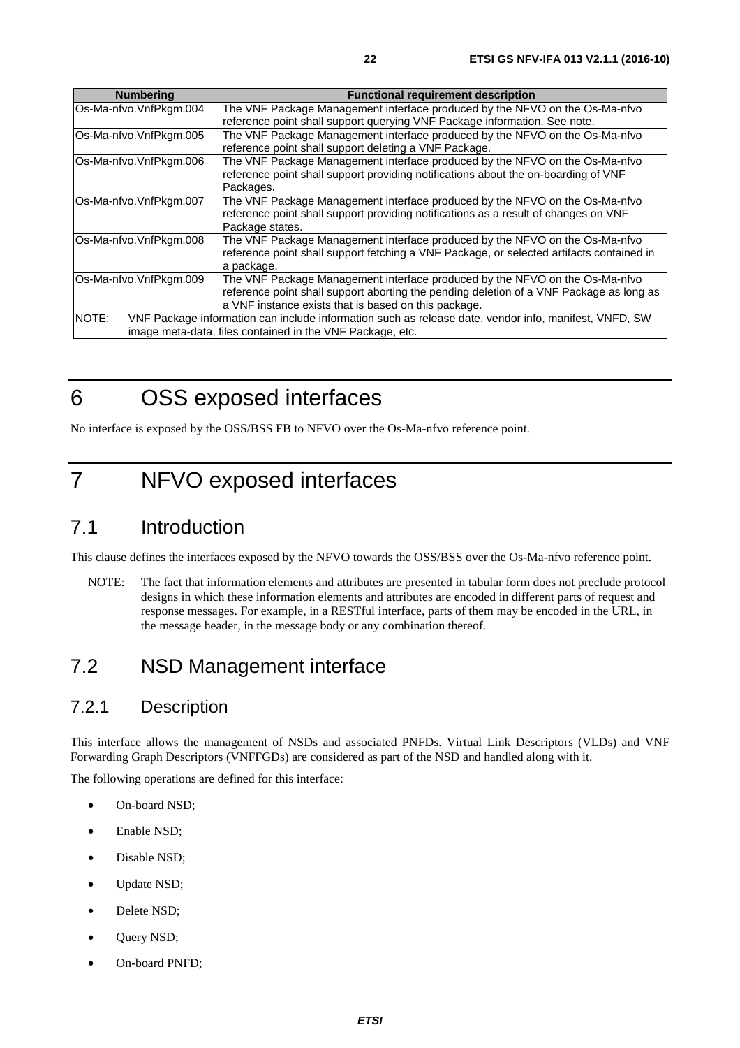| Numbering | Functional requirement description |
| --- | --- |
| Os-Ma-nfvo.VnfPkgm.004 | The VNF Package Management interface produced by the NFVO on the Os-Ma-nfvo reference point shall support querying VNF Package information. See note. |
| Os-Ma-nfvo.VnfPkgm.005 | The VNF Package Management interface produced by the NFVO on the Os-Ma-nfvo reference point shall support deleting a VNF Package. |
| Os-Ma-nfvo.VnfPkgm.006 | The VNF Package Management interface produced by the NFVO on the Os-Ma-nfvo reference point shall support providing notifications about the on-boarding of VNF Packages. |
| Os-Ma-nfvo.VnfPkgm.007 | The VNF Package Management interface produced by the NFVO on the Os-Ma-nfvo reference point shall support providing notifications as a result of changes on VNF Package states. |
| Os-Ma-nfvo.VnfPkgm.008 | The VNF Package Management interface produced by the NFVO on the Os-Ma-nfvo reference point shall support fetching a VNF Package, or selected artifacts contained in a package. |
| Os-Ma-nfvo.VnfPkgm.009 | The VNF Package Management interface produced by the NFVO on the Os-Ma-nfvo reference point shall support aborting the pending deletion of a VNF Package as long as a VNF instance exists that is based on this package. |
| NOTE: VNF Package information can include information such as release date, vendor info, manifest, VNFD, SW image meta-data, files contained in the VNF Package, etc. | |

# 6 OSS exposed interfaces

No interface is exposed by the OSS/BSS FB to NFVO over the Os-Ma-nfvo reference point.

# 7 NFVO exposed interfaces

## 7.1 Introduction

This clause defines the interfaces exposed by the NFVO towards the OSS/BSS over the Os-Ma-nfvo reference point.

NOTE: The fact that information elements and attributes are presented in tabular form does not preclude protocol designs in which these information elements and attributes are encoded in different parts of request and response messages. For example, in a RESTful interface, parts of them may be encoded in the URL, in the message header, in the message body or any combination thereof.

## 7.2 NSD Management interface

### 7.2.1 Description

This interface allows the management of NSDs and associated PNFDs. Virtual Link Descriptors (VLDs) and VNF Forwarding Graph Descriptors (VNFFGDs) are considered as part of the NSD and handled along with it.

The following operations are defined for this interface:

- On-board NSD;
- Enable NSD;
- Disable NSD;
- Update NSD;
- Delete NSD;
- Query NSD;
- On-board PNFD;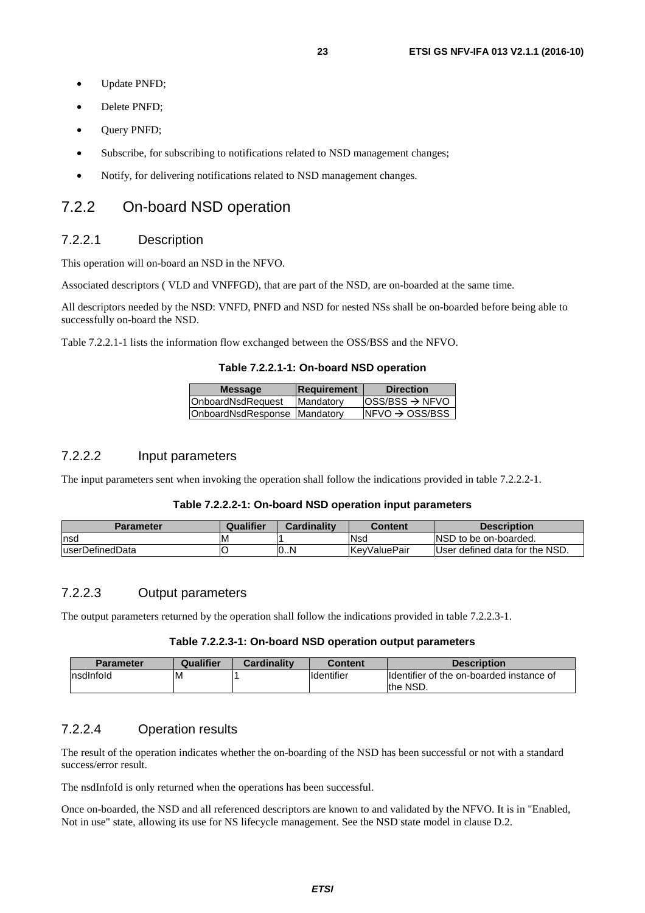- Update PNFD;
- Delete PNFD;
- Query PNFD;
- Subscribe, for subscribing to notifications related to NSD management changes;
- Notify, for delivering notifications related to NSD management changes.

## 7.2.2 On-board NSD operation

### 7.2.2.1 Description

This operation will on-board an NSD in the NFVO.

Associated descriptors ( VLD and VNFFGD), that are part of the NSD, are on-boarded at the same time.

All descriptors needed by the NSD: VNFD, PNFD and NSD for nested NSs shall be on-boarded before being able to successfully on-board the NSD.

Table 7.2.2.1-1 lists the information flow exchanged between the OSS/BSS and the NFVO.

**Table 7.2.2.1-1: On-board NSD operation**

| Message | Requirement | Direction |
|---|---|---|
| OnboardNsdRequest | Mandatory | OSS/BSS → NFVO |
| OnboardNsdResponse | Mandatory | NFVO → OSS/BSS |

### 7.2.2.2 Input parameters

The input parameters sent when invoking the operation shall follow the indications provided in table 7.2.2.2-1.

**Table 7.2.2.2-1: On-board NSD operation input parameters**

| Parameter | Qualifier | Cardinality | Content | Description |
|---|---|---|---|---|
| nsd | M | 1 | Nsd | NSD to be on-boarded. |
| userDefinedData | O | 0..N | KeyValuePair | User defined data for the NSD. |

### 7.2.2.3 Output parameters

The output parameters returned by the operation shall follow the indications provided in table 7.2.2.3-1.

**Table 7.2.2.3-1: On-board NSD operation output parameters**

| Parameter | Qualifier | Cardinality | Content | Description |
|---|---|---|---|---|
| nsdInfoId | M | 1 | Identifier | Identifier of the on-boarded instance of the NSD. |

### 7.2.2.4 Operation results

The result of the operation indicates whether the on-boarding of the NSD has been successful or not with a standard success/error result.

The nsdInfoId is only returned when the operations has been successful.

Once on-boarded, the NSD and all referenced descriptors are known to and validated by the NFVO. It is in "Enabled, Not in use" state, allowing its use for NS lifecycle management. See the NSD state model in clause D.2.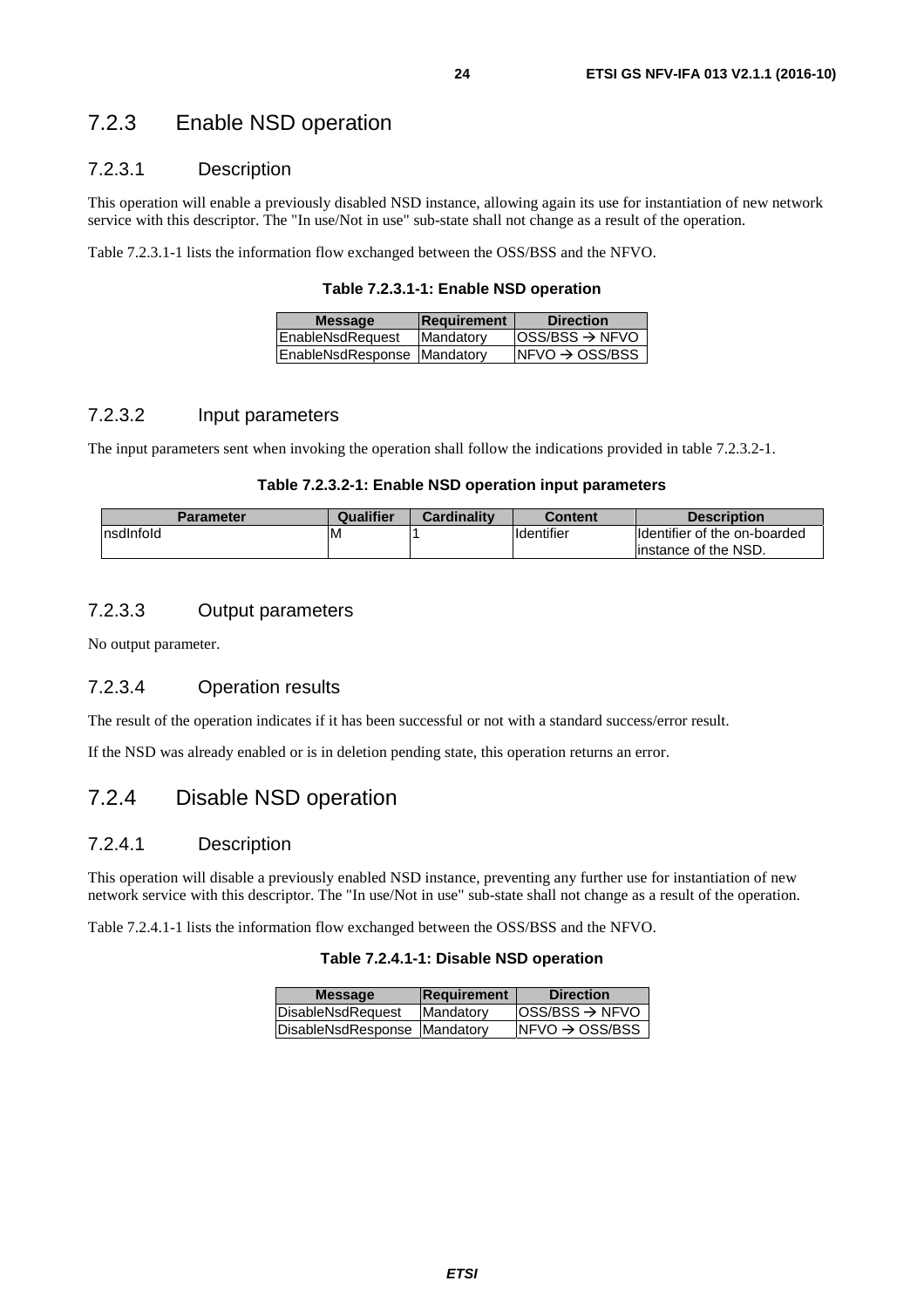## 7.2.3 Enable NSD operation

### 7.2.3.1 Description

This operation will enable a previously disabled NSD instance, allowing again its use for instantiation of new network service with this descriptor. The "In use/Not in use" sub-state shall not change as a result of the operation.

Table 7.2.3.1-1 lists the information flow exchanged between the OSS/BSS and the NFVO.

**Table 7.2.3.1-1: Enable NSD operation**

| Message | Requirement | Direction |
| --- | --- | --- |
| EnableNsdRequest | Mandatory | OSS/BSS → NFVO |
| EnableNsdResponse | Mandatory | NFVO → OSS/BSS |

### 7.2.3.2 Input parameters

The input parameters sent when invoking the operation shall follow the indications provided in table 7.2.3.2-1.

**Table 7.2.3.2-1: Enable NSD operation input parameters**

| Parameter | Qualifier | Cardinality | Content | Description |
| --- | --- | --- | --- | --- |
| nsdInfoId | M | 1 | Identifier | Identifier of the on-boarded instance of the NSD. |

### 7.2.3.3 Output parameters

No output parameter.

### 7.2.3.4 Operation results

The result of the operation indicates if it has been successful or not with a standard success/error result.

If the NSD was already enabled or is in deletion pending state, this operation returns an error.

## 7.2.4 Disable NSD operation

### 7.2.4.1 Description

This operation will disable a previously enabled NSD instance, preventing any further use for instantiation of new network service with this descriptor. The "In use/Not in use" sub-state shall not change as a result of the operation.

Table 7.2.4.1-1 lists the information flow exchanged between the OSS/BSS and the NFVO.

**Table 7.2.4.1-1: Disable NSD operation**

| Message | Requirement | Direction |
| --- | --- | --- |
| DisableNsdRequest | Mandatory | OSS/BSS → NFVO |
| DisableNsdResponse | Mandatory | NFVO → OSS/BSS |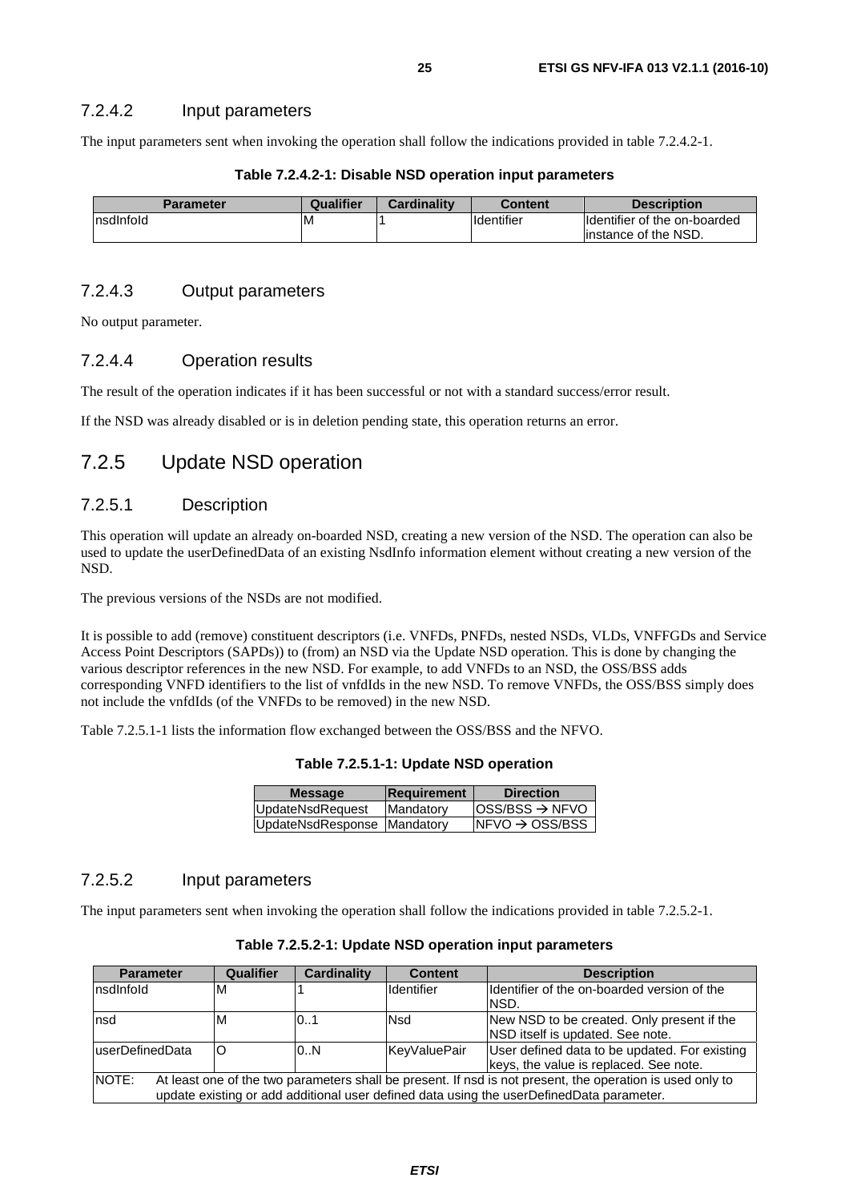### 7.2.4.2 Input parameters

The input parameters sent when invoking the operation shall follow the indications provided in table 7.2.4.2-1.

**Table 7.2.4.2-1: Disable NSD operation input parameters**

| Parameter | Qualifier | Cardinality | Content | Description |
|---|---|---|---|---|
| nsdInfoId | M | 1 | Identifier | Identifier of the on-boarded instance of the NSD. |

### 7.2.4.3 Output parameters

No output parameter.

### 7.2.4.4 Operation results

The result of the operation indicates if it has been successful or not with a standard success/error result.

If the NSD was already disabled or is in deletion pending state, this operation returns an error.

## 7.2.5 Update NSD operation

### 7.2.5.1 Description

This operation will update an already on-boarded NSD, creating a new version of the NSD. The operation can also be used to update the userDefinedData of an existing NsdInfo information element without creating a new version of the NSD.

The previous versions of the NSDs are not modified.

It is possible to add (remove) constituent descriptors (i.e. VNFDs, PNFDs, nested NSDs, VLDs, VNFFGDs and Service Access Point Descriptors (SAPDs)) to (from) an NSD via the Update NSD operation. This is done by changing the various descriptor references in the new NSD. For example, to add VNFDs to an NSD, the OSS/BSS adds corresponding VNFD identifiers to the list of vnfdIds in the new NSD. To remove VNFDs, the OSS/BSS simply does not include the vnfdIds (of the VNFDs to be removed) in the new NSD.

Table 7.2.5.1-1 lists the information flow exchanged between the OSS/BSS and the NFVO.

**Table 7.2.5.1-1: Update NSD operation**

| Message | Requirement | Direction |
|---|---|---|
| UpdateNsdRequest | Mandatory | OSS/BSS → NFVO |
| UpdateNsdResponse | Mandatory | NFVO → OSS/BSS |

### 7.2.5.2 Input parameters

The input parameters sent when invoking the operation shall follow the indications provided in table 7.2.5.2-1.

**Table 7.2.5.2-1: Update NSD operation input parameters**

| Parameter | Qualifier | Cardinality | Content | Description |
|---|---|---|---|---|
| nsdInfoId | M | 1 | Identifier | Identifier of the on-boarded version of the NSD. |
| nsd | M | 0..1 | Nsd | New NSD to be created. Only present if the NSD itself is updated. See note. |
| userDefinedData | O | 0..N | KeyValuePair | User defined data to be updated. For existing keys, the value is replaced. See note. |
| NOTE: At least one of the two parameters shall be present. If nsd is not present, the operation is used only to update existing or add additional user defined data using the userDefinedData parameter. | | | | |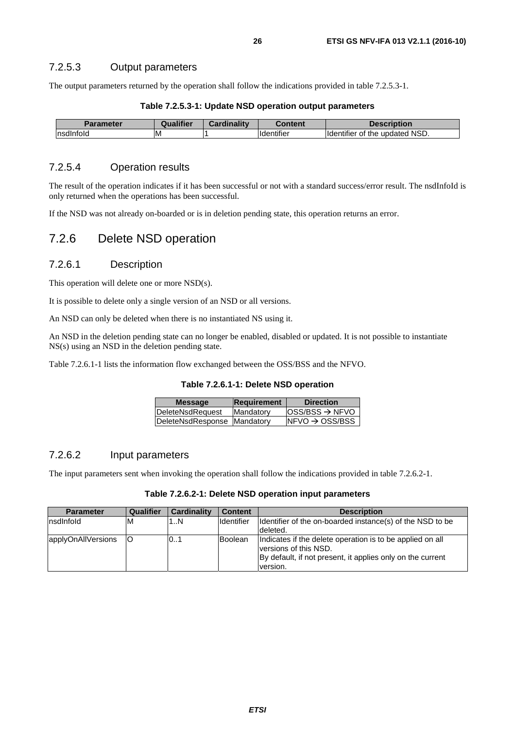### 7.2.5.3 Output parameters

The output parameters returned by the operation shall follow the indications provided in table 7.2.5.3-1.

**Table 7.2.5.3-1: Update NSD operation output parameters**

| Parameter | Qualifier | Cardinality | Content | Description |
|---|---|---|---|---|
| nsdInfoId | M | 1 | Identifier | Identifier of the updated NSD. |

### 7.2.5.4 Operation results

The result of the operation indicates if it has been successful or not with a standard success/error result. The nsdInfoId is only returned when the operations has been successful.

If the NSD was not already on-boarded or is in deletion pending state, this operation returns an error.

## 7.2.6 Delete NSD operation

### 7.2.6.1 Description

This operation will delete one or more NSD(s).

It is possible to delete only a single version of an NSD or all versions.

An NSD can only be deleted when there is no instantiated NS using it.

An NSD in the deletion pending state can no longer be enabled, disabled or updated. It is not possible to instantiate NS(s) using an NSD in the deletion pending state.

Table 7.2.6.1-1 lists the information flow exchanged between the OSS/BSS and the NFVO.

**Table 7.2.6.1-1: Delete NSD operation**

| Message | Requirement | Direction |
|---|---|---|
| DeleteNsdRequest | Mandatory | OSS/BSS → NFVO |
| DeleteNsdResponse | Mandatory | NFVO → OSS/BSS |

### 7.2.6.2 Input parameters

The input parameters sent when invoking the operation shall follow the indications provided in table 7.2.6.2-1.

**Table 7.2.6.2-1: Delete NSD operation input parameters**

| Parameter | Qualifier | Cardinality | Content | Description |
|---|---|---|---|---|
| nsdInfoId | M | 1..N | Identifier | Identifier of the on-boarded instance(s) of the NSD to be deleted. |
| applyOnAllVersions | O | 0..1 | Boolean | Indicates if the delete operation is to be applied on all versions of this NSD. By default, if not present, it applies only on the current version. |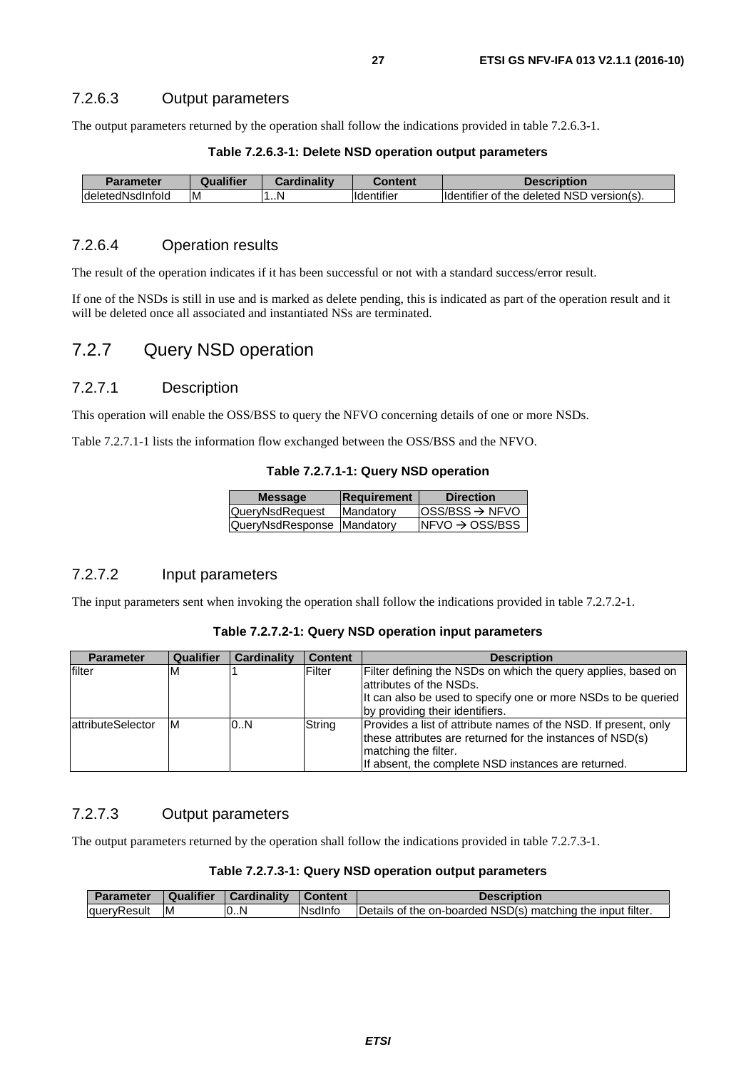### 7.2.6.3 Output parameters

The output parameters returned by the operation shall follow the indications provided in table 7.2.6.3-1.

**Table 7.2.6.3-1: Delete NSD operation output parameters**

| Parameter | Qualifier | Cardinality | Content | Description |
| --- | --- | --- | --- | --- |
| deletedNsdInfoId | M | 1..N | Identifier | Identifier of the deleted NSD version(s). |

### 7.2.6.4 Operation results

The result of the operation indicates if it has been successful or not with a standard success/error result.

If one of the NSDs is still in use and is marked as delete pending, this is indicated as part of the operation result and it will be deleted once all associated and instantiated NSs are terminated.

## 7.2.7 Query NSD operation

### 7.2.7.1 Description

This operation will enable the OSS/BSS to query the NFVO concerning details of one or more NSDs.

Table 7.2.7.1-1 lists the information flow exchanged between the OSS/BSS and the NFVO.

**Table 7.2.7.1-1: Query NSD operation**

| Message | Requirement | Direction |
| --- | --- | --- |
| QueryNsdRequest | Mandatory | OSS/BSS → NFVO |
| QueryNsdResponse | Mandatory | NFVO → OSS/BSS |

### 7.2.7.2 Input parameters

The input parameters sent when invoking the operation shall follow the indications provided in table 7.2.7.2-1.

**Table 7.2.7.2-1: Query NSD operation input parameters**

| Parameter | Qualifier | Cardinality | Content | Description |
| --- | --- | --- | --- | --- |
| filter | M | 1 | Filter | Filter defining the NSDs on which the query applies, based on attributes of the NSDs.<br>It can also be used to specify one or more NSDs to be queried by providing their identifiers. |
| attributeSelector | M | 0..N | String | Provides a list of attribute names of the NSD. If present, only these attributes are returned for the instances of NSD(s) matching the filter.<br>If absent, the complete NSD instances are returned. |

### 7.2.7.3 Output parameters

The output parameters returned by the operation shall follow the indications provided in table 7.2.7.3-1.

**Table 7.2.7.3-1: Query NSD operation output parameters**

| Parameter | Qualifier | Cardinality | Content | Description |
| --- | --- | --- | --- | --- |
| queryResult | M | 0..N | NsdInfo | Details of the on-boarded NSD(s) matching the input filter. |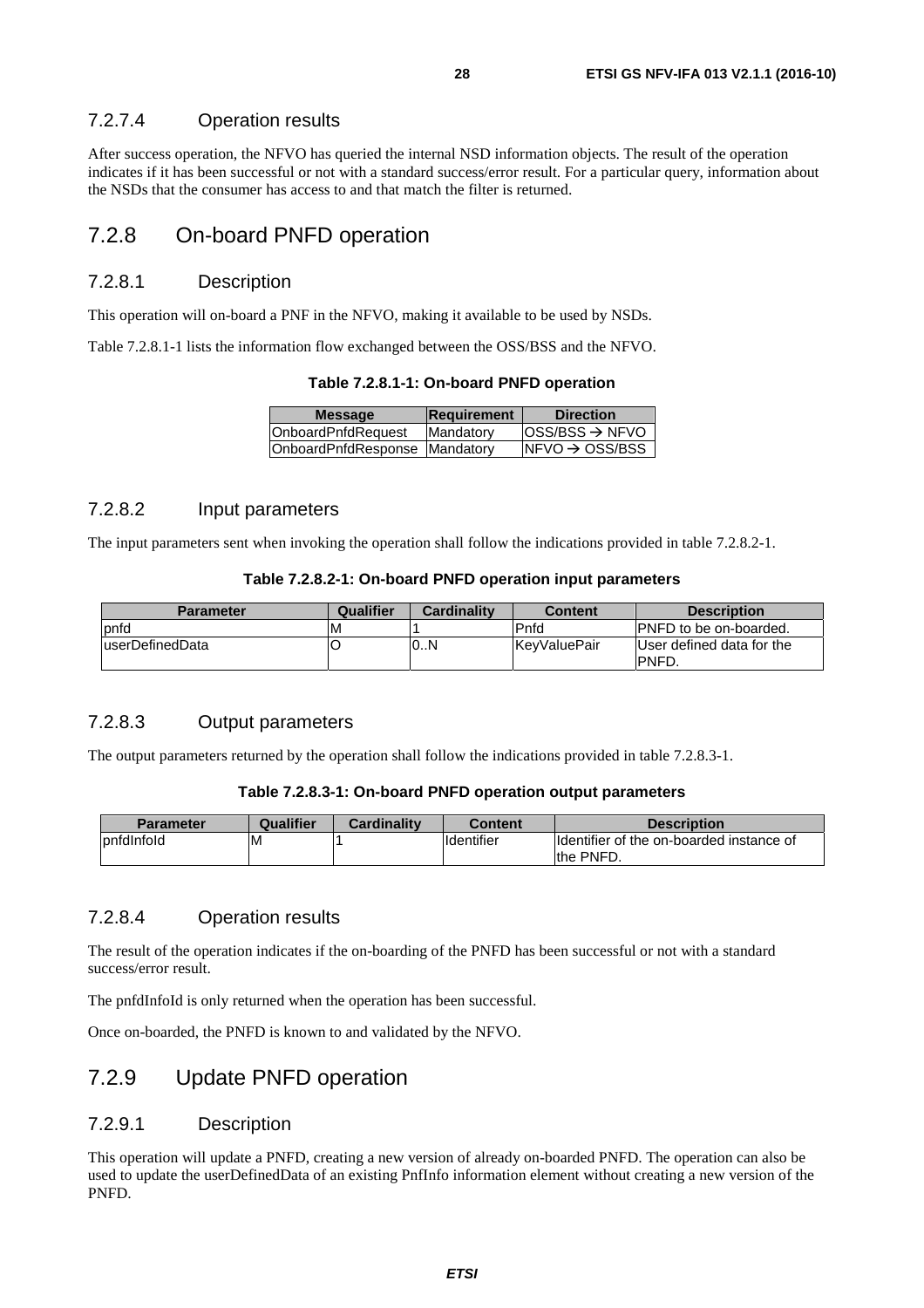### 7.2.7.4 Operation results

After success operation, the NFVO has queried the internal NSD information objects. The result of the operation indicates if it has been successful or not with a standard success/error result. For a particular query, information about the NSDs that the consumer has access to and that match the filter is returned.

## 7.2.8 On-board PNFD operation

### 7.2.8.1 Description

This operation will on-board a PNF in the NFVO, making it available to be used by NSDs.

Table 7.2.8.1-1 lists the information flow exchanged between the OSS/BSS and the NFVO.

**Table 7.2.8.1-1: On-board PNFD operation**

| Message | Requirement | Direction |
|---|---|---|
| OnboardPnfdRequest | Mandatory | OSS/BSS → NFVO |
| OnboardPnfdResponse | Mandatory | NFVO → OSS/BSS |

### 7.2.8.2 Input parameters

The input parameters sent when invoking the operation shall follow the indications provided in table 7.2.8.2-1.

**Table 7.2.8.2-1: On-board PNFD operation input parameters**

| Parameter | Qualifier | Cardinality | Content | Description |
|---|---|---|---|---|
| pnfd | M | 1 | Pnfd | PNFD to be on-boarded. |
| userDefinedData | O | 0..N | KeyValuePair | User defined data for the PNFD. |

### 7.2.8.3 Output parameters

The output parameters returned by the operation shall follow the indications provided in table 7.2.8.3-1.

**Table 7.2.8.3-1: On-board PNFD operation output parameters**

| Parameter | Qualifier | Cardinality | Content | Description |
|---|---|---|---|---|
| pnfdInfoId | M | 1 | Identifier | Identifier of the on-boarded instance of the PNFD. |

### 7.2.8.4 Operation results

The result of the operation indicates if the on-boarding of the PNFD has been successful or not with a standard success/error result.

The pnfdInfoId is only returned when the operation has been successful.

Once on-boarded, the PNFD is known to and validated by the NFVO.

## 7.2.9 Update PNFD operation

### 7.2.9.1 Description

This operation will update a PNFD, creating a new version of already on-boarded PNFD. The operation can also be used to update the userDefinedData of an existing PnfInfo information element without creating a new version of the PNFD.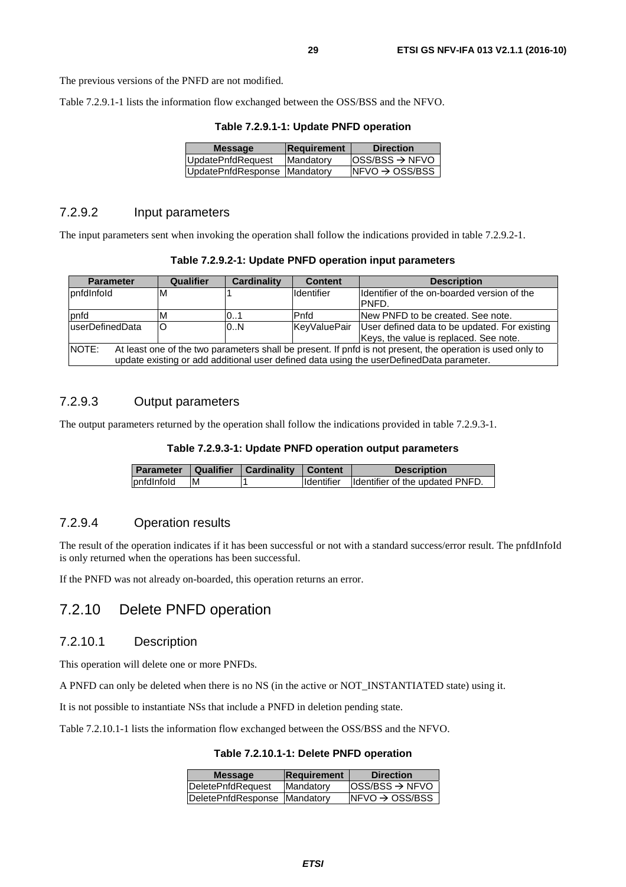The previous versions of the PNFD are not modified.

Table 7.2.9.1-1 lists the information flow exchanged between the OSS/BSS and the NFVO.

**Table 7.2.9.1-1: Update PNFD operation**

| Message | Requirement | Direction |
|---|---|---|
| UpdatePnfdRequest | Mandatory | OSS/BSS → NFVO |
| UpdatePnfdResponse | Mandatory | NFVO → OSS/BSS |

### 7.2.9.2 Input parameters

The input parameters sent when invoking the operation shall follow the indications provided in table 7.2.9.2-1.

**Table 7.2.9.2-1: Update PNFD operation input parameters**

| Parameter | Qualifier | Cardinality | Content | Description |
|---|---|---|---|---|
| pnfdInfoId | M | 1 | Identifier | Identifier of the on-boarded version of the PNFD. |
| pnfd | M | 0..1 | Pnfd | New PNFD to be created. See note. |
| userDefinedData | O | 0..N | KeyValuePair | User defined data to be updated. For existing Keys, the value is replaced. See note. |
| NOTE: At least one of the two parameters shall be present. If pnfd is not present, the operation is used only to update existing or add additional user defined data using the userDefinedData parameter. | | | | |

### 7.2.9.3 Output parameters

The output parameters returned by the operation shall follow the indications provided in table 7.2.9.3-1.

**Table 7.2.9.3-1: Update PNFD operation output parameters**

| Parameter | Qualifier | Cardinality | Content | Description |
|---|---|---|---|---|
| pnfdInfoId | M | 1 | Identifier | Identifier of the updated PNFD. |

### 7.2.9.4 Operation results

The result of the operation indicates if it has been successful or not with a standard success/error result. The pnfdInfoId is only returned when the operations has been successful.

If the PNFD was not already on-boarded, this operation returns an error.

## 7.2.10 Delete PNFD operation

### 7.2.10.1 Description

This operation will delete one or more PNFDs.

A PNFD can only be deleted when there is no NS (in the active or NOT_INSTANTIATED state) using it.

It is not possible to instantiate NSs that include a PNFD in deletion pending state.

Table 7.2.10.1-1 lists the information flow exchanged between the OSS/BSS and the NFVO.

**Table 7.2.10.1-1: Delete PNFD operation**

| Message | Requirement | Direction |
|---|---|---|
| DeletePnfdRequest | Mandatory | OSS/BSS → NFVO |
| DeletePnfdResponse | Mandatory | NFVO → OSS/BSS |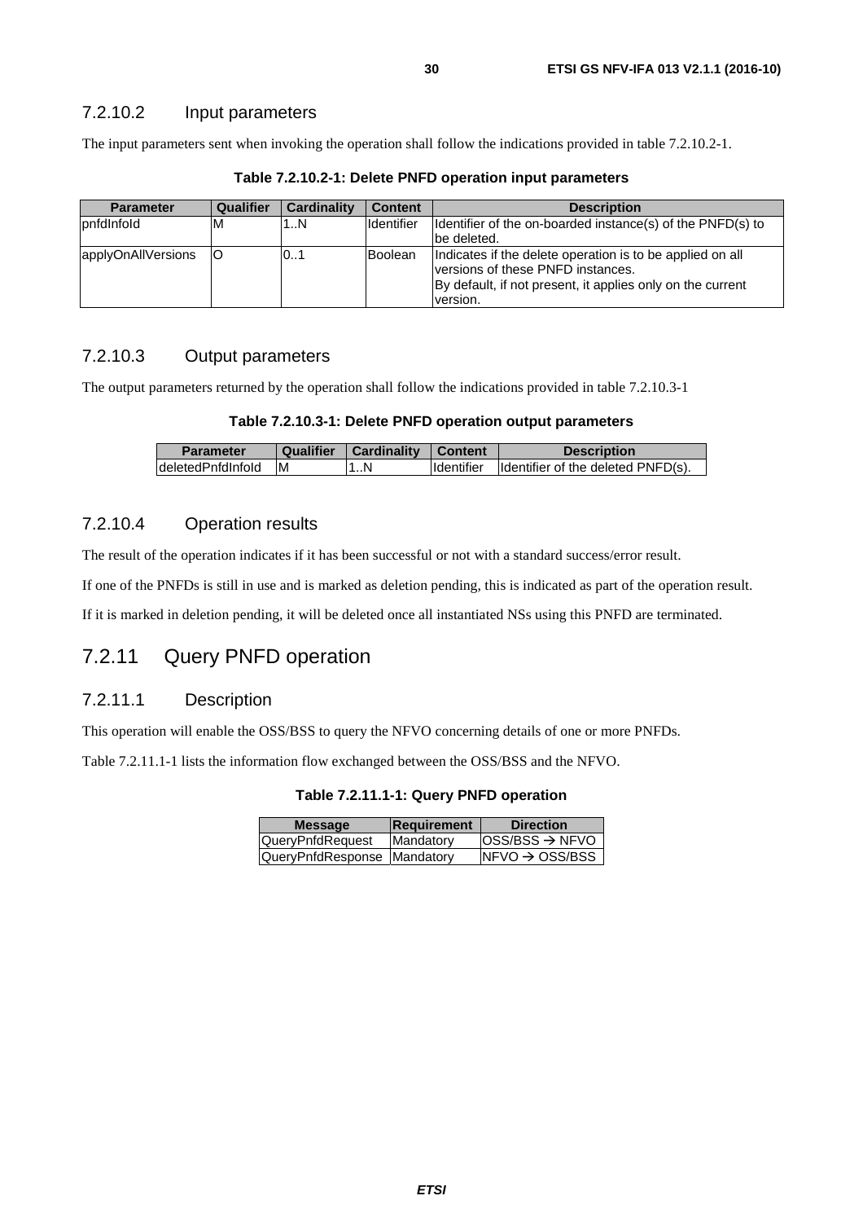### 7.2.10.2 Input parameters

The input parameters sent when invoking the operation shall follow the indications provided in table 7.2.10.2-1.

**Table 7.2.10.2-1: Delete PNFD operation input parameters**

| Parameter | Qualifier | Cardinality | Content | Description |
|---|---|---|---|---|
| pnfdInfoId | M | 1..N | Identifier | Identifier of the on-boarded instance(s) of the PNFD(s) to be deleted. |
| applyOnAllVersions | O | 0..1 | Boolean | Indicates if the delete operation is to be applied on all versions of these PNFD instances.<br>By default, if not present, it applies only on the current version. |

### 7.2.10.3 Output parameters

The output parameters returned by the operation shall follow the indications provided in table 7.2.10.3-1

**Table 7.2.10.3-1: Delete PNFD operation output parameters**

| Parameter | Qualifier | Cardinality | Content | Description |
|---|---|---|---|---|
| deletedPnfdInfoId | M | 1..N | Identifier | Identifier of the deleted PNFD(s). |

### 7.2.10.4 Operation results

The result of the operation indicates if it has been successful or not with a standard success/error result.

If one of the PNFDs is still in use and is marked as deletion pending, this is indicated as part of the operation result.

If it is marked in deletion pending, it will be deleted once all instantiated NSs using this PNFD are terminated.

## 7.2.11 Query PNFD operation

### 7.2.11.1 Description

This operation will enable the OSS/BSS to query the NFVO concerning details of one or more PNFDs.

Table 7.2.11.1-1 lists the information flow exchanged between the OSS/BSS and the NFVO.

**Table 7.2.11.1-1: Query PNFD operation**

| Message | Requirement | Direction |
|---|---|---|
| QueryPnfdRequest | Mandatory | OSS/BSS → NFVO |
| QueryPnfdResponse | Mandatory | NFVO → OSS/BSS |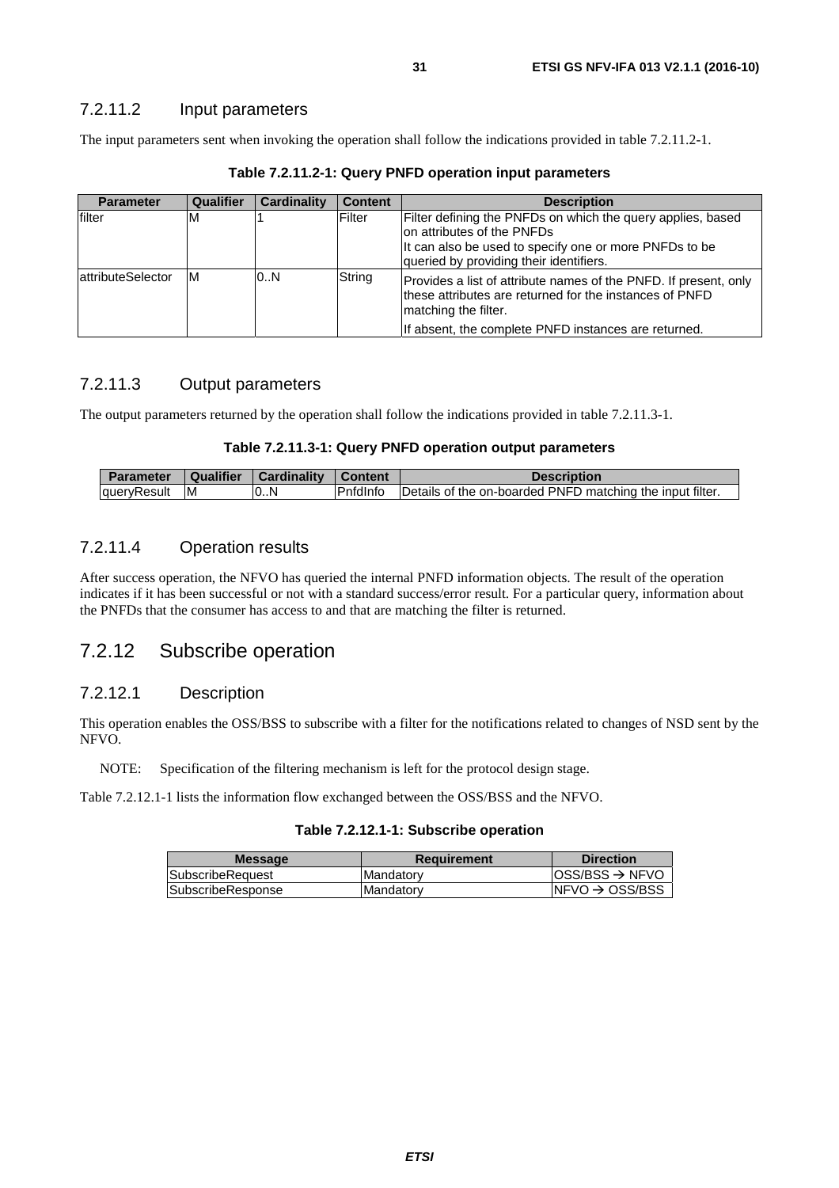### 7.2.11.2 Input parameters

The input parameters sent when invoking the operation shall follow the indications provided in table 7.2.11.2-1.

**Table 7.2.11.2-1: Query PNFD operation input parameters**

| Parameter | Qualifier | Cardinality | Content | Description |
|---|---|---|---|---|
| filter | M | 1 | Filter | Filter defining the PNFDs on which the query applies, based on attributes of the PNFDs<br>It can also be used to specify one or more PNFDs to be queried by providing their identifiers. |
| attributeSelector | M | 0..N | String | Provides a list of attribute names of the PNFD. If present, only these attributes are returned for the instances of PNFD matching the filter.<br>If absent, the complete PNFD instances are returned. |

### 7.2.11.3 Output parameters

The output parameters returned by the operation shall follow the indications provided in table 7.2.11.3-1.

**Table 7.2.11.3-1: Query PNFD operation output parameters**

| Parameter | Qualifier | Cardinality | Content | Description |
|---|---|---|---|---|
| queryResult | M | 0..N | PnfdInfo | Details of the on-boarded PNFD matching the input filter. |

### 7.2.11.4 Operation results

After success operation, the NFVO has queried the internal PNFD information objects. The result of the operation indicates if it has been successful or not with a standard success/error result. For a particular query, information about the PNFDs that the consumer has access to and that are matching the filter is returned.

## 7.2.12 Subscribe operation

### 7.2.12.1 Description

This operation enables the OSS/BSS to subscribe with a filter for the notifications related to changes of NSD sent by the NFVO.

NOTE: Specification of the filtering mechanism is left for the protocol design stage.

Table 7.2.12.1-1 lists the information flow exchanged between the OSS/BSS and the NFVO.

**Table 7.2.12.1-1: Subscribe operation**

| Message | Requirement | Direction |
|---|---|---|
| SubscribeRequest | Mandatory | OSS/BSS → NFVO |
| SubscribeResponse | Mandatory | NFVO → OSS/BSS |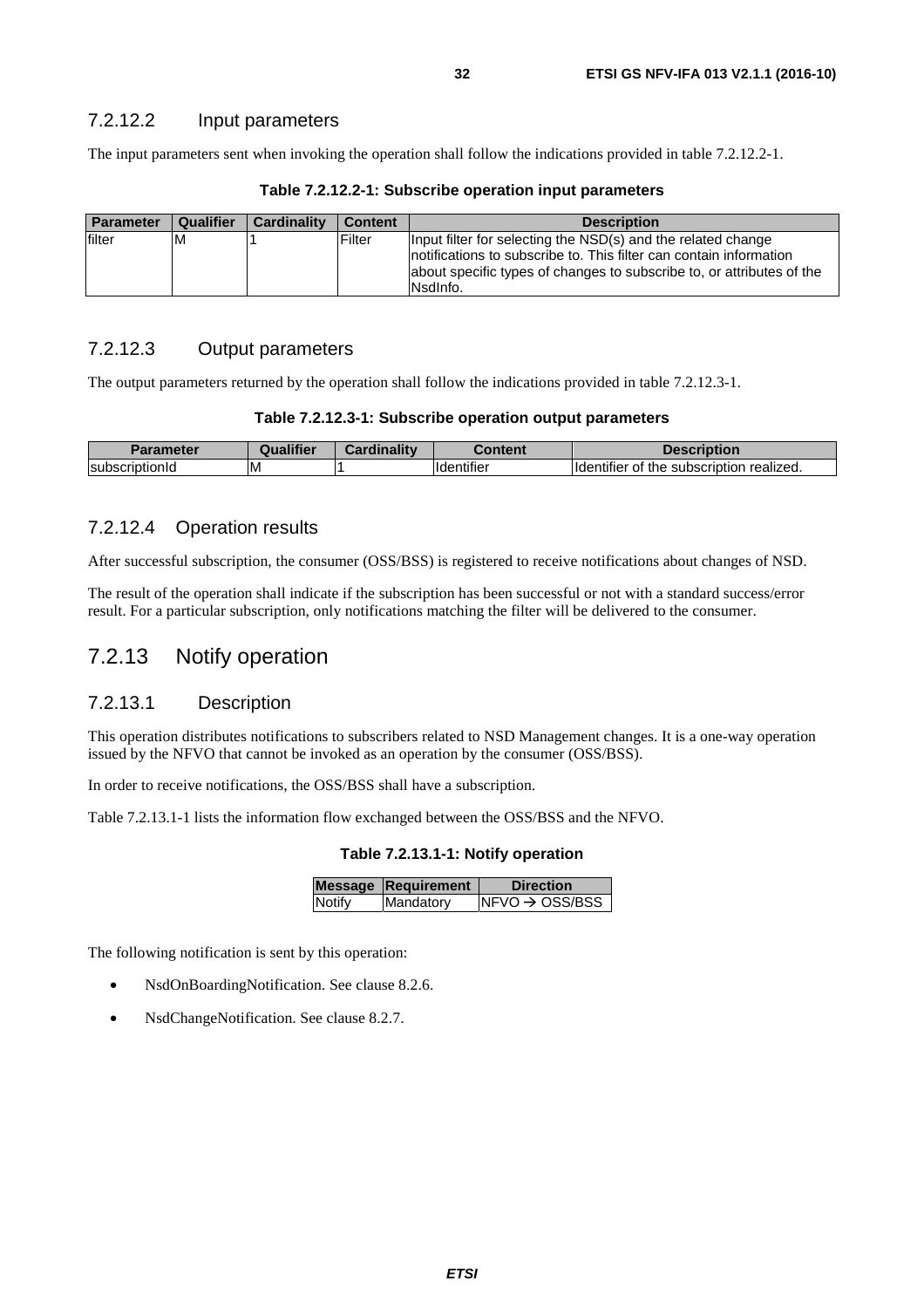#### 7.2.12.2 Input parameters

The input parameters sent when invoking the operation shall follow the indications provided in table 7.2.12.2-1.

**Table 7.2.12.2-1: Subscribe operation input parameters**

| Parameter | Qualifier | Cardinality | Content | Description |
|---|---|---|---|---|
| filter | M | 1 | Filter | Input filter for selecting the NSD(s) and the related change notifications to subscribe to. This filter can contain information about specific types of changes to subscribe to, or attributes of the NsdInfo. |

#### 7.2.12.3 Output parameters

The output parameters returned by the operation shall follow the indications provided in table 7.2.12.3-1.

**Table 7.2.12.3-1: Subscribe operation output parameters**

| Parameter | Qualifier | Cardinality | Content | Description |
|---|---|---|---|---|
| subscriptionId | M | 1 | Identifier | Identifier of the subscription realized. |

#### 7.2.12.4 Operation results

After successful subscription, the consumer (OSS/BSS) is registered to receive notifications about changes of NSD.

The result of the operation shall indicate if the subscription has been successful or not with a standard success/error result. For a particular subscription, only notifications matching the filter will be delivered to the consumer.

### 7.2.13 Notify operation

#### 7.2.13.1 Description

This operation distributes notifications to subscribers related to NSD Management changes. It is a one-way operation issued by the NFVO that cannot be invoked as an operation by the consumer (OSS/BSS).

In order to receive notifications, the OSS/BSS shall have a subscription.

Table 7.2.13.1-1 lists the information flow exchanged between the OSS/BSS and the NFVO.

**Table 7.2.13.1-1: Notify operation**

| Message | Requirement | Direction |
|---|---|---|
| Notify | Mandatory | NFVO → OSS/BSS |

The following notification is sent by this operation:

- NsdOnBoardingNotification. See clause 8.2.6.
- NsdChangeNotification. See clause 8.2.7.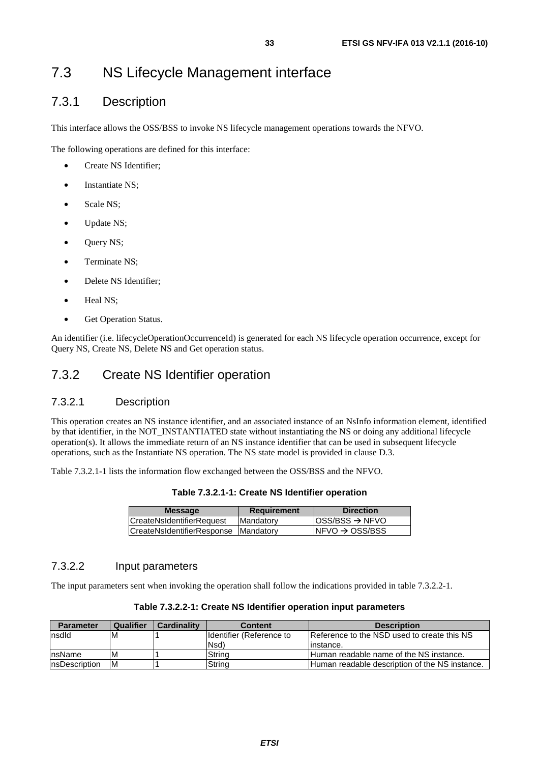## 7.3 NS Lifecycle Management interface

### 7.3.1 Description

This interface allows the OSS/BSS to invoke NS lifecycle management operations towards the NFVO.

The following operations are defined for this interface:

- Create NS Identifier;
- Instantiate NS;
- Scale NS;
- Update NS;
- Query NS;
- Terminate NS;
- Delete NS Identifier;
- Heal NS;
- Get Operation Status.

An identifier (i.e. lifecycleOperationOccurrenceId) is generated for each NS lifecycle operation occurrence, except for Query NS, Create NS, Delete NS and Get operation status.

### 7.3.2 Create NS Identifier operation

#### 7.3.2.1 Description

This operation creates an NS instance identifier, and an associated instance of an NsInfo information element, identified by that identifier, in the NOT_INSTANTIATED state without instantiating the NS or doing any additional lifecycle operation(s). It allows the immediate return of an NS instance identifier that can be used in subsequent lifecycle operations, such as the Instantiate NS operation. The NS state model is provided in clause D.3.

Table 7.3.2.1-1 lists the information flow exchanged between the OSS/BSS and the NFVO.

**Table 7.3.2.1-1: Create NS Identifier operation**

| Message | Requirement | Direction |
|---|---|---|
| CreateNsIdentifierRequest | Mandatory | OSS/BSS → NFVO |
| CreateNsIdentifierResponse | Mandatory | NFVO → OSS/BSS |

#### 7.3.2.2 Input parameters

The input parameters sent when invoking the operation shall follow the indications provided in table 7.3.2.2-1.

**Table 7.3.2.2-1: Create NS Identifier operation input parameters**

| Parameter | Qualifier | Cardinality | Content | Description |
|---|---|---|---|---|
| nsdId | M | 1 | Identifier (Reference to Nsd) | Reference to the NSD used to create this NS instance. |
| nsName | M | 1 | String | Human readable name of the NS instance. |
| nsDescription | M | 1 | String | Human readable description of the NS instance. |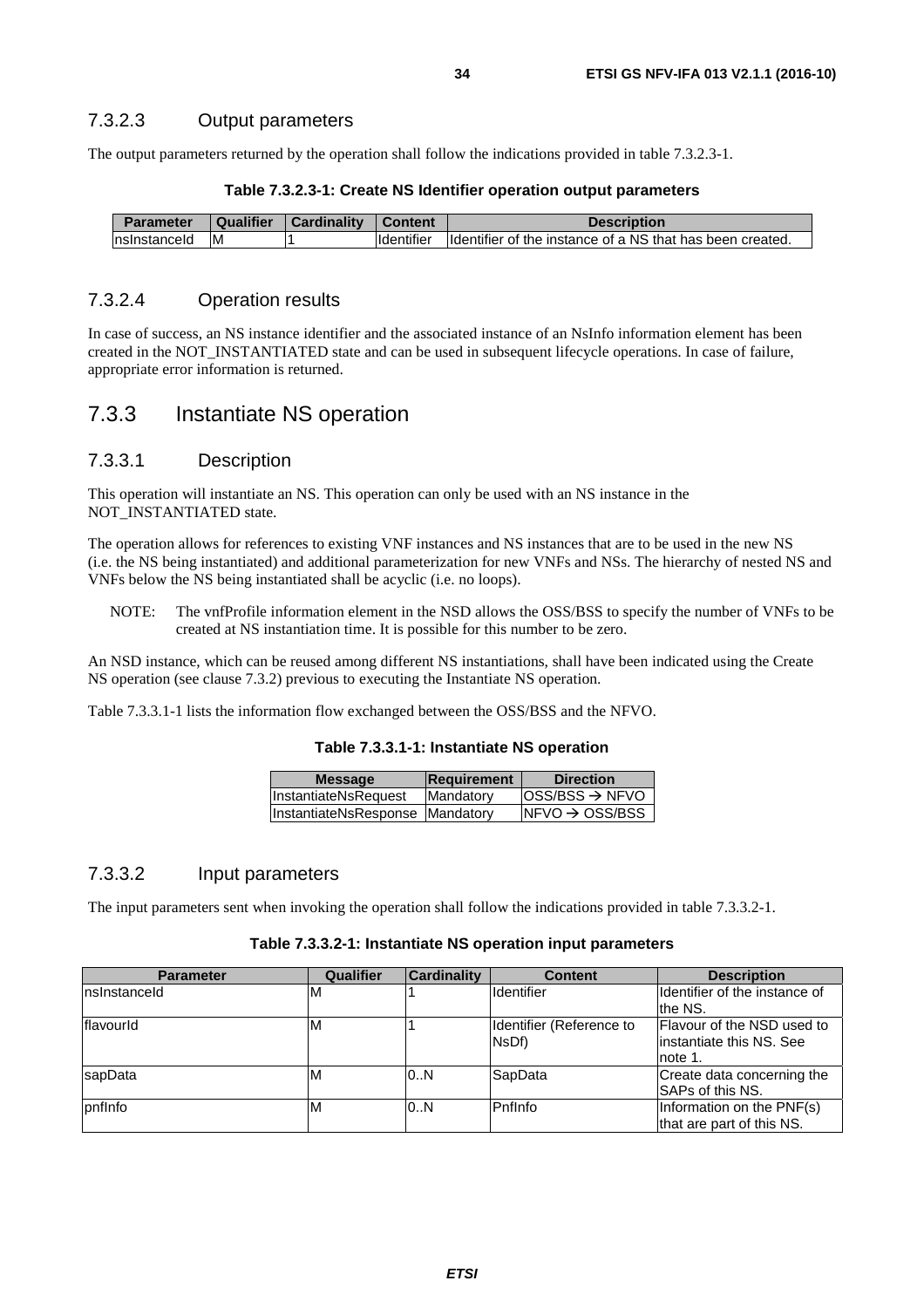#### 7.3.2.3 Output parameters

The output parameters returned by the operation shall follow the indications provided in table 7.3.2.3-1.

**Table 7.3.2.3-1: Create NS Identifier operation output parameters**

| Parameter | Qualifier | Cardinality | Content | Description |
|---|---|---|---|---|
| nsInstanceId | M | 1 | Identifier | Identifier of the instance of a NS that has been created. |

#### 7.3.2.4 Operation results

In case of success, an NS instance identifier and the associated instance of an NsInfo information element has been created in the NOT_INSTANTIATED state and can be used in subsequent lifecycle operations. In case of failure, appropriate error information is returned.

### 7.3.3 Instantiate NS operation

#### 7.3.3.1 Description

This operation will instantiate an NS. This operation can only be used with an NS instance in the NOT_INSTANTIATED state.

The operation allows for references to existing VNF instances and NS instances that are to be used in the new NS (i.e. the NS being instantiated) and additional parameterization for new VNFs and NSs. The hierarchy of nested NS and VNFs below the NS being instantiated shall be acyclic (i.e. no loops).

NOTE: The vnfProfile information element in the NSD allows the OSS/BSS to specify the number of VNFs to be created at NS instantiation time. It is possible for this number to be zero.

An NSD instance, which can be reused among different NS instantiations, shall have been indicated using the Create NS operation (see clause 7.3.2) previous to executing the Instantiate NS operation.

Table 7.3.3.1-1 lists the information flow exchanged between the OSS/BSS and the NFVO.

**Table 7.3.3.1-1: Instantiate NS operation**

| Message | Requirement | Direction |
|---|---|---|
| InstantiateNsRequest | Mandatory | OSS/BSS → NFVO |
| InstantiateNsResponse | Mandatory | NFVO → OSS/BSS |

#### 7.3.3.2 Input parameters

The input parameters sent when invoking the operation shall follow the indications provided in table 7.3.3.2-1.

**Table 7.3.3.2-1: Instantiate NS operation input parameters**

| Parameter | Qualifier | Cardinality | Content | Description |
|---|---|---|---|---|
| nsInstanceId | M | 1 | Identifier | Identifier of the instance of the NS. |
| flavourId | M | 1 | Identifier (Reference to NsDf) | Flavour of the NSD used to instantiate this NS. See note 1. |
| sapData | M | 0..N | SapData | Create data concerning the SAPs of this NS. |
| pnfInfo | M | 0..N | PnfInfo | Information on the PNF(s) that are part of this NS. |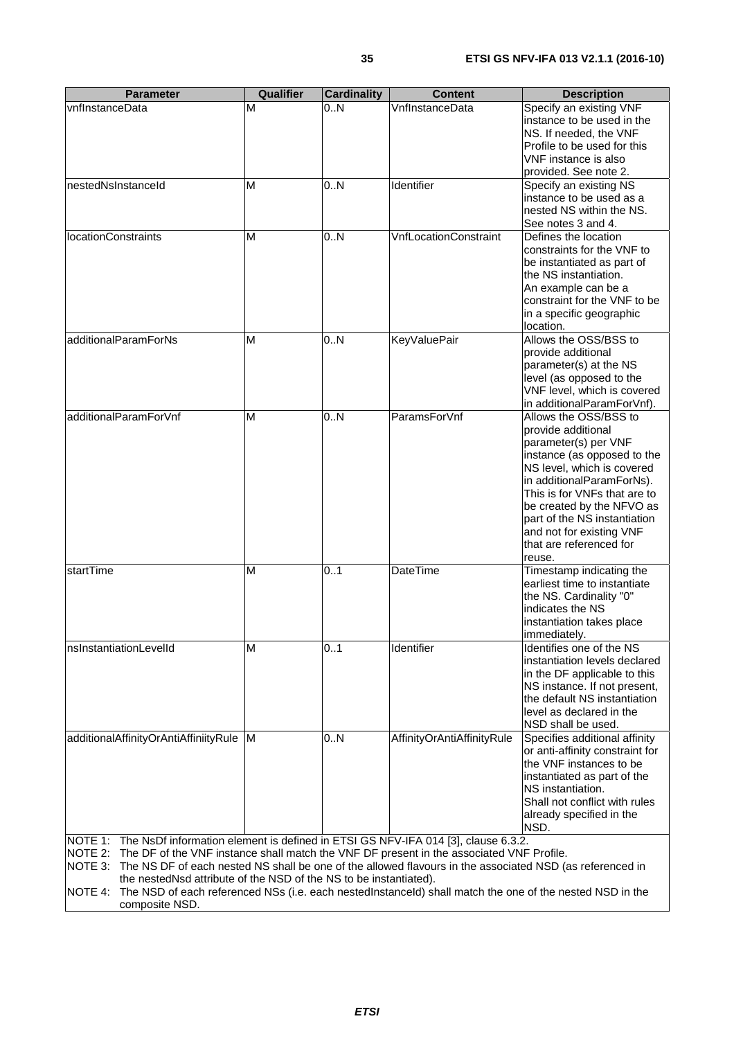| Parameter | Qualifier | Cardinality | Content | Description |
| --- | --- | --- | --- | --- |
| vnfInstanceData | M | 0..N | VnfInstanceData | Specify an existing VNF instance to be used in the NS. If needed, the VNF Profile to be used for this VNF instance is also provided. See note 2. |
| nestedNsInstanceId | M | 0..N | Identifier | Specify an existing NS instance to be used as a nested NS within the NS. See notes 3 and 4. |
| locationConstraints | M | 0..N | VnfLocationConstraint | Defines the location constraints for the VNF to be instantiated as part of the NS instantiation. An example can be a constraint for the VNF to be in a specific geographic location. |
| additionalParamForNs | M | 0..N | KeyValuePair | Allows the OSS/BSS to provide additional parameter(s) at the NS level (as opposed to the VNF level, which is covered in additionalParamForVnf). |
| additionalParamForVnf | M | 0..N | ParamsForVnf | Allows the OSS/BSS to provide additional parameter(s) per VNF instance (as opposed to the NS level, which is covered in additionalParamForNs). This is for VNFs that are to be created by the NFVO as part of the NS instantiation and not for existing VNF that are referenced for reuse. |
| startTime | M | 0..1 | DateTime | Timestamp indicating the earliest time to instantiate the NS. Cardinality "0" indicates the NS instantiation takes place immediately. |
| nsInstantiationLevelId | M | 0..1 | Identifier | Identifies one of the NS instantiation levels declared in the DF applicable to this NS instance. If not present, the default NS instantiation level as declared in the NSD shall be used. |
| additionalAffinityOrAntiAffiniityRule | M | 0..N | AffinityOrAntiAffinityRule | Specifies additional affinity or anti-affinity constraint for the VNF instances to be instantiated as part of the NS instantiation. Shall not conflict with rules already specified in the NSD. |

NOTE 1: The NsDf information element is defined in ETSI GS NFV-IFA 014 [3], clause 6.3.2.

NOTE 2: The DF of the VNF instance shall match the VNF DF present in the associated VNF Profile.

NOTE 3: The NS DF of each nested NS shall be one of the allowed flavours in the associated NSD (as referenced in the nestedNsd attribute of the NSD of the NS to be instantiated).

NOTE 4: The NSD of each referenced NSs (i.e. each nestedInstanceId) shall match the one of the nested NSD in the composite NSD.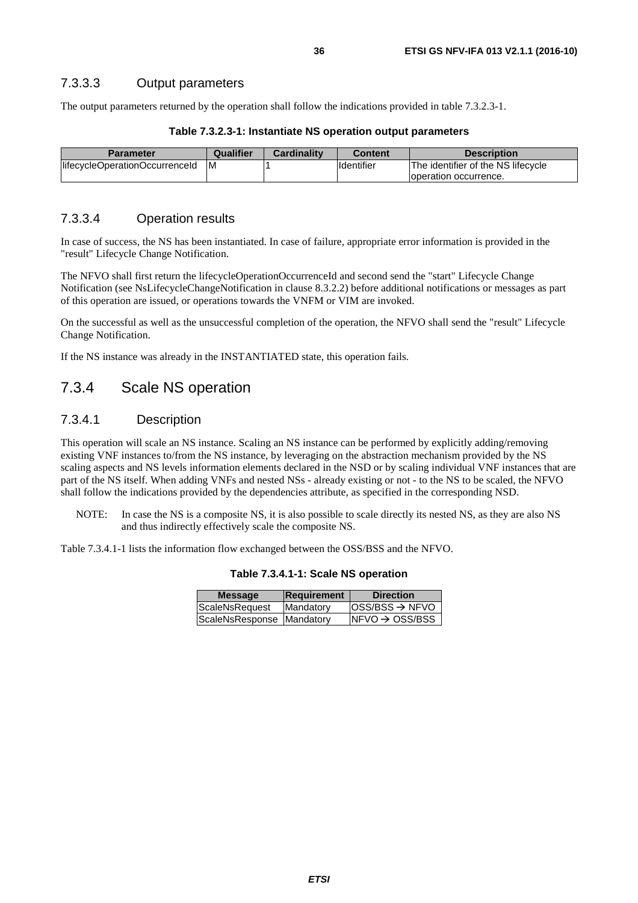#### 7.3.3.3 Output parameters

The output parameters returned by the operation shall follow the indications provided in table 7.3.2.3-1.

**Table 7.3.2.3-1: Instantiate NS operation output parameters**

| Parameter | Qualifier | Cardinality | Content | Description |
|---|---|---|---|---|
| lifecycleOperationOccurrenceId | M | 1 | Identifier | The identifier of the NS lifecycle operation occurrence. |

#### 7.3.3.4 Operation results

In case of success, the NS has been instantiated. In case of failure, appropriate error information is provided in the "result" Lifecycle Change Notification.

The NFVO shall first return the lifecycleOperationOccurrenceId and second send the "start" Lifecycle Change Notification (see NsLifecycleChangeNotification in clause 8.3.2.2) before additional notifications or messages as part of this operation are issued, or operations towards the VNFM or VIM are invoked.

On the successful as well as the unsuccessful completion of the operation, the NFVO shall send the "result" Lifecycle Change Notification.

If the NS instance was already in the INSTANTIATED state, this operation fails.

### 7.3.4 Scale NS operation

#### 7.3.4.1 Description

This operation will scale an NS instance. Scaling an NS instance can be performed by explicitly adding/removing existing VNF instances to/from the NS instance, by leveraging on the abstraction mechanism provided by the NS scaling aspects and NS levels information elements declared in the NSD or by scaling individual VNF instances that are part of the NS itself. When adding VNFs and nested NSs - already existing or not - to the NS to be scaled, the NFVO shall follow the indications provided by the dependencies attribute, as specified in the corresponding NSD.

NOTE: In case the NS is a composite NS, it is also possible to scale directly its nested NS, as they are also NS and thus indirectly effectively scale the composite NS.

Table 7.3.4.1-1 lists the information flow exchanged between the OSS/BSS and the NFVO.

**Table 7.3.4.1-1: Scale NS operation**

| Message | Requirement | Direction |
|---|---|---|
| ScaleNsRequest | Mandatory | OSS/BSS → NFVO |
| ScaleNsResponse | Mandatory | NFVO → OSS/BSS |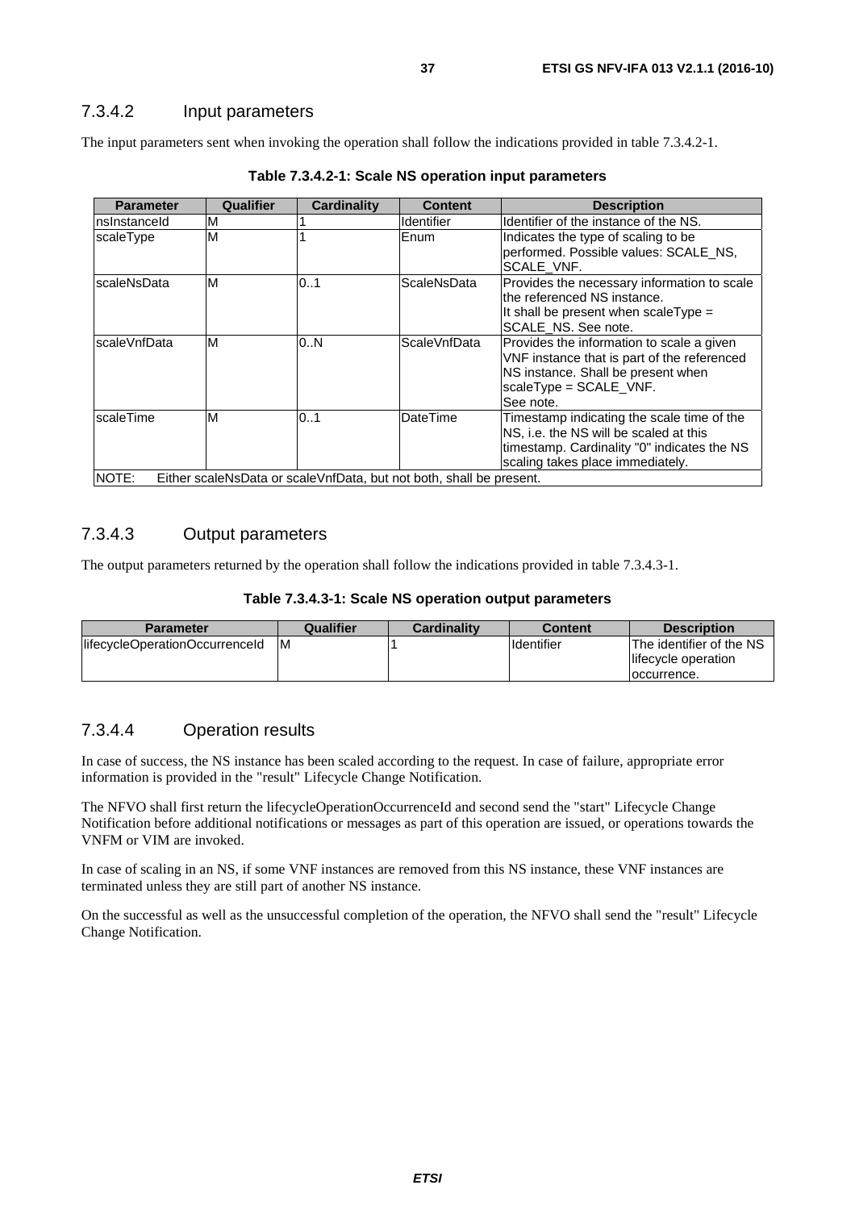### 7.3.4.2 Input parameters

The input parameters sent when invoking the operation shall follow the indications provided in table 7.3.4.2-1.

**Table 7.3.4.2-1: Scale NS operation input parameters**

| Parameter | Qualifier | Cardinality | Content | Description |
|---|---|---|---|---|
| nsInstanceId | M | 1 | Identifier | Identifier of the instance of the NS. |
| scaleType | M | 1 | Enum | Indicates the type of scaling to be performed. Possible values: SCALE_NS, SCALE_VNF. |
| scaleNsData | M | 0..1 | ScaleNsData | Provides the necessary information to scale the referenced NS instance. It shall be present when scaleType = SCALE_NS. See note. |
| scaleVnfData | M | 0..N | ScaleVnfData | Provides the information to scale a given VNF instance that is part of the referenced NS instance. Shall be present when scaleType = SCALE_VNF. See note. |
| scaleTime | M | 0..1 | DateTime | Timestamp indicating the scale time of the NS, i.e. the NS will be scaled at this timestamp. Cardinality "0" indicates the NS scaling takes place immediately. |
| NOTE: Either scaleNsData or scaleVnfData, but not both, shall be present. | | | | |

### 7.3.4.3 Output parameters

The output parameters returned by the operation shall follow the indications provided in table 7.3.4.3-1.

**Table 7.3.4.3-1: Scale NS operation output parameters**

| Parameter | Qualifier | Cardinality | Content | Description |
|---|---|---|---|---|
| lifecycleOperationOccurrenceId | M | 1 | Identifier | The identifier of the NS lifecycle operation occurrence. |

### 7.3.4.4 Operation results

In case of success, the NS instance has been scaled according to the request. In case of failure, appropriate error information is provided in the "result" Lifecycle Change Notification.

The NFVO shall first return the lifecycleOperationOccurrenceId and second send the "start" Lifecycle Change Notification before additional notifications or messages as part of this operation are issued, or operations towards the VNFM or VIM are invoked.

In case of scaling in an NS, if some VNF instances are removed from this NS instance, these VNF instances are terminated unless they are still part of another NS instance.

On the successful as well as the unsuccessful completion of the operation, the NFVO shall send the "result" Lifecycle Change Notification.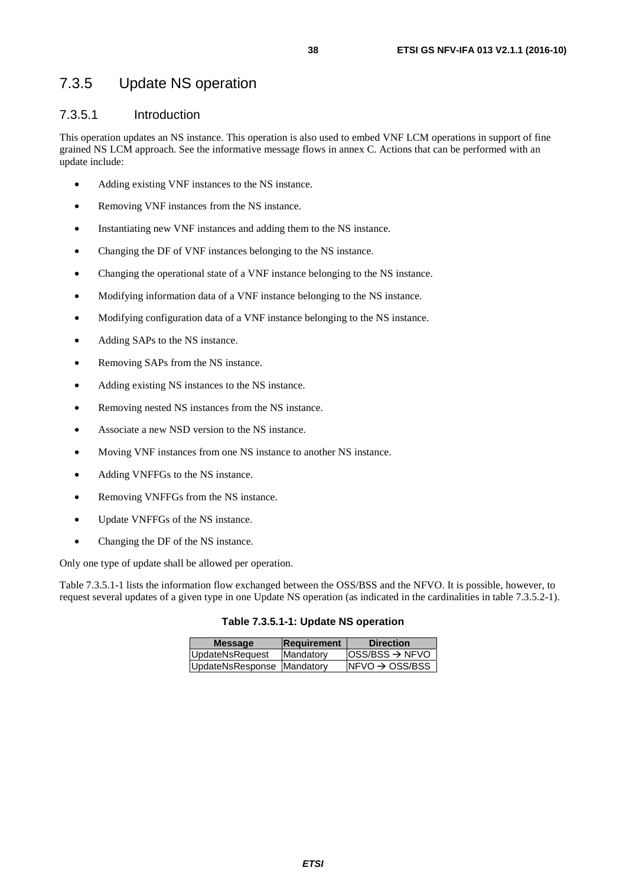### 7.3.5 Update NS operation

#### 7.3.5.1 Introduction

This operation updates an NS instance. This operation is also used to embed VNF LCM operations in support of fine grained NS LCM approach. See the informative message flows in annex C. Actions that can be performed with an update include:

- Adding existing VNF instances to the NS instance.
- Removing VNF instances from the NS instance.
- Instantiating new VNF instances and adding them to the NS instance.
- Changing the DF of VNF instances belonging to the NS instance.
- Changing the operational state of a VNF instance belonging to the NS instance.
- Modifying information data of a VNF instance belonging to the NS instance.
- Modifying configuration data of a VNF instance belonging to the NS instance.
- Adding SAPs to the NS instance.
- Removing SAPs from the NS instance.
- Adding existing NS instances to the NS instance.
- Removing nested NS instances from the NS instance.
- Associate a new NSD version to the NS instance.
- Moving VNF instances from one NS instance to another NS instance.
- Adding VNFFGs to the NS instance.
- Removing VNFFGs from the NS instance.
- Update VNFFGs of the NS instance.
- Changing the DF of the NS instance.

Only one type of update shall be allowed per operation.

Table 7.3.5.1-1 lists the information flow exchanged between the OSS/BSS and the NFVO. It is possible, however, to request several updates of a given type in one Update NS operation (as indicated in the cardinalities in table 7.3.5.2-1).

**Table 7.3.5.1-1: Update NS operation**

| Message | Requirement | Direction |
|---|---|---|
| UpdateNsRequest | Mandatory | OSS/BSS → NFVO |
| UpdateNsResponse | Mandatory | NFVO → OSS/BSS |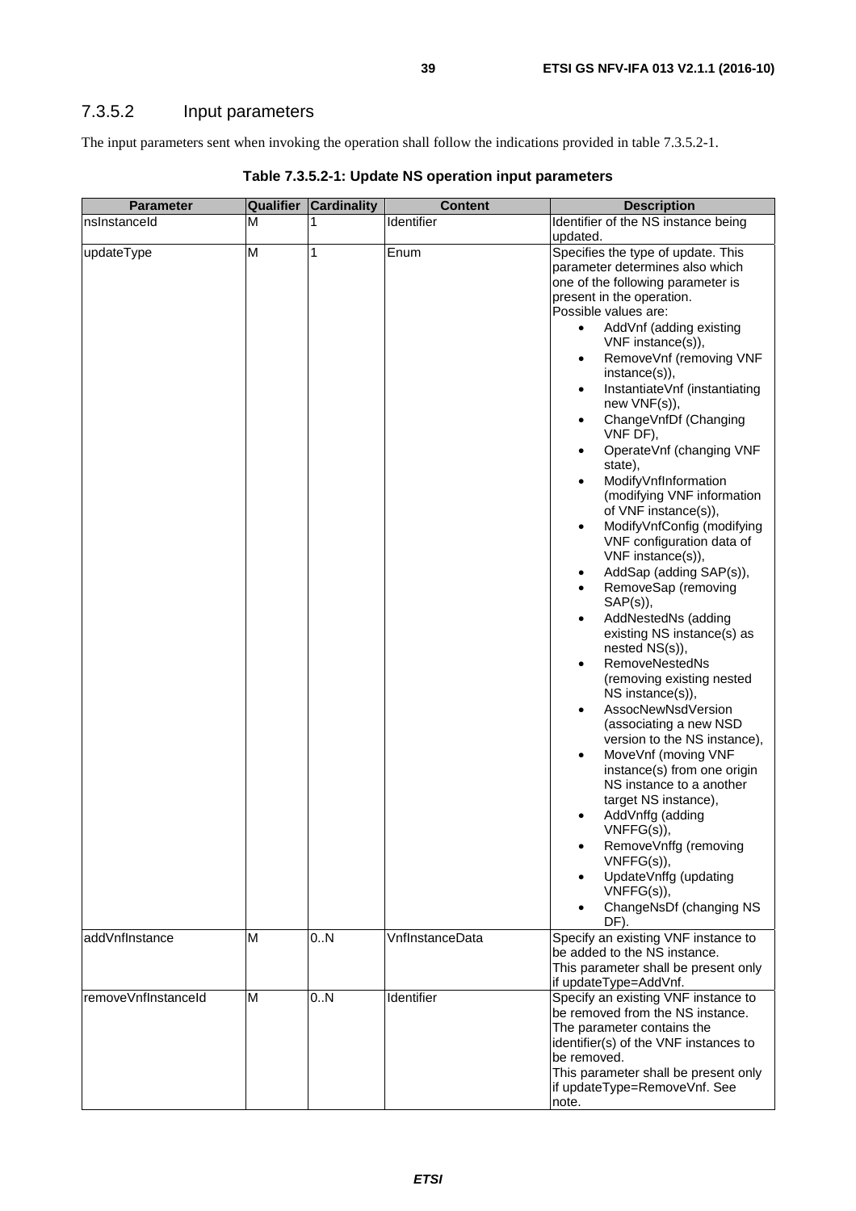### 7.3.5.2 Input parameters

The input parameters sent when invoking the operation shall follow the indications provided in table 7.3.5.2-1.

**Table 7.3.5.2-1: Update NS operation input parameters**

| Parameter | Qualifier | Cardinality | Content | Description |
|---|---|---|---|---|
| nsInstanceId | M | 1 | Identifier | Identifier of the NS instance being updated. |
| updateType | M | 1 | Enum | Specifies the type of update. This parameter determines also which one of the following parameter is present in the operation.<br>Possible values are:<br>• AddVnf (adding existing VNF instance(s)),<br>• RemoveVnf (removing VNF instance(s)),<br>• InstantiateVnf (instantiating new VNF(s)),<br>• ChangeVnfDf (Changing VNF DF),<br>• OperateVnf (changing VNF state),<br>• ModifyVnfInformation (modifying VNF information of VNF instance(s)),<br>• ModifyVnfConfig (modifying VNF configuration data of VNF instance(s)),<br>• AddSap (adding SAP(s)),<br>• RemoveSap (removing SAP(s)),<br>• AddNestedNs (adding existing NS instance(s) as nested NS(s)),<br>• RemoveNestedNs (removing existing nested NS instance(s)),<br>• AssocNewNsdVersion (associating a new NSD version to the NS instance),<br>• MoveVnf (moving VNF instance(s) from one origin NS instance to a another target NS instance),<br>• AddVnffg (adding VNFFG(s)),<br>• RemoveVnffg (removing VNFFG(s)),<br>• UpdateVnffg (updating VNFFG(s)),<br>• ChangeNsDf (changing NS DF). |
| addVnfInstance | M | 0..N | VnfInstanceData | Specify an existing VNF instance to be added to the NS instance.<br>This parameter shall be present only if updateType=AddVnf. |
| removeVnfInstanceId | M | 0..N | Identifier | Specify an existing VNF instance to be removed from the NS instance.<br>The parameter contains the identifier(s) of the VNF instances to be removed.<br>This parameter shall be present only if updateType=RemoveVnf. See note. |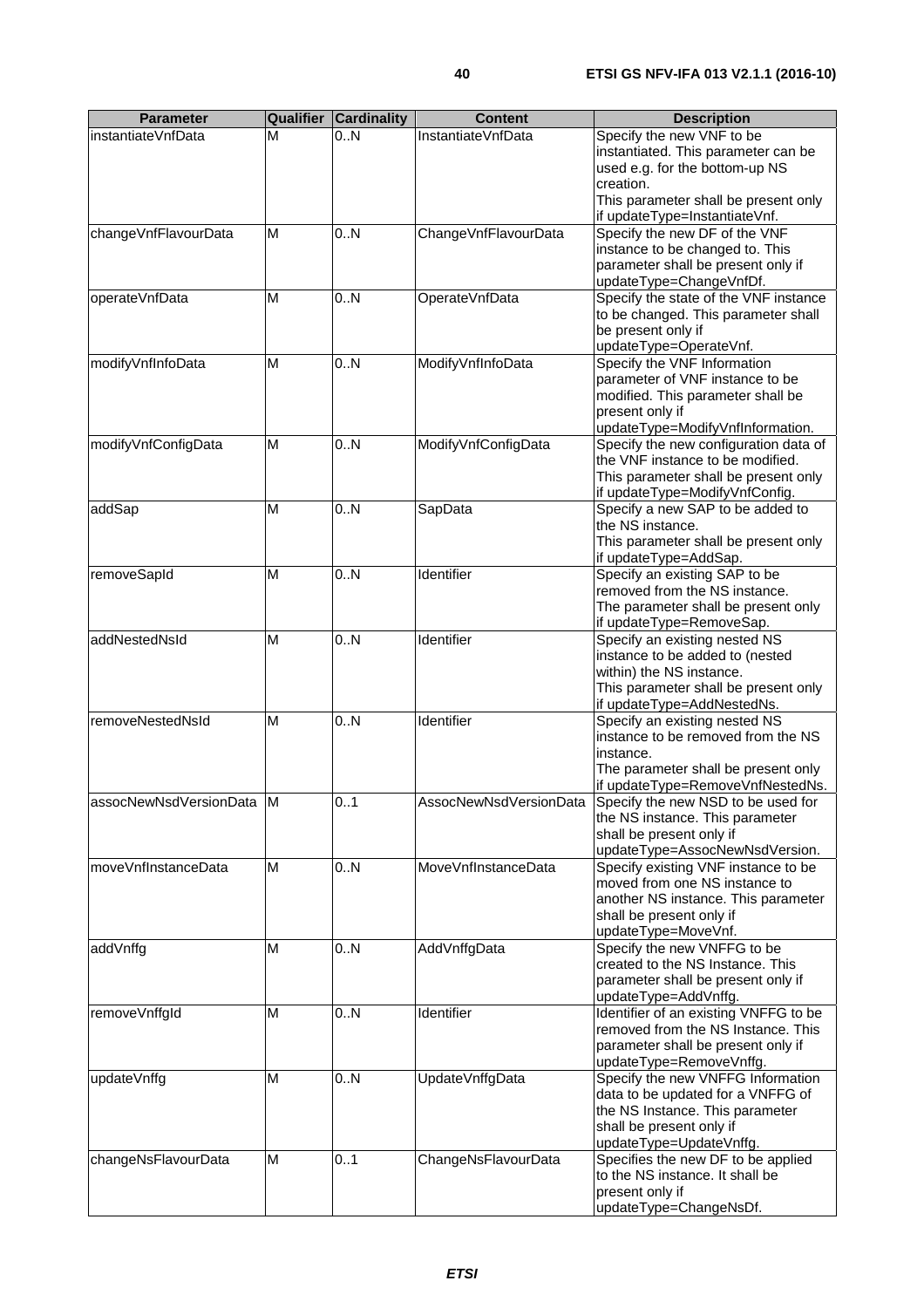| Parameter | Qualifier | Cardinality | Content | Description |
| --- | --- | --- | --- | --- |
| instantiateVnfData | M | 0..N | InstantiateVnfData | Specify the new VNF to be instantiated. This parameter can be used e.g. for the bottom-up NS creation. This parameter shall be present only if updateType=InstantiateVnf. |
| changeVnfFlavourData | M | 0..N | ChangeVnfFlavourData | Specify the new DF of the VNF instance to be changed to. This parameter shall be present only if updateType=ChangeVnfDf. |
| operateVnfData | M | 0..N | OperateVnfData | Specify the state of the VNF instance to be changed. This parameter shall be present only if updateType=OperateVnf. |
| modifyVnfInfoData | M | 0..N | ModifyVnfInfoData | Specify the VNF Information parameter of VNF instance to be modified. This parameter shall be present only if updateType=ModifyVnfInformation. |
| modifyVnfConfigData | M | 0..N | ModifyVnfConfigData | Specify the new configuration data of the VNF instance to be modified. This parameter shall be present only if updateType=ModifyVnfConfig. |
| addSap | M | 0..N | SapData | Specify a new SAP to be added to the NS instance. This parameter shall be present only if updateType=AddSap. |
| removeSapId | M | 0..N | Identifier | Specify an existing SAP to be removed from the NS instance. The parameter shall be present only if updateType=RemoveSap. |
| addNestedNsId | M | 0..N | Identifier | Specify an existing nested NS instance to be added to (nested within) the NS instance. This parameter shall be present only if updateType=AddNestedNs. |
| removeNestedNsId | M | 0..N | Identifier | Specify an existing nested NS instance to be removed from the NS instance. The parameter shall be present only if updateType=RemoveVnfNestedNs. |
| assocNewNsdVersionData | M | 0..1 | AssocNewNsdVersionData | Specify the new NSD to be used for the NS instance. This parameter shall be present only if updateType=AssocNewNsdVersion. |
| moveVnfInstanceData | M | 0..N | MoveVnfInstanceData | Specify existing VNF instance to be moved from one NS instance to another NS instance. This parameter shall be present only if updateType=MoveVnf. |
| addVnffg | M | 0..N | AddVnffgData | Specify the new VNFFG to be created to the NS Instance. This parameter shall be present only if updateType=AddVnffg. |
| removeVnffgId | M | 0..N | Identifier | Identifier of an existing VNFFG to be removed from the NS Instance. This parameter shall be present only if updateType=RemoveVnffg. |
| updateVnffg | M | 0..N | UpdateVnffgData | Specify the new VNFFG Information data to be updated for a VNFFG of the NS Instance. This parameter shall be present only if updateType=UpdateVnffg. |
| changeNsFlavourData | M | 0..1 | ChangeNsFlavourData | Specifies the new DF to be applied to the NS instance. It shall be present only if updateType=ChangeNsDf. |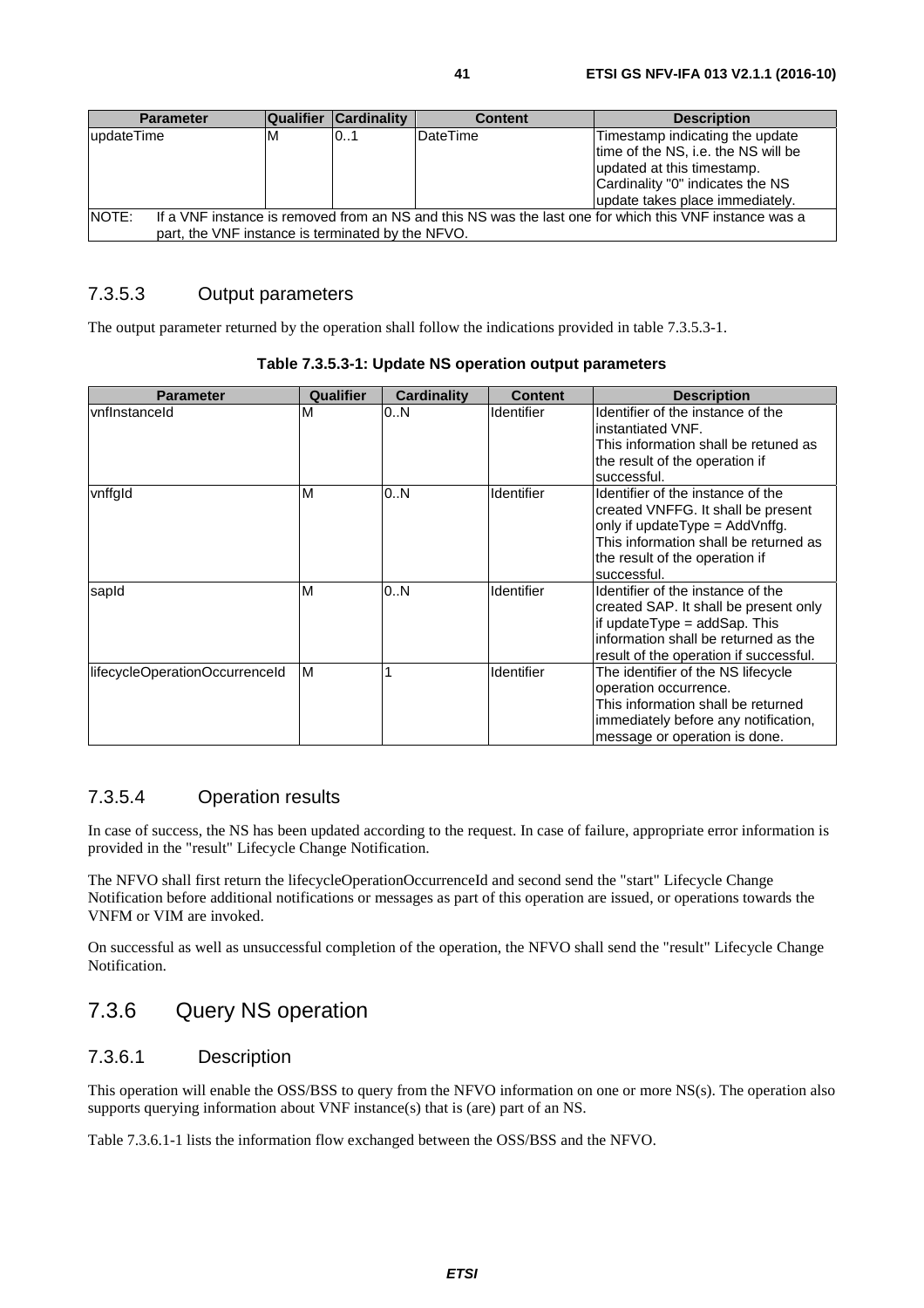| Parameter | Qualifier | Cardinality | Content | Description |
|---|---|---|---|---|
| updateTime | M | 0..1 | DateTime | Timestamp indicating the update time of the NS, i.e. the NS will be updated at this timestamp. Cardinality "0" indicates the NS update takes place immediately. |
| NOTE: If a VNF instance is removed from an NS and this NS was the last one for which this VNF instance was a part, the VNF instance is terminated by the NFVO. | | | | |

### 7.3.5.3 Output parameters

The output parameter returned by the operation shall follow the indications provided in table 7.3.5.3-1.

**Table 7.3.5.3-1: Update NS operation output parameters**

| Parameter | Qualifier | Cardinality | Content | Description |
|---|---|---|---|---|
| vnfInstanceId | M | 0..N | Identifier | Identifier of the instance of the instantiated VNF. This information shall be retuned as the result of the operation if successful. |
| vnffgId | M | 0..N | Identifier | Identifier of the instance of the created VNFFG. It shall be present only if updateType = AddVnffg. This information shall be returned as the result of the operation if successful. |
| sapId | M | 0..N | Identifier | Identifier of the instance of the created SAP. It shall be present only if updateType = addSap. This information shall be returned as the result of the operation if successful. |
| lifecycleOperationOccurrenceId | M | 1 | Identifier | The identifier of the NS lifecycle operation occurrence. This information shall be returned immediately before any notification, message or operation is done. |

### 7.3.5.4 Operation results

In case of success, the NS has been updated according to the request. In case of failure, appropriate error information is provided in the "result" Lifecycle Change Notification.

The NFVO shall first return the lifecycleOperationOccurrenceId and second send the "start" Lifecycle Change Notification before additional notifications or messages as part of this operation are issued, or operations towards the VNFM or VIM are invoked.

On successful as well as unsuccessful completion of the operation, the NFVO shall send the "result" Lifecycle Change Notification.

## 7.3.6 Query NS operation

### 7.3.6.1 Description

This operation will enable the OSS/BSS to query from the NFVO information on one or more NS(s). The operation also supports querying information about VNF instance(s) that is (are) part of an NS.

Table 7.3.6.1-1 lists the information flow exchanged between the OSS/BSS and the NFVO.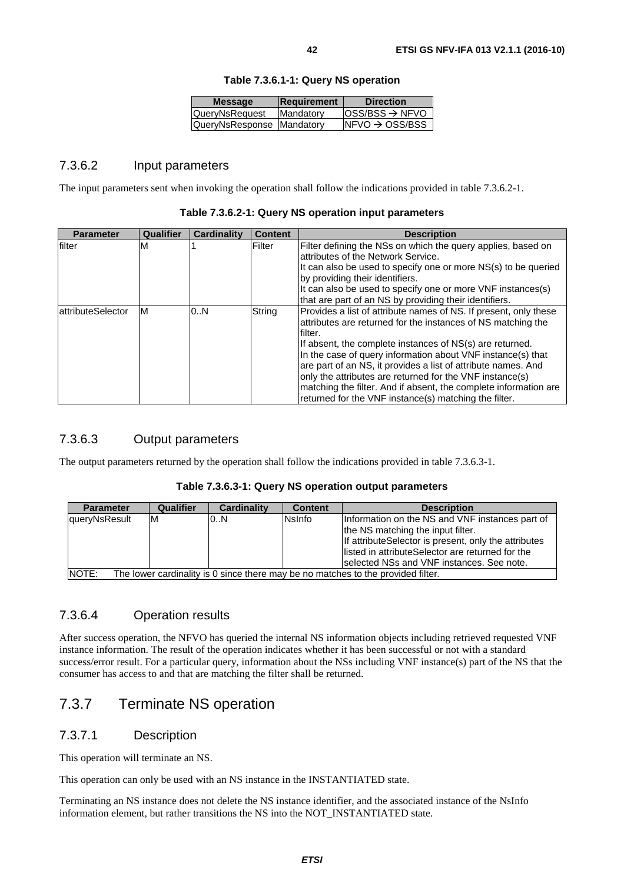**Table 7.3.6.1-1: Query NS operation**

| Message | Requirement | Direction |
| --- | --- | --- |
| QueryNsRequest | Mandatory | OSS/BSS → NFVO |
| QueryNsResponse | Mandatory | NFVO → OSS/BSS |

### 7.3.6.2 Input parameters

The input parameters sent when invoking the operation shall follow the indications provided in table 7.3.6.2-1.

**Table 7.3.6.2-1: Query NS operation input parameters**

| Parameter | Qualifier | Cardinality | Content | Description |
| --- | --- | --- | --- | --- |
| filter | M | 1 | Filter | Filter defining the NSs on which the query applies, based on attributes of the Network Service. It can also be used to specify one or more NS(s) to be queried by providing their identifiers. It can also be used to specify one or more VNF instances(s) that are part of an NS by providing their identifiers. |
| attributeSelector | M | 0..N | String | Provides a list of attribute names of NS. If present, only these attributes are returned for the instances of NS matching the filter. If absent, the complete instances of NS(s) are returned. In the case of query information about VNF instance(s) that are part of an NS, it provides a list of attribute names. And only the attributes are returned for the VNF instance(s) matching the filter. And if absent, the complete information are returned for the VNF instance(s) matching the filter. |

### 7.3.6.3 Output parameters

The output parameters returned by the operation shall follow the indications provided in table 7.3.6.3-1.

**Table 7.3.6.3-1: Query NS operation output parameters**

| Parameter | Qualifier | Cardinality | Content | Description |
| --- | --- | --- | --- | --- |
| queryNsResult | M | 0..N | NsInfo | Information on the NS and VNF instances part of the NS matching the input filter. If attributeSelector is present, only the attributes listed in attributeSelector are returned for the selected NSs and VNF instances. See note. |
| NOTE: The lower cardinality is 0 since there may be no matches to the provided filter. | | | | |

### 7.3.6.4 Operation results

After success operation, the NFVO has queried the internal NS information objects including retrieved requested VNF instance information. The result of the operation indicates whether it has been successful or not with a standard success/error result. For a particular query, information about the NSs including VNF instance(s) part of the NS that the consumer has access to and that are matching the filter shall be returned.

## 7.3.7 Terminate NS operation

### 7.3.7.1 Description

This operation will terminate an NS.

This operation can only be used with an NS instance in the INSTANTIATED state.

Terminating an NS instance does not delete the NS instance identifier, and the associated instance of the NsInfo information element, but rather transitions the NS into the NOT_INSTANTIATED state.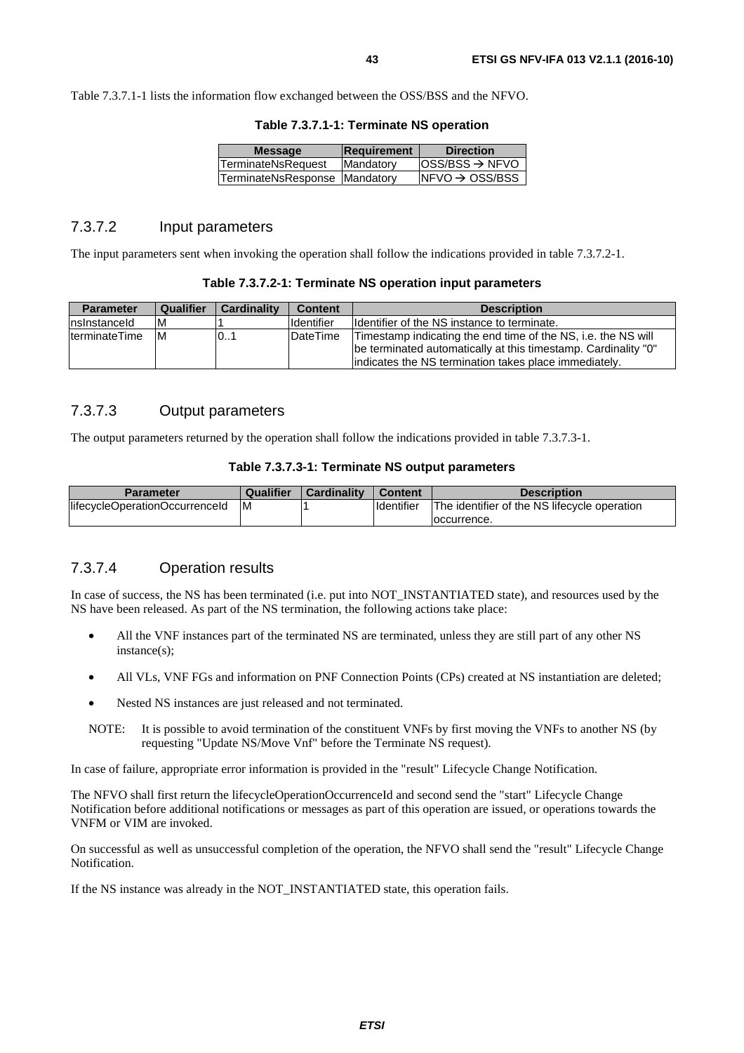Table 7.3.7.1-1 lists the information flow exchanged between the OSS/BSS and the NFVO.

**Table 7.3.7.1-1: Terminate NS operation**

| Message | Requirement | Direction |
| --- | --- | --- |
| TerminateNsRequest | Mandatory | OSS/BSS → NFVO |
| TerminateNsResponse | Mandatory | NFVO → OSS/BSS |

### 7.3.7.2 Input parameters

The input parameters sent when invoking the operation shall follow the indications provided in table 7.3.7.2-1.

**Table 7.3.7.2-1: Terminate NS operation input parameters**

| Parameter | Qualifier | Cardinality | Content | Description |
| --- | --- | --- | --- | --- |
| nsInstanceId | M | 1 | Identifier | Identifier of the NS instance to terminate. |
| terminateTime | M | 0..1 | DateTime | Timestamp indicating the end time of the NS, i.e. the NS will be terminated automatically at this timestamp. Cardinality "0" indicates the NS termination takes place immediately. |

### 7.3.7.3 Output parameters

The output parameters returned by the operation shall follow the indications provided in table 7.3.7.3-1.

**Table 7.3.7.3-1: Terminate NS output parameters**

| Parameter | Qualifier | Cardinality | Content | Description |
| --- | --- | --- | --- | --- |
| lifecycleOperationOccurrenceId | M | 1 | Identifier | The identifier of the NS lifecycle operation occurrence. |

### 7.3.7.4 Operation results

In case of success, the NS has been terminated (i.e. put into NOT_INSTANTIATED state), and resources used by the NS have been released. As part of the NS termination, the following actions take place:

- All the VNF instances part of the terminated NS are terminated, unless they are still part of any other NS instance(s);
- All VLs, VNF FGs and information on PNF Connection Points (CPs) created at NS instantiation are deleted;
- Nested NS instances are just released and not terminated.

NOTE: It is possible to avoid termination of the constituent VNFs by first moving the VNFs to another NS (by requesting "Update NS/Move Vnf" before the Terminate NS request).

In case of failure, appropriate error information is provided in the "result" Lifecycle Change Notification.

The NFVO shall first return the lifecycleOperationOccurrenceId and second send the "start" Lifecycle Change Notification before additional notifications or messages as part of this operation are issued, or operations towards the VNFM or VIM are invoked.

On successful as well as unsuccessful completion of the operation, the NFVO shall send the "result" Lifecycle Change Notification.

If the NS instance was already in the NOT_INSTANTIATED state, this operation fails.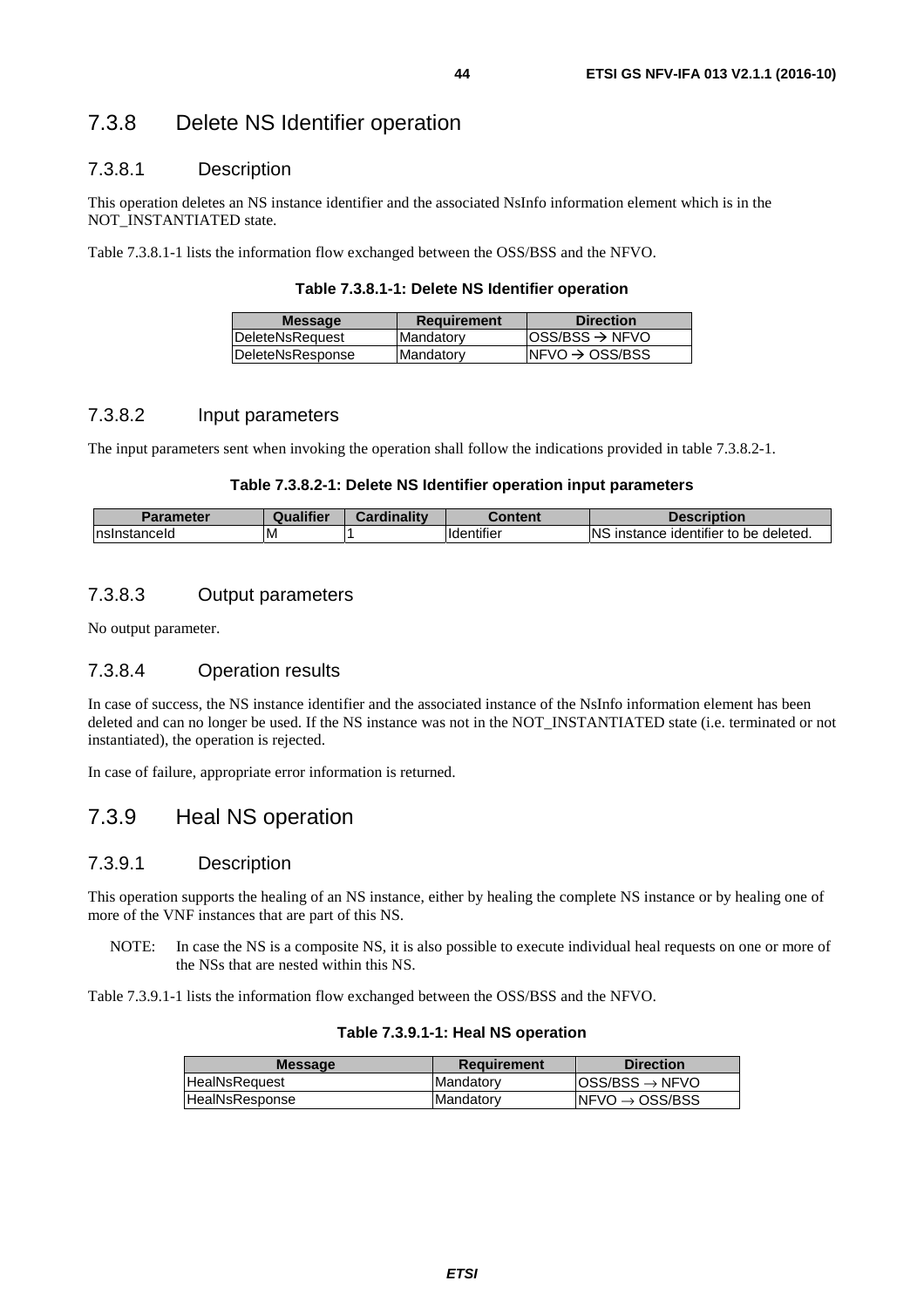### 7.3.8 Delete NS Identifier operation

#### 7.3.8.1 Description

This operation deletes an NS instance identifier and the associated NsInfo information element which is in the NOT_INSTANTIATED state.

Table 7.3.8.1-1 lists the information flow exchanged between the OSS/BSS and the NFVO.

**Table 7.3.8.1-1: Delete NS Identifier operation**

| Message | Requirement | Direction |
|---|---|---|
| DeleteNsRequest | Mandatory | OSS/BSS → NFVO |
| DeleteNsResponse | Mandatory | NFVO → OSS/BSS |

#### 7.3.8.2 Input parameters

The input parameters sent when invoking the operation shall follow the indications provided in table 7.3.8.2-1.

**Table 7.3.8.2-1: Delete NS Identifier operation input parameters**

| Parameter | Qualifier | Cardinality | Content | Description |
|---|---|---|---|---|
| nsInstanceId | M | 1 | Identifier | NS instance identifier to be deleted. |

#### 7.3.8.3 Output parameters

No output parameter.

#### 7.3.8.4 Operation results

In case of success, the NS instance identifier and the associated instance of the NsInfo information element has been deleted and can no longer be used. If the NS instance was not in the NOT_INSTANTIATED state (i.e. terminated or not instantiated), the operation is rejected.

In case of failure, appropriate error information is returned.

### 7.3.9 Heal NS operation

#### 7.3.9.1 Description

This operation supports the healing of an NS instance, either by healing the complete NS instance or by healing one of more of the VNF instances that are part of this NS.

NOTE: In case the NS is a composite NS, it is also possible to execute individual heal requests on one or more of the NSs that are nested within this NS.

Table 7.3.9.1-1 lists the information flow exchanged between the OSS/BSS and the NFVO.

**Table 7.3.9.1-1: Heal NS operation**

| Message | Requirement | Direction |
|---|---|---|
| HealNsRequest | Mandatory | OSS/BSS → NFVO |
| HealNsResponse | Mandatory | NFVO → OSS/BSS |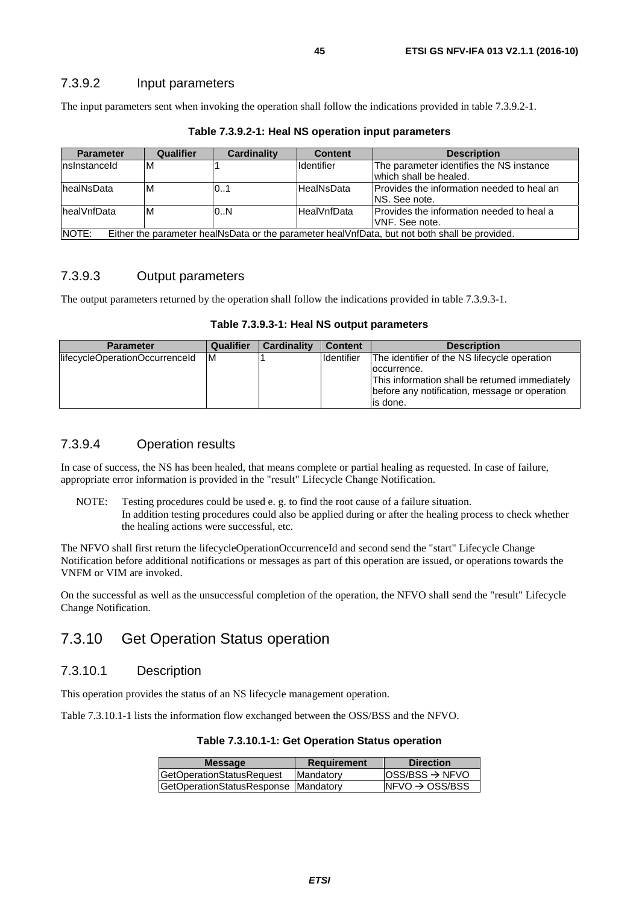### 7.3.9.2 Input parameters

The input parameters sent when invoking the operation shall follow the indications provided in table 7.3.9.2-1.

**Table 7.3.9.2-1: Heal NS operation input parameters**

| Parameter | Qualifier | Cardinality | Content | Description |
|---|---|---|---|---|
| nsInstanceId | M | 1 | Identifier | The parameter identifies the NS instance which shall be healed. |
| healNsData | M | 0..1 | HealNsData | Provides the information needed to heal an NS. See note. |
| healVnfData | M | 0..N | HealVnfData | Provides the information needed to heal a VNF. See note. |
| NOTE: Either the parameter healNsData or the parameter healVnfData, but not both shall be provided. | | | | |

### 7.3.9.3 Output parameters

The output parameters returned by the operation shall follow the indications provided in table 7.3.9.3-1.

**Table 7.3.9.3-1: Heal NS output parameters**

| Parameter | Qualifier | Cardinality | Content | Description |
|---|---|---|---|---|
| lifecycleOperationOccurrenceId | M | 1 | Identifier | The identifier of the NS lifecycle operation occurrence.<br>This information shall be returned immediately before any notification, message or operation is done. |

### 7.3.9.4 Operation results

In case of success, the NS has been healed, that means complete or partial healing as requested. In case of failure, appropriate error information is provided in the "result" Lifecycle Change Notification.

NOTE: Testing procedures could be used e. g. to find the root cause of a failure situation.
In addition testing procedures could also be applied during or after the healing process to check whether the healing actions were successful, etc.

The NFVO shall first return the lifecycleOperationOccurrenceId and second send the "start" Lifecycle Change Notification before additional notifications or messages as part of this operation are issued, or operations towards the VNFM or VIM are invoked.

On the successful as well as the unsuccessful completion of the operation, the NFVO shall send the "result" Lifecycle Change Notification.

## 7.3.10 Get Operation Status operation

### 7.3.10.1 Description

This operation provides the status of an NS lifecycle management operation.

Table 7.3.10.1-1 lists the information flow exchanged between the OSS/BSS and the NFVO.

**Table 7.3.10.1-1: Get Operation Status operation**

| Message | Requirement | Direction |
|---|---|---|
| GetOperationStatusRequest | Mandatory | OSS/BSS → NFVO |
| GetOperationStatusResponse | Mandatory | NFVO → OSS/BSS |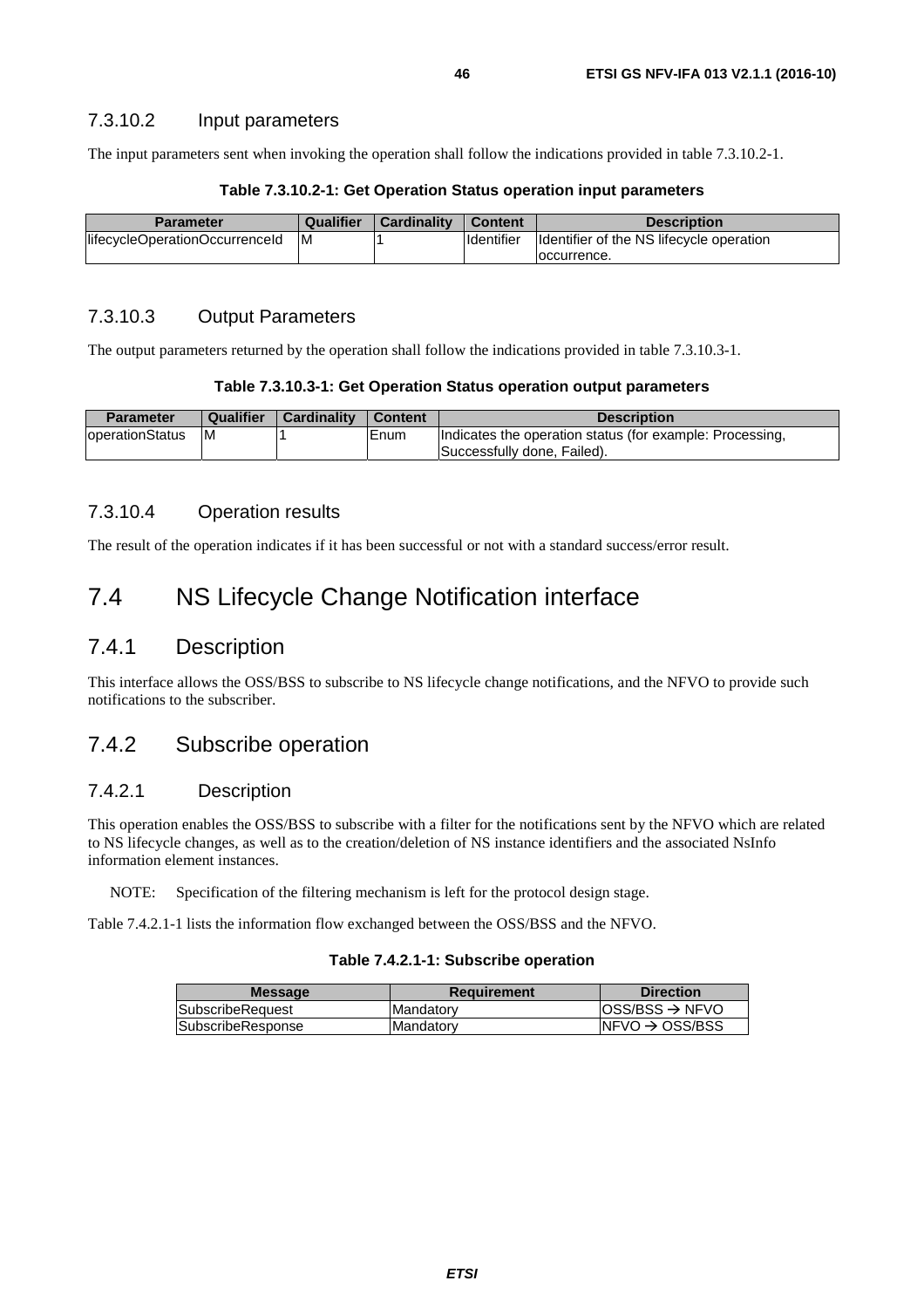#### 7.3.10.2 Input parameters

The input parameters sent when invoking the operation shall follow the indications provided in table 7.3.10.2-1.

**Table 7.3.10.2-1: Get Operation Status operation input parameters**

| Parameter | Qualifier | Cardinality | Content | Description |
|---|---|---|---|---|
| lifecycleOperationOccurrenceId | M | 1 | Identifier | Identifier of the NS lifecycle operation occurrence. |

#### 7.3.10.3 Output Parameters

The output parameters returned by the operation shall follow the indications provided in table 7.3.10.3-1.

**Table 7.3.10.3-1: Get Operation Status operation output parameters**

| Parameter | Qualifier | Cardinality | Content | Description |
|---|---|---|---|---|
| operationStatus | M | 1 | Enum | Indicates the operation status (for example: Processing, Successfully done, Failed). |

#### 7.3.10.4 Operation results

The result of the operation indicates if it has been successful or not with a standard success/error result.

# 7.4 NS Lifecycle Change Notification interface

## 7.4.1 Description

This interface allows the OSS/BSS to subscribe to NS lifecycle change notifications, and the NFVO to provide such notifications to the subscriber.

## 7.4.2 Subscribe operation

#### 7.4.2.1 Description

This operation enables the OSS/BSS to subscribe with a filter for the notifications sent by the NFVO which are related to NS lifecycle changes, as well as to the creation/deletion of NS instance identifiers and the associated NsInfo information element instances.

NOTE: Specification of the filtering mechanism is left for the protocol design stage.

Table 7.4.2.1-1 lists the information flow exchanged between the OSS/BSS and the NFVO.

**Table 7.4.2.1-1: Subscribe operation**

| Message | Requirement | Direction |
|---|---|---|
| SubscribeRequest | Mandatory | OSS/BSS → NFVO |
| SubscribeResponse | Mandatory | NFVO → OSS/BSS |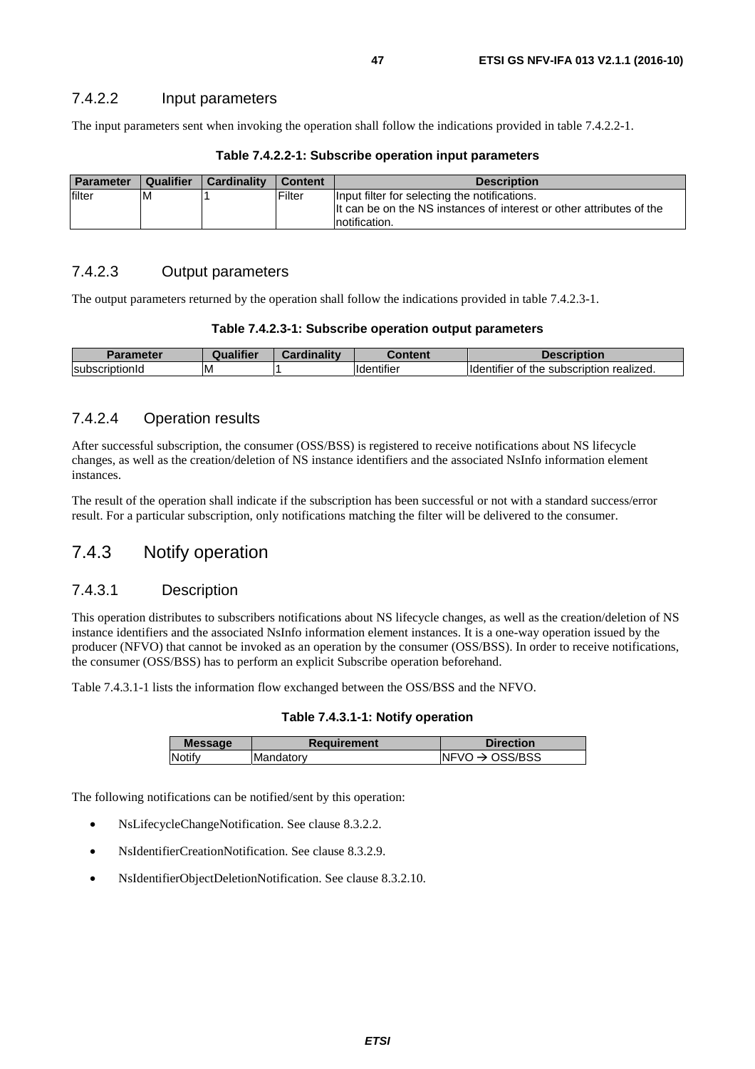### 7.4.2.2 Input parameters

The input parameters sent when invoking the operation shall follow the indications provided in table 7.4.2.2-1.

**Table 7.4.2.2-1: Subscribe operation input parameters**

| Parameter | Qualifier | Cardinality | Content | Description |
|---|---|---|---|---|
| filter | M | 1 | Filter | Input filter for selecting the notifications.<br>It can be on the NS instances of interest or other attributes of the notification. |

### 7.4.2.3 Output parameters

The output parameters returned by the operation shall follow the indications provided in table 7.4.2.3-1.

**Table 7.4.2.3-1: Subscribe operation output parameters**

| Parameter | Qualifier | Cardinality | Content | Description |
|---|---|---|---|---|
| subscriptionId | M | 1 | Identifier | Identifier of the subscription realized. |

### 7.4.2.4 Operation results

After successful subscription, the consumer (OSS/BSS) is registered to receive notifications about NS lifecycle changes, as well as the creation/deletion of NS instance identifiers and the associated NsInfo information element instances.

The result of the operation shall indicate if the subscription has been successful or not with a standard success/error result. For a particular subscription, only notifications matching the filter will be delivered to the consumer.

## 7.4.3 Notify operation

### 7.4.3.1 Description

This operation distributes to subscribers notifications about NS lifecycle changes, as well as the creation/deletion of NS instance identifiers and the associated NsInfo information element instances. It is a one-way operation issued by the producer (NFVO) that cannot be invoked as an operation by the consumer (OSS/BSS). In order to receive notifications, the consumer (OSS/BSS) has to perform an explicit Subscribe operation beforehand.

Table 7.4.3.1-1 lists the information flow exchanged between the OSS/BSS and the NFVO.

**Table 7.4.3.1-1: Notify operation**

| Message | Requirement | Direction |
|---|---|---|
| Notify | Mandatory | NFVO → OSS/BSS |

The following notifications can be notified/sent by this operation:

- NsLifecycleChangeNotification. See clause 8.3.2.2.
- NsIdentifierCreationNotification. See clause 8.3.2.9.
- NsIdentifierObjectDeletionNotification. See clause 8.3.2.10.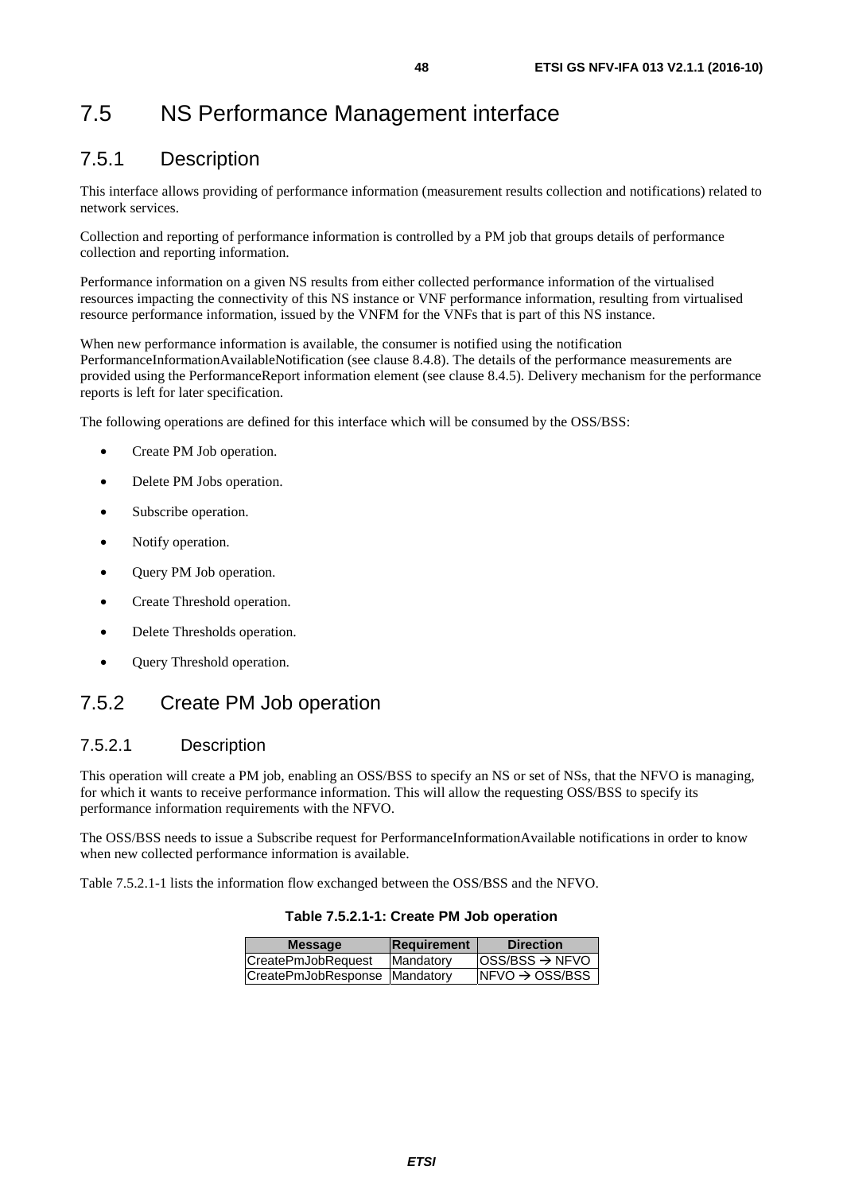# 7.5 NS Performance Management interface

## 7.5.1 Description

This interface allows providing of performance information (measurement results collection and notifications) related to network services.

Collection and reporting of performance information is controlled by a PM job that groups details of performance collection and reporting information.

Performance information on a given NS results from either collected performance information of the virtualised resources impacting the connectivity of this NS instance or VNF performance information, resulting from virtualised resource performance information, issued by the VNFM for the VNFs that is part of this NS instance.

When new performance information is available, the consumer is notified using the notification PerformanceInformationAvailableNotification (see clause 8.4.8). The details of the performance measurements are provided using the PerformanceReport information element (see clause 8.4.5). Delivery mechanism for the performance reports is left for later specification.

The following operations are defined for this interface which will be consumed by the OSS/BSS:

- Create PM Job operation.
- Delete PM Jobs operation.
- Subscribe operation.
- Notify operation.
- Query PM Job operation.
- Create Threshold operation.
- Delete Thresholds operation.
- Query Threshold operation.

## 7.5.2 Create PM Job operation

### 7.5.2.1 Description

This operation will create a PM job, enabling an OSS/BSS to specify an NS or set of NSs, that the NFVO is managing, for which it wants to receive performance information. This will allow the requesting OSS/BSS to specify its performance information requirements with the NFVO.

The OSS/BSS needs to issue a Subscribe request for PerformanceInformationAvailable notifications in order to know when new collected performance information is available.

Table 7.5.2.1-1 lists the information flow exchanged between the OSS/BSS and the NFVO.

**Table 7.5.2.1-1: Create PM Job operation**

| Message | Requirement | Direction |
|---|---|---|
| CreatePmJobRequest | Mandatory | OSS/BSS → NFVO |
| CreatePmJobResponse | Mandatory | NFVO → OSS/BSS |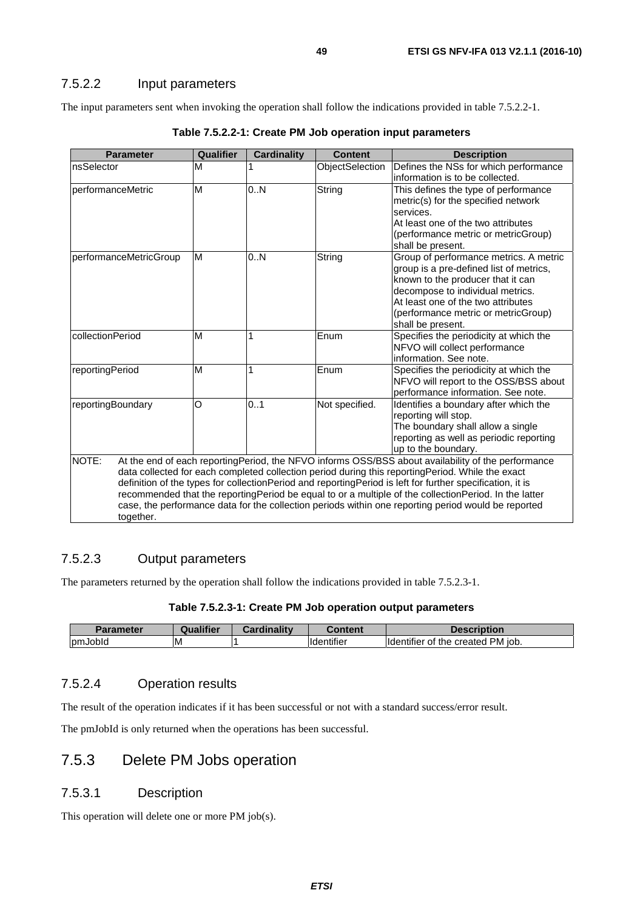### 7.5.2.2 Input parameters

The input parameters sent when invoking the operation shall follow the indications provided in table 7.5.2.2-1.

**Table 7.5.2.2-1: Create PM Job operation input parameters**

| Parameter | Qualifier | Cardinality | Content | Description |
|---|---|---|---|---|
| nsSelector | M | 1 | ObjectSelection | Defines the NSs for which performance information is to be collected. |
| performanceMetric | M | 0..N | String | This defines the type of performance metric(s) for the specified network services. At least one of the two attributes (performance metric or metricGroup) shall be present. |
| performanceMetricGroup | M | 0..N | String | Group of performance metrics. A metric group is a pre-defined list of metrics, known to the producer that it can decompose to individual metrics. At least one of the two attributes (performance metric or metricGroup) shall be present. |
| collectionPeriod | M | 1 | Enum | Specifies the periodicity at which the NFVO will collect performance information. See note. |
| reportingPeriod | M | 1 | Enum | Specifies the periodicity at which the NFVO will report to the OSS/BSS about performance information. See note. |
| reportingBoundary | O | 0..1 | Not specified. | Identifies a boundary after which the reporting will stop. The boundary shall allow a single reporting as well as periodic reporting up to the boundary. |
| NOTE: At the end of each reportingPeriod, the NFVO informs OSS/BSS about availability of the performance data collected for each completed collection period during this reportingPeriod. While the exact definition of the types for collectionPeriod and reportingPeriod is left for further specification, it is recommended that the reportingPeriod be equal to or a multiple of the collectionPeriod. In the latter case, the performance data for the collection periods within one reporting period would be reported together. | | | | |

### 7.5.2.3 Output parameters

The parameters returned by the operation shall follow the indications provided in table 7.5.2.3-1.

**Table 7.5.2.3-1: Create PM Job operation output parameters**

| Parameter | Qualifier | Cardinality | Content | Description |
|---|---|---|---|---|
| pmJobId | M | 1 | Identifier | Identifier of the created PM job. |

### 7.5.2.4 Operation results

The result of the operation indicates if it has been successful or not with a standard success/error result.

The pmJobId is only returned when the operations has been successful.

## 7.5.3 Delete PM Jobs operation

### 7.5.3.1 Description

This operation will delete one or more PM job(s).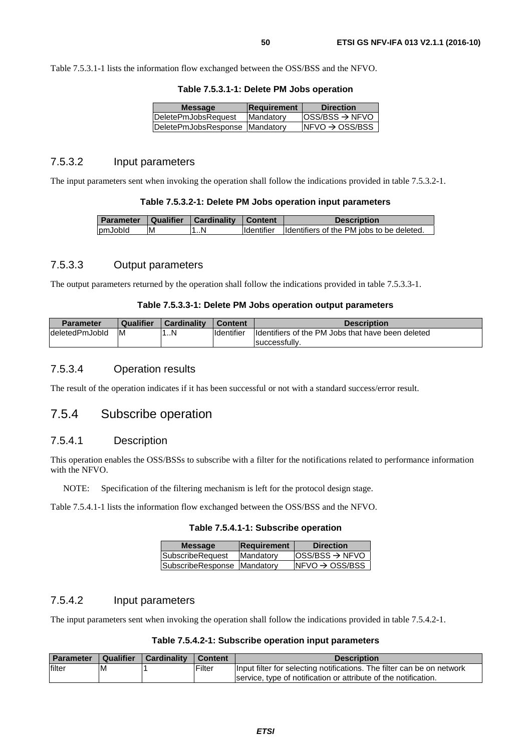Table 7.5.3.1-1 lists the information flow exchanged between the OSS/BSS and the NFVO.

**Table 7.5.3.1-1: Delete PM Jobs operation**

| Message | Requirement | Direction |
|---|---|---|
| DeletePmJobsRequest | Mandatory | OSS/BSS → NFVO |
| DeletePmJobsResponse | Mandatory | NFVO → OSS/BSS |

### 7.5.3.2 Input parameters

The input parameters sent when invoking the operation shall follow the indications provided in table 7.5.3.2-1.

**Table 7.5.3.2-1: Delete PM Jobs operation input parameters**

| Parameter | Qualifier | Cardinality | Content | Description |
|---|---|---|---|---|
| pmJobId | M | 1..N | Identifier | Identifiers of the PM jobs to be deleted. |

### 7.5.3.3 Output parameters

The output parameters returned by the operation shall follow the indications provided in table 7.5.3.3-1.

**Table 7.5.3.3-1: Delete PM Jobs operation output parameters**

| Parameter | Qualifier | Cardinality | Content | Description |
|---|---|---|---|---|
| deletedPmJobId | M | 1..N | Identifier | Identifiers of the PM Jobs that have been deleted successfully. |

### 7.5.3.4 Operation results

The result of the operation indicates if it has been successful or not with a standard success/error result.

## 7.5.4 Subscribe operation

### 7.5.4.1 Description

This operation enables the OSS/BSSs to subscribe with a filter for the notifications related to performance information with the NFVO.

NOTE: Specification of the filtering mechanism is left for the protocol design stage.

Table 7.5.4.1-1 lists the information flow exchanged between the OSS/BSS and the NFVO.

**Table 7.5.4.1-1: Subscribe operation**

| Message | Requirement | Direction |
|---|---|---|
| SubscribeRequest | Mandatory | OSS/BSS → NFVO |
| SubscribeResponse | Mandatory | NFVO → OSS/BSS |

### 7.5.4.2 Input parameters

The input parameters sent when invoking the operation shall follow the indications provided in table 7.5.4.2-1.

**Table 7.5.4.2-1: Subscribe operation input parameters**

| Parameter | Qualifier | Cardinality | Content | Description |
|---|---|---|---|---|
| filter | M | 1 | Filter | Input filter for selecting notifications. The filter can be on network service, type of notification or attribute of the notification. |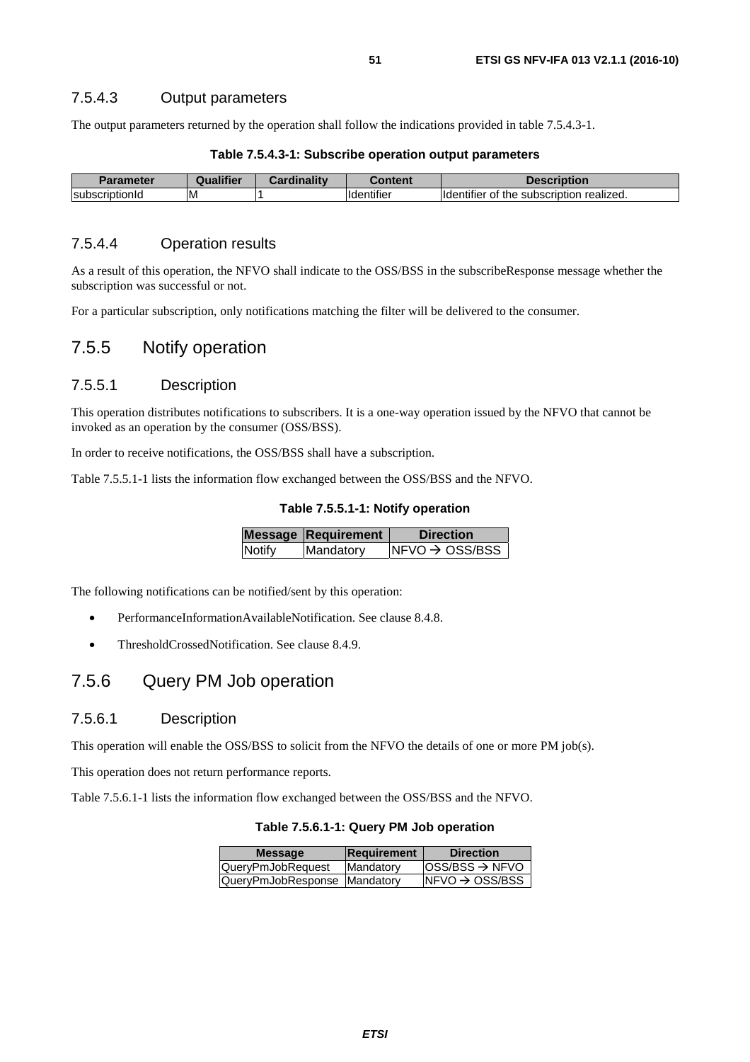### 7.5.4.3 Output parameters

The output parameters returned by the operation shall follow the indications provided in table 7.5.4.3-1.

**Table 7.5.4.3-1: Subscribe operation output parameters**

| Parameter | Qualifier | Cardinality | Content | Description |
|---|---|---|---|---|
| subscriptionId | M | 1 | Identifier | Identifier of the subscription realized. |

### 7.5.4.4 Operation results

As a result of this operation, the NFVO shall indicate to the OSS/BSS in the subscribeResponse message whether the subscription was successful or not.

For a particular subscription, only notifications matching the filter will be delivered to the consumer.

## 7.5.5 Notify operation

### 7.5.5.1 Description

This operation distributes notifications to subscribers. It is a one-way operation issued by the NFVO that cannot be invoked as an operation by the consumer (OSS/BSS).

In order to receive notifications, the OSS/BSS shall have a subscription.

Table 7.5.5.1-1 lists the information flow exchanged between the OSS/BSS and the NFVO.

**Table 7.5.5.1-1: Notify operation**

| Message | Requirement | Direction |
|---|---|---|
| Notify | Mandatory | NFVO → OSS/BSS |

The following notifications can be notified/sent by this operation:

- PerformanceInformationAvailableNotification. See clause 8.4.8.
- ThresholdCrossedNotification. See clause 8.4.9.

## 7.5.6 Query PM Job operation

### 7.5.6.1 Description

This operation will enable the OSS/BSS to solicit from the NFVO the details of one or more PM job(s).

This operation does not return performance reports.

Table 7.5.6.1-1 lists the information flow exchanged between the OSS/BSS and the NFVO.

**Table 7.5.6.1-1: Query PM Job operation**

| Message | Requirement | Direction |
|---|---|---|
| QueryPmJobRequest | Mandatory | OSS/BSS → NFVO |
| QueryPmJobResponse | Mandatory | NFVO → OSS/BSS |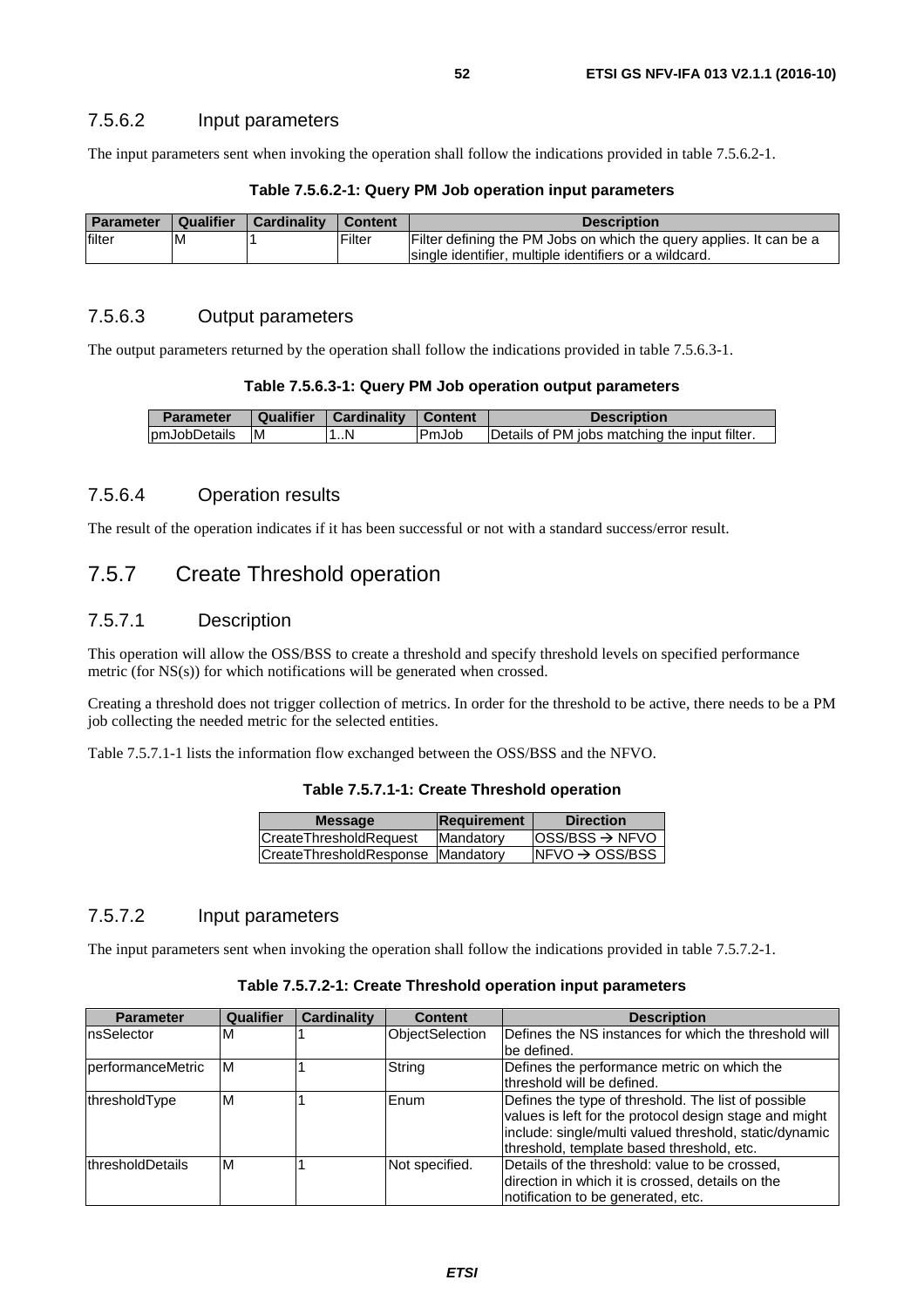### 7.5.6.2 Input parameters

The input parameters sent when invoking the operation shall follow the indications provided in table 7.5.6.2-1.

**Table 7.5.6.2-1: Query PM Job operation input parameters**

| Parameter | Qualifier | Cardinality | Content | Description |
| --- | --- | --- | --- | --- |
| filter | M | 1 | Filter | Filter defining the PM Jobs on which the query applies. It can be a single identifier, multiple identifiers or a wildcard. |

### 7.5.6.3 Output parameters

The output parameters returned by the operation shall follow the indications provided in table 7.5.6.3-1.

**Table 7.5.6.3-1: Query PM Job operation output parameters**

| Parameter | Qualifier | Cardinality | Content | Description |
| --- | --- | --- | --- | --- |
| pmJobDetails | M | 1..N | PmJob | Details of PM jobs matching the input filter. |

### 7.5.6.4 Operation results

The result of the operation indicates if it has been successful or not with a standard success/error result.

## 7.5.7 Create Threshold operation

### 7.5.7.1 Description

This operation will allow the OSS/BSS to create a threshold and specify threshold levels on specified performance metric (for NS(s)) for which notifications will be generated when crossed.

Creating a threshold does not trigger collection of metrics. In order for the threshold to be active, there needs to be a PM job collecting the needed metric for the selected entities.

Table 7.5.7.1-1 lists the information flow exchanged between the OSS/BSS and the NFVO.

**Table 7.5.7.1-1: Create Threshold operation**

| Message | Requirement | Direction |
| --- | --- | --- |
| CreateThresholdRequest | Mandatory | OSS/BSS → NFVO |
| CreateThresholdResponse | Mandatory | NFVO → OSS/BSS |

### 7.5.7.2 Input parameters

The input parameters sent when invoking the operation shall follow the indications provided in table 7.5.7.2-1.

**Table 7.5.7.2-1: Create Threshold operation input parameters**

| Parameter | Qualifier | Cardinality | Content | Description |
| --- | --- | --- | --- | --- |
| nsSelector | M | 1 | ObjectSelection | Defines the NS instances for which the threshold will be defined. |
| performanceMetric | M | 1 | String | Defines the performance metric on which the threshold will be defined. |
| thresholdType | M | 1 | Enum | Defines the type of threshold. The list of possible values is left for the protocol design stage and might include: single/multi valued threshold, static/dynamic threshold, template based threshold, etc. |
| thresholdDetails | M | 1 | Not specified. | Details of the threshold: value to be crossed, direction in which it is crossed, details on the notification to be generated, etc. |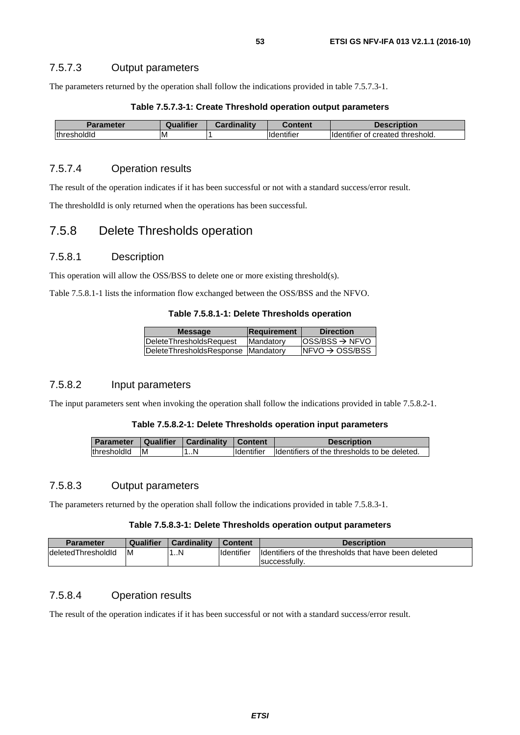### 7.5.7.3 Output parameters

The parameters returned by the operation shall follow the indications provided in table 7.5.7.3-1.

**Table 7.5.7.3-1: Create Threshold operation output parameters**

| Parameter | Qualifier | Cardinality | Content | Description |
|---|---|---|---|---|
| thresholdId | M | 1 | Identifier | Identifier of created threshold. |

### 7.5.7.4 Operation results

The result of the operation indicates if it has been successful or not with a standard success/error result.

The thresholdId is only returned when the operations has been successful.

## 7.5.8 Delete Thresholds operation

### 7.5.8.1 Description

This operation will allow the OSS/BSS to delete one or more existing threshold(s).

Table 7.5.8.1-1 lists the information flow exchanged between the OSS/BSS and the NFVO.

**Table 7.5.8.1-1: Delete Thresholds operation**

| Message | Requirement | Direction |
|---|---|---|
| DeleteThresholdsRequest | Mandatory | OSS/BSS → NFVO |
| DeleteThresholdsResponse | Mandatory | NFVO → OSS/BSS |

### 7.5.8.2 Input parameters

The input parameters sent when invoking the operation shall follow the indications provided in table 7.5.8.2-1.

**Table 7.5.8.2-1: Delete Thresholds operation input parameters**

| Parameter | Qualifier | Cardinality | Content | Description |
|---|---|---|---|---|
| thresholdId | M | 1..N | Identifier | Identifiers of the thresholds to be deleted. |

### 7.5.8.3 Output parameters

The parameters returned by the operation shall follow the indications provided in table 7.5.8.3-1.

**Table 7.5.8.3-1: Delete Thresholds operation output parameters**

| Parameter | Qualifier | Cardinality | Content | Description |
|---|---|---|---|---|
| deletedThresholdId | M | 1..N | Identifier | Identifiers of the thresholds that have been deleted successfully. |

### 7.5.8.4 Operation results

The result of the operation indicates if it has been successful or not with a standard success/error result.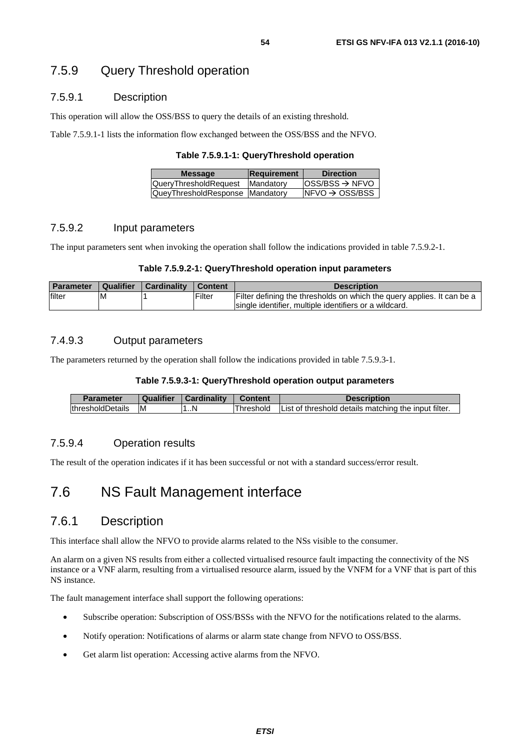### 7.5.9 Query Threshold operation

#### 7.5.9.1 Description

This operation will allow the OSS/BSS to query the details of an existing threshold.

Table 7.5.9.1-1 lists the information flow exchanged between the OSS/BSS and the NFVO.

**Table 7.5.9.1-1: QueryThreshold operation**

| Message | Requirement | Direction |
| --- | --- | --- |
| QueryThresholdRequest | Mandatory | OSS/BSS → NFVO |
| QueyThresholdResponse | Mandatory | NFVO → OSS/BSS |

#### 7.5.9.2 Input parameters

The input parameters sent when invoking the operation shall follow the indications provided in table 7.5.9.2-1.

**Table 7.5.9.2-1: QueryThreshold operation input parameters**

| Parameter | Qualifier | Cardinality | Content | Description |
| --- | --- | --- | --- | --- |
| filter | M | 1 | Filter | Filter defining the thresholds on which the query applies. It can be a single identifier, multiple identifiers or a wildcard. |

#### 7.4.9.3 Output parameters

The parameters returned by the operation shall follow the indications provided in table 7.5.9.3-1.

**Table 7.5.9.3-1: QueryThreshold operation output parameters**

| Parameter | Qualifier | Cardinality | Content | Description |
| --- | --- | --- | --- | --- |
| thresholdDetails | M | 1..N | Threshold | List of threshold details matching the input filter. |

#### 7.5.9.4 Operation results

The result of the operation indicates if it has been successful or not with a standard success/error result.

## 7.6 NS Fault Management interface

### 7.6.1 Description

This interface shall allow the NFVO to provide alarms related to the NSs visible to the consumer.

An alarm on a given NS results from either a collected virtualised resource fault impacting the connectivity of the NS instance or a VNF alarm, resulting from a virtualised resource alarm, issued by the VNFM for a VNF that is part of this NS instance.

The fault management interface shall support the following operations:

- Subscribe operation: Subscription of OSS/BSSs with the NFVO for the notifications related to the alarms.
- Notify operation: Notifications of alarms or alarm state change from NFVO to OSS/BSS.
- Get alarm list operation: Accessing active alarms from the NFVO.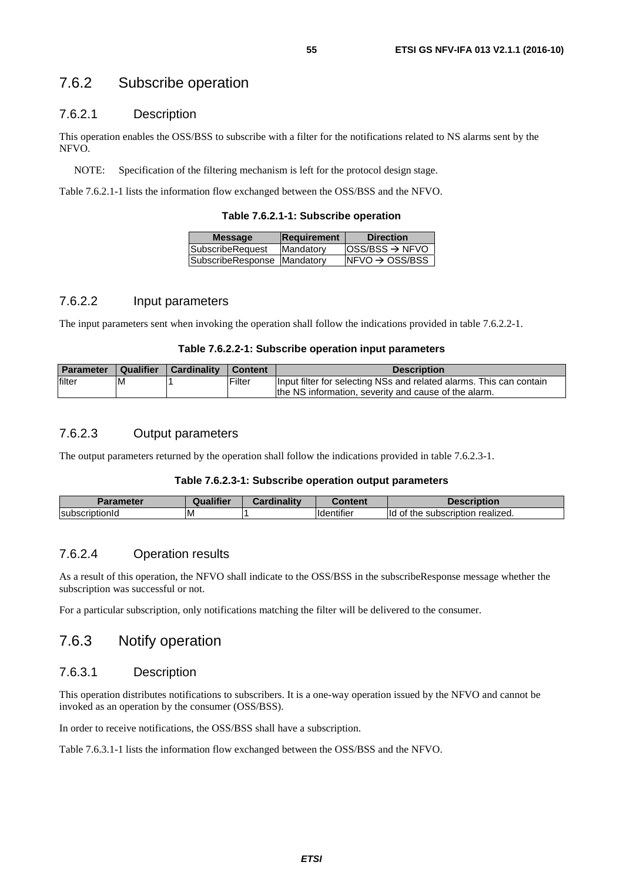### 7.6.2 Subscribe operation

#### 7.6.2.1 Description

This operation enables the OSS/BSS to subscribe with a filter for the notifications related to NS alarms sent by the NFVO.

NOTE: Specification of the filtering mechanism is left for the protocol design stage.

Table 7.6.2.1-1 lists the information flow exchanged between the OSS/BSS and the NFVO.

**Table 7.6.2.1-1: Subscribe operation**

| Message | Requirement | Direction |
| --- | --- | --- |
| SubscribeRequest | Mandatory | OSS/BSS → NFVO |
| SubscribeResponse | Mandatory | NFVO → OSS/BSS |

#### 7.6.2.2 Input parameters

The input parameters sent when invoking the operation shall follow the indications provided in table 7.6.2.2-1.

**Table 7.6.2.2-1: Subscribe operation input parameters**

| Parameter | Qualifier | Cardinality | Content | Description |
| --- | --- | --- | --- | --- |
| filter | M | 1 | Filter | Input filter for selecting NSs and related alarms. This can contain the NS information, severity and cause of the alarm. |

#### 7.6.2.3 Output parameters

The output parameters returned by the operation shall follow the indications provided in table 7.6.2.3-1.

**Table 7.6.2.3-1: Subscribe operation output parameters**

| Parameter | Qualifier | Cardinality | Content | Description |
| --- | --- | --- | --- | --- |
| subscriptionId | M | 1 | Identifier | Id of the subscription realized. |

#### 7.6.2.4 Operation results

As a result of this operation, the NFVO shall indicate to the OSS/BSS in the subscribeResponse message whether the subscription was successful or not.

For a particular subscription, only notifications matching the filter will be delivered to the consumer.

### 7.6.3 Notify operation

#### 7.6.3.1 Description

This operation distributes notifications to subscribers. It is a one-way operation issued by the NFVO and cannot be invoked as an operation by the consumer (OSS/BSS).

In order to receive notifications, the OSS/BSS shall have a subscription.

Table 7.6.3.1-1 lists the information flow exchanged between the OSS/BSS and the NFVO.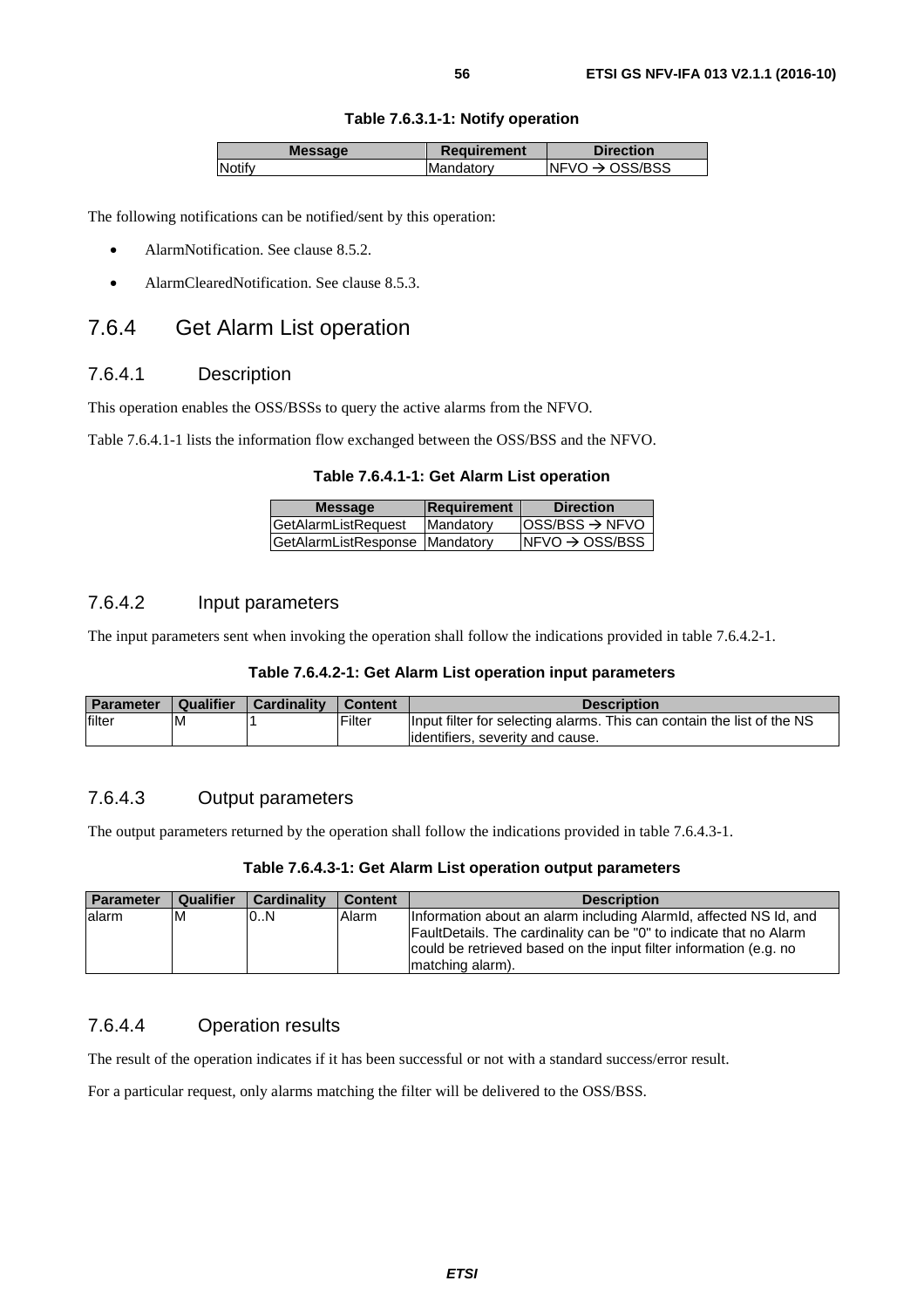**Table 7.6.3.1-1: Notify operation**

| Message | Requirement | Direction |
| --- | --- | --- |
| Notify | Mandatory | NFVO → OSS/BSS |

The following notifications can be notified/sent by this operation:

- AlarmNotification. See clause 8.5.2.
- AlarmClearedNotification. See clause 8.5.3.

## 7.6.4 Get Alarm List operation

### 7.6.4.1 Description

This operation enables the OSS/BSSs to query the active alarms from the NFVO.

Table 7.6.4.1-1 lists the information flow exchanged between the OSS/BSS and the NFVO.

**Table 7.6.4.1-1: Get Alarm List operation**

| Message | Requirement | Direction |
| --- | --- | --- |
| GetAlarmListRequest | Mandatory | OSS/BSS → NFVO |
| GetAlarmListResponse | Mandatory | NFVO → OSS/BSS |

### 7.6.4.2 Input parameters

The input parameters sent when invoking the operation shall follow the indications provided in table 7.6.4.2-1.

**Table 7.6.4.2-1: Get Alarm List operation input parameters**

| Parameter | Qualifier | Cardinality | Content | Description |
| --- | --- | --- | --- | --- |
| filter | M | 1 | Filter | Input filter for selecting alarms. This can contain the list of the NS identifiers, severity and cause. |

### 7.6.4.3 Output parameters

The output parameters returned by the operation shall follow the indications provided in table 7.6.4.3-1.

**Table 7.6.4.3-1: Get Alarm List operation output parameters**

| Parameter | Qualifier | Cardinality | Content | Description |
| --- | --- | --- | --- | --- |
| alarm | M | 0..N | Alarm | Information about an alarm including AlarmId, affected NS Id, and FaultDetails. The cardinality can be "0" to indicate that no Alarm could be retrieved based on the input filter information (e.g. no matching alarm). |

### 7.6.4.4 Operation results

The result of the operation indicates if it has been successful or not with a standard success/error result.

For a particular request, only alarms matching the filter will be delivered to the OSS/BSS.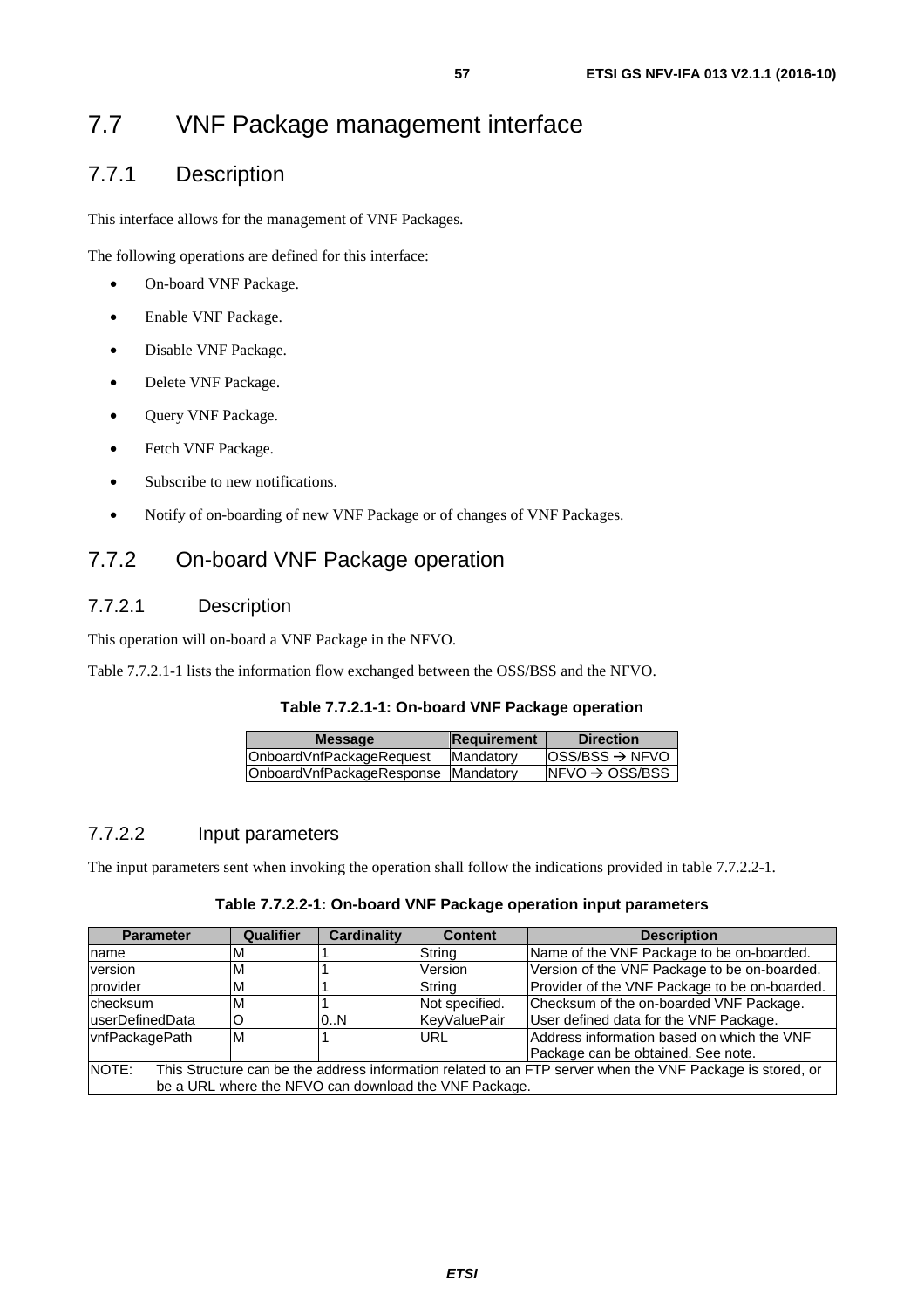# 7.7 VNF Package management interface

## 7.7.1 Description

This interface allows for the management of VNF Packages.

The following operations are defined for this interface:

- On-board VNF Package.
- Enable VNF Package.
- Disable VNF Package.
- Delete VNF Package.
- Query VNF Package.
- Fetch VNF Package.
- Subscribe to new notifications.
- Notify of on-boarding of new VNF Package or of changes of VNF Packages.

## 7.7.2 On-board VNF Package operation

### 7.7.2.1 Description

This operation will on-board a VNF Package in the NFVO.

Table 7.7.2.1-1 lists the information flow exchanged between the OSS/BSS and the NFVO.

**Table 7.7.2.1-1: On-board VNF Package operation**

| Message | Requirement | Direction |
|---|---|---|
| OnboardVnfPackageRequest | Mandatory | OSS/BSS → NFVO |
| OnboardVnfPackageResponse | Mandatory | NFVO → OSS/BSS |

### 7.7.2.2 Input parameters

The input parameters sent when invoking the operation shall follow the indications provided in table 7.7.2.2-1.

**Table 7.7.2.2-1: On-board VNF Package operation input parameters**

| Parameter | Qualifier | Cardinality | Content | Description |
|---|---|---|---|---|
| name | M | 1 | String | Name of the VNF Package to be on-boarded. |
| version | M | 1 | Version | Version of the VNF Package to be on-boarded. |
| provider | M | 1 | String | Provider of the VNF Package to be on-boarded. |
| checksum | M | 1 | Not specified. | Checksum of the on-boarded VNF Package. |
| userDefinedData | O | 0..N | KeyValuePair | User defined data for the VNF Package. |
| vnfPackagePath | M | 1 | URL | Address information based on which the VNF Package can be obtained. See note. |
| NOTE: This Structure can be the address information related to an FTP server when the VNF Package is stored, or be a URL where the NFVO can download the VNF Package. | | | | |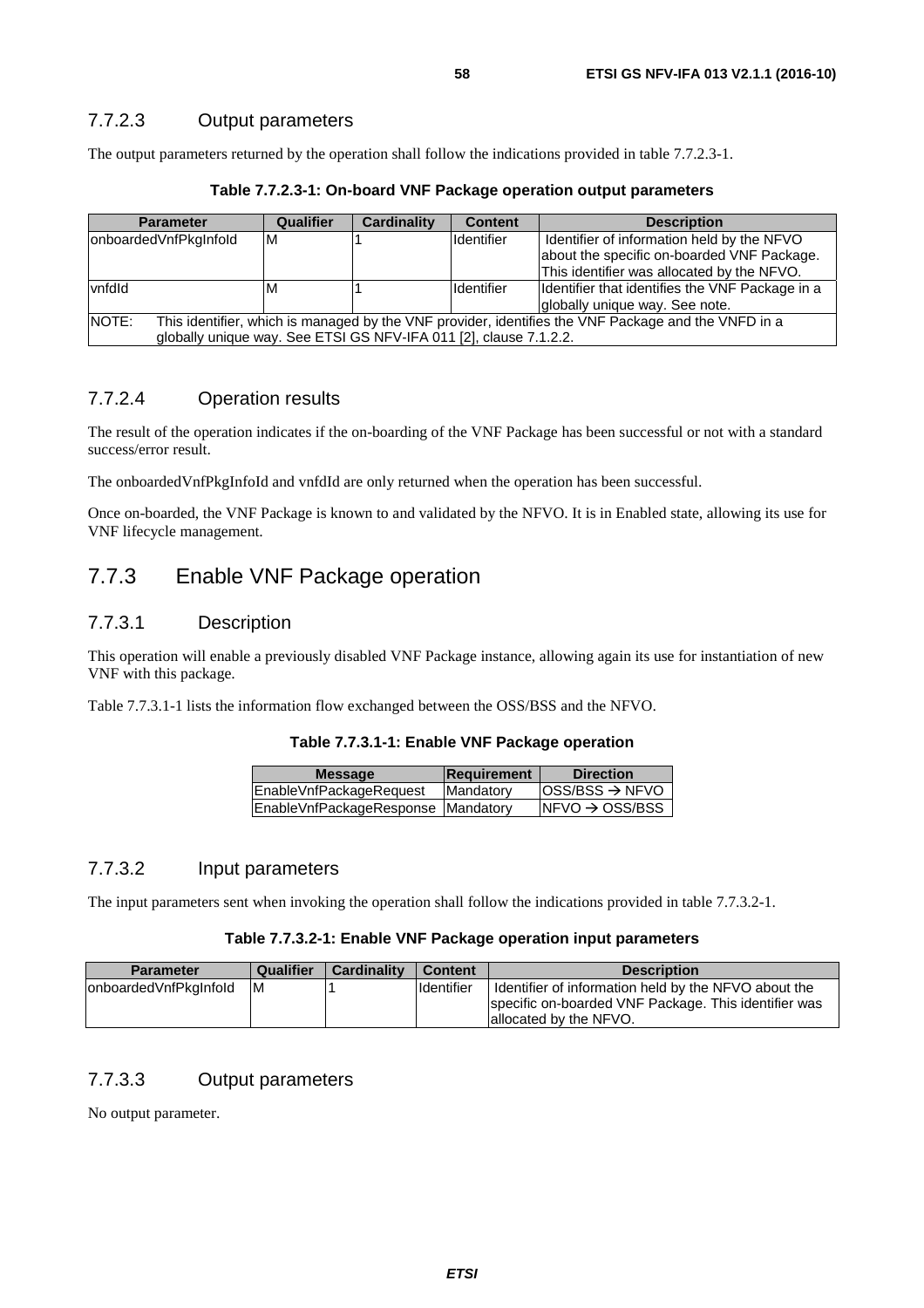#### 7.7.2.3 Output parameters

The output parameters returned by the operation shall follow the indications provided in table 7.7.2.3-1.

**Table 7.7.2.3-1: On-board VNF Package operation output parameters**

| Parameter | Qualifier | Cardinality | Content | Description |
|---|---|---|---|---|
| onboardedVnfPkgInfoId | M | 1 | Identifier | Identifier of information held by the NFVO about the specific on-boarded VNF Package. This identifier was allocated by the NFVO. |
| vnfdId | M | 1 | Identifier | Identifier that identifies the VNF Package in a globally unique way. See note. |
| NOTE: This identifier, which is managed by the VNF provider, identifies the VNF Package and the VNFD in a globally unique way. See ETSI GS NFV-IFA 011 [2], clause 7.1.2.2. | | | | |

#### 7.7.2.4 Operation results

The result of the operation indicates if the on-boarding of the VNF Package has been successful or not with a standard success/error result.

The onboardedVnfPkgInfoId and vnfdId are only returned when the operation has been successful.

Once on-boarded, the VNF Package is known to and validated by the NFVO. It is in Enabled state, allowing its use for VNF lifecycle management.

### 7.7.3 Enable VNF Package operation

#### 7.7.3.1 Description

This operation will enable a previously disabled VNF Package instance, allowing again its use for instantiation of new VNF with this package.

Table 7.7.3.1-1 lists the information flow exchanged between the OSS/BSS and the NFVO.

**Table 7.7.3.1-1: Enable VNF Package operation**

| Message | Requirement | Direction |
|---|---|---|
| EnableVnfPackageRequest | Mandatory | OSS/BSS → NFVO |
| EnableVnfPackageResponse | Mandatory | NFVO → OSS/BSS |

#### 7.7.3.2 Input parameters

The input parameters sent when invoking the operation shall follow the indications provided in table 7.7.3.2-1.

**Table 7.7.3.2-1: Enable VNF Package operation input parameters**

| Parameter | Qualifier | Cardinality | Content | Description |
|---|---|---|---|---|
| onboardedVnfPkgInfoId | M | 1 | Identifier | Identifier of information held by the NFVO about the specific on-boarded VNF Package. This identifier was allocated by the NFVO. |

#### 7.7.3.3 Output parameters

No output parameter.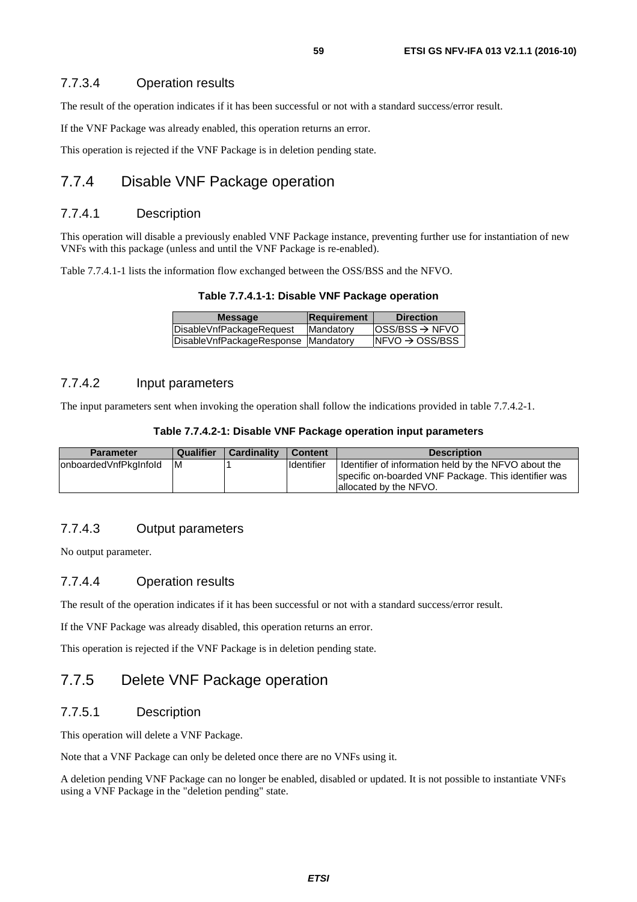#### 7.7.3.4 Operation results

The result of the operation indicates if it has been successful or not with a standard success/error result.

If the VNF Package was already enabled, this operation returns an error.

This operation is rejected if the VNF Package is in deletion pending state.

### 7.7.4 Disable VNF Package operation

#### 7.7.4.1 Description

This operation will disable a previously enabled VNF Package instance, preventing further use for instantiation of new VNFs with this package (unless and until the VNF Package is re-enabled).

Table 7.7.4.1-1 lists the information flow exchanged between the OSS/BSS and the NFVO.

**Table 7.7.4.1-1: Disable VNF Package operation**

| Message | Requirement | Direction |
| --- | --- | --- |
| DisableVnfPackageRequest | Mandatory | OSS/BSS → NFVO |
| DisableVnfPackageResponse | Mandatory | NFVO → OSS/BSS |

#### 7.7.4.2 Input parameters

The input parameters sent when invoking the operation shall follow the indications provided in table 7.7.4.2-1.

**Table 7.7.4.2-1: Disable VNF Package operation input parameters**

| Parameter | Qualifier | Cardinality | Content | Description |
| --- | --- | --- | --- | --- |
| onboardedVnfPkgInfoId | M | 1 | Identifier | Identifier of information held by the NFVO about the specific on-boarded VNF Package. This identifier was allocated by the NFVO. |

#### 7.7.4.3 Output parameters

No output parameter.

#### 7.7.4.4 Operation results

The result of the operation indicates if it has been successful or not with a standard success/error result.

If the VNF Package was already disabled, this operation returns an error.

This operation is rejected if the VNF Package is in deletion pending state.

### 7.7.5 Delete VNF Package operation

#### 7.7.5.1 Description

This operation will delete a VNF Package.

Note that a VNF Package can only be deleted once there are no VNFs using it.

A deletion pending VNF Package can no longer be enabled, disabled or updated. It is not possible to instantiate VNFs using a VNF Package in the "deletion pending" state.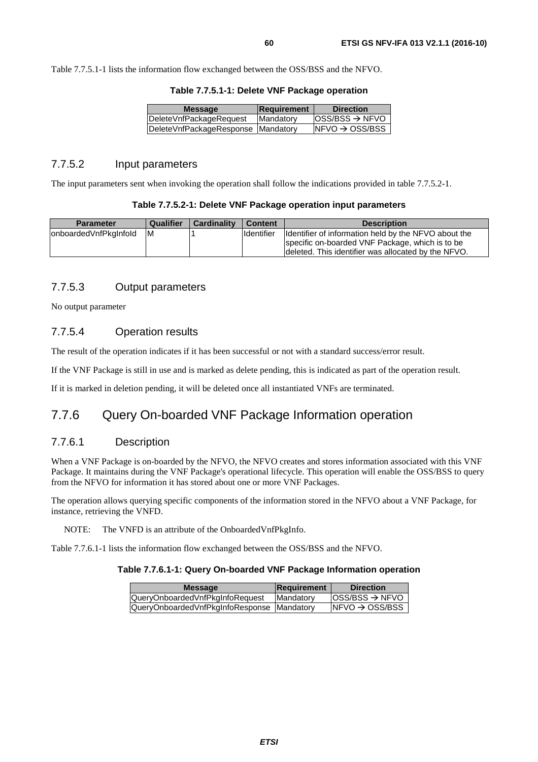Table 7.7.5.1-1 lists the information flow exchanged between the OSS/BSS and the NFVO.

**Table 7.7.5.1-1: Delete VNF Package operation**

| Message | Requirement | Direction |
| --- | --- | --- |
| DeleteVnfPackageRequest | Mandatory | OSS/BSS → NFVO |
| DeleteVnfPackageResponse | Mandatory | NFVO → OSS/BSS |

### 7.7.5.2 Input parameters

The input parameters sent when invoking the operation shall follow the indications provided in table 7.7.5.2-1.

**Table 7.7.5.2-1: Delete VNF Package operation input parameters**

| Parameter | Qualifier | Cardinality | Content | Description |
| --- | --- | --- | --- | --- |
| onboardedVnfPkgInfoId | M | 1 | Identifier | Identifier of information held by the NFVO about the specific on-boarded VNF Package, which is to be deleted. This identifier was allocated by the NFVO. |

### 7.7.5.3 Output parameters

No output parameter

### 7.7.5.4 Operation results

The result of the operation indicates if it has been successful or not with a standard success/error result.

If the VNF Package is still in use and is marked as delete pending, this is indicated as part of the operation result.

If it is marked in deletion pending, it will be deleted once all instantiated VNFs are terminated.

## 7.7.6 Query On-boarded VNF Package Information operation

### 7.7.6.1 Description

When a VNF Package is on-boarded by the NFVO, the NFVO creates and stores information associated with this VNF Package. It maintains during the VNF Package's operational lifecycle. This operation will enable the OSS/BSS to query from the NFVO for information it has stored about one or more VNF Packages.

The operation allows querying specific components of the information stored in the NFVO about a VNF Package, for instance, retrieving the VNFD.

NOTE: The VNFD is an attribute of the OnboardedVnfPkgInfo.

Table 7.7.6.1-1 lists the information flow exchanged between the OSS/BSS and the NFVO.

**Table 7.7.6.1-1: Query On-boarded VNF Package Information operation**

| Message | Requirement | Direction |
| --- | --- | --- |
| QueryOnboardedVnfPkgInfoRequest | Mandatory | OSS/BSS → NFVO |
| QueryOnboardedVnfPkgInfoResponse | Mandatory | NFVO → OSS/BSS |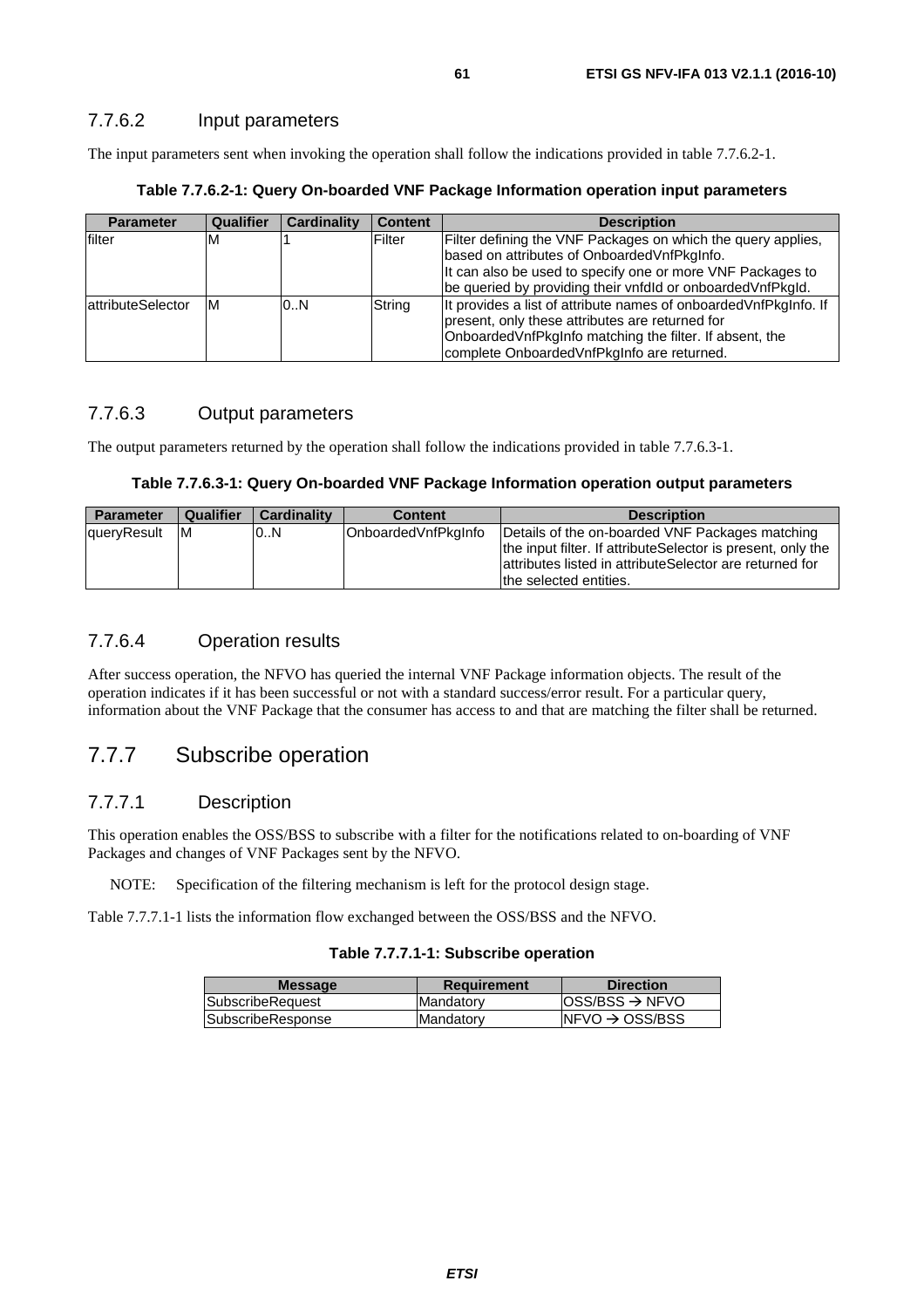### 7.7.6.2 Input parameters

The input parameters sent when invoking the operation shall follow the indications provided in table 7.7.6.2-1.

**Table 7.7.6.2-1: Query On-boarded VNF Package Information operation input parameters**

| Parameter | Qualifier | Cardinality | Content | Description |
|---|---|---|---|---|
| filter | M | 1 | Filter | Filter defining the VNF Packages on which the query applies, based on attributes of OnboardedVnfPkgInfo. It can also be used to specify one or more VNF Packages to be queried by providing their vnfdId or onboardedVnfPkgId. |
| attributeSelector | M | 0..N | String | It provides a list of attribute names of onboardedVnfPkgInfo. If present, only these attributes are returned for OnboardedVnfPkgInfo matching the filter. If absent, the complete OnboardedVnfPkgInfo are returned. |

### 7.7.6.3 Output parameters

The output parameters returned by the operation shall follow the indications provided in table 7.7.6.3-1.

**Table 7.7.6.3-1: Query On-boarded VNF Package Information operation output parameters**

| Parameter | Qualifier | Cardinality | Content | Description |
|---|---|---|---|---|
| queryResult | M | 0..N | OnboardedVnfPkgInfo | Details of the on-boarded VNF Packages matching the input filter. If attributeSelector is present, only the attributes listed in attributeSelector are returned for the selected entities. |

### 7.7.6.4 Operation results

After success operation, the NFVO has queried the internal VNF Package information objects. The result of the operation indicates if it has been successful or not with a standard success/error result. For a particular query, information about the VNF Package that the consumer has access to and that are matching the filter shall be returned.

## 7.7.7 Subscribe operation

### 7.7.7.1 Description

This operation enables the OSS/BSS to subscribe with a filter for the notifications related to on-boarding of VNF Packages and changes of VNF Packages sent by the NFVO.

NOTE: Specification of the filtering mechanism is left for the protocol design stage.

Table 7.7.7.1-1 lists the information flow exchanged between the OSS/BSS and the NFVO.

**Table 7.7.7.1-1: Subscribe operation**

| Message | Requirement | Direction |
|---|---|---|
| SubscribeRequest | Mandatory | OSS/BSS → NFVO |
| SubscribeResponse | Mandatory | NFVO → OSS/BSS |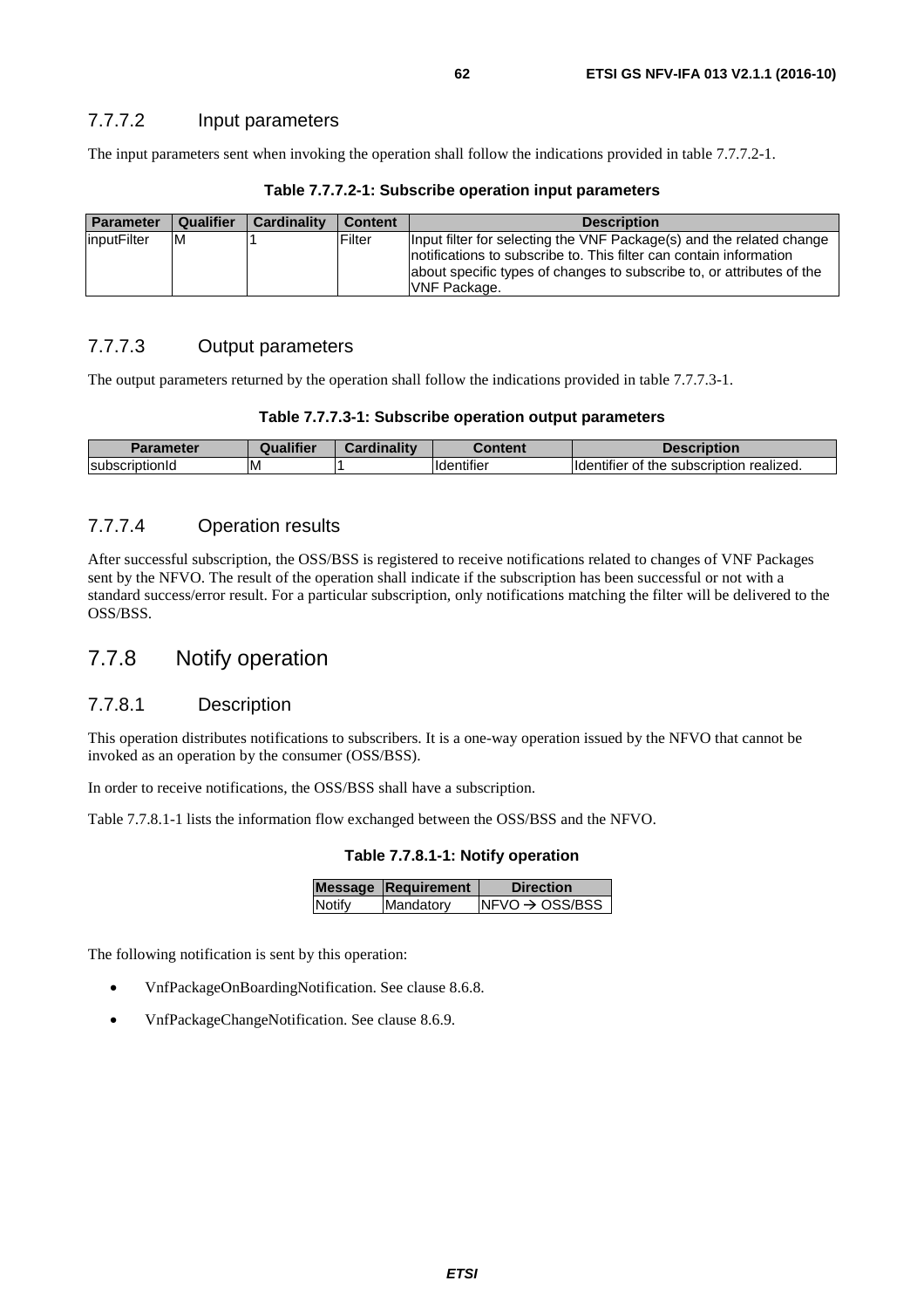### 7.7.7.2 Input parameters

The input parameters sent when invoking the operation shall follow the indications provided in table 7.7.7.2-1.

**Table 7.7.7.2-1: Subscribe operation input parameters**

| Parameter | Qualifier | Cardinality | Content | Description |
|---|---|---|---|---|
| inputFilter | M | 1 | Filter | Input filter for selecting the VNF Package(s) and the related change notifications to subscribe to. This filter can contain information about specific types of changes to subscribe to, or attributes of the VNF Package. |

### 7.7.7.3 Output parameters

The output parameters returned by the operation shall follow the indications provided in table 7.7.7.3-1.

**Table 7.7.7.3-1: Subscribe operation output parameters**

| Parameter | Qualifier | Cardinality | Content | Description |
|---|---|---|---|---|
| subscriptionId | M | 1 | Identifier | Identifier of the subscription realized. |

### 7.7.7.4 Operation results

After successful subscription, the OSS/BSS is registered to receive notifications related to changes of VNF Packages sent by the NFVO. The result of the operation shall indicate if the subscription has been successful or not with a standard success/error result. For a particular subscription, only notifications matching the filter will be delivered to the OSS/BSS.

## 7.7.8 Notify operation

### 7.7.8.1 Description

This operation distributes notifications to subscribers. It is a one-way operation issued by the NFVO that cannot be invoked as an operation by the consumer (OSS/BSS).

In order to receive notifications, the OSS/BSS shall have a subscription.

Table 7.7.8.1-1 lists the information flow exchanged between the OSS/BSS and the NFVO.

**Table 7.7.8.1-1: Notify operation**

| Message | Requirement | Direction |
|---|---|---|
| Notify | Mandatory | NFVO → OSS/BSS |

The following notification is sent by this operation:

- VnfPackageOnBoardingNotification. See clause 8.6.8.
- VnfPackageChangeNotification. See clause 8.6.9.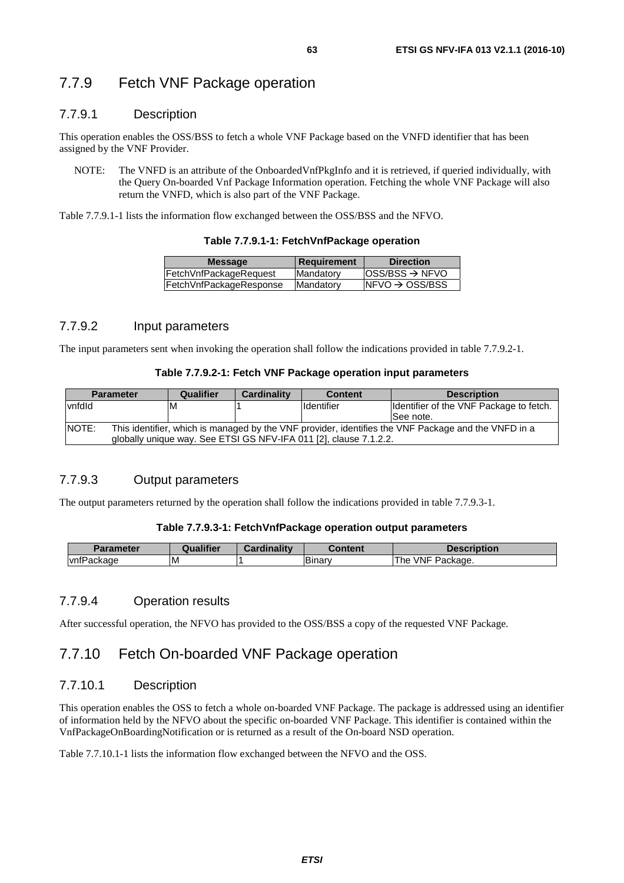## 7.7.9 Fetch VNF Package operation

### 7.7.9.1 Description

This operation enables the OSS/BSS to fetch a whole VNF Package based on the VNFD identifier that has been assigned by the VNF Provider.

NOTE: The VNFD is an attribute of the OnboardedVnfPkgInfo and it is retrieved, if queried individually, with the Query On-boarded Vnf Package Information operation. Fetching the whole VNF Package will also return the VNFD, which is also part of the VNF Package.

Table 7.7.9.1-1 lists the information flow exchanged between the OSS/BSS and the NFVO.

**Table 7.7.9.1-1: FetchVnfPackage operation**

| Message | Requirement | Direction |
|---|---|---|
| FetchVnfPackageRequest | Mandatory | OSS/BSS → NFVO |
| FetchVnfPackageResponse | Mandatory | NFVO → OSS/BSS |

### 7.7.9.2 Input parameters

The input parameters sent when invoking the operation shall follow the indications provided in table 7.7.9.2-1.

**Table 7.7.9.2-1: Fetch VNF Package operation input parameters**

| Parameter | Qualifier | Cardinality | Content | Description |
|---|---|---|---|---|
| vnfdId | M | 1 | Identifier | Identifier of the VNF Package to fetch. See note. |
| NOTE: This identifier, which is managed by the VNF provider, identifies the VNF Package and the VNFD in a globally unique way. See ETSI GS NFV-IFA 011 [2], clause 7.1.2.2. | | | | |

### 7.7.9.3 Output parameters

The output parameters returned by the operation shall follow the indications provided in table 7.7.9.3-1.

**Table 7.7.9.3-1: FetchVnfPackage operation output parameters**

| Parameter | Qualifier | Cardinality | Content | Description |
|---|---|---|---|---|
| vnfPackage | M | 1 | Binary | The VNF Package. |

### 7.7.9.4 Operation results

After successful operation, the NFVO has provided to the OSS/BSS a copy of the requested VNF Package.

## 7.7.10 Fetch On-boarded VNF Package operation

### 7.7.10.1 Description

This operation enables the OSS to fetch a whole on-boarded VNF Package. The package is addressed using an identifier of information held by the NFVO about the specific on-boarded VNF Package. This identifier is contained within the VnfPackageOnBoardingNotification or is returned as a result of the On-board NSD operation.

Table 7.7.10.1-1 lists the information flow exchanged between the NFVO and the OSS.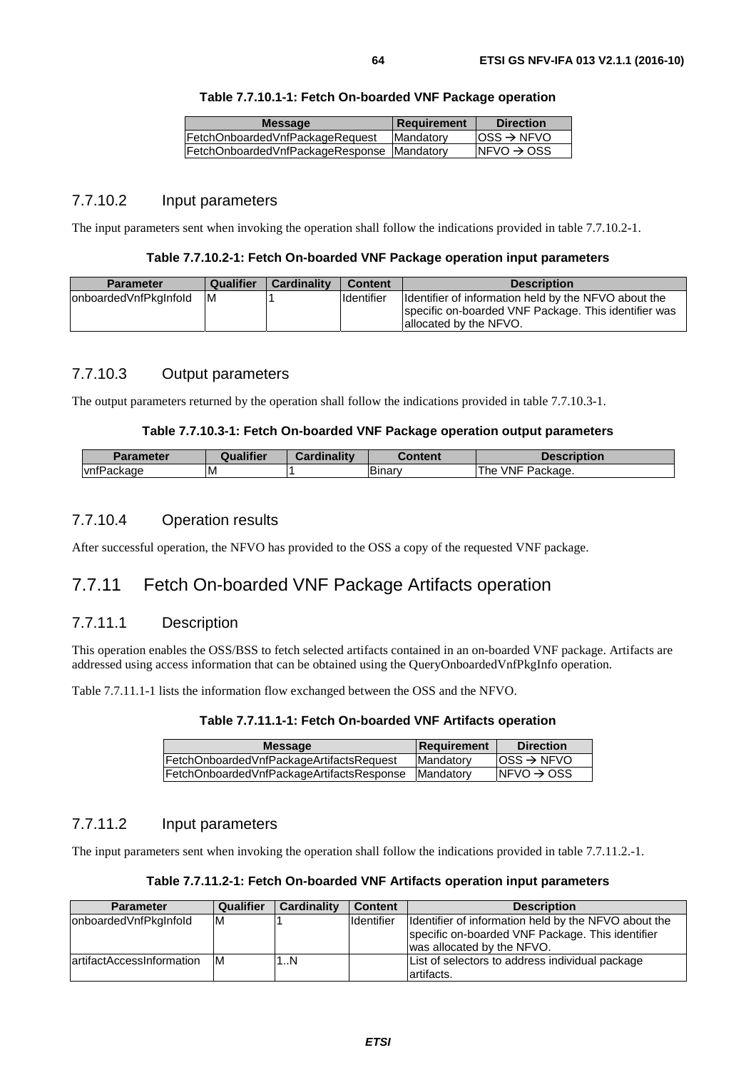**Table 7.7.10.1-1: Fetch On-boarded VNF Package operation**

| Message | Requirement | Direction |
| --- | --- | --- |
| FetchOnboardedVnfPackageRequest | Mandatory | OSS → NFVO |
| FetchOnboardedVnfPackageResponse | Mandatory | NFVO → OSS |

### 7.7.10.2 Input parameters

The input parameters sent when invoking the operation shall follow the indications provided in table 7.7.10.2-1.

**Table 7.7.10.2-1: Fetch On-boarded VNF Package operation input parameters**

| Parameter | Qualifier | Cardinality | Content | Description |
| --- | --- | --- | --- | --- |
| onboardedVnfPkgInfoId | M | 1 | Identifier | Identifier of information held by the NFVO about the specific on-boarded VNF Package. This identifier was allocated by the NFVO. |

### 7.7.10.3 Output parameters

The output parameters returned by the operation shall follow the indications provided in table 7.7.10.3-1.

**Table 7.7.10.3-1: Fetch On-boarded VNF Package operation output parameters**

| Parameter | Qualifier | Cardinality | Content | Description |
| --- | --- | --- | --- | --- |
| vnfPackage | M | 1 | Binary | The VNF Package. |

### 7.7.10.4 Operation results

After successful operation, the NFVO has provided to the OSS a copy of the requested VNF package.

## 7.7.11 Fetch On-boarded VNF Package Artifacts operation

### 7.7.11.1 Description

This operation enables the OSS/BSS to fetch selected artifacts contained in an on-boarded VNF package. Artifacts are addressed using access information that can be obtained using the QueryOnboardedVnfPkgInfo operation.

Table 7.7.11.1-1 lists the information flow exchanged between the OSS and the NFVO.

**Table 7.7.11.1-1: Fetch On-boarded VNF Artifacts operation**

| Message | Requirement | Direction |
| --- | --- | --- |
| FetchOnboardedVnfPackageArtifactsRequest | Mandatory | OSS → NFVO |
| FetchOnboardedVnfPackageArtifactsResponse | Mandatory | NFVO → OSS |

### 7.7.11.2 Input parameters

The input parameters sent when invoking the operation shall follow the indications provided in table 7.7.11.2.-1.

**Table 7.7.11.2-1: Fetch On-boarded VNF Artifacts operation input parameters**

| Parameter | Qualifier | Cardinality | Content | Description |
| --- | --- | --- | --- | --- |
| onboardedVnfPkgInfoId | M | 1 | Identifier | Identifier of information held by the NFVO about the specific on-boarded VNF Package. This identifier was allocated by the NFVO. |
| artifactAccessInformation | M | 1..N | | List of selectors to address individual package artifacts. |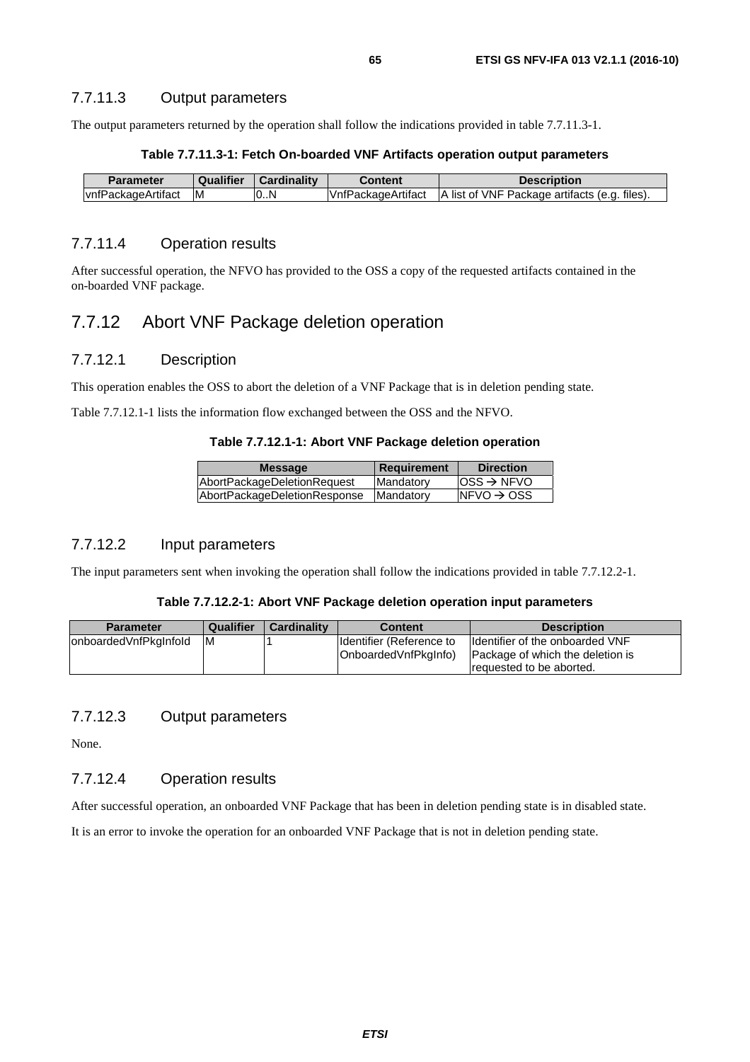### 7.7.11.3 Output parameters

The output parameters returned by the operation shall follow the indications provided in table 7.7.11.3-1.

**Table 7.7.11.3-1: Fetch On-boarded VNF Artifacts operation output parameters**

| Parameter | Qualifier | Cardinality | Content | Description |
|---|---|---|---|---|
| vnfPackageArtifact | M | 0..N | VnfPackageArtifact | A list of VNF Package artifacts (e.g. files). |

### 7.7.11.4 Operation results

After successful operation, the NFVO has provided to the OSS a copy of the requested artifacts contained in the on-boarded VNF package.

## 7.7.12 Abort VNF Package deletion operation

### 7.7.12.1 Description

This operation enables the OSS to abort the deletion of a VNF Package that is in deletion pending state.

Table 7.7.12.1-1 lists the information flow exchanged between the OSS and the NFVO.

**Table 7.7.12.1-1: Abort VNF Package deletion operation**

| Message | Requirement | Direction |
|---|---|---|
| AbortPackageDeletionRequest | Mandatory | OSS → NFVO |
| AbortPackageDeletionResponse | Mandatory | NFVO → OSS |

### 7.7.12.2 Input parameters

The input parameters sent when invoking the operation shall follow the indications provided in table 7.7.12.2-1.

**Table 7.7.12.2-1: Abort VNF Package deletion operation input parameters**

| Parameter | Qualifier | Cardinality | Content | Description |
|---|---|---|---|---|
| onboardedVnfPkgInfoId | M | 1 | Identifier (Reference to OnboardedVnfPkgInfo) | Identifier of the onboarded VNF Package of which the deletion is requested to be aborted. |

### 7.7.12.3 Output parameters

None.

### 7.7.12.4 Operation results

After successful operation, an onboarded VNF Package that has been in deletion pending state is in disabled state.

It is an error to invoke the operation for an onboarded VNF Package that is not in deletion pending state.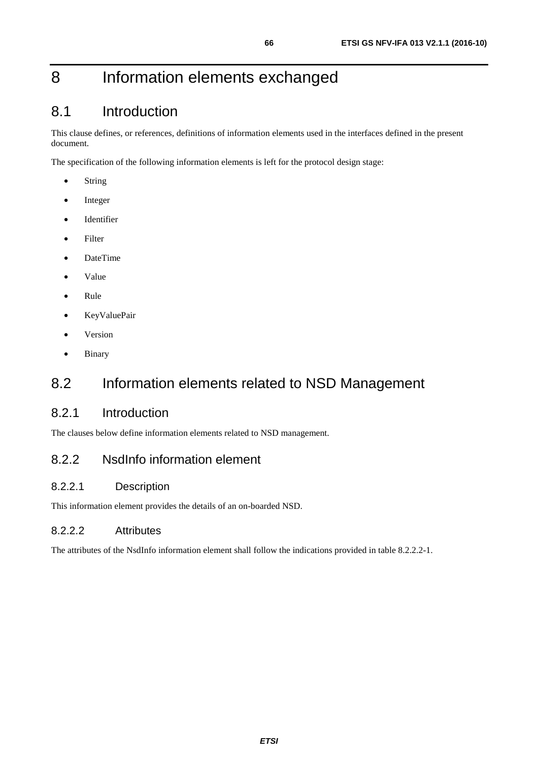# 8 Information elements exchanged

## 8.1 Introduction

This clause defines, or references, definitions of information elements used in the interfaces defined in the present document.

The specification of the following information elements is left for the protocol design stage:

- String
- Integer
- Identifier
- Filter
- DateTime
- Value
- Rule
- KeyValuePair
- Version
- Binary

## 8.2 Information elements related to NSD Management

### 8.2.1 Introduction

The clauses below define information elements related to NSD management.

### 8.2.2 NsdInfo information element

#### 8.2.2.1 Description

This information element provides the details of an on-boarded NSD.

#### 8.2.2.2 Attributes

The attributes of the NsdInfo information element shall follow the indications provided in table 8.2.2.2-1.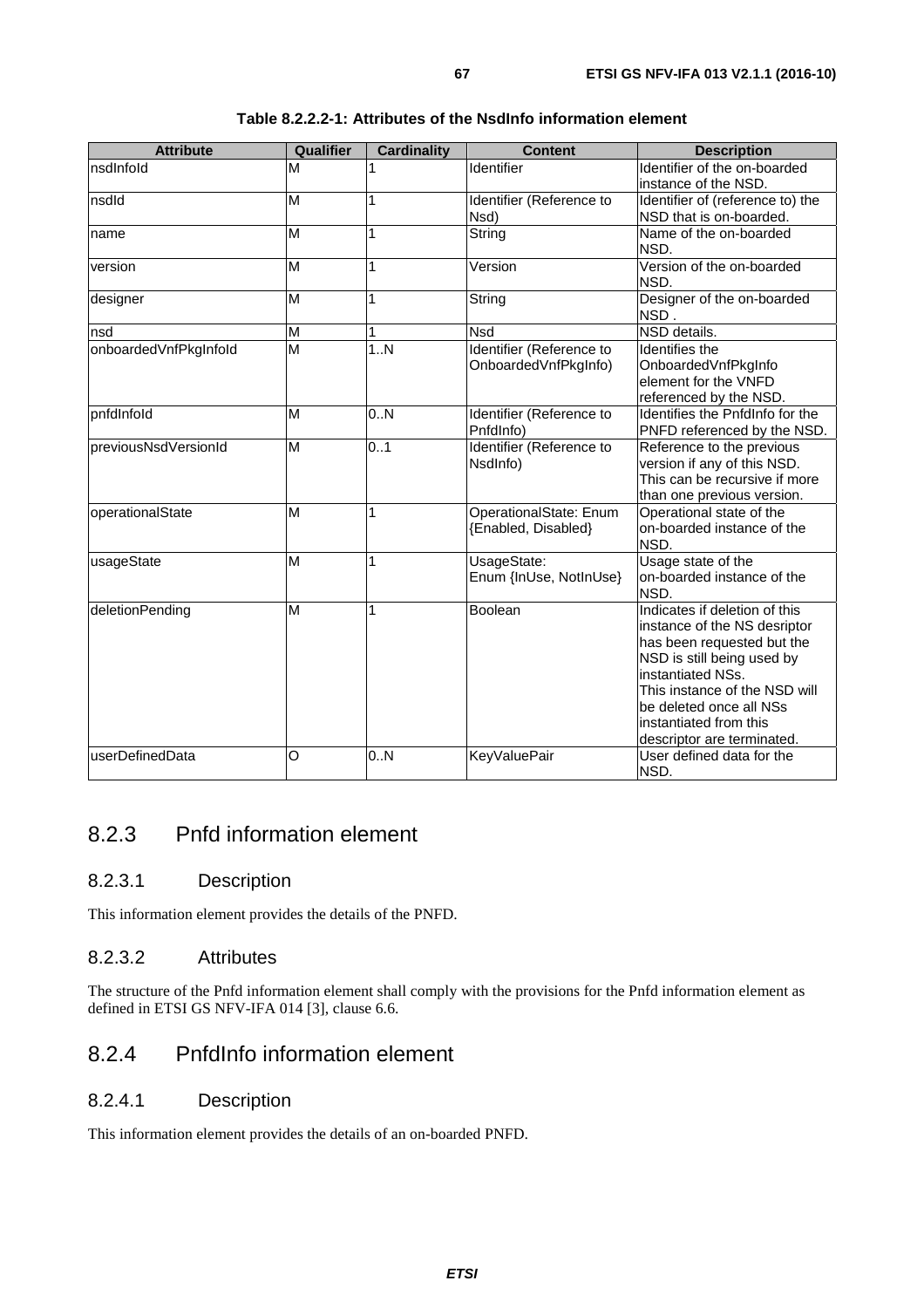**Table 8.2.2.2-1: Attributes of the NsdInfo information element**

| Attribute | Qualifier | Cardinality | Content | Description |
| --- | --- | --- | --- | --- |
| nsdInfoId | M | 1 | Identifier | Identifier of the on-boarded instance of the NSD. |
| nsdId | M | 1 | Identifier (Reference to Nsd) | Identifier of (reference to) the NSD that is on-boarded. |
| name | M | 1 | String | Name of the on-boarded NSD. |
| version | M | 1 | Version | Version of the on-boarded NSD. |
| designer | M | 1 | String | Designer of the on-boarded NSD . |
| nsd | M | 1 | Nsd | NSD details. |
| onboardedVnfPkgInfoId | M | 1..N | Identifier (Reference to OnboardedVnfPkgInfo) | Identifies the OnboardedVnfPkgInfo element for the VNFD referenced by the NSD. |
| pnfdInfoId | M | 0..N | Identifier (Reference to PnfdInfo) | Identifies the PnfdInfo for the PNFD referenced by the NSD. |
| previousNsdVersionId | M | 0..1 | Identifier (Reference to NsdInfo) | Reference to the previous version if any of this NSD. This can be recursive if more than one previous version. |
| operationalState | M | 1 | OperationalState: Enum {Enabled, Disabled} | Operational state of the on-boarded instance of the NSD. |
| usageState | M | 1 | UsageState: Enum {InUse, NotInUse} | Usage state of the on-boarded instance of the NSD. |
| deletionPending | M | 1 | Boolean | Indicates if deletion of this instance of the NS desriptor has been requested but the NSD is still being used by instantiated NSs. This instance of the NSD will be deleted once all NSs instantiated from this descriptor are terminated. |
| userDefinedData | O | 0..N | KeyValuePair | User defined data for the NSD. |

## 8.2.3 Pnfd information element

### 8.2.3.1 Description

This information element provides the details of the PNFD.

### 8.2.3.2 Attributes

The structure of the Pnfd information element shall comply with the provisions for the Pnfd information element as defined in ETSI GS NFV-IFA 014 [3], clause 6.6.

## 8.2.4 PnfdInfo information element

### 8.2.4.1 Description

This information element provides the details of an on-boarded PNFD.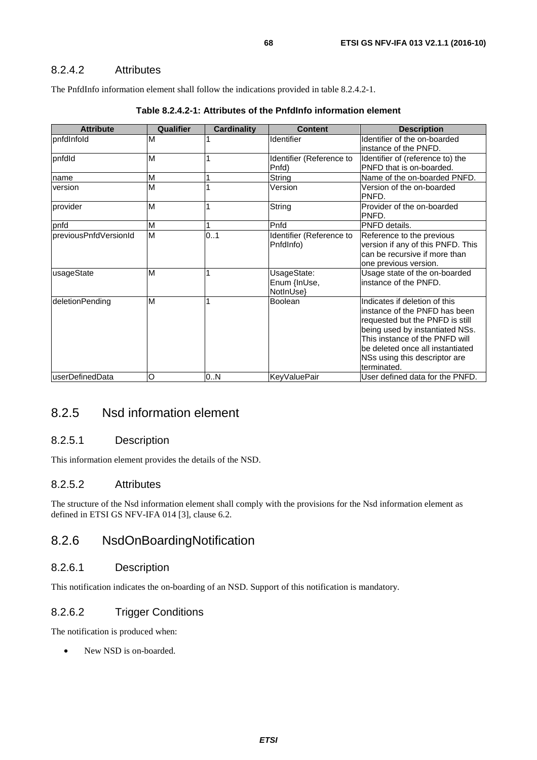#### 8.2.4.2 Attributes

The PnfdInfo information element shall follow the indications provided in table 8.2.4.2-1.

**Table 8.2.4.2-1: Attributes of the PnfdInfo information element**

| Attribute | Qualifier | Cardinality | Content | Description |
|---|---|---|---|---|
| pnfdInfoId | M | 1 | Identifier | Identifier of the on-boarded instance of the PNFD. |
| pnfdId | M | 1 | Identifier (Reference to Pnfd) | Identifier of (reference to) the PNFD that is on-boarded. |
| name | M | 1 | String | Name of the on-boarded PNFD. |
| version | M | 1 | Version | Version of the on-boarded PNFD. |
| provider | M | 1 | String | Provider of the on-boarded PNFD. |
| pnfd | M | 1 | Pnfd | PNFD details. |
| previousPnfdVersionId | M | 0..1 | Identifier (Reference to PnfdInfo) | Reference to the previous version if any of this PNFD. This can be recursive if more than one previous version. |
| usageState | M | 1 | UsageState: Enum {InUse, NotInUse} | Usage state of the on-boarded instance of the PNFD. |
| deletionPending | M | 1 | Boolean | Indicates if deletion of this instance of the PNFD has been requested but the PNFD is still being used by instantiated NSs. This instance of the PNFD will be deleted once all instantiated NSs using this descriptor are terminated. |
| userDefinedData | O | 0..N | KeyValuePair | User defined data for the PNFD. |

### 8.2.5 Nsd information element

#### 8.2.5.1 Description

This information element provides the details of the NSD.

#### 8.2.5.2 Attributes

The structure of the Nsd information element shall comply with the provisions for the Nsd information element as defined in ETSI GS NFV-IFA 014 [3], clause 6.2.

### 8.2.6 NsdOnBoardingNotification

#### 8.2.6.1 Description

This notification indicates the on-boarding of an NSD. Support of this notification is mandatory.

#### 8.2.6.2 Trigger Conditions

The notification is produced when:

- New NSD is on-boarded.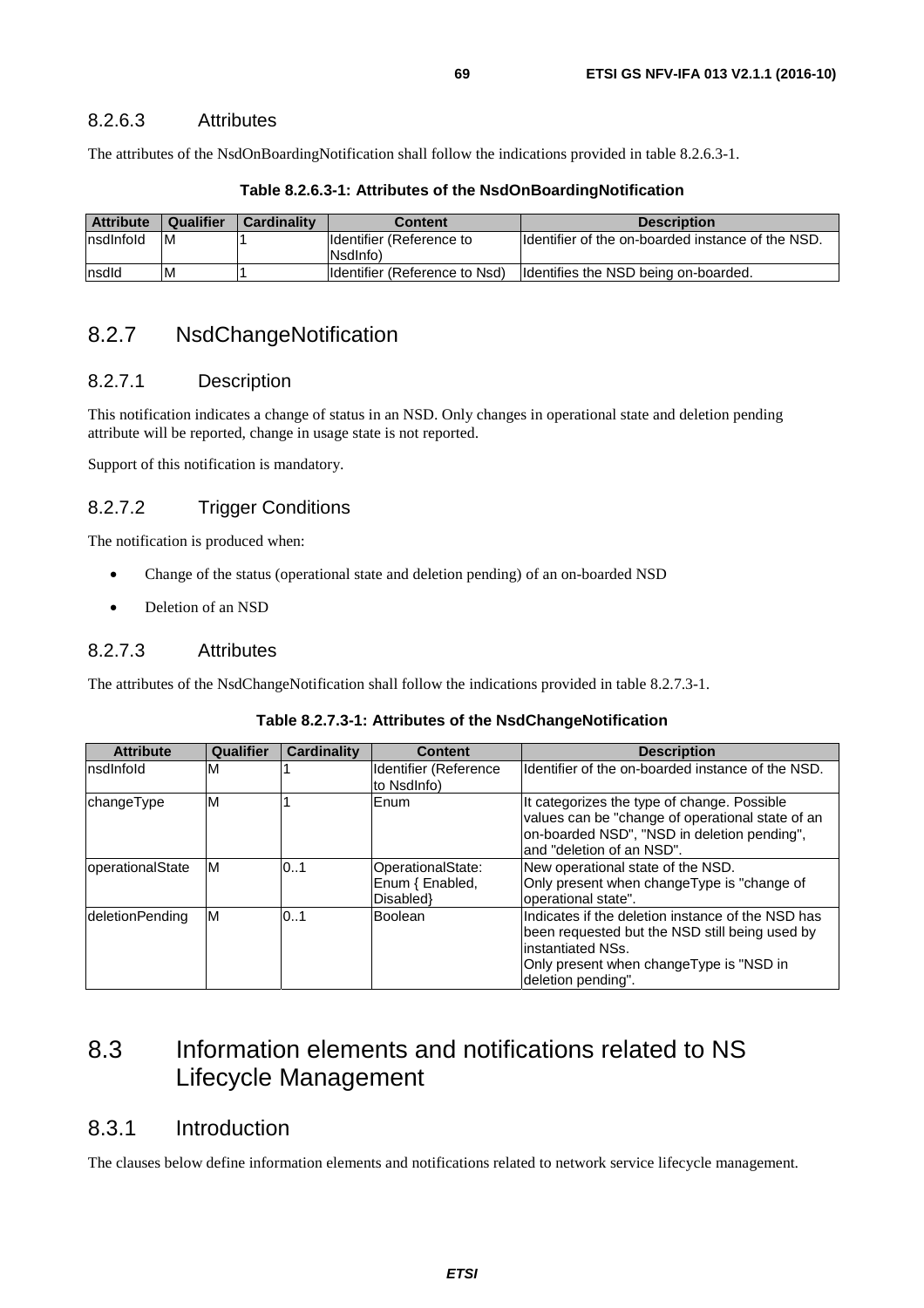### 8.2.6.3 Attributes

The attributes of the NsdOnBoardingNotification shall follow the indications provided in table 8.2.6.3-1.

**Table 8.2.6.3-1: Attributes of the NsdOnBoardingNotification**

| Attribute | Qualifier | Cardinality | Content | Description |
|---|---|---|---|---|
| nsdInfoId | M | 1 | Identifier (Reference to NsdInfo) | Identifier of the on-boarded instance of the NSD. |
| nsdId | M | 1 | Identifier (Reference to Nsd) | Identifies the NSD being on-boarded. |

## 8.2.7 NsdChangeNotification

### 8.2.7.1 Description

This notification indicates a change of status in an NSD. Only changes in operational state and deletion pending attribute will be reported, change in usage state is not reported.

Support of this notification is mandatory.

### 8.2.7.2 Trigger Conditions

The notification is produced when:

- Change of the status (operational state and deletion pending) of an on-boarded NSD
- Deletion of an NSD

### 8.2.7.3 Attributes

The attributes of the NsdChangeNotification shall follow the indications provided in table 8.2.7.3-1.

**Table 8.2.7.3-1: Attributes of the NsdChangeNotification**

| Attribute | Qualifier | Cardinality | Content | Description |
|---|---|---|---|---|
| nsdInfoId | M | 1 | Identifier (Reference to NsdInfo) | Identifier of the on-boarded instance of the NSD. |
| changeType | M | 1 | Enum | It categorizes the type of change. Possible values can be "change of operational state of an on-boarded NSD", "NSD in deletion pending", and "deletion of an NSD". |
| operationalState | M | 0..1 | OperationalState: Enum { Enabled, Disabled} | New operational state of the NSD.<br>Only present when changeType is "change of operational state". |
| deletionPending | M | 0..1 | Boolean | Indicates if the deletion instance of the NSD has been requested but the NSD still being used by instantiated NSs.<br>Only present when changeType is "NSD in deletion pending". |

## 8.3 Information elements and notifications related to NS Lifecycle Management

### 8.3.1 Introduction

The clauses below define information elements and notifications related to network service lifecycle management.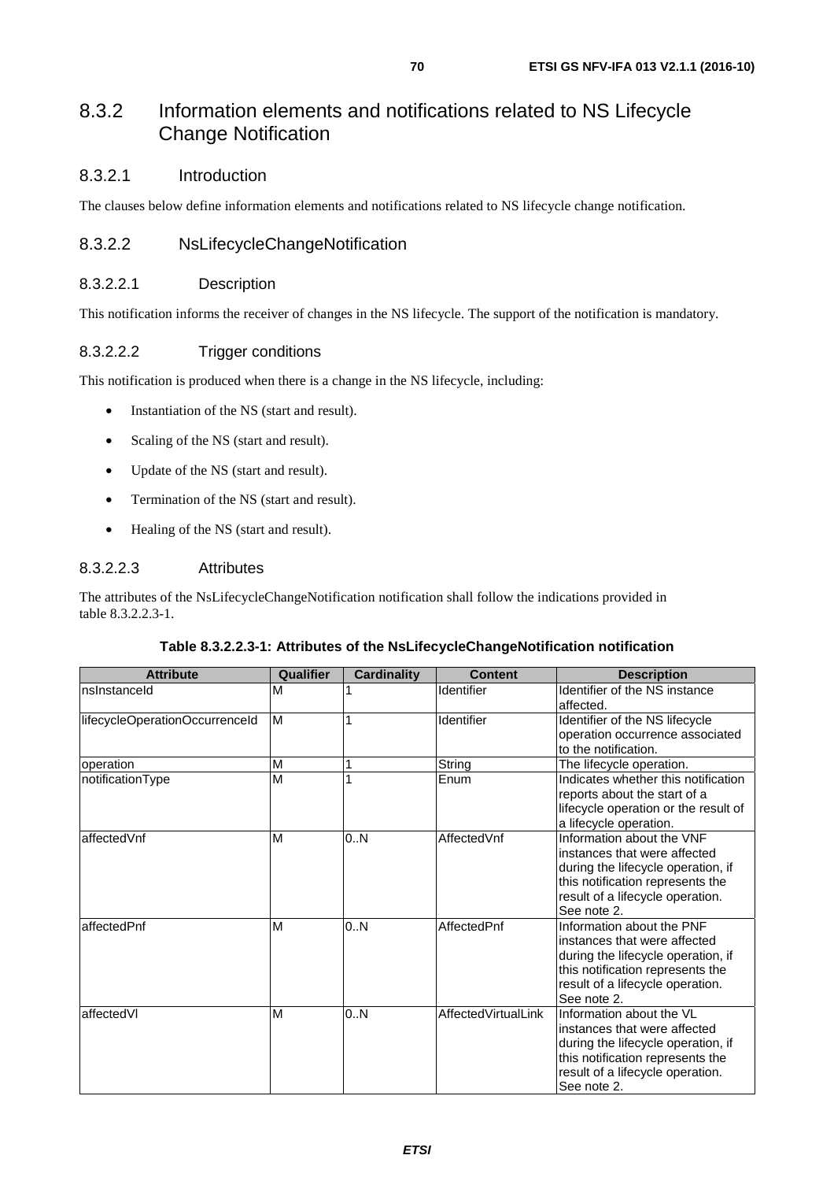## 8.3.2 Information elements and notifications related to NS Lifecycle Change Notification

### 8.3.2.1 Introduction

The clauses below define information elements and notifications related to NS lifecycle change notification.

### 8.3.2.2 NsLifecycleChangeNotification

#### 8.3.2.2.1 Description

This notification informs the receiver of changes in the NS lifecycle. The support of the notification is mandatory.

#### 8.3.2.2.2 Trigger conditions

This notification is produced when there is a change in the NS lifecycle, including:

- Instantiation of the NS (start and result).
- Scaling of the NS (start and result).
- Update of the NS (start and result).
- Termination of the NS (start and result).
- Healing of the NS (start and result).

#### 8.3.2.2.3 Attributes

The attributes of the NsLifecycleChangeNotification notification shall follow the indications provided in table 8.3.2.2.3-1.

**Table 8.3.2.2.3-1: Attributes of the NsLifecycleChangeNotification notification**

| Attribute | Qualifier | Cardinality | Content | Description |
|---|---|---|---|---|
| nsInstanceId | M | 1 | Identifier | Identifier of the NS instance affected. |
| lifecycleOperationOccurrenceId | M | 1 | Identifier | Identifier of the NS lifecycle operation occurrence associated to the notification. |
| operation | M | 1 | String | The lifecycle operation. |
| notificationType | M | 1 | Enum | Indicates whether this notification reports about the start of a lifecycle operation or the result of a lifecycle operation. |
| affectedVnf | M | 0..N | AffectedVnf | Information about the VNF instances that were affected during the lifecycle operation, if this notification represents the result of a lifecycle operation. See note 2. |
| affectedPnf | M | 0..N | AffectedPnf | Information about the PNF instances that were affected during the lifecycle operation, if this notification represents the result of a lifecycle operation. See note 2. |
| affectedVl | M | 0..N | AffectedVirtualLink | Information about the VL instances that were affected during the lifecycle operation, if this notification represents the result of a lifecycle operation. See note 2. |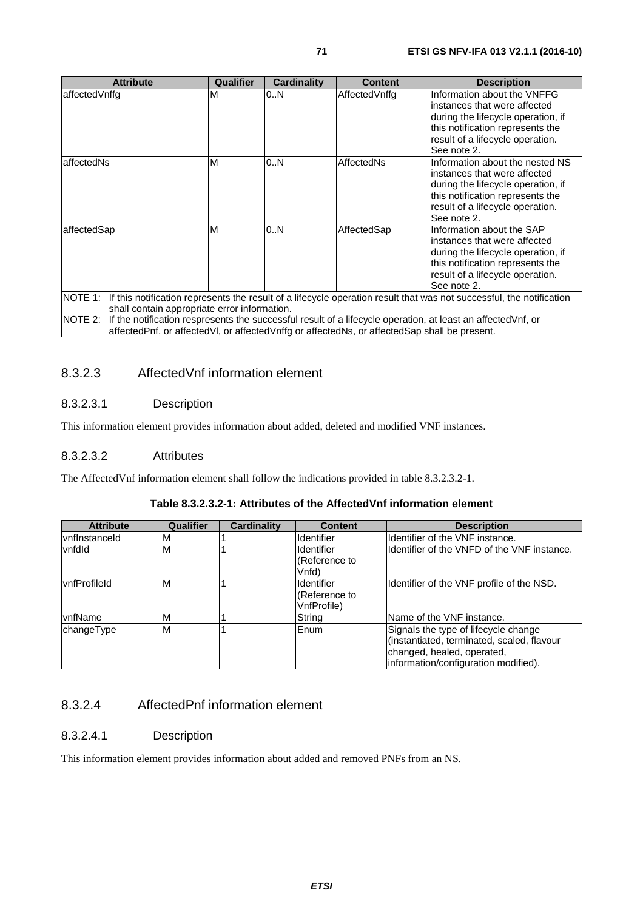| Attribute | Qualifier | Cardinality | Content | Description |
| --- | --- | --- | --- | --- |
| affectedVnffg | M | 0..N | AffectedVnffg | Information about the VNFFG instances that were affected during the lifecycle operation, if this notification represents the result of a lifecycle operation. See note 2. |
| affectedNs | M | 0..N | AffectedNs | Information about the nested NS instances that were affected during the lifecycle operation, if this notification represents the result of a lifecycle operation. See note 2. |
| affectedSap | M | 0..N | AffectedSap | Information about the SAP instances that were affected during the lifecycle operation, if this notification represents the result of a lifecycle operation. See note 2. |
| NOTE 1: If this notification represents the result of a lifecycle operation result that was not successful, the notification shall contain appropriate error information. | | | | |
| NOTE 2: If the notification respresents the successful result of a lifecycle operation, at least an affectedVnf, or affectedPnf, or affectedVl, or affectedVnffg or affectedNs, or affectedSap shall be present. | | | | |

### 8.3.2.3 AffectedVnf information element

#### 8.3.2.3.1 Description

This information element provides information about added, deleted and modified VNF instances.

#### 8.3.2.3.2 Attributes

The AffectedVnf information element shall follow the indications provided in table 8.3.2.3.2-1.

**Table 8.3.2.3.2-1: Attributes of the AffectedVnf information element**

| Attribute | Qualifier | Cardinality | Content | Description |
| --- | --- | --- | --- | --- |
| vnfInstanceId | M | 1 | Identifier | Identifier of the VNF instance. |
| vnfdId | M | 1 | Identifier (Reference to Vnfd) | Identifier of the VNFD of the VNF instance. |
| vnfProfileId | M | 1 | Identifier (Reference to VnfProfile) | Identifier of the VNF profile of the NSD. |
| vnfName | M | 1 | String | Name of the VNF instance. |
| changeType | M | 1 | Enum | Signals the type of lifecycle change (instantiated, terminated, scaled, flavour changed, healed, operated, information/configuration modified). |

### 8.3.2.4 AffectedPnf information element

#### 8.3.2.4.1 Description

This information element provides information about added and removed PNFs from an NS.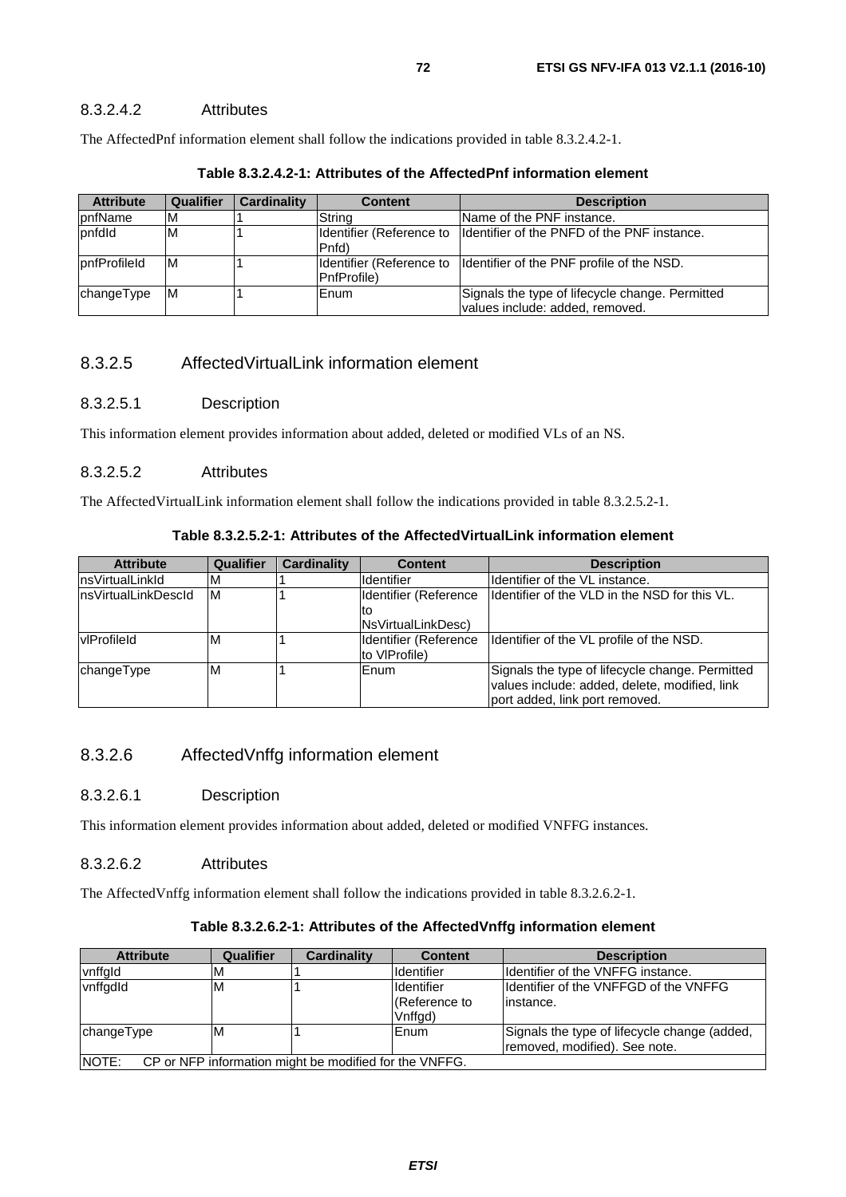#### 8.3.2.4.2 Attributes

The AffectedPnf information element shall follow the indications provided in table 8.3.2.4.2-1.

**Table 8.3.2.4.2-1: Attributes of the AffectedPnf information element**

| Attribute | Qualifier | Cardinality | Content | Description |
|---|---|---|---|---|
| pnfName | M | 1 | String | Name of the PNF instance. |
| pnfdId | M | 1 | Identifier (Reference to Pnfd) | Identifier of the PNFD of the PNF instance. |
| pnfProfileId | M | 1 | Identifier (Reference to PnfProfile) | Identifier of the PNF profile of the NSD. |
| changeType | M | 1 | Enum | Signals the type of lifecycle change. Permitted values include: added, removed. |

### 8.3.2.5 AffectedVirtualLink information element

#### 8.3.2.5.1 Description

This information element provides information about added, deleted or modified VLs of an NS.

#### 8.3.2.5.2 Attributes

The AffectedVirtualLink information element shall follow the indications provided in table 8.3.2.5.2-1.

**Table 8.3.2.5.2-1: Attributes of the AffectedVirtualLink information element**

| Attribute | Qualifier | Cardinality | Content | Description |
|---|---|---|---|---|
| nsVirtualLinkId | M | 1 | Identifier | Identifier of the VL instance. |
| nsVirtualLinkDescId | M | 1 | Identifier (Reference to NsVirtualLinkDesc) | Identifier of the VLD in the NSD for this VL. |
| vlProfileId | M | 1 | Identifier (Reference to VlProfile) | Identifier of the VL profile of the NSD. |
| changeType | M | 1 | Enum | Signals the type of lifecycle change. Permitted values include: added, delete, modified, link port added, link port removed. |

### 8.3.2.6 AffectedVnffg information element

#### 8.3.2.6.1 Description

This information element provides information about added, deleted or modified VNFFG instances.

#### 8.3.2.6.2 Attributes

The AffectedVnffg information element shall follow the indications provided in table 8.3.2.6.2-1.

**Table 8.3.2.6.2-1: Attributes of the AffectedVnffg information element**

| Attribute | Qualifier | Cardinality | Content | Description |
|---|---|---|---|---|
| vnffgId | M | 1 | Identifier | Identifier of the VNFFG instance. |
| vnffgdId | M | 1 | Identifier (Reference to Vnffgd) | Identifier of the VNFFGD of the VNFFG instance. |
| changeType | M | 1 | Enum | Signals the type of lifecycle change (added, removed, modified). See note. |
| NOTE: CP or NFP information might be modified for the VNFFG. | | | | |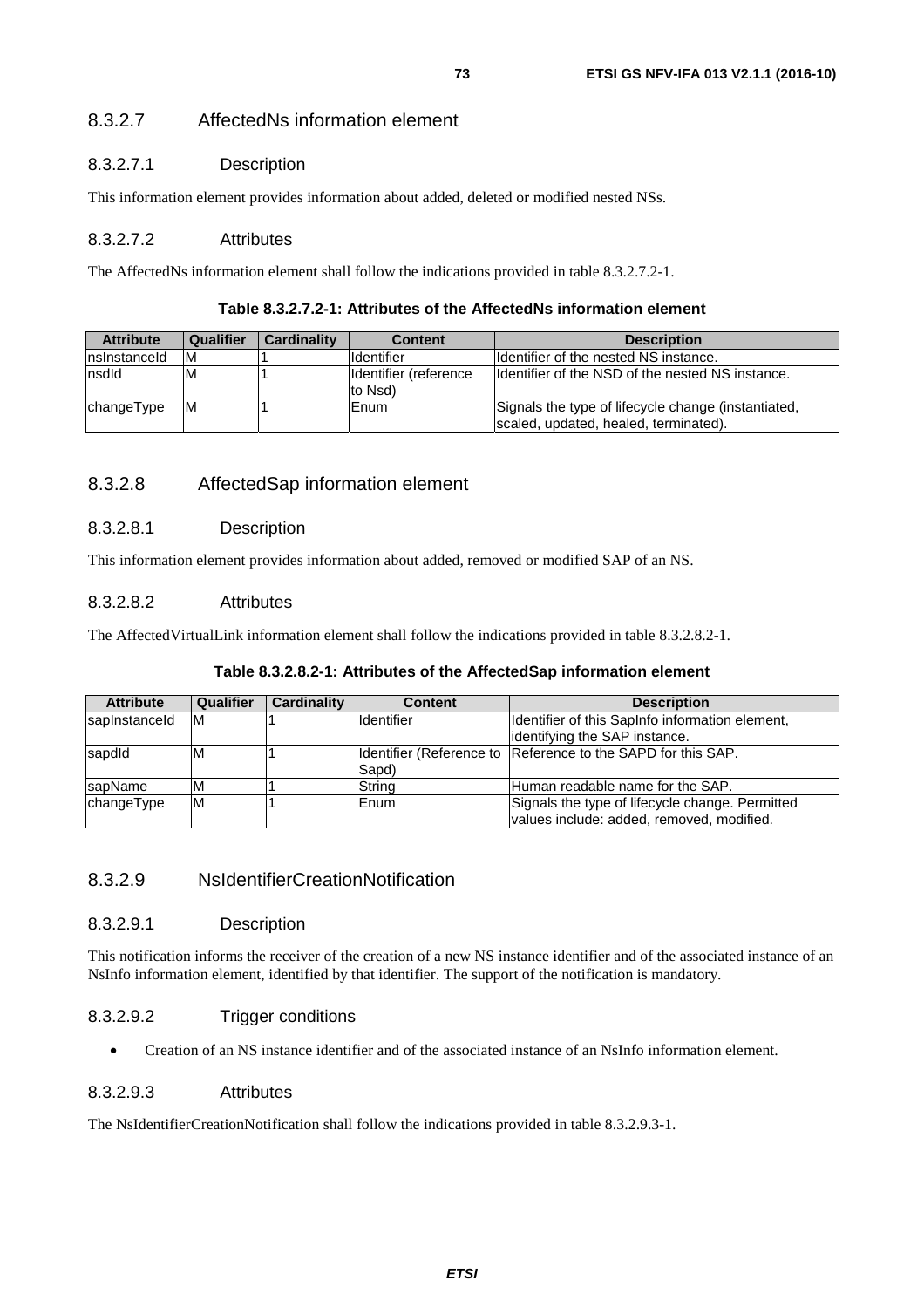### 8.3.2.7 AffectedNs information element

#### 8.3.2.7.1 Description

This information element provides information about added, deleted or modified nested NSs.

#### 8.3.2.7.2 Attributes

The AffectedNs information element shall follow the indications provided in table 8.3.2.7.2-1.

**Table 8.3.2.7.2-1: Attributes of the AffectedNs information element**

| Attribute | Qualifier | Cardinality | Content | Description |
|---|---|---|---|---|
| nsInstanceId | M | 1 | Identifier | Identifier of the nested NS instance. |
| nsdId | M | 1 | Identifier (reference to Nsd) | Identifier of the NSD of the nested NS instance. |
| changeType | M | 1 | Enum | Signals the type of lifecycle change (instantiated, scaled, updated, healed, terminated). |

### 8.3.2.8 AffectedSap information element

#### 8.3.2.8.1 Description

This information element provides information about added, removed or modified SAP of an NS.

#### 8.3.2.8.2 Attributes

The AffectedVirtualLink information element shall follow the indications provided in table 8.3.2.8.2-1.

**Table 8.3.2.8.2-1: Attributes of the AffectedSap information element**

| Attribute | Qualifier | Cardinality | Content | Description |
|---|---|---|---|---|
| sapInstanceId | M | 1 | Identifier | Identifier of this SapInfo information element, identifying the SAP instance. |
| sapdId | M | 1 | Identifier (Reference to Sapd) | Reference to the SAPD for this SAP. |
| sapName | M | 1 | String | Human readable name for the SAP. |
| changeType | M | 1 | Enum | Signals the type of lifecycle change. Permitted values include: added, removed, modified. |

### 8.3.2.9 NsIdentifierCreationNotification

#### 8.3.2.9.1 Description

This notification informs the receiver of the creation of a new NS instance identifier and of the associated instance of an NsInfo information element, identified by that identifier. The support of the notification is mandatory.

#### 8.3.2.9.2 Trigger conditions

- Creation of an NS instance identifier and of the associated instance of an NsInfo information element.

#### 8.3.2.9.3 Attributes

The NsIdentifierCreationNotification shall follow the indications provided in table 8.3.2.9.3-1.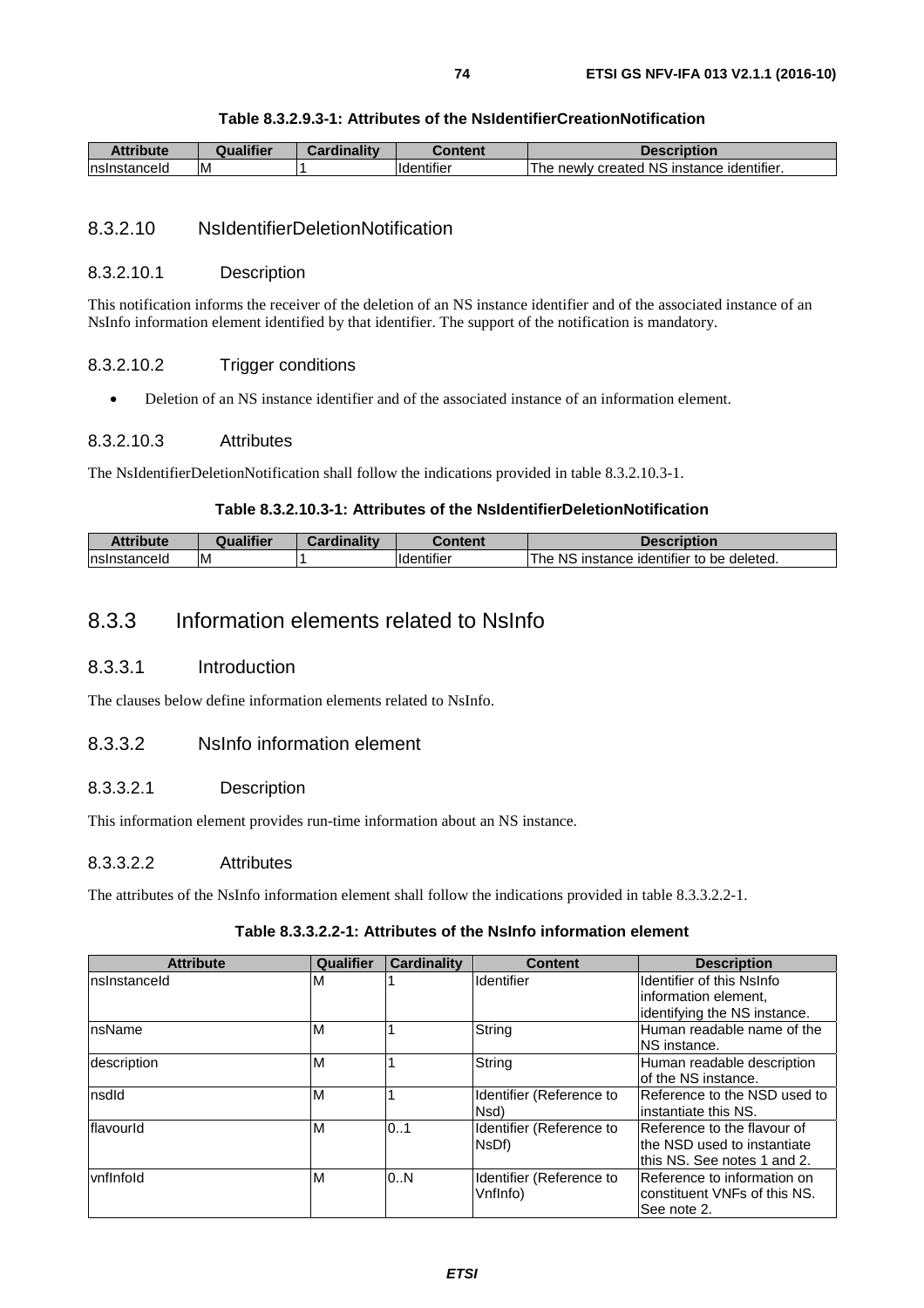**Table 8.3.2.9.3-1: Attributes of the NsIdentifierCreationNotification**

| Attribute | Qualifier | Cardinality | Content | Description |
|---|---|---|---|---|
| nsInstanceId | M | 1 | Identifier | The newly created NS instance identifier. |

### 8.3.2.10 NsIdentifierDeletionNotification

#### 8.3.2.10.1 Description

This notification informs the receiver of the deletion of an NS instance identifier and of the associated instance of an NsInfo information element identified by that identifier. The support of the notification is mandatory.

#### 8.3.2.10.2 Trigger conditions

- Deletion of an NS instance identifier and of the associated instance of an information element.

#### 8.3.2.10.3 Attributes

The NsIdentifierDeletionNotification shall follow the indications provided in table 8.3.2.10.3-1.

**Table 8.3.2.10.3-1: Attributes of the NsIdentifierDeletionNotification**

| Attribute | Qualifier | Cardinality | Content | Description |
|---|---|---|---|---|
| nsInstanceId | M | 1 | Identifier | The NS instance identifier to be deleted. |

## 8.3.3 Information elements related to NsInfo

### 8.3.3.1 Introduction

The clauses below define information elements related to NsInfo.

### 8.3.3.2 NsInfo information element

#### 8.3.3.2.1 Description

This information element provides run-time information about an NS instance.

#### 8.3.3.2.2 Attributes

The attributes of the NsInfo information element shall follow the indications provided in table 8.3.3.2.2-1.

**Table 8.3.3.2.2-1: Attributes of the NsInfo information element**

| Attribute | Qualifier | Cardinality | Content | Description |
|---|---|---|---|---|
| nsInstanceId | M | 1 | Identifier | Identifier of this NsInfo information element, identifying the NS instance. |
| nsName | M | 1 | String | Human readable name of the NS instance. |
| description | M | 1 | String | Human readable description of the NS instance. |
| nsdId | M | 1 | Identifier (Reference to Nsd) | Reference to the NSD used to instantiate this NS. |
| flavourId | M | 0..1 | Identifier (Reference to NsDf) | Reference to the flavour of the NSD used to instantiate this NS. See notes 1 and 2. |
| vnfInfoId | M | 0..N | Identifier (Reference to VnfInfo) | Reference to information on constituent VNFs of this NS. See note 2. |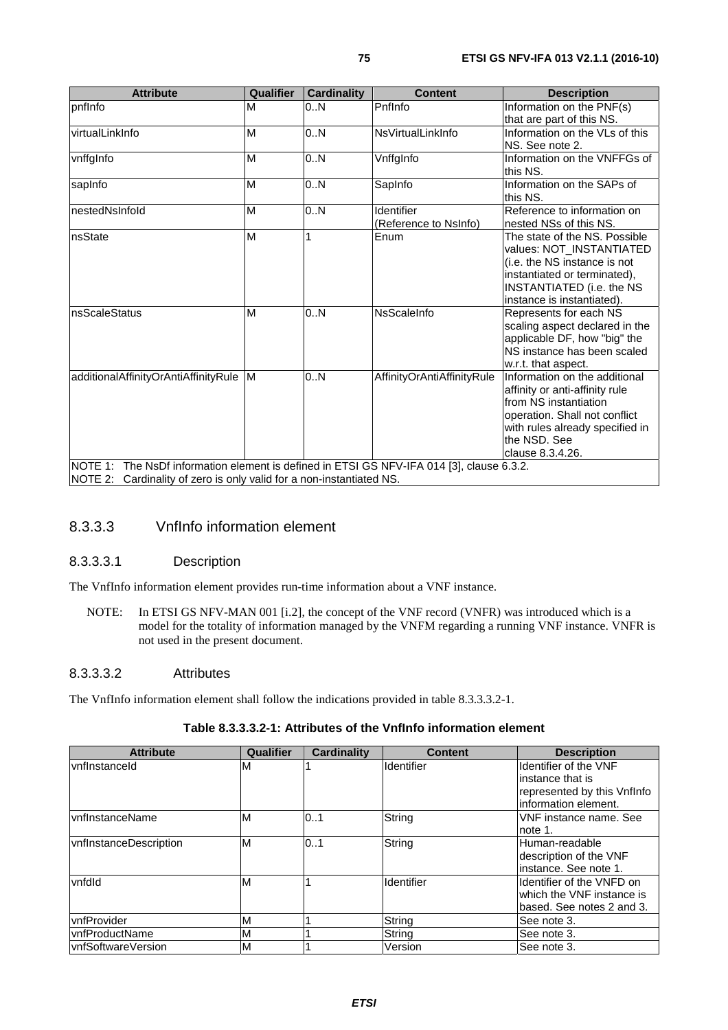| Attribute | Qualifier | Cardinality | Content | Description |
|---|---|---|---|---|
| pnfInfo | M | 0..N | PnfInfo | Information on the PNF(s) that are part of this NS. |
| virtualLinkInfo | M | 0..N | NsVirtualLinkInfo | Information on the VLs of this NS. See note 2. |
| vnffgInfo | M | 0..N | VnffgInfo | Information on the VNFFGs of this NS. |
| sapInfo | M | 0..N | SapInfo | Information on the SAPs of this NS. |
| nestedNsInfoId | M | 0..N | Identifier (Reference to NsInfo) | Reference to information on nested NSs of this NS. |
| nsState | M | 1 | Enum | The state of the NS. Possible values: NOT_INSTANTIATED (i.e. the NS instance is not instantiated or terminated), INSTANTIATED (i.e. the NS instance is instantiated). |
| nsScaleStatus | M | 0..N | NsScaleInfo | Represents for each NS scaling aspect declared in the applicable DF, how "big" the NS instance has been scaled w.r.t. that aspect. |
| additionalAffinityOrAntiAffinityRule | M | 0..N | AffinityOrAntiAffinityRule | Information on the additional affinity or anti-affinity rule from NS instantiation operation. Shall not conflict with rules already specified in the NSD. See clause 8.3.4.26. |
| NOTE 1: The NsDf information element is defined in ETSI GS NFV-IFA 014 [3], clause 6.3.2. | | | | |
| NOTE 2: Cardinality of zero is only valid for a non-instantiated NS. | | | | |

### 8.3.3.3 VnfInfo information element

#### 8.3.3.3.1 Description

The VnfInfo information element provides run-time information about a VNF instance.

NOTE: In ETSI GS NFV-MAN 001 [i.2], the concept of the VNF record (VNFR) was introduced which is a model for the totality of information managed by the VNFM regarding a running VNF instance. VNFR is not used in the present document.

#### 8.3.3.3.2 Attributes

The VnfInfo information element shall follow the indications provided in table 8.3.3.3.2-1.

**Table 8.3.3.3.2-1: Attributes of the VnfInfo information element**

| Attribute | Qualifier | Cardinality | Content | Description |
|---|---|---|---|---|
| vnfInstanceId | M | 1 | Identifier | Identifier of the VNF instance that is represented by this VnfInfo information element. |
| vnfInstanceName | M | 0..1 | String | VNF instance name. See note 1. |
| vnfInstanceDescription | M | 0..1 | String | Human-readable description of the VNF instance. See note 1. |
| vnfdId | M | 1 | Identifier | Identifier of the VNFD on which the VNF instance is based. See notes 2 and 3. |
| vnfProvider | M | 1 | String | See note 3. |
| vnfProductName | M | 1 | String | See note 3. |
| vnfSoftwareVersion | M | 1 | Version | See note 3. |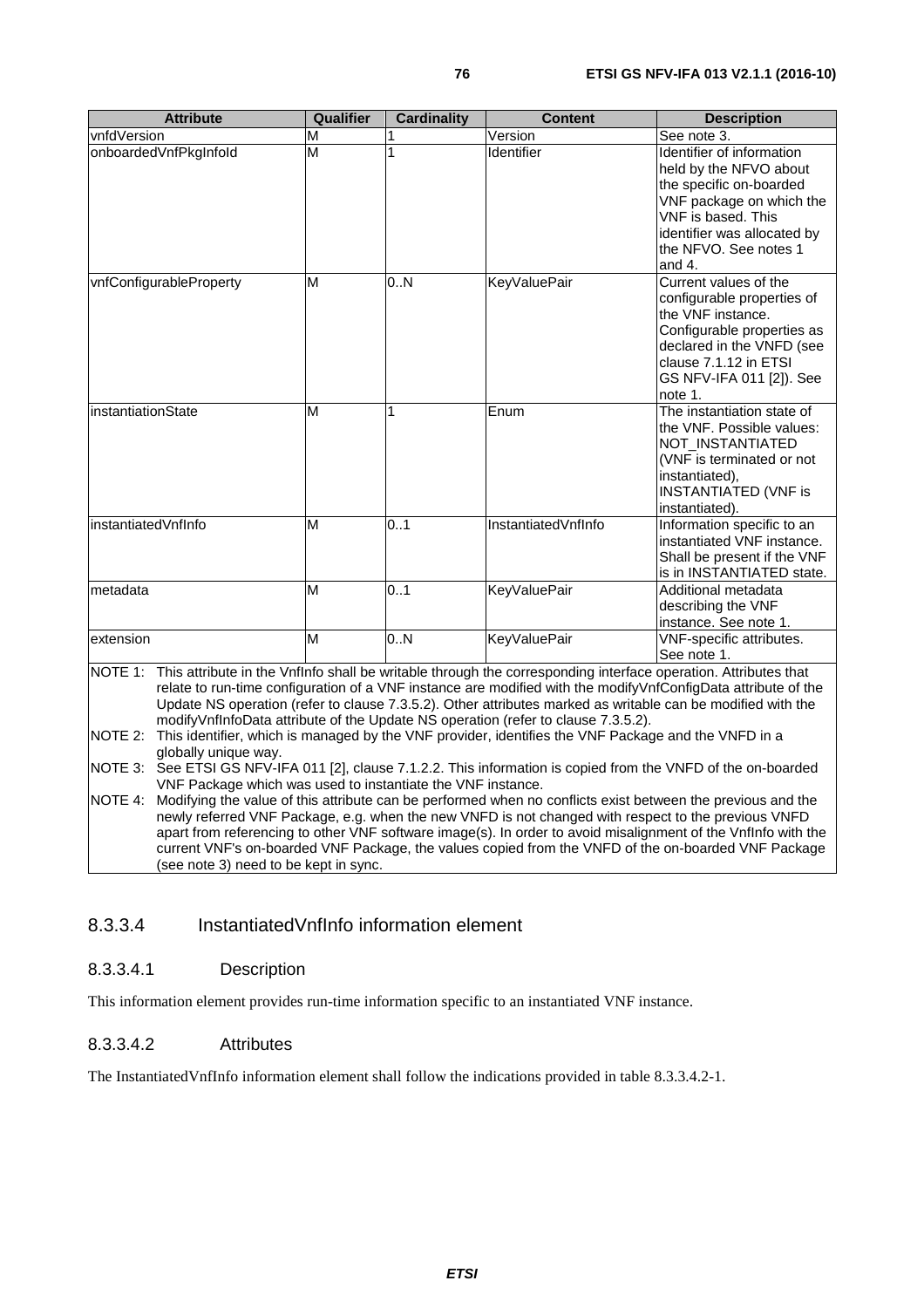| Attribute | Qualifier | Cardinality | Content | Description |
| --- | --- | --- | --- | --- |
| vnfdVersion | M | 1 | Version | See note 3. |
| onboardedVnfPkgInfoId | M | 1 | Identifier | Identifier of information held by the NFVO about the specific on-boarded VNF package on which the VNF is based. This identifier was allocated by the NFVO. See notes 1 and 4. |
| vnfConfigurableProperty | M | 0..N | KeyValuePair | Current values of the configurable properties of the VNF instance. Configurable properties as declared in the VNFD (see clause 7.1.12 in ETSI GS NFV-IFA 011 [2]). See note 1. |
| instantiationState | M | 1 | Enum | The instantiation state of the VNF. Possible values: NOT_INSTANTIATED (VNF is terminated or not instantiated), INSTANTIATED (VNF is instantiated). |
| instantiatedVnfInfo | M | 0..1 | InstantiatedVnfInfo | Information specific to an instantiated VNF instance. Shall be present if the VNF is in INSTANTIATED state. |
| metadata | M | 0..1 | KeyValuePair | Additional metadata describing the VNF instance. See note 1. |
| extension | M | 0..N | KeyValuePair | VNF-specific attributes. See note 1. |
| NOTE 1: This attribute in the VnfInfo shall be writable through the corresponding interface operation. Attributes that relate to run-time configuration of a VNF instance are modified with the modifyVnfConfigData attribute of the Update NS operation (refer to clause 7.3.5.2). Other attributes marked as writable can be modified with the modifyVnfInfoData attribute of the Update NS operation (refer to clause 7.3.5.2). NOTE 2: This identifier, which is managed by the VNF provider, identifies the VNF Package and the VNFD in a globally unique way. NOTE 3: See ETSI GS NFV-IFA 011 [2], clause 7.1.2.2. This information is copied from the VNFD of the on-boarded VNF Package which was used to instantiate the VNF instance. NOTE 4: Modifying the value of this attribute can be performed when no conflicts exist between the previous and the newly referred VNF Package, e.g. when the new VNFD is not changed with respect to the previous VNFD apart from referencing to other VNF software image(s). In order to avoid misalignment of the VnfInfo with the current VNF's on-boarded VNF Package, the values copied from the VNFD of the on-boarded VNF Package (see note 3) need to be kept in sync. | | | | |

### 8.3.3.4 InstantiatedVnfInfo information element

#### 8.3.3.4.1 Description

This information element provides run-time information specific to an instantiated VNF instance.

#### 8.3.3.4.2 Attributes

The InstantiatedVnfInfo information element shall follow the indications provided in table 8.3.3.4.2-1.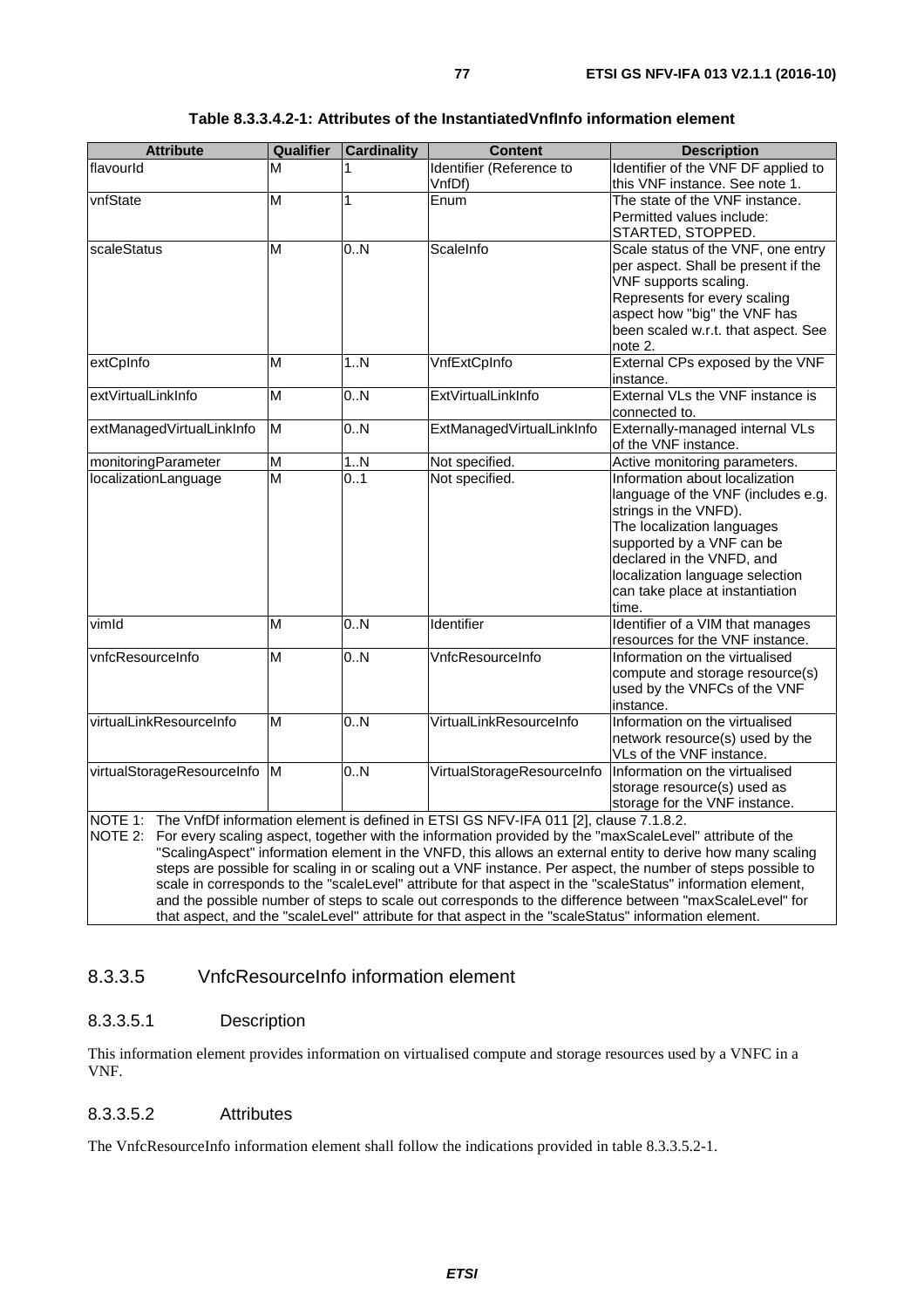**Table 8.3.3.4.2-1: Attributes of the InstantiatedVnfInfo information element**

| Attribute | Qualifier | Cardinality | Content | Description |
|---|---|---|---|---|
| flavourId | M | 1 | Identifier (Reference to VnfDf) | Identifier of the VNF DF applied to this VNF instance. See note 1. |
| vnfState | M | 1 | Enum | The state of the VNF instance. Permitted values include: STARTED, STOPPED. |
| scaleStatus | M | 0..N | ScaleInfo | Scale status of the VNF, one entry per aspect. Shall be present if the VNF supports scaling. Represents for every scaling aspect how "big" the VNF has been scaled w.r.t. that aspect. See note 2. |
| extCpInfo | M | 1..N | VnfExtCpInfo | External CPs exposed by the VNF instance. |
| extVirtualLinkInfo | M | 0..N | ExtVirtualLinkInfo | External VLs the VNF instance is connected to. |
| extManagedVirtualLinkInfo | M | 0..N | ExtManagedVirtualLinkInfo | Externally-managed internal VLs of the VNF instance. |
| monitoringParameter | M | 1..N | Not specified. | Active monitoring parameters. |
| localizationLanguage | M | 0..1 | Not specified. | Information about localization language of the VNF (includes e.g. strings in the VNFD). The localization languages supported by a VNF can be declared in the VNFD, and localization language selection can take place at instantiation time. |
| vimId | M | 0..N | Identifier | Identifier of a VIM that manages resources for the VNF instance. |
| vnfcResourceInfo | M | 0..N | VnfcResourceInfo | Information on the virtualised compute and storage resource(s) used by the VNFCs of the VNF instance. |
| virtualLinkResourceInfo | M | 0..N | VirtualLinkResourceInfo | Information on the virtualised network resource(s) used by the VLs of the VNF instance. |
| virtualStorageResourceInfo | M | 0..N | VirtualStorageResourceInfo | Information on the virtualised storage resource(s) used as storage for the VNF instance. |
| NOTE 1: The VnfDf information element is defined in ETSI GS NFV-IFA 011 [2], clause 7.1.8.2. NOTE 2: For every scaling aspect, together with the information provided by the "maxScaleLevel" attribute of the "ScalingAspect" information element in the VNFD, this allows an external entity to derive how many scaling steps are possible for scaling in or scaling out a VNF instance. Per aspect, the number of steps possible to scale in corresponds to the "scaleLevel" attribute for that aspect in the "scaleStatus" information element, and the possible number of steps to scale out corresponds to the difference between "maxScaleLevel" for that aspect, and the "scaleLevel" attribute for that aspect in the "scaleStatus" information element. | | | | |

### 8.3.3.5 VnfcResourceInfo information element

#### 8.3.3.5.1 Description

This information element provides information on virtualised compute and storage resources used by a VNFC in a VNF.

#### 8.3.3.5.2 Attributes

The VnfcResourceInfo information element shall follow the indications provided in table 8.3.3.5.2-1.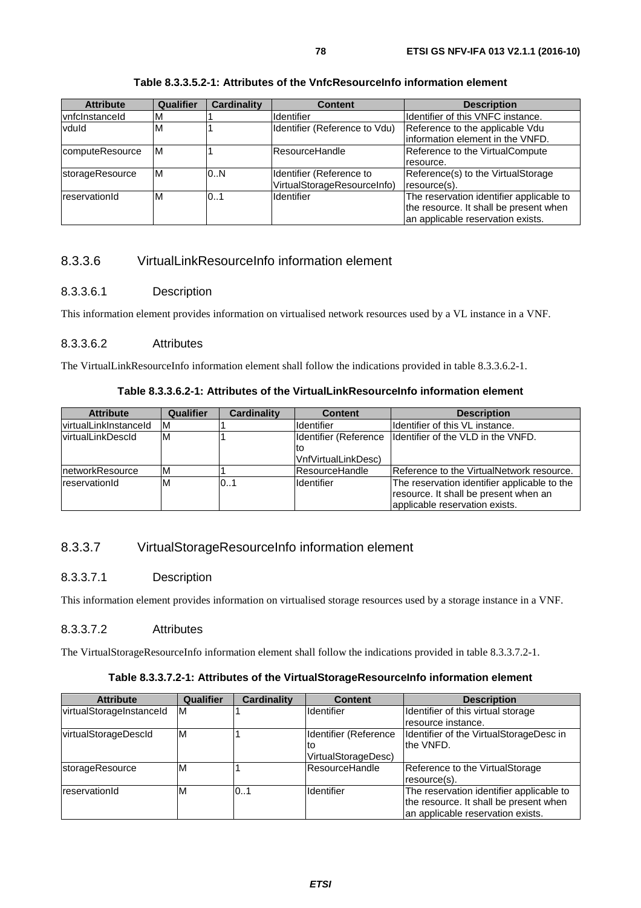**Table 8.3.3.5.2-1: Attributes of the VnfcResourceInfo information element**

| Attribute | Qualifier | Cardinality | Content | Description |
|---|---|---|---|---|
| vnfcInstanceId | M | 1 | Identifier | Identifier of this VNFC instance. |
| vduId | M | 1 | Identifier (Reference to Vdu) | Reference to the applicable Vdu information element in the VNFD. |
| computeResource | M | 1 | ResourceHandle | Reference to the VirtualCompute resource. |
| storageResource | M | 0..N | Identifier (Reference to VirtualStorageResourceInfo) | Reference(s) to the VirtualStorage resource(s). |
| reservationId | M | 0..1 | Identifier | The reservation identifier applicable to the resource. It shall be present when an applicable reservation exists. |

### 8.3.3.6 VirtualLinkResourceInfo information element

#### 8.3.3.6.1 Description

This information element provides information on virtualised network resources used by a VL instance in a VNF.

#### 8.3.3.6.2 Attributes

The VirtualLinkResourceInfo information element shall follow the indications provided in table 8.3.3.6.2-1.

**Table 8.3.3.6.2-1: Attributes of the VirtualLinkResourceInfo information element**

| Attribute | Qualifier | Cardinality | Content | Description |
|---|---|---|---|---|
| virtualLinkInstanceId | M | 1 | Identifier | Identifier of this VL instance. |
| virtualLinkDescId | M | 1 | Identifier (Reference to VnfVirtualLinkDesc) | Identifier of the VLD in the VNFD. |
| networkResource | M | 1 | ResourceHandle | Reference to the VirtualNetwork resource. |
| reservationId | M | 0..1 | Identifier | The reservation identifier applicable to the resource. It shall be present when an applicable reservation exists. |

### 8.3.3.7 VirtualStorageResourceInfo information element

#### 8.3.3.7.1 Description

This information element provides information on virtualised storage resources used by a storage instance in a VNF.

#### 8.3.3.7.2 Attributes

The VirtualStorageResourceInfo information element shall follow the indications provided in table 8.3.3.7.2-1.

**Table 8.3.3.7.2-1: Attributes of the VirtualStorageResourceInfo information element**

| Attribute | Qualifier | Cardinality | Content | Description |
|---|---|---|---|---|
| virtualStorageInstanceId | M | 1 | Identifier | Identifier of this virtual storage resource instance. |
| virtualStorageDescId | M | 1 | Identifier (Reference to VirtualStorageDesc) | Identifier of the VirtualStorageDesc in the VNFD. |
| storageResource | M | 1 | ResourceHandle | Reference to the VirtualStorage resource(s). |
| reservationId | M | 0..1 | Identifier | The reservation identifier applicable to the resource. It shall be present when an applicable reservation exists. |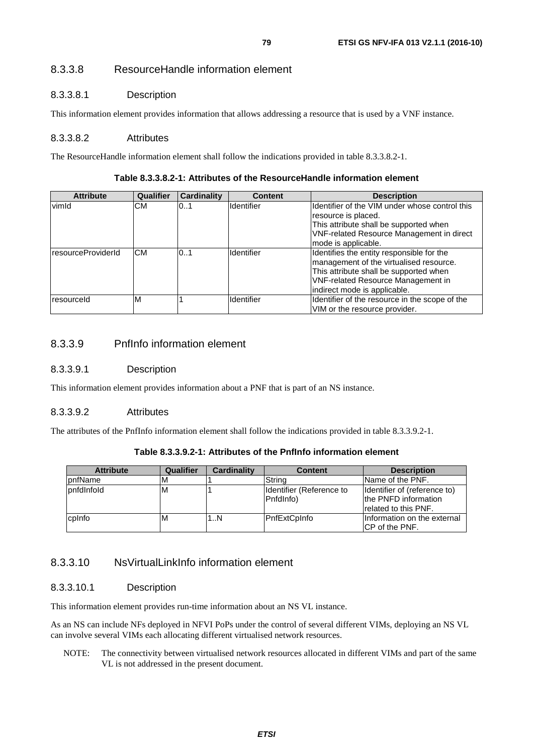#### 8.3.3.8 ResourceHandle information element

##### 8.3.3.8.1 Description

This information element provides information that allows addressing a resource that is used by a VNF instance.

##### 8.3.3.8.2 Attributes

The ResourceHandle information element shall follow the indications provided in table 8.3.3.8.2-1.

**Table 8.3.3.8.2-1: Attributes of the ResourceHandle information element**

| Attribute | Qualifier | Cardinality | Content | Description |
|---|---|---|---|---|
| vimId | CM | 0..1 | Identifier | Identifier of the VIM under whose control this resource is placed. This attribute shall be supported when VNF-related Resource Management in direct mode is applicable. |
| resourceProviderId | CM | 0..1 | Identifier | Identifies the entity responsible for the management of the virtualised resource. This attribute shall be supported when VNF-related Resource Management in indirect mode is applicable. |
| resourceId | M | 1 | Identifier | Identifier of the resource in the scope of the VIM or the resource provider. |

#### 8.3.3.9 PnfInfo information element

##### 8.3.3.9.1 Description

This information element provides information about a PNF that is part of an NS instance.

##### 8.3.3.9.2 Attributes

The attributes of the PnfInfo information element shall follow the indications provided in table 8.3.3.9.2-1.

**Table 8.3.3.9.2-1: Attributes of the PnfInfo information element**

| Attribute | Qualifier | Cardinality | Content | Description |
|---|---|---|---|---|
| pnfName | M | 1 | String | Name of the PNF. |
| pnfdInfoId | M | 1 | Identifier (Reference to PnfdInfo) | Identifier of (reference to) the PNFD information related to this PNF. |
| cpInfo | M | 1..N | PnfExtCpInfo | Information on the external CP of the PNF. |

#### 8.3.3.10 NsVirtualLinkInfo information element

##### 8.3.3.10.1 Description

This information element provides run-time information about an NS VL instance.

As an NS can include NFs deployed in NFVI PoPs under the control of several different VIMs, deploying an NS VL can involve several VIMs each allocating different virtualised network resources.

NOTE: The connectivity between virtualised network resources allocated in different VIMs and part of the same VL is not addressed in the present document.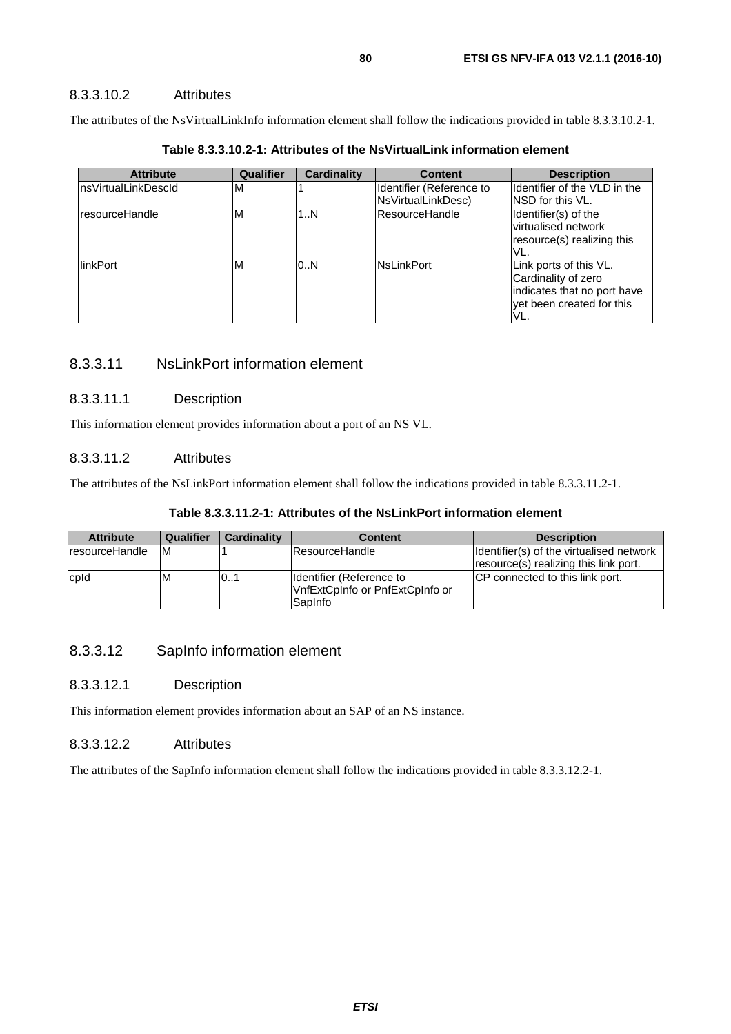#### 8.3.3.10.2 Attributes

The attributes of the NsVirtualLinkInfo information element shall follow the indications provided in table 8.3.3.10.2-1.

**Table 8.3.3.10.2-1: Attributes of the NsVirtualLink information element**

| Attribute | Qualifier | Cardinality | Content | Description |
|---|---|---|---|---|
| nsVirtualLinkDescId | M | 1 | Identifier (Reference to NsVirtualLinkDesc) | Identifier of the VLD in the NSD for this VL. |
| resourceHandle | M | 1..N | ResourceHandle | Identifier(s) of the virtualised network resource(s) realizing this VL. |
| linkPort | M | 0..N | NsLinkPort | Link ports of this VL. Cardinality of zero indicates that no port have yet been created for this VL. |

### 8.3.3.11 NsLinkPort information element

#### 8.3.3.11.1 Description

This information element provides information about a port of an NS VL.

#### 8.3.3.11.2 Attributes

The attributes of the NsLinkPort information element shall follow the indications provided in table 8.3.3.11.2-1.

**Table 8.3.3.11.2-1: Attributes of the NsLinkPort information element**

| Attribute | Qualifier | Cardinality | Content | Description |
|---|---|---|---|---|
| resourceHandle | M | 1 | ResourceHandle | Identifier(s) of the virtualised network resource(s) realizing this link port. |
| cpId | M | 0..1 | Identifier (Reference to VnfExtCpInfo or PnfExtCpInfo or SapInfo | CP connected to this link port. |

### 8.3.3.12 SapInfo information element

#### 8.3.3.12.1 Description

This information element provides information about an SAP of an NS instance.

#### 8.3.3.12.2 Attributes

The attributes of the SapInfo information element shall follow the indications provided in table 8.3.3.12.2-1.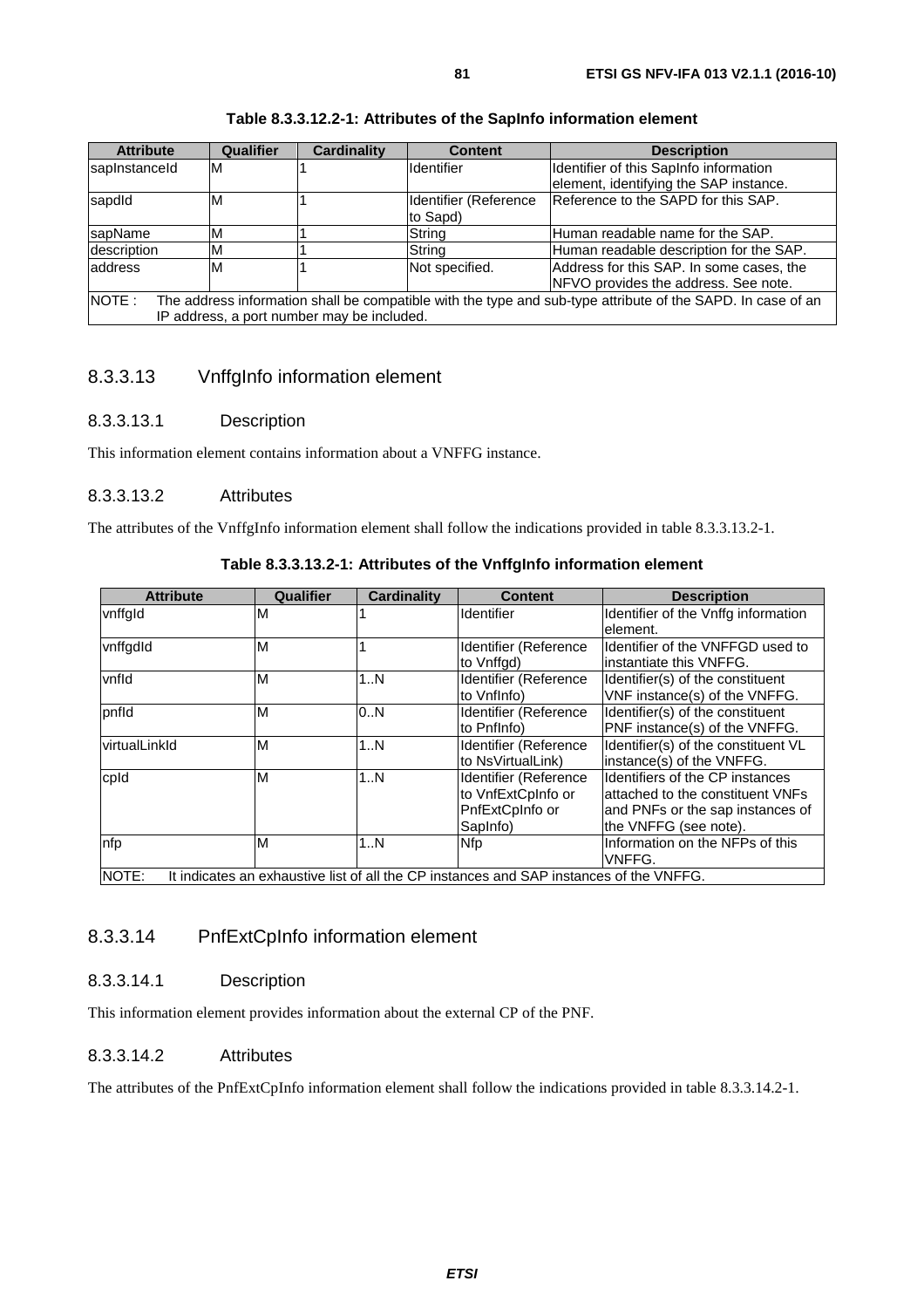**Table 8.3.3.12.2-1: Attributes of the SapInfo information element**

| Attribute | Qualifier | Cardinality | Content | Description |
| --- | --- | --- | --- | --- |
| sapInstanceId | M | 1 | Identifier | Identifier of this SapInfo information element, identifying the SAP instance. |
| sapdId | M | 1 | Identifier (Reference to Sapd) | Reference to the SAPD for this SAP. |
| sapName | M | 1 | String | Human readable name for the SAP. |
| description | M | 1 | String | Human readable description for the SAP. |
| address | M | 1 | Not specified. | Address for this SAP. In some cases, the NFVO provides the address. See note. |
| NOTE : The address information shall be compatible with the type and sub-type attribute of the SAPD. In case of an IP address, a port number may be included. | | | | |

## 8.3.3.13 VnffgInfo information element

### 8.3.3.13.1 Description

This information element contains information about a VNFFG instance.

### 8.3.3.13.2 Attributes

The attributes of the VnffgInfo information element shall follow the indications provided in table 8.3.3.13.2-1.

**Table 8.3.3.13.2-1: Attributes of the VnffgInfo information element**

| Attribute | Qualifier | Cardinality | Content | Description |
| --- | --- | --- | --- | --- |
| vnffgId | M | 1 | Identifier | Identifier of the Vnffg information element. |
| vnffgdId | M | 1 | Identifier (Reference to Vnffgd) | Identifier of the VNFFGD used to instantiate this VNFFG. |
| vnfId | M | 1..N | Identifier (Reference to VnfInfo) | Identifier(s) of the constituent VNF instance(s) of the VNFFG. |
| pnfId | M | 0..N | Identifier (Reference to PnfInfo) | Identifier(s) of the constituent PNF instance(s) of the VNFFG. |
| virtualLinkId | M | 1..N | Identifier (Reference to NsVirtualLink) | Identifier(s) of the constituent VL instance(s) of the VNFFG. |
| cpId | M | 1..N | Identifier (Reference to VnfExtCpInfo or PnfExtCpInfo or SapInfo) | Identifiers of the CP instances attached to the constituent VNFs and PNFs or the sap instances of the VNFFG (see note). |
| nfp | M | 1..N | Nfp | Information on the NFPs of this VNFFG. |
| NOTE: It indicates an exhaustive list of all the CP instances and SAP instances of the VNFFG. | | | | |

## 8.3.3.14 PnfExtCpInfo information element

### 8.3.3.14.1 Description

This information element provides information about the external CP of the PNF.

### 8.3.3.14.2 Attributes

The attributes of the PnfExtCpInfo information element shall follow the indications provided in table 8.3.3.14.2-1.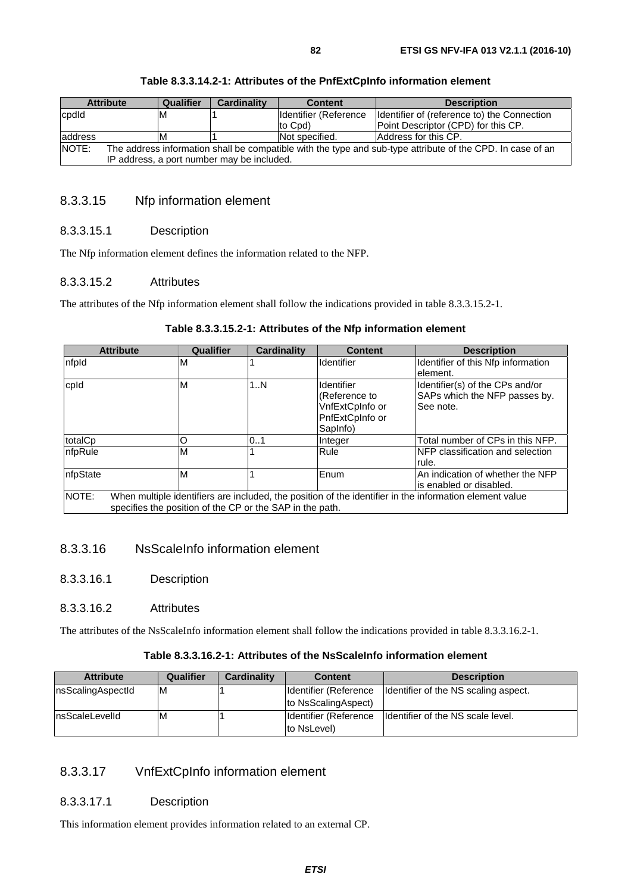**Table 8.3.3.14.2-1: Attributes of the PnfExtCpInfo information element**

| Attribute | Qualifier | Cardinality | Content | Description |
|---|---|---|---|---|
| cpdId | M | 1 | Identifier (Reference to Cpd) | Identifier of (reference to) the Connection Point Descriptor (CPD) for this CP. |
| address | M | 1 | Not specified. | Address for this CP. |
| NOTE: The address information shall be compatible with the type and sub-type attribute of the CPD. In case of an IP address, a port number may be included. | | | | |

### 8.3.3.15 Nfp information element

#### 8.3.3.15.1 Description

The Nfp information element defines the information related to the NFP.

#### 8.3.3.15.2 Attributes

The attributes of the Nfp information element shall follow the indications provided in table 8.3.3.15.2-1.

**Table 8.3.3.15.2-1: Attributes of the Nfp information element**

| Attribute | Qualifier | Cardinality | Content | Description |
|---|---|---|---|---|
| nfpId | M | 1 | Identifier | Identifier of this Nfp information element. |
| cpId | M | 1..N | Identifier (Reference to VnfExtCpInfo or PnfExtCpInfo or SapInfo) | Identifier(s) of the CPs and/or SAPs which the NFP passes by. See note. |
| totalCp | O | 0..1 | Integer | Total number of CPs in this NFP. |
| nfpRule | M | 1 | Rule | NFP classification and selection rule. |
| nfpState | M | 1 | Enum | An indication of whether the NFP is enabled or disabled. |
| NOTE: When multiple identifiers are included, the position of the identifier in the information element value specifies the position of the CP or the SAP in the path. | | | | |

### 8.3.3.16 NsScaleInfo information element

#### 8.3.3.16.1 Description

#### 8.3.3.16.2 Attributes

The attributes of the NsScaleInfo information element shall follow the indications provided in table 8.3.3.16.2-1.

**Table 8.3.3.16.2-1: Attributes of the NsScaleInfo information element**

| Attribute | Qualifier | Cardinality | Content | Description |
|---|---|---|---|---|
| nsScalingAspectId | M | 1 | Identifier (Reference to NsScalingAspect) | Identifier of the NS scaling aspect. |
| nsScaleLevelId | M | 1 | Identifier (Reference to NsLevel) | Identifier of the NS scale level. |

### 8.3.3.17 VnfExtCpInfo information element

#### 8.3.3.17.1 Description

This information element provides information related to an external CP.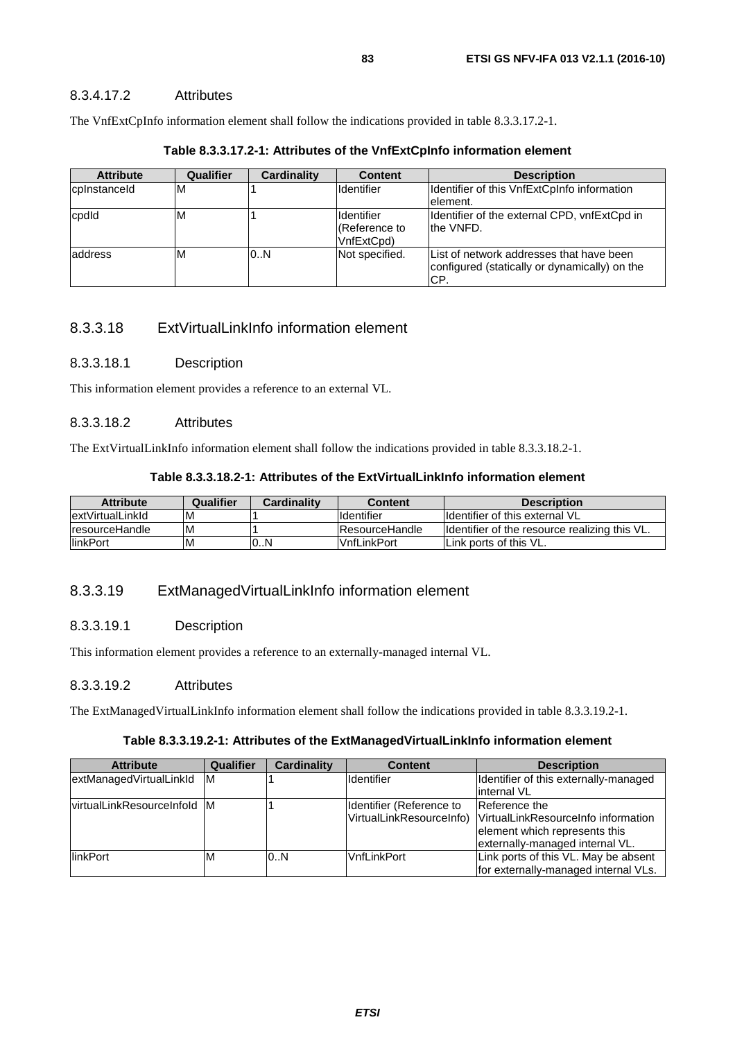#### 8.3.4.17.2 Attributes

The VnfExtCpInfo information element shall follow the indications provided in table 8.3.3.17.2-1.

**Table 8.3.3.17.2-1: Attributes of the VnfExtCpInfo information element**

| Attribute | Qualifier | Cardinality | Content | Description |
|---|---|---|---|---|
| cpInstanceId | M | 1 | Identifier | Identifier of this VnfExtCpInfo information element. |
| cpdId | M | 1 | Identifier (Reference to VnfExtCpd) | Identifier of the external CPD, vnfExtCpd in the VNFD. |
| address | M | 0..N | Not specified. | List of network addresses that have been configured (statically or dynamically) on the CP. |

### 8.3.3.18 ExtVirtualLinkInfo information element

#### 8.3.3.18.1 Description

This information element provides a reference to an external VL.

#### 8.3.3.18.2 Attributes

The ExtVirtualLinkInfo information element shall follow the indications provided in table 8.3.3.18.2-1.

**Table 8.3.3.18.2-1: Attributes of the ExtVirtualLinkInfo information element**

| Attribute | Qualifier | Cardinality | Content | Description |
|---|---|---|---|---|
| extVirtualLinkId | M | 1 | Identifier | Identifier of this external VL |
| resourceHandle | M | 1 | ResourceHandle | Identifier of the resource realizing this VL. |
| linkPort | M | 0..N | VnfLinkPort | Link ports of this VL. |

### 8.3.3.19 ExtManagedVirtualLinkInfo information element

#### 8.3.3.19.1 Description

This information element provides a reference to an externally-managed internal VL.

#### 8.3.3.19.2 Attributes

The ExtManagedVirtualLinkInfo information element shall follow the indications provided in table 8.3.3.19.2-1.

**Table 8.3.3.19.2-1: Attributes of the ExtManagedVirtualLinkInfo information element**

| Attribute | Qualifier | Cardinality | Content | Description |
|---|---|---|---|---|
| extManagedVirtualLinkId | M | 1 | Identifier | Identifier of this externally-managed internal VL |
| virtualLinkResourceInfoId | M | 1 | Identifier (Reference to VirtualLinkResourceInfo) | Reference the VirtualLinkResourceInfo information element which represents this externally-managed internal VL. |
| linkPort | M | 0..N | VnfLinkPort | Link ports of this VL. May be absent for externally-managed internal VLs. |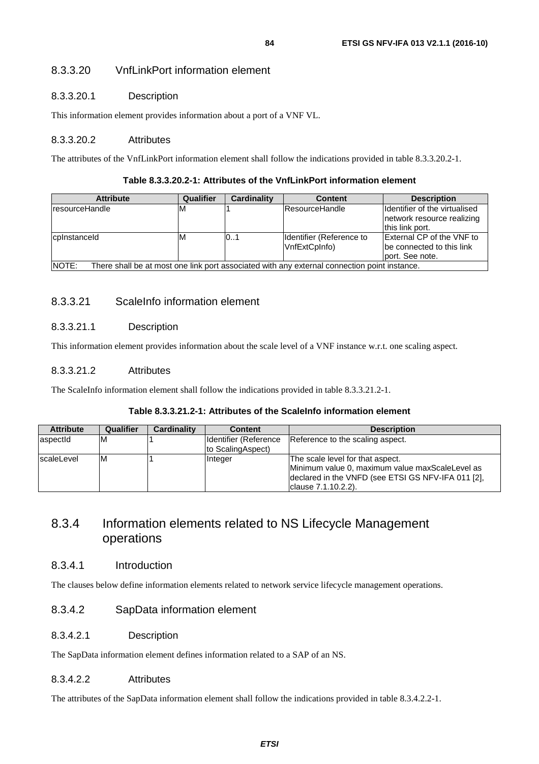#### 8.3.3.20 VnfLinkPort information element

##### 8.3.3.20.1 Description

This information element provides information about a port of a VNF VL.

##### 8.3.3.20.2 Attributes

The attributes of the VnfLinkPort information element shall follow the indications provided in table 8.3.3.20.2-1.

**Table 8.3.3.20.2-1: Attributes of the VnfLinkPort information element**

| Attribute | Qualifier | Cardinality | Content | Description |
| --- | --- | --- | --- | --- |
| resourceHandle | M | 1 | ResourceHandle | Identifier of the virtualised network resource realizing this link port. |
| cpInstanceId | M | 0..1 | Identifier (Reference to VnfExtCpInfo) | External CP of the VNF to be connected to this link port. See note. |
| NOTE: There shall be at most one link port associated with any external connection point instance. | | | | |

#### 8.3.3.21 ScaleInfo information element

##### 8.3.3.21.1 Description

This information element provides information about the scale level of a VNF instance w.r.t. one scaling aspect.

##### 8.3.3.21.2 Attributes

The ScaleInfo information element shall follow the indications provided in table 8.3.3.21.2-1.

**Table 8.3.3.21.2-1: Attributes of the ScaleInfo information element**

| Attribute | Qualifier | Cardinality | Content | Description |
| --- | --- | --- | --- | --- |
| aspectId | M | 1 | Identifier (Reference to ScalingAspect) | Reference to the scaling aspect. |
| scaleLevel | M | 1 | Integer | The scale level for that aspect. Minimum value 0, maximum value maxScaleLevel as declared in the VNFD (see ETSI GS NFV-IFA 011 [2], clause 7.1.10.2.2). |

### 8.3.4 Information elements related to NS Lifecycle Management operations

#### 8.3.4.1 Introduction

The clauses below define information elements related to network service lifecycle management operations.

#### 8.3.4.2 SapData information element

##### 8.3.4.2.1 Description

The SapData information element defines information related to a SAP of an NS.

##### 8.3.4.2.2 Attributes

The attributes of the SapData information element shall follow the indications provided in table 8.3.4.2.2-1.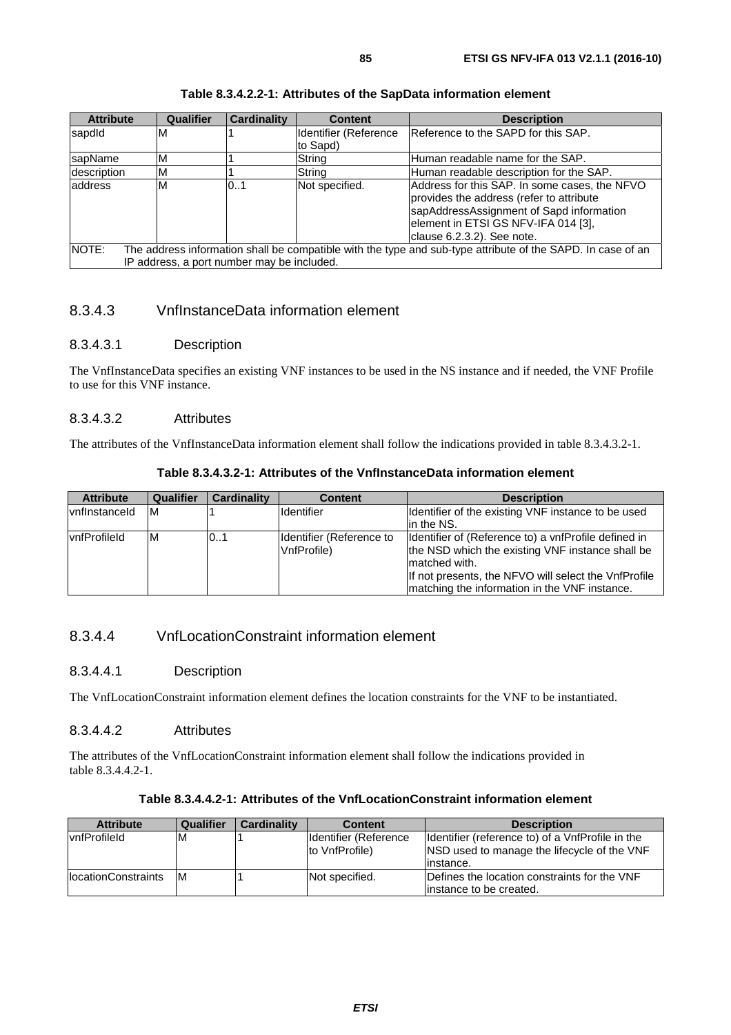**Table 8.3.4.2.2-1: Attributes of the SapData information element**

| Attribute | Qualifier | Cardinality | Content | Description |
|---|---|---|---|---|
| sapdId | M | 1 | Identifier (Reference to Sapd) | Reference to the SAPD for this SAP. |
| sapName | M | 1 | String | Human readable name for the SAP. |
| description | M | 1 | String | Human readable description for the SAP. |
| address | M | 0..1 | Not specified. | Address for this SAP. In some cases, the NFVO provides the address (refer to attribute sapAddressAssignment of Sapd information element in ETSI GS NFV-IFA 014 [3], clause 6.2.3.2). See note. |
| NOTE: The address information shall be compatible with the type and sub-type attribute of the SAPD. In case of an IP address, a port number may be included. | | | | |

### 8.3.4.3 VnfInstanceData information element

#### 8.3.4.3.1 Description

The VnfInstanceData specifies an existing VNF instances to be used in the NS instance and if needed, the VNF Profile to use for this VNF instance.

#### 8.3.4.3.2 Attributes

The attributes of the VnfInstanceData information element shall follow the indications provided in table 8.3.4.3.2-1.

**Table 8.3.4.3.2-1: Attributes of the VnfInstanceData information element**

| Attribute | Qualifier | Cardinality | Content | Description |
|---|---|---|---|---|
| vnfInstanceId | M | 1 | Identifier | Identifier of the existing VNF instance to be used in the NS. |
| vnfProfileId | M | 0..1 | Identifier (Reference to VnfProfile) | Identifier of (Reference to) a vnfProfile defined in the NSD which the existing VNF instance shall be matched with.<br>If not presents, the NFVO will select the VnfProfile matching the information in the VNF instance. |

### 8.3.4.4 VnfLocationConstraint information element

#### 8.3.4.4.1 Description

The VnfLocationConstraint information element defines the location constraints for the VNF to be instantiated.

#### 8.3.4.4.2 Attributes

The attributes of the VnfLocationConstraint information element shall follow the indications provided in table 8.3.4.4.2-1.

**Table 8.3.4.4.2-1: Attributes of the VnfLocationConstraint information element**

| Attribute | Qualifier | Cardinality | Content | Description |
|---|---|---|---|---|
| vnfProfileId | M | 1 | Identifier (Reference to VnfProfile) | Identifier (reference to) of a VnfProfile in the NSD used to manage the lifecycle of the VNF instance. |
| locationConstraints | M | 1 | Not specified. | Defines the location constraints for the VNF instance to be created. |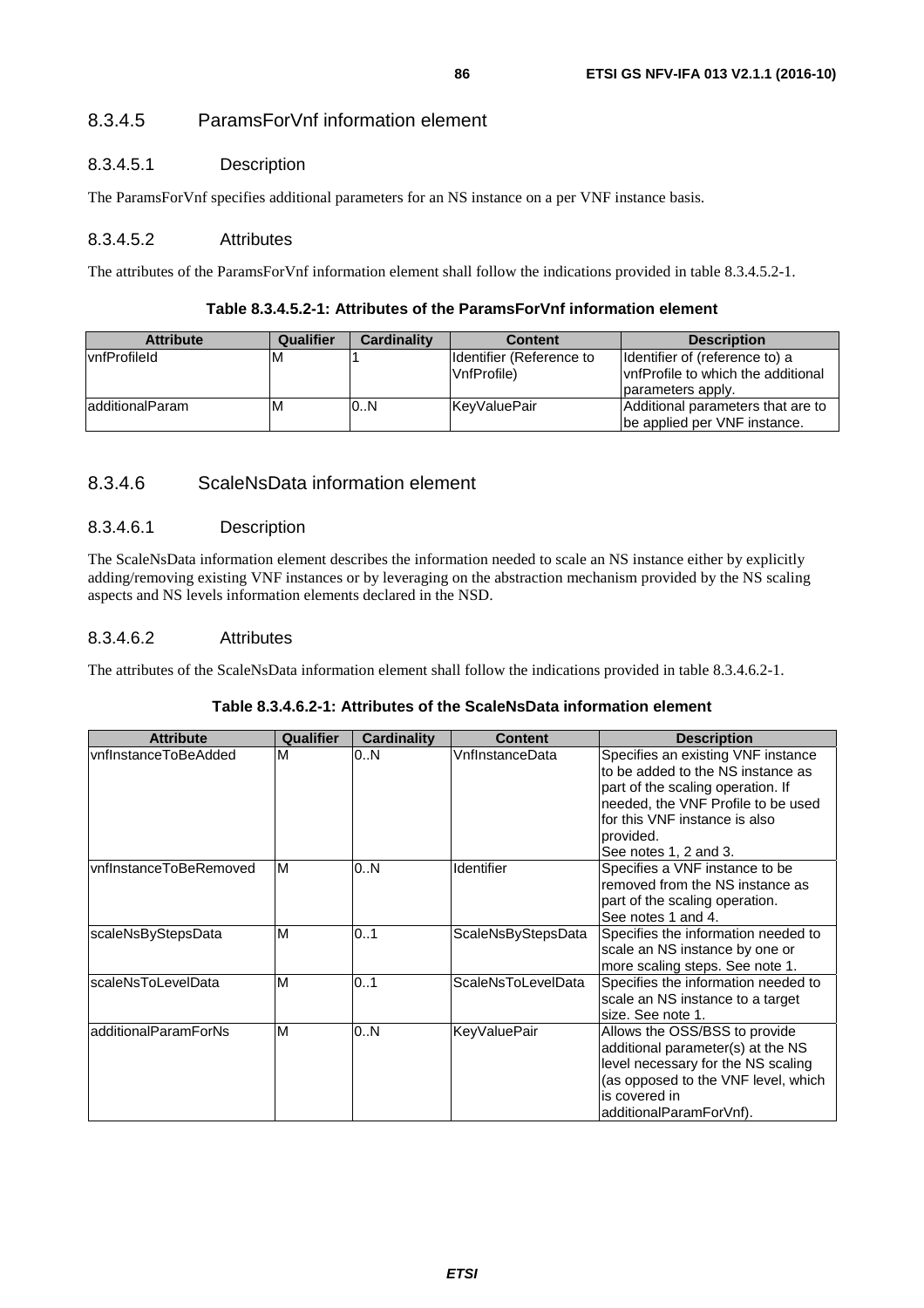### 8.3.4.5 ParamsForVnf information element

#### 8.3.4.5.1 Description

The ParamsForVnf specifies additional parameters for an NS instance on a per VNF instance basis.

#### 8.3.4.5.2 Attributes

The attributes of the ParamsForVnf information element shall follow the indications provided in table 8.3.4.5.2-1.

**Table 8.3.4.5.2-1: Attributes of the ParamsForVnf information element**

| Attribute | Qualifier | Cardinality | Content | Description |
|---|---|---|---|---|
| vnfProfileId | M | 1 | Identifier (Reference to VnfProfile) | Identifier of (reference to) a vnfProfile to which the additional parameters apply. |
| additionalParam | M | 0..N | KeyValuePair | Additional parameters that are to be applied per VNF instance. |

### 8.3.4.6 ScaleNsData information element

#### 8.3.4.6.1 Description

The ScaleNsData information element describes the information needed to scale an NS instance either by explicitly adding/removing existing VNF instances or by leveraging on the abstraction mechanism provided by the NS scaling aspects and NS levels information elements declared in the NSD.

#### 8.3.4.6.2 Attributes

The attributes of the ScaleNsData information element shall follow the indications provided in table 8.3.4.6.2-1.

**Table 8.3.4.6.2-1: Attributes of the ScaleNsData information element**

| Attribute | Qualifier | Cardinality | Content | Description |
|---|---|---|---|---|
| vnfInstanceToBeAdded | M | 0..N | VnfInstanceData | Specifies an existing VNF instance to be added to the NS instance as part of the scaling operation. If needed, the VNF Profile to be used for this VNF instance is also provided. See notes 1, 2 and 3. |
| vnfInstanceToBeRemoved | M | 0..N | Identifier | Specifies a VNF instance to be removed from the NS instance as part of the scaling operation. See notes 1 and 4. |
| scaleNsByStepsData | M | 0..1 | ScaleNsByStepsData | Specifies the information needed to scale an NS instance by one or more scaling steps. See note 1. |
| scaleNsToLevelData | M | 0..1 | ScaleNsToLevelData | Specifies the information needed to scale an NS instance to a target size. See note 1. |
| additionalParamForNs | M | 0..N | KeyValuePair | Allows the OSS/BSS to provide additional parameter(s) at the NS level necessary for the NS scaling (as opposed to the VNF level, which is covered in additionalParamForVnf). |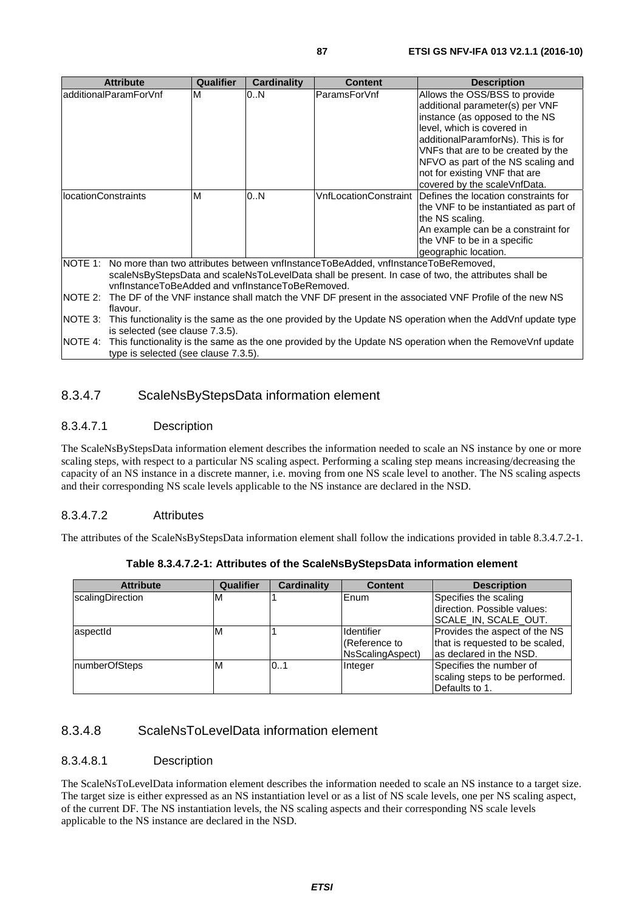| Attribute | Qualifier | Cardinality | Content | Description |
|---|---|---|---|---|
| additionalParamForVnf | M | 0..N | ParamsForVnf | Allows the OSS/BSS to provide additional parameter(s) per VNF instance (as opposed to the NS level, which is covered in additionalParamforNs). This is for VNFs that are to be created by the NFVO as part of the NS scaling and not for existing VNF that are covered by the scaleVnfData. |
| locationConstraints | M | 0..N | VnfLocationConstraint | Defines the location constraints for the VNF to be instantiated as part of the NS scaling. An example can be a constraint for the VNF to be in a specific geographic location. |
| NOTE 1: No more than two attributes between vnfInstanceToBeAdded, vnfInstanceToBeRemoved, scaleNsByStepsData and scaleNsToLevelData shall be present. In case of two, the attributes shall be vnfInstanceToBeAdded and vnfInstanceToBeRemoved. | | | | |
| NOTE 2: The DF of the VNF instance shall match the VNF DF present in the associated VNF Profile of the new NS flavour. | | | | |
| NOTE 3: This functionality is the same as the one provided by the Update NS operation when the AddVnf update type is selected (see clause 7.3.5). | | | | |
| NOTE 4: This functionality is the same as the one provided by the Update NS operation when the RemoveVnf update type is selected (see clause 7.3.5). | | | | |

### 8.3.4.7 ScaleNsByStepsData information element

#### 8.3.4.7.1 Description

The ScaleNsByStepsData information element describes the information needed to scale an NS instance by one or more scaling steps, with respect to a particular NS scaling aspect. Performing a scaling step means increasing/decreasing the capacity of an NS instance in a discrete manner, i.e. moving from one NS scale level to another. The NS scaling aspects and their corresponding NS scale levels applicable to the NS instance are declared in the NSD.

#### 8.3.4.7.2 Attributes

The attributes of the ScaleNsByStepsData information element shall follow the indications provided in table 8.3.4.7.2-1.

**Table 8.3.4.7.2-1: Attributes of the ScaleNsByStepsData information element**

| Attribute | Qualifier | Cardinality | Content | Description |
|---|---|---|---|---|
| scalingDirection | M | 1 | Enum | Specifies the scaling direction. Possible values: SCALE_IN, SCALE_OUT. |
| aspectId | M | 1 | Identifier (Reference to NsScalingAspect) | Provides the aspect of the NS that is requested to be scaled, as declared in the NSD. |
| numberOfSteps | M | 0..1 | Integer | Specifies the number of scaling steps to be performed. Defaults to 1. |

### 8.3.4.8 ScaleNsToLevelData information element

#### 8.3.4.8.1 Description

The ScaleNsToLevelData information element describes the information needed to scale an NS instance to a target size. The target size is either expressed as an NS instantiation level or as a list of NS scale levels, one per NS scaling aspect, of the current DF. The NS instantiation levels, the NS scaling aspects and their corresponding NS scale levels applicable to the NS instance are declared in the NSD.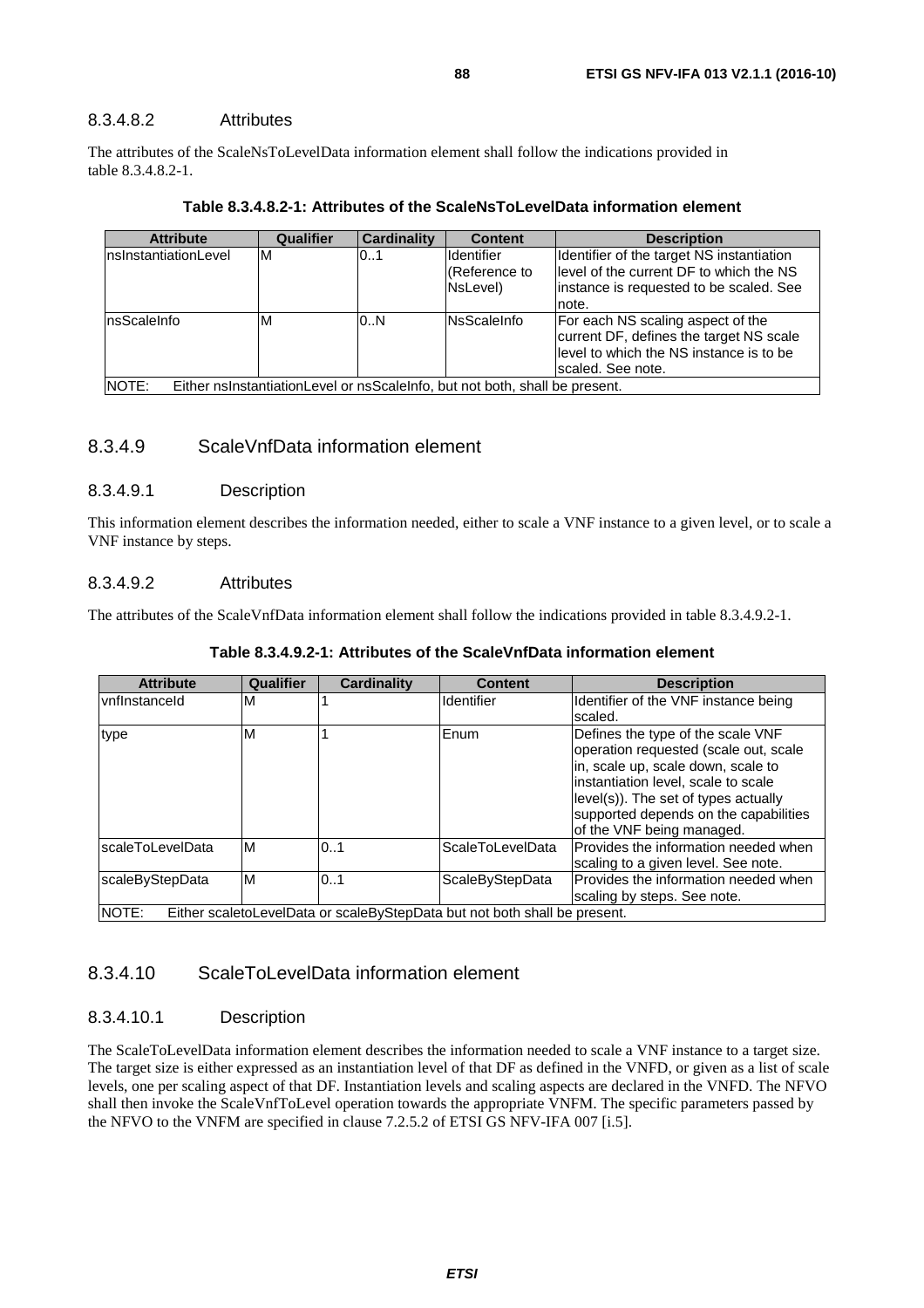#### 8.3.4.8.2 Attributes

The attributes of the ScaleNsToLevelData information element shall follow the indications provided in table 8.3.4.8.2-1.

**Table 8.3.4.8.2-1: Attributes of the ScaleNsToLevelData information element**

| Attribute | Qualifier | Cardinality | Content | Description |
|---|---|---|---|---|
| nsInstantiationLevel | M | 0..1 | Identifier (Reference to NsLevel) | Identifier of the target NS instantiation level of the current DF to which the NS instance is requested to be scaled. See note. |
| nsScaleInfo | M | 0..N | NsScaleInfo | For each NS scaling aspect of the current DF, defines the target NS scale level to which the NS instance is to be scaled. See note. |
| NOTE: Either nsInstantiationLevel or nsScaleInfo, but not both, shall be present. | | | | |

### 8.3.4.9 ScaleVnfData information element

#### 8.3.4.9.1 Description

This information element describes the information needed, either to scale a VNF instance to a given level, or to scale a VNF instance by steps.

#### 8.3.4.9.2 Attributes

The attributes of the ScaleVnfData information element shall follow the indications provided in table 8.3.4.9.2-1.

**Table 8.3.4.9.2-1: Attributes of the ScaleVnfData information element**

| Attribute | Qualifier | Cardinality | Content | Description |
|---|---|---|---|---|
| vnfInstanceId | M | 1 | Identifier | Identifier of the VNF instance being scaled. |
| type | M | 1 | Enum | Defines the type of the scale VNF operation requested (scale out, scale in, scale up, scale down, scale to instantiation level, scale to scale level(s)). The set of types actually supported depends on the capabilities of the VNF being managed. |
| scaleToLevelData | M | 0..1 | ScaleToLevelData | Provides the information needed when scaling to a given level. See note. |
| scaleByStepData | M | 0..1 | ScaleByStepData | Provides the information needed when scaling by steps. See note. |
| NOTE: Either scaletoLevelData or scaleByStepData but not both shall be present. | | | | |

### 8.3.4.10 ScaleToLevelData information element

#### 8.3.4.10.1 Description

The ScaleToLevelData information element describes the information needed to scale a VNF instance to a target size. The target size is either expressed as an instantiation level of that DF as defined in the VNFD, or given as a list of scale levels, one per scaling aspect of that DF. Instantiation levels and scaling aspects are declared in the VNFD. The NFVO shall then invoke the ScaleVnfToLevel operation towards the appropriate VNFM. The specific parameters passed by the NFVO to the VNFM are specified in clause 7.2.5.2 of ETSI GS NFV-IFA 007 [i.5].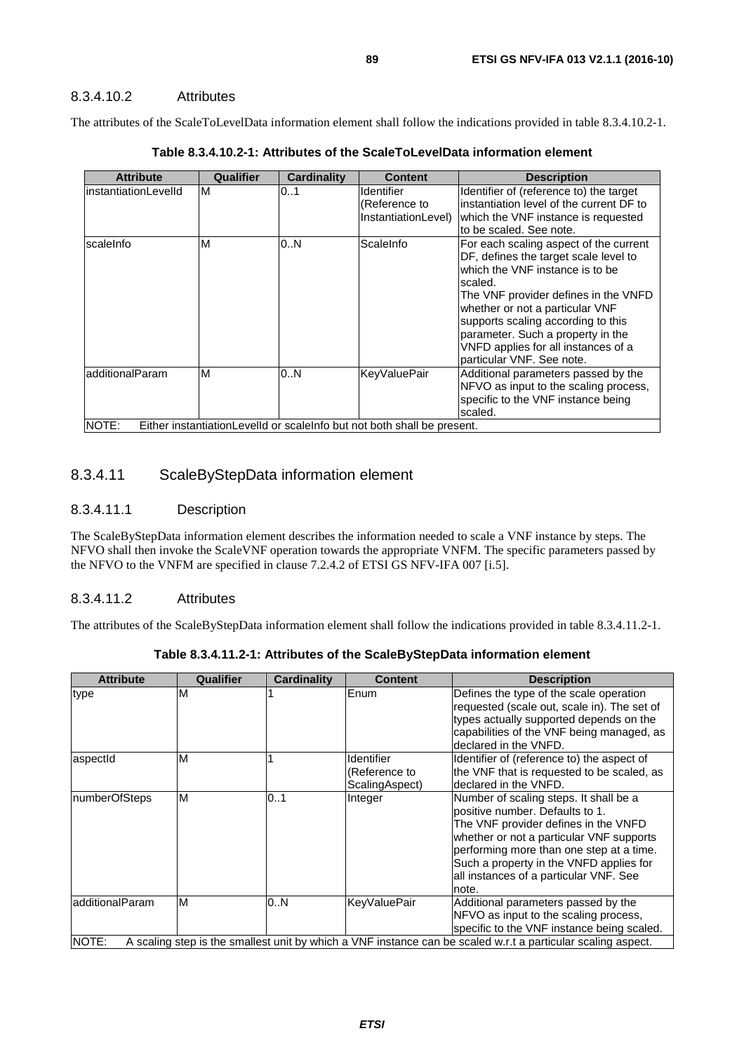#### 8.3.4.10.2 Attributes

The attributes of the ScaleToLevelData information element shall follow the indications provided in table 8.3.4.10.2-1.

**Table 8.3.4.10.2-1: Attributes of the ScaleToLevelData information element**

| Attribute | Qualifier | Cardinality | Content | Description |
|---|---|---|---|---|
| instantiationLevelId | M | 0..1 | Identifier (Reference to InstantiationLevel) | Identifier of (reference to) the target instantiation level of the current DF to which the VNF instance is requested to be scaled. See note. |
| scaleInfo | M | 0..N | ScaleInfo | For each scaling aspect of the current DF, defines the target scale level to which the VNF instance is to be scaled. The VNF provider defines in the VNFD whether or not a particular VNF supports scaling according to this parameter. Such a property in the VNFD applies for all instances of a particular VNF. See note. |
| additionalParam | M | 0..N | KeyValuePair | Additional parameters passed by the NFVO as input to the scaling process, specific to the VNF instance being scaled. |
| NOTE: Either instantiationLevelId or scaleInfo but not both shall be present. | | | | |

### 8.3.4.11 ScaleByStepData information element

#### 8.3.4.11.1 Description

The ScaleByStepData information element describes the information needed to scale a VNF instance by steps. The NFVO shall then invoke the ScaleVNF operation towards the appropriate VNFM. The specific parameters passed by the NFVO to the VNFM are specified in clause 7.2.4.2 of ETSI GS NFV-IFA 007 [i.5].

#### 8.3.4.11.2 Attributes

The attributes of the ScaleByStepData information element shall follow the indications provided in table 8.3.4.11.2-1.

**Table 8.3.4.11.2-1: Attributes of the ScaleByStepData information element**

| Attribute | Qualifier | Cardinality | Content | Description |
|---|---|---|---|---|
| type | M | 1 | Enum | Defines the type of the scale operation requested (scale out, scale in). The set of types actually supported depends on the capabilities of the VNF being managed, as declared in the VNFD. |
| aspectId | M | 1 | Identifier (Reference to ScalingAspect) | Identifier of (reference to) the aspect of the VNF that is requested to be scaled, as declared in the VNFD. |
| numberOfSteps | M | 0..1 | Integer | Number of scaling steps. It shall be a positive number. Defaults to 1. The VNF provider defines in the VNFD whether or not a particular VNF supports performing more than one step at a time. Such a property in the VNFD applies for all instances of a particular VNF. See note. |
| additionalParam | M | 0..N | KeyValuePair | Additional parameters passed by the NFVO as input to the scaling process, specific to the VNF instance being scaled. |
| NOTE: A scaling step is the smallest unit by which a VNF instance can be scaled w.r.t a particular scaling aspect. | | | | |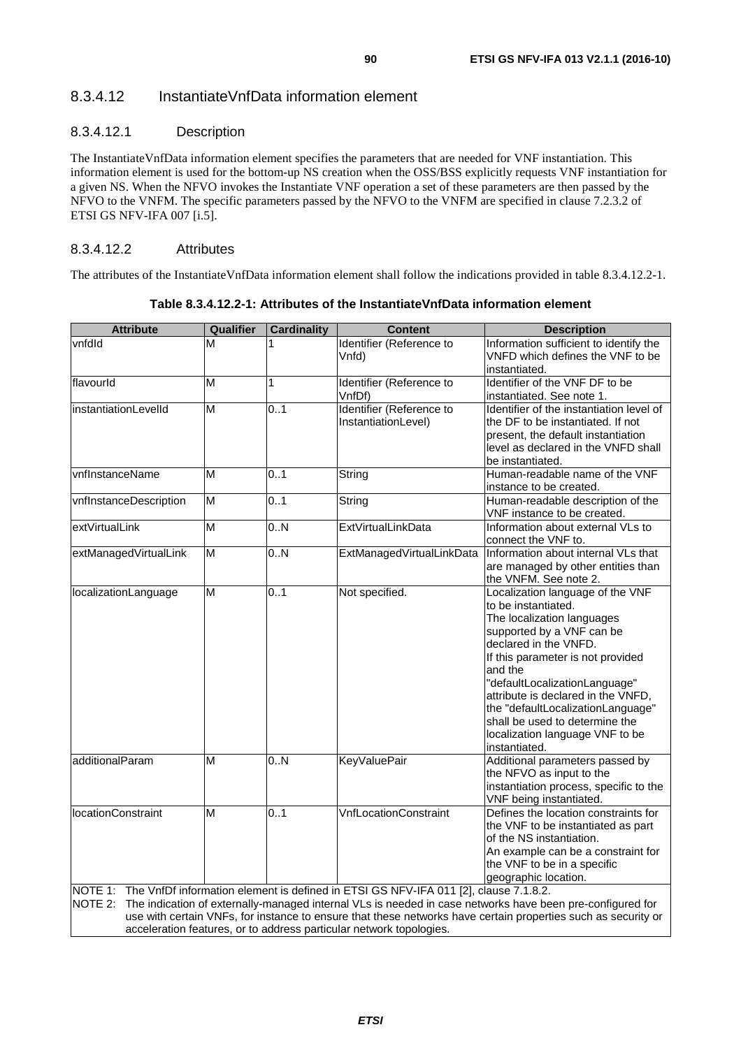### 8.3.4.12 InstantiateVnfData information element

#### 8.3.4.12.1 Description

The InstantiateVnfData information element specifies the parameters that are needed for VNF instantiation. This information element is used for the bottom-up NS creation when the OSS/BSS explicitly requests VNF instantiation for a given NS. When the NFVO invokes the Instantiate VNF operation a set of these parameters are then passed by the NFVO to the VNFM. The specific parameters passed by the NFVO to the VNFM are specified in clause 7.2.3.2 of ETSI GS NFV-IFA 007 [i.5].

#### 8.3.4.12.2 Attributes

The attributes of the InstantiateVnfData information element shall follow the indications provided in table 8.3.4.12.2-1.

**Table 8.3.4.12.2-1: Attributes of the InstantiateVnfData information element**

| Attribute | Qualifier | Cardinality | Content | Description |
|---|---|---|---|---|
| vnfdId | M | 1 | Identifier (Reference to Vnfd) | Information sufficient to identify the VNFD which defines the VNF to be instantiated. |
| flavourId | M | 1 | Identifier (Reference to VnfDf) | Identifier of the VNF DF to be instantiated. See note 1. |
| instantiationLevelId | M | 0..1 | Identifier (Reference to InstantiationLevel) | Identifier of the instantiation level of the DF to be instantiated. If not present, the default instantiation level as declared in the VNFD shall be instantiated. |
| vnfInstanceName | M | 0..1 | String | Human-readable name of the VNF instance to be created. |
| vnfInstanceDescription | M | 0..1 | String | Human-readable description of the VNF instance to be created. |
| extVirtualLink | M | 0..N | ExtVirtualLinkData | Information about external VLs to connect the VNF to. |
| extManagedVirtualLink | M | 0..N | ExtManagedVirtualLinkData | Information about internal VLs that are managed by other entities than the VNFM. See note 2. |
| localizationLanguage | M | 0..1 | Not specified. | Localization language of the VNF to be instantiated.<br>The localization languages supported by a VNF can be declared in the VNFD.<br>If this parameter is not provided and the "defaultLocalizationLanguage" attribute is declared in the VNFD, the "defaultLocalizationLanguage" shall be used to determine the localization language VNF to be instantiated. |
| additionalParam | M | 0..N | KeyValuePair | Additional parameters passed by the NFVO as input to the instantiation process, specific to the VNF being instantiated. |
| locationConstraint | M | 0..1 | VnfLocationConstraint | Defines the location constraints for the VNF to be instantiated as part of the NS instantiation.<br>An example can be a constraint for the VNF to be in a specific geographic location. |

NOTE 1: The VnfDf information element is defined in ETSI GS NFV-IFA 011 [2], clause 7.1.8.2.

NOTE 2: The indication of externally-managed internal VLs is needed in case networks have been pre-configured for use with certain VNFs, for instance to ensure that these networks have certain properties such as security or acceleration features, or to address particular network topologies.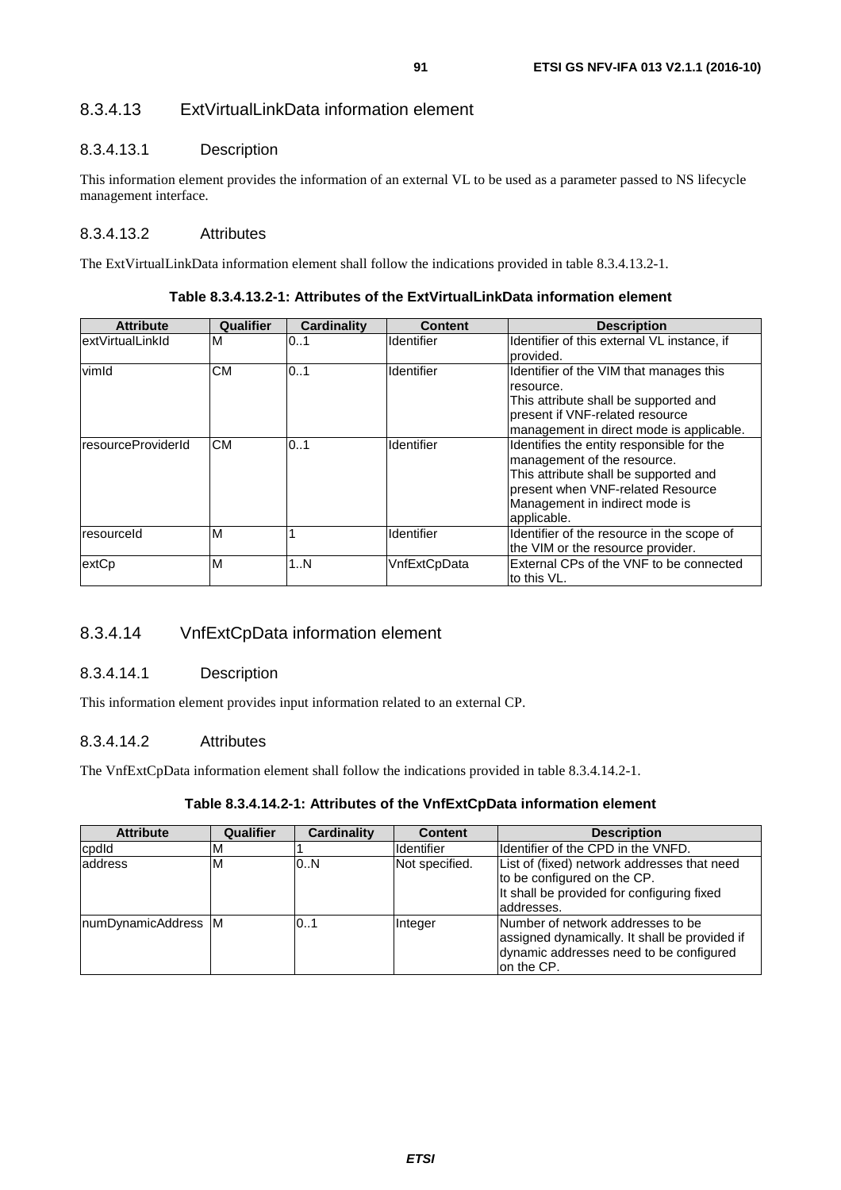### 8.3.4.13 ExtVirtualLinkData information element

#### 8.3.4.13.1 Description

This information element provides the information of an external VL to be used as a parameter passed to NS lifecycle management interface.

#### 8.3.4.13.2 Attributes

The ExtVirtualLinkData information element shall follow the indications provided in table 8.3.4.13.2-1.

**Table 8.3.4.13.2-1: Attributes of the ExtVirtualLinkData information element**

| Attribute | Qualifier | Cardinality | Content | Description |
|---|---|---|---|---|
| extVirtualLinkId | M | 0..1 | Identifier | Identifier of this external VL instance, if provided. |
| vimId | CM | 0..1 | Identifier | Identifier of the VIM that manages this resource.<br>This attribute shall be supported and present if VNF-related resource management in direct mode is applicable. |
| resourceProviderId | CM | 0..1 | Identifier | Identifies the entity responsible for the management of the resource.<br>This attribute shall be supported and present when VNF-related Resource Management in indirect mode is applicable. |
| resourceId | M | 1 | Identifier | Identifier of the resource in the scope of the VIM or the resource provider. |
| extCp | M | 1..N | VnfExtCpData | External CPs of the VNF to be connected to this VL. |

### 8.3.4.14 VnfExtCpData information element

#### 8.3.4.14.1 Description

This information element provides input information related to an external CP.

#### 8.3.4.14.2 Attributes

The VnfExtCpData information element shall follow the indications provided in table 8.3.4.14.2-1.

**Table 8.3.4.14.2-1: Attributes of the VnfExtCpData information element**

| Attribute | Qualifier | Cardinality | Content | Description |
|---|---|---|---|---|
| cpdId | M | 1 | Identifier | Identifier of the CPD in the VNFD. |
| address | M | 0..N | Not specified. | List of (fixed) network addresses that need to be configured on the CP.<br>It shall be provided for configuring fixed addresses. |
| numDynamicAddress | M | 0..1 | Integer | Number of network addresses to be assigned dynamically. It shall be provided if dynamic addresses need to be configured on the CP. |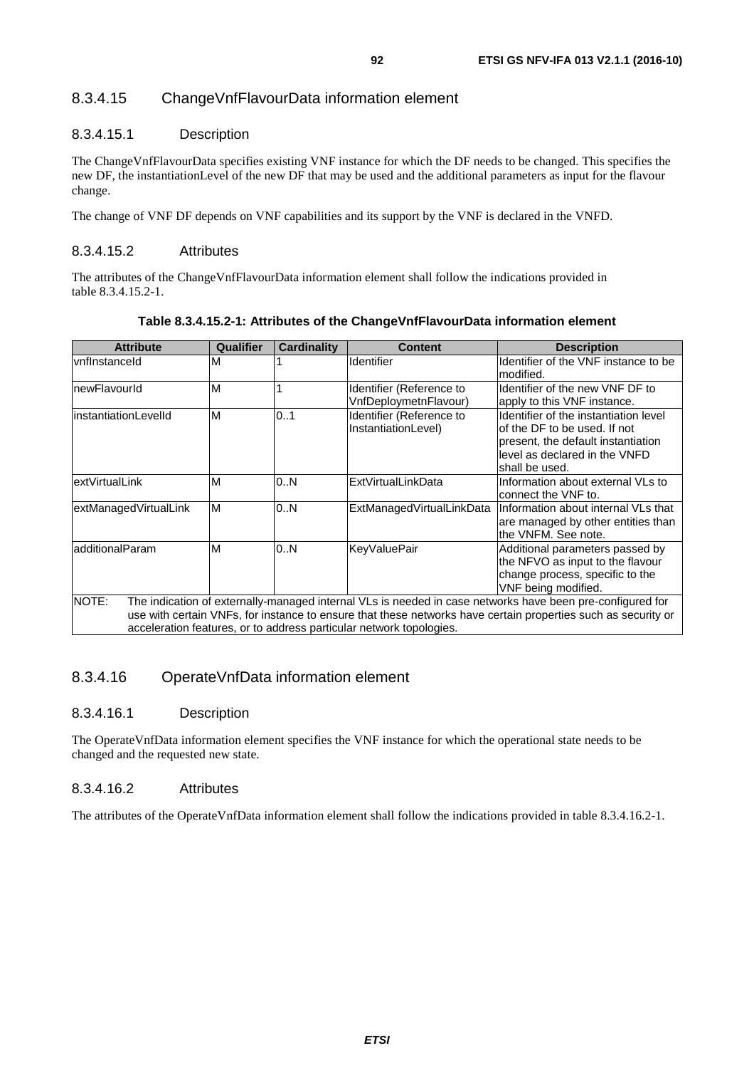### 8.3.4.15 ChangeVnfFlavourData information element

#### 8.3.4.15.1 Description

The ChangeVnfFlavourData specifies existing VNF instance for which the DF needs to be changed. This specifies the new DF, the instantiationLevel of the new DF that may be used and the additional parameters as input for the flavour change.

The change of VNF DF depends on VNF capabilities and its support by the VNF is declared in the VNFD.

#### 8.3.4.15.2 Attributes

The attributes of the ChangeVnfFlavourData information element shall follow the indications provided in table 8.3.4.15.2-1.

**Table 8.3.4.15.2-1: Attributes of the ChangeVnfFlavourData information element**

| Attribute | Qualifier | Cardinality | Content | Description |
| --- | --- | --- | --- | --- |
| vnfInstanceId | M | 1 | Identifier | Identifier of the VNF instance to be modified. |
| newFlavourId | M | 1 | Identifier (Reference to VnfDeploymetnFlavour) | Identifier of the new VNF DF to apply to this VNF instance. |
| instantiationLevelId | M | 0..1 | Identifier (Reference to InstantiationLevel) | Identifier of the instantiation level of the DF to be used. If not present, the default instantiation level as declared in the VNFD shall be used. |
| extVirtualLink | M | 0..N | ExtVirtualLinkData | Information about external VLs to connect the VNF to. |
| extManagedVirtualLink | M | 0..N | ExtManagedVirtualLinkData | Information about internal VLs that are managed by other entities than the VNFM. See note. |
| additionalParam | M | 0..N | KeyValuePair | Additional parameters passed by the NFVO as input to the flavour change process, specific to the VNF being modified. |
| NOTE: The indication of externally-managed internal VLs is needed in case networks have been pre-configured for use with certain VNFs, for instance to ensure that these networks have certain properties such as security or acceleration features, or to address particular network topologies. | | | | |

### 8.3.4.16 OperateVnfData information element

#### 8.3.4.16.1 Description

The OperateVnfData information element specifies the VNF instance for which the operational state needs to be changed and the requested new state.

#### 8.3.4.16.2 Attributes

The attributes of the OperateVnfData information element shall follow the indications provided in table 8.3.4.16.2-1.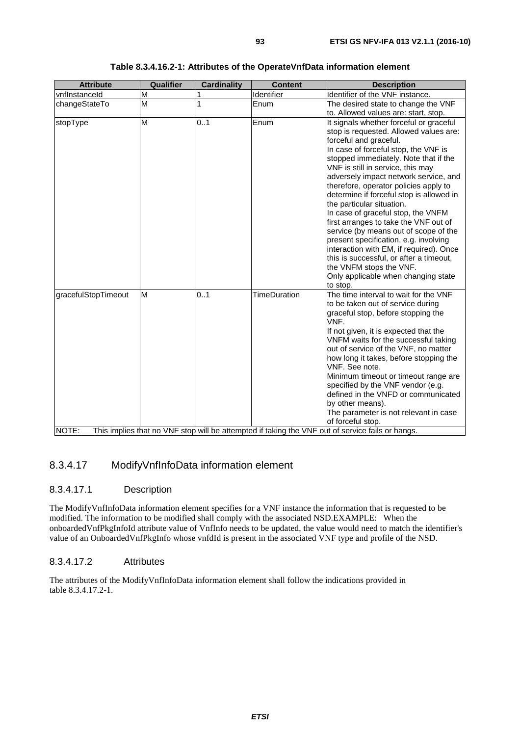**Table 8.3.4.16.2-1: Attributes of the OperateVnfData information element**

| Attribute | Qualifier | Cardinality | Content | Description |
|---|---|---|---|---|
| vnfInstanceId | M | 1 | Identifier | Identifier of the VNF instance. |
| changeStateTo | M | 1 | Enum | The desired state to change the VNF to. Allowed values are: start, stop. |
| stopType | M | 0..1 | Enum | It signals whether forceful or graceful stop is requested. Allowed values are: forceful and graceful.<br>In case of forceful stop, the VNF is stopped immediately. Note that if the VNF is still in service, this may adversely impact network service, and therefore, operator policies apply to determine if forceful stop is allowed in the particular situation.<br>In case of graceful stop, the VNFM first arranges to take the VNF out of service (by means out of scope of the present specification, e.g. involving interaction with EM, if required). Once this is successful, or after a timeout, the VNFM stops the VNF.<br>Only applicable when changing state to stop. |
| gracefulStopTimeout | M | 0..1 | TimeDuration | The time interval to wait for the VNF to be taken out of service during graceful stop, before stopping the VNF.<br>If not given, it is expected that the VNFM waits for the successful taking out of service of the VNF, no matter how long it takes, before stopping the VNF. See note.<br>Minimum timeout or timeout range are specified by the VNF vendor (e.g. defined in the VNFD or communicated by other means).<br>The parameter is not relevant in case of forceful stop. |
| NOTE: This implies that no VNF stop will be attempted if taking the VNF out of service fails or hangs. | | | | |

### 8.3.4.17 ModifyVnfInfoData information element

#### 8.3.4.17.1 Description

The ModifyVnfInfoData information element specifies for a VNF instance the information that is requested to be modified. The information to be modified shall comply with the associated NSD.EXAMPLE: When the onboardedVnfPkgInfoId attribute value of VnfInfo needs to be updated, the value would need to match the identifier's value of an OnboardedVnfPkgInfo whose vnfdId is present in the associated VNF type and profile of the NSD.

#### 8.3.4.17.2 Attributes

The attributes of the ModifyVnfInfoData information element shall follow the indications provided in table 8.3.4.17.2-1.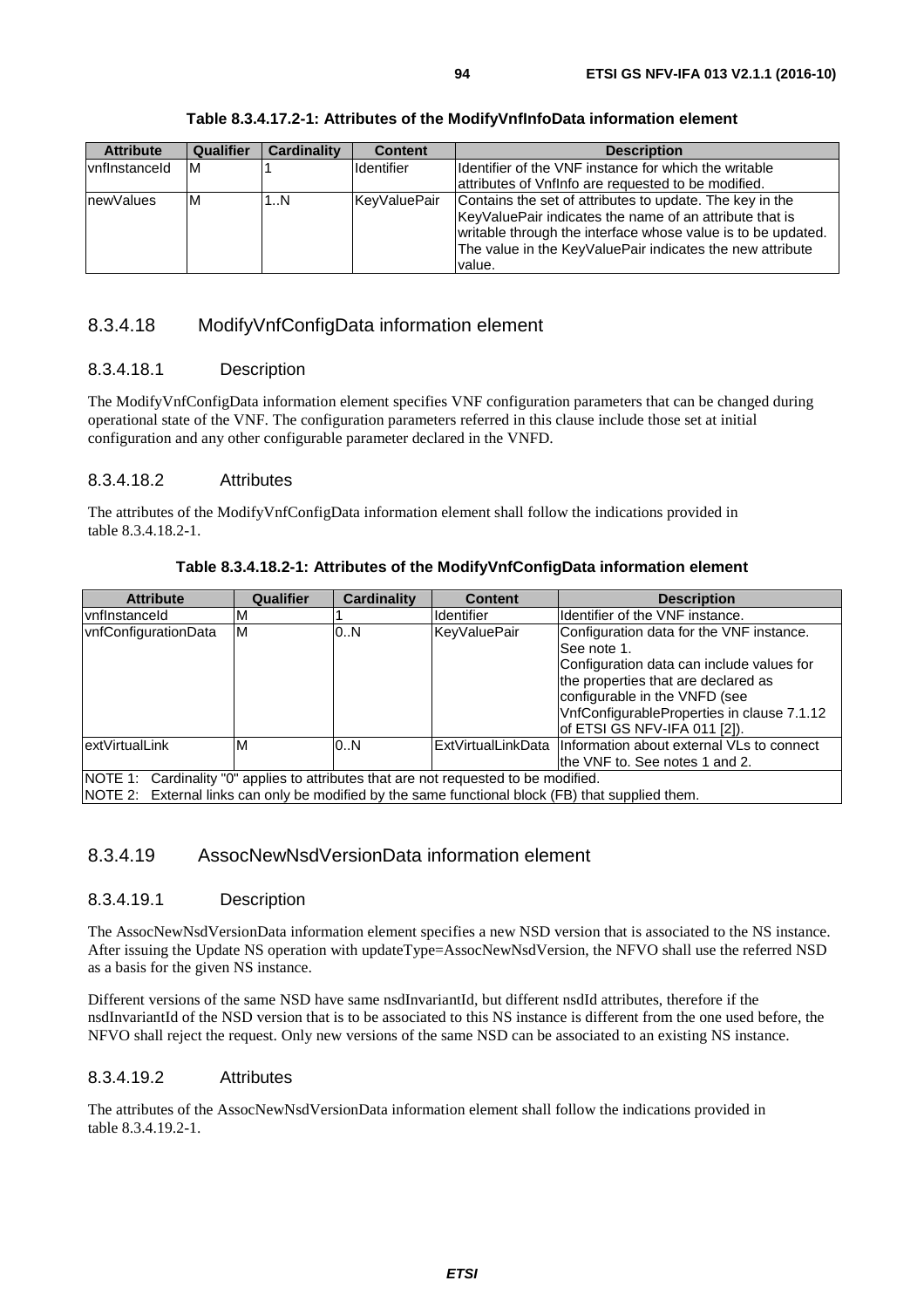**Table 8.3.4.17.2-1: Attributes of the ModifyVnfInfoData information element**

| Attribute | Qualifier | Cardinality | Content | Description |
| --- | --- | --- | --- | --- |
| vnfInstanceId | M | 1 | Identifier | Identifier of the VNF instance for which the writable attributes of VnfInfo are requested to be modified. |
| newValues | M | 1..N | KeyValuePair | Contains the set of attributes to update. The key in the KeyValuePair indicates the name of an attribute that is writable through the interface whose value is to be updated. The value in the KeyValuePair indicates the new attribute value. |

### 8.3.4.18 ModifyVnfConfigData information element

#### 8.3.4.18.1 Description

The ModifyVnfConfigData information element specifies VNF configuration parameters that can be changed during operational state of the VNF. The configuration parameters referred in this clause include those set at initial configuration and any other configurable parameter declared in the VNFD.

#### 8.3.4.18.2 Attributes

The attributes of the ModifyVnfConfigData information element shall follow the indications provided in table 8.3.4.18.2-1.

**Table 8.3.4.18.2-1: Attributes of the ModifyVnfConfigData information element**

| Attribute | Qualifier | Cardinality | Content | Description |
| --- | --- | --- | --- | --- |
| vnfInstanceId | M | 1 | Identifier | Identifier of the VNF instance. |
| vnfConfigurationData | M | 0..N | KeyValuePair | Configuration data for the VNF instance. See note 1. Configuration data can include values for the properties that are declared as configurable in the VNFD (see VnfConfigurableProperties in clause 7.1.12 of ETSI GS NFV-IFA 011 [2]). |
| extVirtualLink | M | 0..N | ExtVirtualLinkData | Information about external VLs to connect the VNF to. See notes 1 and 2. |
| NOTE 1: Cardinality "0" applies to attributes that are not requested to be modified. | | | | |
| NOTE 2: External links can only be modified by the same functional block (FB) that supplied them. | | | | |

### 8.3.4.19 AssocNewNsdVersionData information element

#### 8.3.4.19.1 Description

The AssocNewNsdVersionData information element specifies a new NSD version that is associated to the NS instance. After issuing the Update NS operation with updateType=AssocNewNsdVersion, the NFVO shall use the referred NSD as a basis for the given NS instance.

Different versions of the same NSD have same nsdInvariantId, but different nsdId attributes, therefore if the nsdInvariantId of the NSD version that is to be associated to this NS instance is different from the one used before, the NFVO shall reject the request. Only new versions of the same NSD can be associated to an existing NS instance.

#### 8.3.4.19.2 Attributes

The attributes of the AssocNewNsdVersionData information element shall follow the indications provided in table 8.3.4.19.2-1.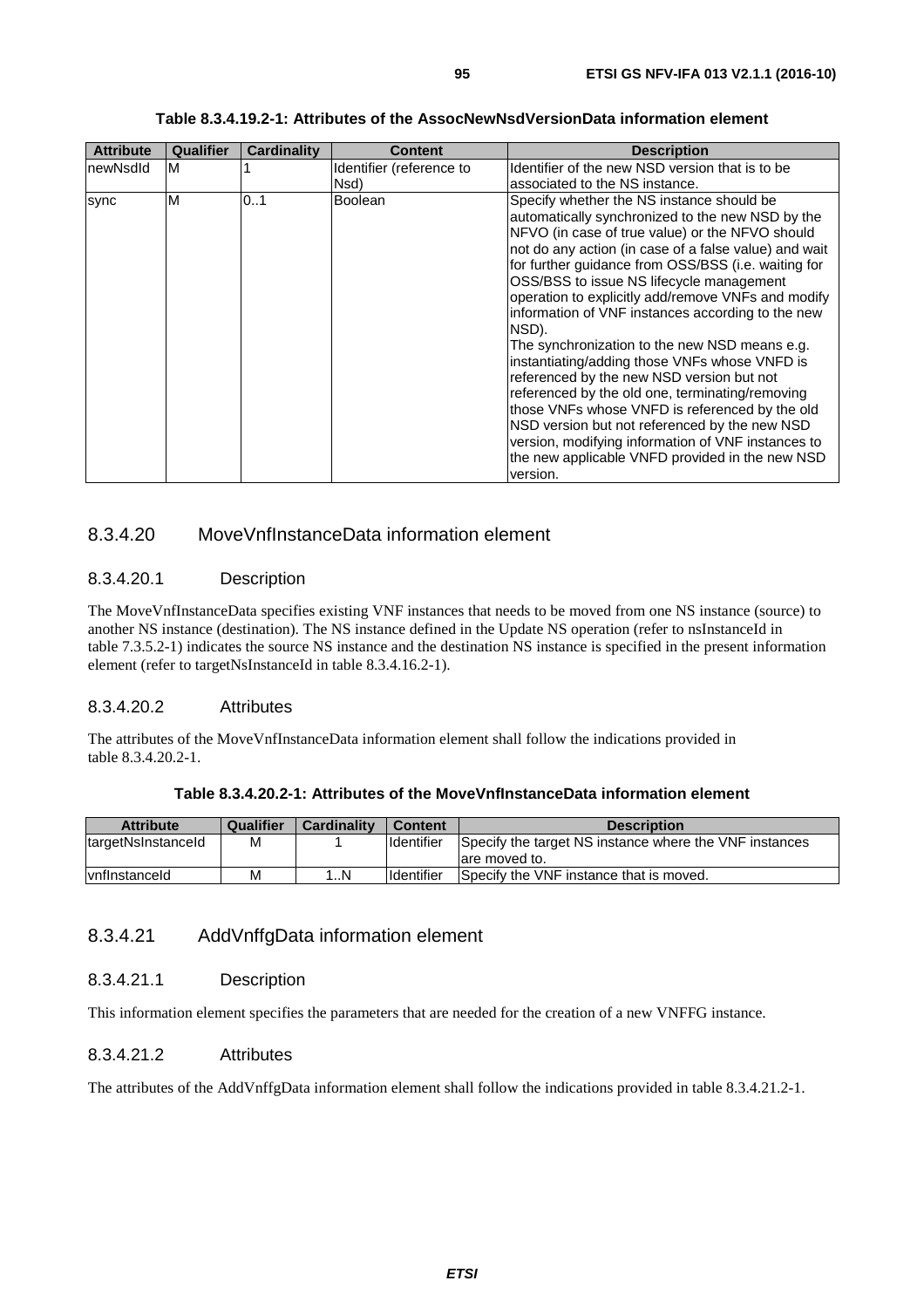**Table 8.3.4.19.2-1: Attributes of the AssocNewNsdVersionData information element**

| Attribute | Qualifier | Cardinality | Content | Description |
| --- | --- | --- | --- | --- |
| newNsdId | M | 1 | Identifier (reference to Nsd) | Identifier of the new NSD version that is to be associated to the NS instance. |
| sync | M | 0..1 | Boolean | Specify whether the NS instance should be automatically synchronized to the new NSD by the NFVO (in case of true value) or the NFVO should not do any action (in case of a false value) and wait for further guidance from OSS/BSS (i.e. waiting for OSS/BSS to issue NS lifecycle management operation to explicitly add/remove VNFs and modify information of VNF instances according to the new NSD).<br>The synchronization to the new NSD means e.g. instantiating/adding those VNFs whose VNFD is referenced by the new NSD version but not referenced by the old one, terminating/removing those VNFs whose VNFD is referenced by the old NSD version but not referenced by the new NSD version, modifying information of VNF instances to the new applicable VNFD provided in the new NSD version. |

### 8.3.4.20 MoveVnfInstanceData information element

#### 8.3.4.20.1 Description

The MoveVnfInstanceData specifies existing VNF instances that needs to be moved from one NS instance (source) to another NS instance (destination). The NS instance defined in the Update NS operation (refer to nsInstanceId in table 7.3.5.2-1) indicates the source NS instance and the destination NS instance is specified in the present information element (refer to targetNsInstanceId in table 8.3.4.16.2-1).

#### 8.3.4.20.2 Attributes

The attributes of the MoveVnfInstanceData information element shall follow the indications provided in table 8.3.4.20.2-1.

**Table 8.3.4.20.2-1: Attributes of the MoveVnfInstanceData information element**

| Attribute | Qualifier | Cardinality | Content | Description |
| --- | --- | --- | --- | --- |
| targetNsInstanceId | M | 1 | Identifier | Specify the target NS instance where the VNF instances are moved to. |
| vnfInstanceId | M | 1..N | Identifier | Specify the VNF instance that is moved. |

### 8.3.4.21 AddVnffgData information element

#### 8.3.4.21.1 Description

This information element specifies the parameters that are needed for the creation of a new VNFFG instance.

#### 8.3.4.21.2 Attributes

The attributes of the AddVnffgData information element shall follow the indications provided in table 8.3.4.21.2-1.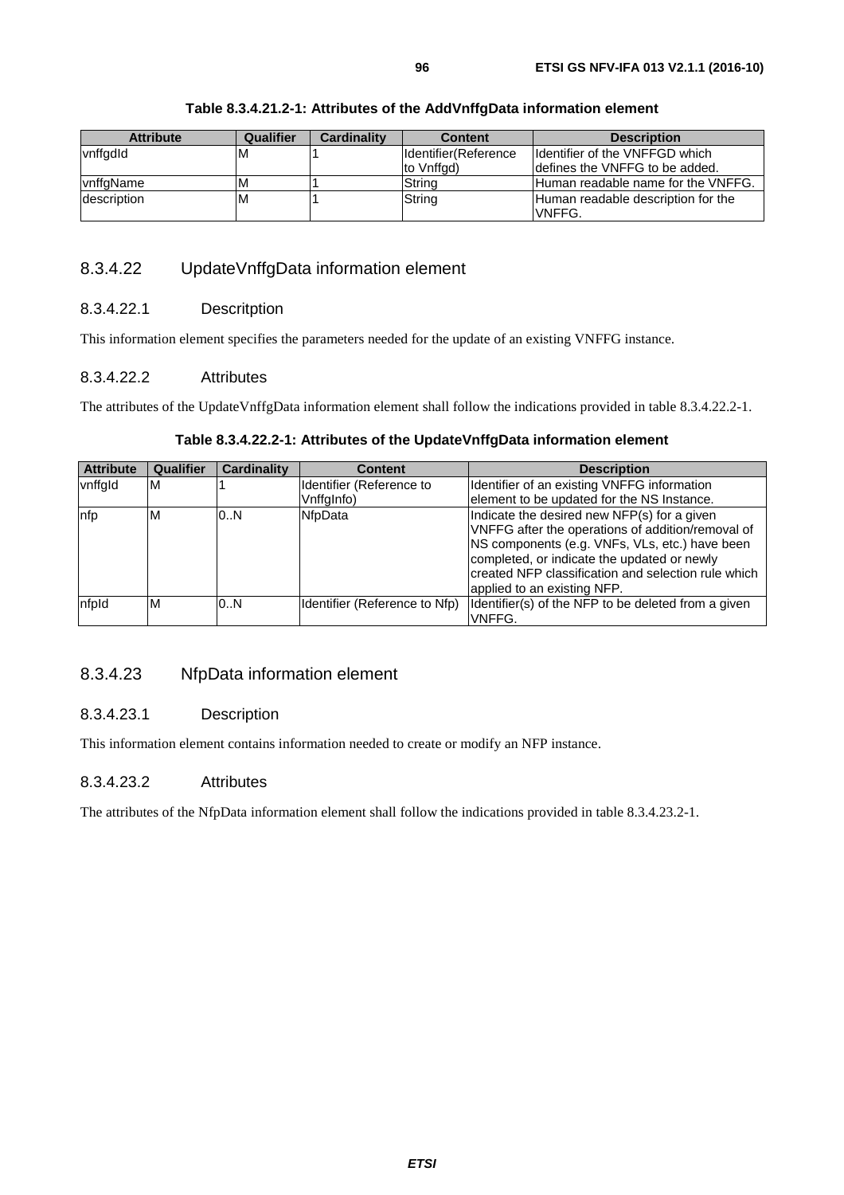**Table 8.3.4.21.2-1: Attributes of the AddVnffgData information element**

| Attribute | Qualifier | Cardinality | Content | Description |
| --- | --- | --- | --- | --- |
| vnffgdId | M | 1 | Identifier(Reference to Vnffgd) | Identifier of the VNFFGD which defines the VNFFG to be added. |
| vnffgName | M | 1 | String | Human readable name for the VNFFG. |
| description | M | 1 | String | Human readable description for the VNFFG. |

### 8.3.4.22 UpdateVnffgData information element

#### 8.3.4.22.1 Descritption

This information element specifies the parameters needed for the update of an existing VNFFG instance.

#### 8.3.4.22.2 Attributes

The attributes of the UpdateVnffgData information element shall follow the indications provided in table 8.3.4.22.2-1.

**Table 8.3.4.22.2-1: Attributes of the UpdateVnffgData information element**

| Attribute | Qualifier | Cardinality | Content | Description |
| --- | --- | --- | --- | --- |
| vnffgId | M | 1 | Identifier (Reference to VnffgInfo) | Identifier of an existing VNFFG information element to be updated for the NS Instance. |
| nfp | M | 0..N | NfpData | Indicate the desired new NFP(s) for a given VNFFG after the operations of addition/removal of NS components (e.g. VNFs, VLs, etc.) have been completed, or indicate the updated or newly created NFP classification and selection rule which applied to an existing NFP. |
| nfpId | M | 0..N | Identifier (Reference to Nfp) | Identifier(s) of the NFP to be deleted from a given VNFFG. |

### 8.3.4.23 NfpData information element

#### 8.3.4.23.1 Description

This information element contains information needed to create or modify an NFP instance.

#### 8.3.4.23.2 Attributes

The attributes of the NfpData information element shall follow the indications provided in table 8.3.4.23.2-1.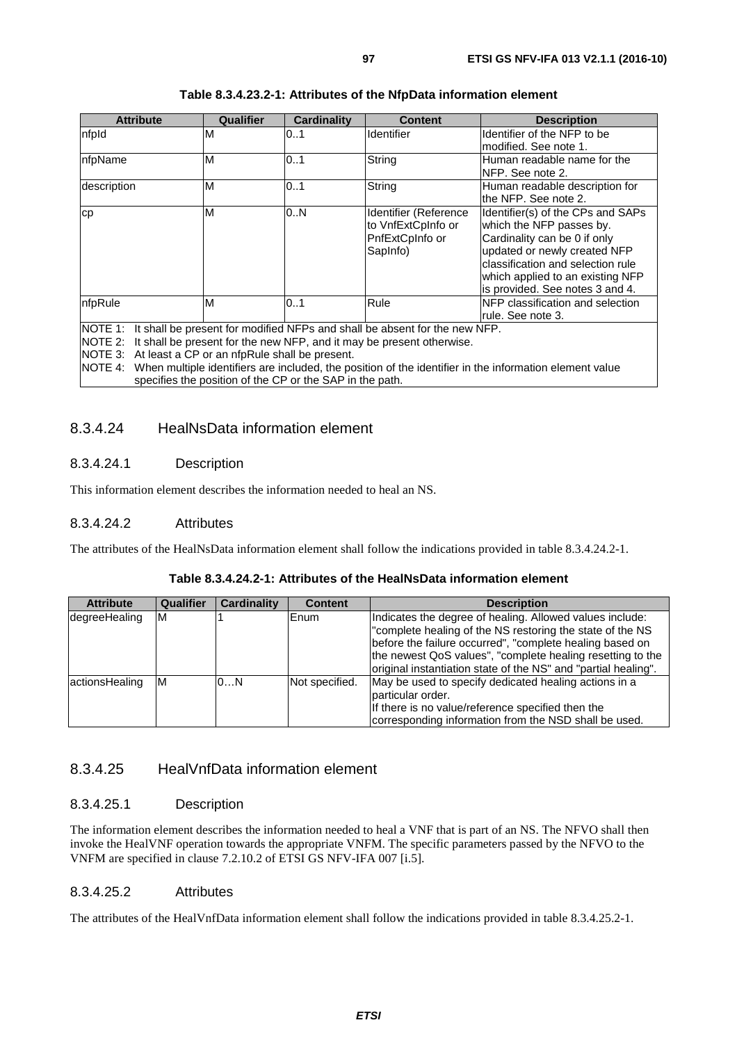**Table 8.3.4.23.2-1: Attributes of the NfpData information element**

| Attribute | Qualifier | Cardinality | Content | Description |
|---|---|---|---|---|
| nfpId | M | 0..1 | Identifier | Identifier of the NFP to be modified. See note 1. |
| nfpName | M | 0..1 | String | Human readable name for the NFP. See note 2. |
| description | M | 0..1 | String | Human readable description for the NFP. See note 2. |
| cp | M | 0..N | Identifier (Reference to VnfExtCpInfo or PnfExtCpInfo or SapInfo) | Identifier(s) of the CPs and SAPs which the NFP passes by. Cardinality can be 0 if only updated or newly created NFP classification and selection rule which applied to an existing NFP is provided. See notes 3 and 4. |
| nfpRule | M | 0..1 | Rule | NFP classification and selection rule. See note 3. |
| NOTE 1: It shall be present for modified NFPs and shall be absent for the new NFP.<br>NOTE 2: It shall be present for the new NFP, and it may be present otherwise.<br>NOTE 3: At least a CP or an nfpRule shall be present.<br>NOTE 4: When multiple identifiers are included, the position of the identifier in the information element value specifies the position of the CP or the SAP in the path. | | | | |

### 8.3.4.24 HealNsData information element

#### 8.3.4.24.1 Description

This information element describes the information needed to heal an NS.

#### 8.3.4.24.2 Attributes

The attributes of the HealNsData information element shall follow the indications provided in table 8.3.4.24.2-1.

**Table 8.3.4.24.2-1: Attributes of the HealNsData information element**

| Attribute | Qualifier | Cardinality | Content | Description |
|---|---|---|---|---|
| degreeHealing | M | 1 | Enum | Indicates the degree of healing. Allowed values include: "complete healing of the NS restoring the state of the NS before the failure occurred", "complete healing based on the newest QoS values", "complete healing resetting to the original instantiation state of the NS" and "partial healing". |
| actionsHealing | M | 0…N | Not specified. | May be used to specify dedicated healing actions in a particular order.<br>If there is no value/reference specified then the corresponding information from the NSD shall be used. |

### 8.3.4.25 HealVnfData information element

#### 8.3.4.25.1 Description

The information element describes the information needed to heal a VNF that is part of an NS. The NFVO shall then invoke the HealVNF operation towards the appropriate VNFM. The specific parameters passed by the NFVO to the VNFM are specified in clause 7.2.10.2 of ETSI GS NFV-IFA 007 [i.5].

#### 8.3.4.25.2 Attributes

The attributes of the HealVnfData information element shall follow the indications provided in table 8.3.4.25.2-1.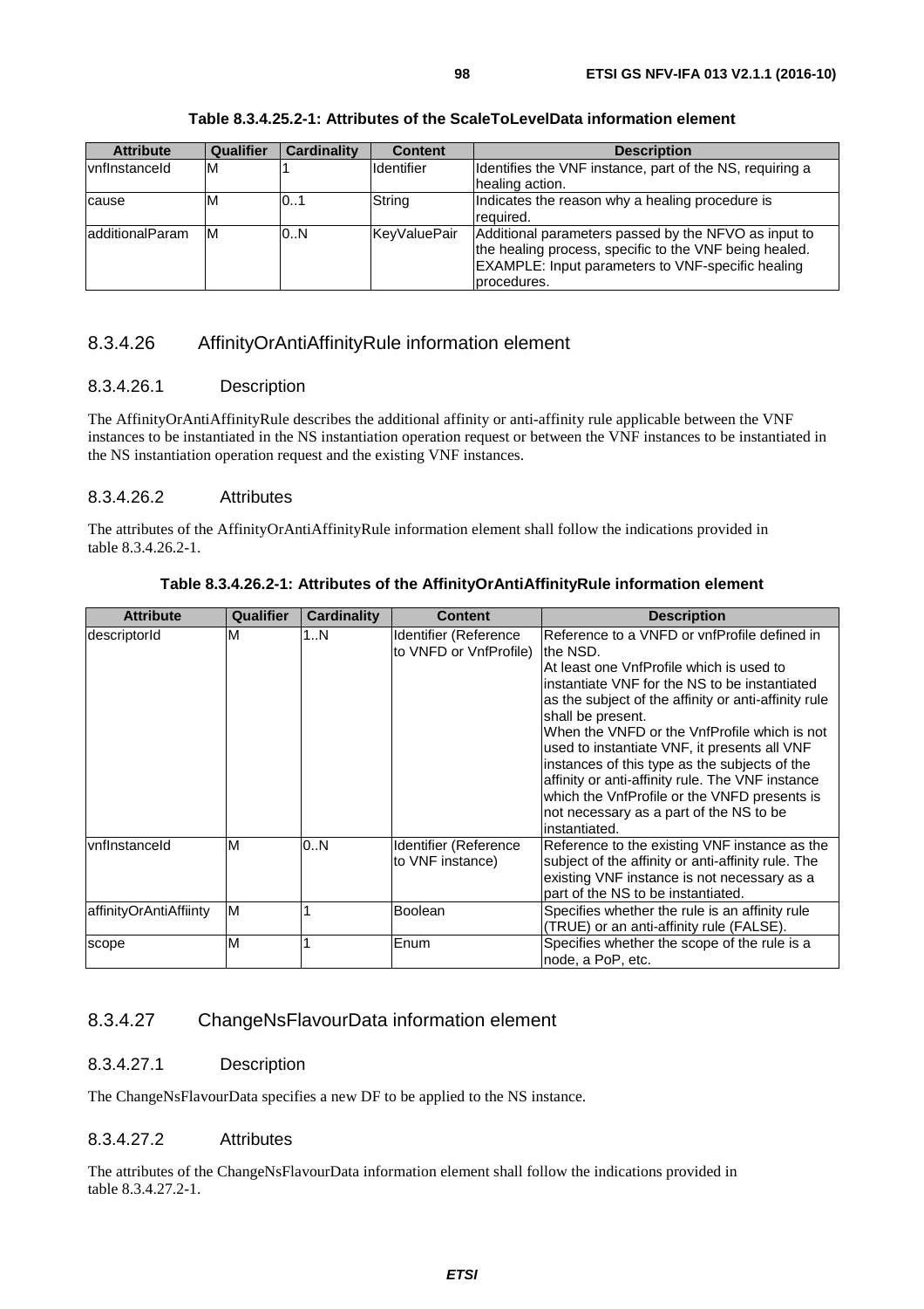**Table 8.3.4.25.2-1: Attributes of the ScaleToLevelData information element**

| Attribute | Qualifier | Cardinality | Content | Description |
|---|---|---|---|---|
| vnfInstanceId | M | 1 | Identifier | Identifies the VNF instance, part of the NS, requiring a healing action. |
| cause | M | 0..1 | String | Indicates the reason why a healing procedure is required. |
| additionalParam | M | 0..N | KeyValuePair | Additional parameters passed by the NFVO as input to the healing process, specific to the VNF being healed. EXAMPLE: Input parameters to VNF-specific healing procedures. |

### 8.3.4.26 AffinityOrAntiAffinityRule information element

#### 8.3.4.26.1 Description

The AffinityOrAntiAffinityRule describes the additional affinity or anti-affinity rule applicable between the VNF instances to be instantiated in the NS instantiation operation request or between the VNF instances to be instantiated in the NS instantiation operation request and the existing VNF instances.

#### 8.3.4.26.2 Attributes

The attributes of the AffinityOrAntiAffinityRule information element shall follow the indications provided in table 8.3.4.26.2-1.

**Table 8.3.4.26.2-1: Attributes of the AffinityOrAntiAffinityRule information element**

| Attribute | Qualifier | Cardinality | Content | Description |
|---|---|---|---|---|
| descriptorId | M | 1..N | Identifier (Reference to VNFD or VnfProfile) | Reference to a VNFD or vnfProfile defined in the NSD. At least one VnfProfile which is used to instantiate VNF for the NS to be instantiated as the subject of the affinity or anti-affinity rule shall be present. When the VNFD or the VnfProfile which is not used to instantiate VNF, it presents all VNF instances of this type as the subjects of the affinity or anti-affinity rule. The VNF instance which the VnfProfile or the VNFD presents is not necessary as a part of the NS to be instantiated. |
| vnfInstanceId | M | 0..N | Identifier (Reference to VNF instance) | Reference to the existing VNF instance as the subject of the affinity or anti-affinity rule. The existing VNF instance is not necessary as a part of the NS to be instantiated. |
| affinityOrAntiAffiinty | M | 1 | Boolean | Specifies whether the rule is an affinity rule (TRUE) or an anti-affinity rule (FALSE). |
| scope | M | 1 | Enum | Specifies whether the scope of the rule is a node, a PoP, etc. |

### 8.3.4.27 ChangeNsFlavourData information element

#### 8.3.4.27.1 Description

The ChangeNsFlavourData specifies a new DF to be applied to the NS instance.

#### 8.3.4.27.2 Attributes

The attributes of the ChangeNsFlavourData information element shall follow the indications provided in table 8.3.4.27.2-1.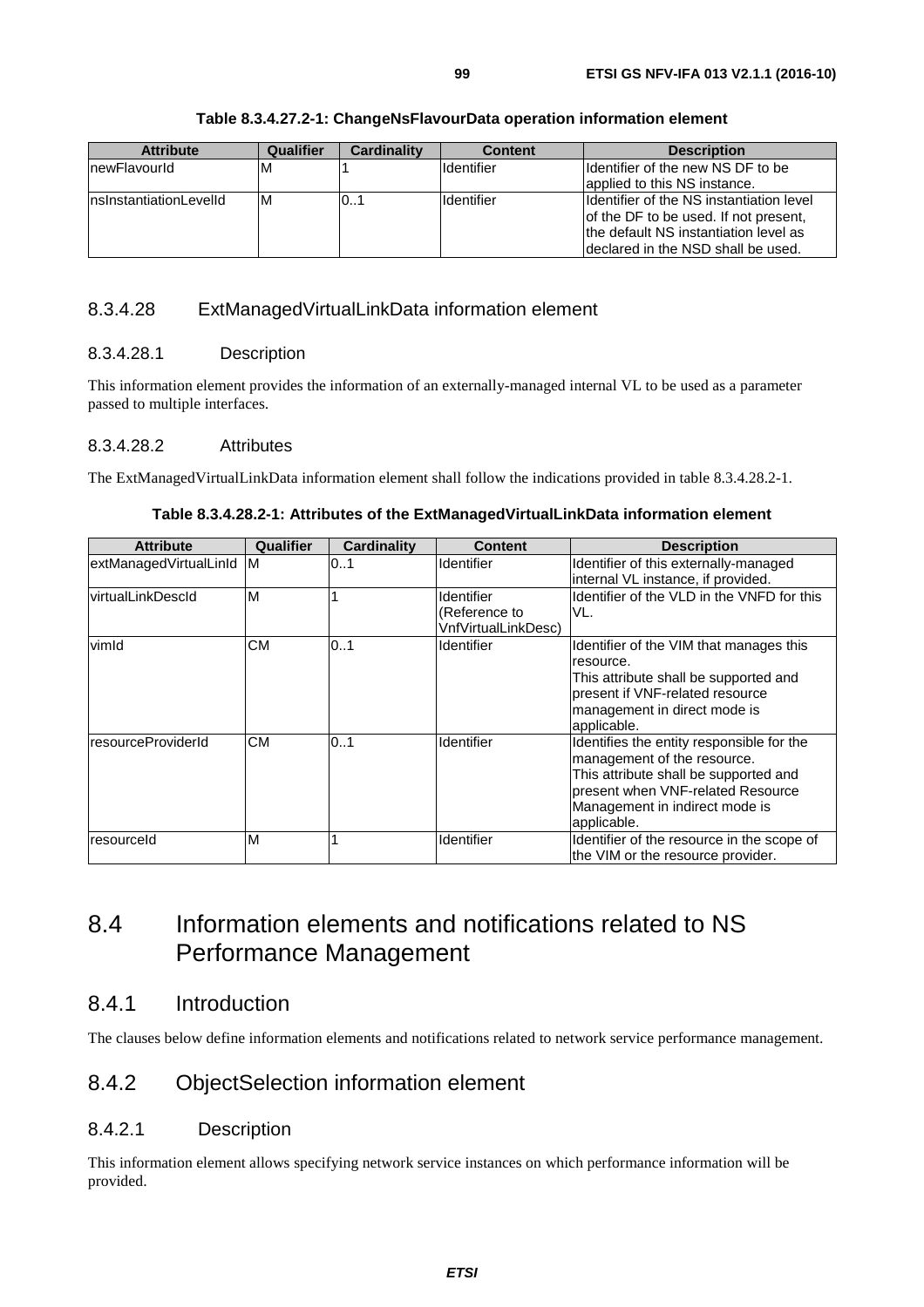**Table 8.3.4.27.2-1: ChangeNsFlavourData operation information element**

| Attribute | Qualifier | Cardinality | Content | Description |
|---|---|---|---|---|
| newFlavourId | M | 1 | Identifier | Identifier of the new NS DF to be applied to this NS instance. |
| nsInstantiationLevelId | M | 0..1 | Identifier | Identifier of the NS instantiation level of the DF to be used. If not present, the default NS instantiation level as declared in the NSD shall be used. |

#### 8.3.4.28 ExtManagedVirtualLinkData information element

##### 8.3.4.28.1 Description

This information element provides the information of an externally-managed internal VL to be used as a parameter passed to multiple interfaces.

##### 8.3.4.28.2 Attributes

The ExtManagedVirtualLinkData information element shall follow the indications provided in table 8.3.4.28.2-1.

**Table 8.3.4.28.2-1: Attributes of the ExtManagedVirtualLinkData information element**

| Attribute | Qualifier | Cardinality | Content | Description |
|---|---|---|---|---|
| extManagedVirtualLinId | M | 0..1 | Identifier | Identifier of this externally-managed internal VL instance, if provided. |
| virtualLinkDescId | M | 1 | Identifier (Reference to VnfVirtualLinkDesc) | Identifier of the VLD in the VNFD for this VL. |
| vimId | CM | 0..1 | Identifier | Identifier of the VIM that manages this resource. This attribute shall be supported and present if VNF-related resource management in direct mode is applicable. |
| resourceProviderId | CM | 0..1 | Identifier | Identifies the entity responsible for the management of the resource. This attribute shall be supported and present when VNF-related Resource Management in indirect mode is applicable. |
| resourceId | M | 1 | Identifier | Identifier of the resource in the scope of the VIM or the resource provider. |

## 8.4 Information elements and notifications related to NS Performance Management

### 8.4.1 Introduction

The clauses below define information elements and notifications related to network service performance management.

### 8.4.2 ObjectSelection information element

#### 8.4.2.1 Description

This information element allows specifying network service instances on which performance information will be provided.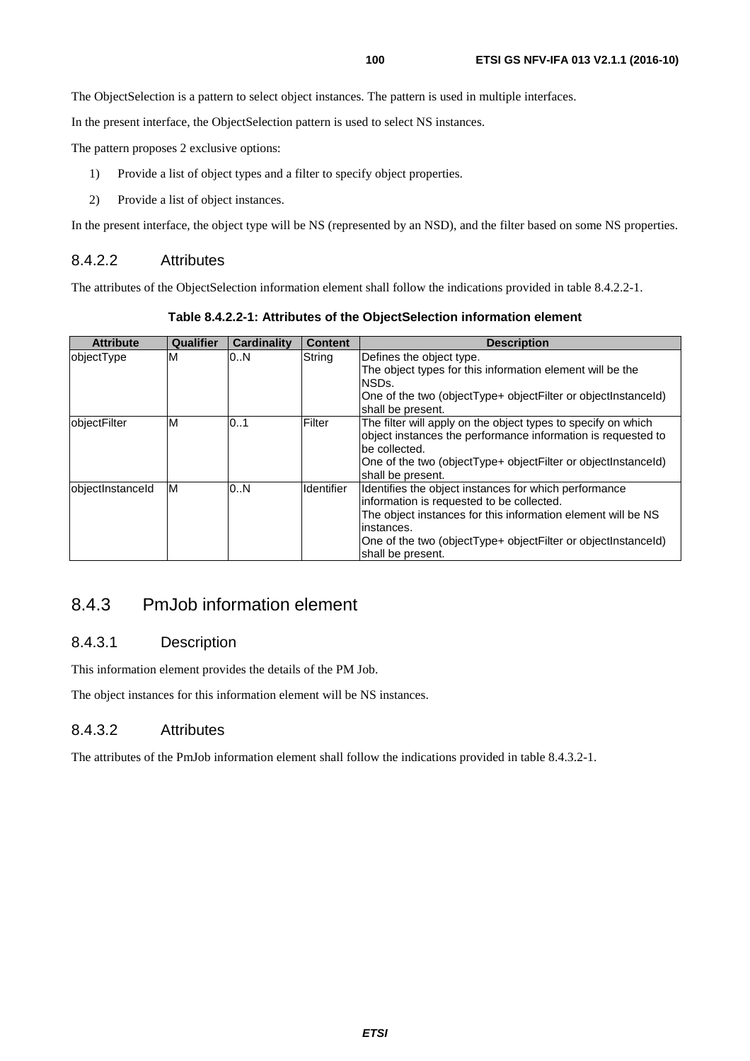The ObjectSelection is a pattern to select object instances. The pattern is used in multiple interfaces.

In the present interface, the ObjectSelection pattern is used to select NS instances.

The pattern proposes 2 exclusive options:

1) Provide a list of object types and a filter to specify object properties.

2) Provide a list of object instances.

In the present interface, the object type will be NS (represented by an NSD), and the filter based on some NS properties.

#### 8.4.2.2 Attributes

The attributes of the ObjectSelection information element shall follow the indications provided in table 8.4.2.2-1.

**Table 8.4.2.2-1: Attributes of the ObjectSelection information element**

| Attribute | Qualifier | Cardinality | Content | Description |
|---|---|---|---|---|
| objectType | M | 0..N | String | Defines the object type.<br>The object types for this information element will be the NSDs.<br>One of the two (objectType+ objectFilter or objectInstanceId) shall be present. |
| objectFilter | M | 0..1 | Filter | The filter will apply on the object types to specify on which object instances the performance information is requested to be collected.<br>One of the two (objectType+ objectFilter or objectInstanceId) shall be present. |
| objectInstanceId | M | 0..N | Identifier | Identifies the object instances for which performance information is requested to be collected.<br>The object instances for this information element will be NS instances.<br>One of the two (objectType+ objectFilter or objectInstanceId) shall be present. |

### 8.4.3 PmJob information element

#### 8.4.3.1 Description

This information element provides the details of the PM Job.

The object instances for this information element will be NS instances.

#### 8.4.3.2 Attributes

The attributes of the PmJob information element shall follow the indications provided in table 8.4.3.2-1.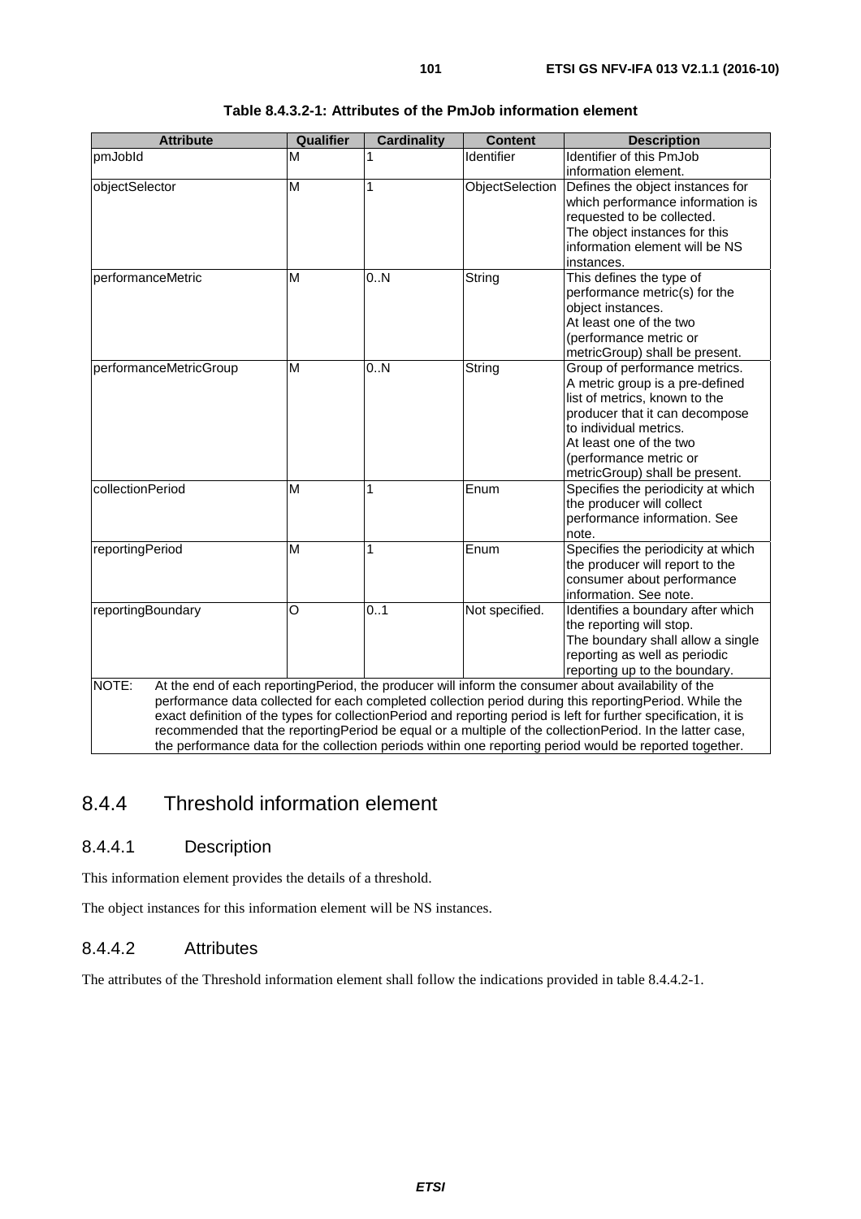**Table 8.4.3.2-1: Attributes of the PmJob information element**

| Attribute | Qualifier | Cardinality | Content | Description |
| --- | --- | --- | --- | --- |
| pmJobId | M | 1 | Identifier | Identifier of this PmJob information element. |
| objectSelector | M | 1 | ObjectSelection | Defines the object instances for which performance information is requested to be collected. The object instances for this information element will be NS instances. |
| performanceMetric | M | 0..N | String | This defines the type of performance metric(s) for the object instances. At least one of the two (performance metric or metricGroup) shall be present. |
| performanceMetricGroup | M | 0..N | String | Group of performance metrics. A metric group is a pre-defined list of metrics, known to the producer that it can decompose to individual metrics. At least one of the two (performance metric or metricGroup) shall be present. |
| collectionPeriod | M | 1 | Enum | Specifies the periodicity at which the producer will collect performance information. See note. |
| reportingPeriod | M | 1 | Enum | Specifies the periodicity at which the producer will report to the consumer about performance information. See note. |
| reportingBoundary | O | 0..1 | Not specified. | Identifies a boundary after which the reporting will stop. The boundary shall allow a single reporting as well as periodic reporting up to the boundary. |
| NOTE: At the end of each reportingPeriod, the producer will inform the consumer about availability of the performance data collected for each completed collection period during this reportingPeriod. While the exact definition of the types for collectionPeriod and reporting period is left for further specification, it is recommended that the reportingPeriod be equal or a multiple of the collectionPeriod. In the latter case, the performance data for the collection periods within one reporting period would be reported together. | | | | |

## 8.4.4 Threshold information element

### 8.4.4.1 Description

This information element provides the details of a threshold.

The object instances for this information element will be NS instances.

### 8.4.4.2 Attributes

The attributes of the Threshold information element shall follow the indications provided in table 8.4.4.2-1.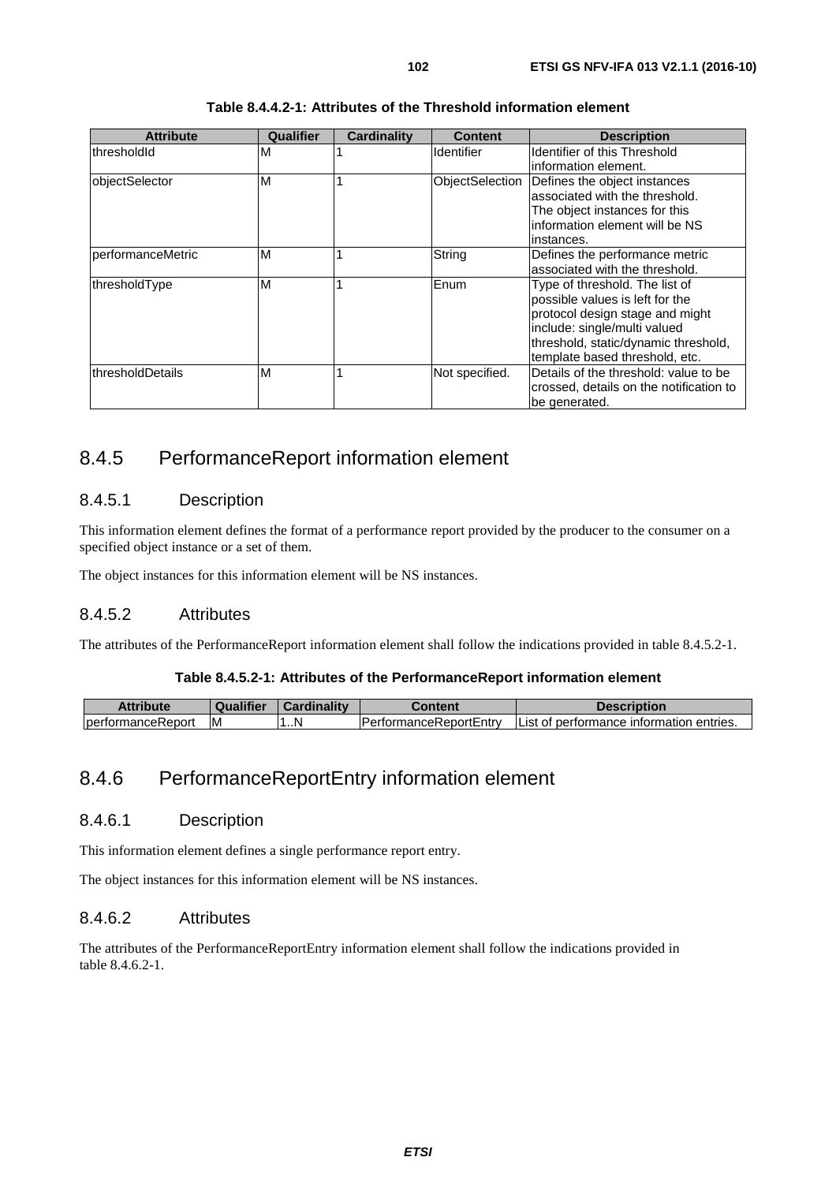**Table 8.4.4.2-1: Attributes of the Threshold information element**

| Attribute | Qualifier | Cardinality | Content | Description |
|---|---|---|---|---|
| thresholdId | M | 1 | Identifier | Identifier of this Threshold information element. |
| objectSelector | M | 1 | ObjectSelection | Defines the object instances associated with the threshold. The object instances for this information element will be NS instances. |
| performanceMetric | M | 1 | String | Defines the performance metric associated with the threshold. |
| thresholdType | M | 1 | Enum | Type of threshold. The list of possible values is left for the protocol design stage and might include: single/multi valued threshold, static/dynamic threshold, template based threshold, etc. |
| thresholdDetails | M | 1 | Not specified. | Details of the threshold: value to be crossed, details on the notification to be generated. |

## 8.4.5 PerformanceReport information element

### 8.4.5.1 Description

This information element defines the format of a performance report provided by the producer to the consumer on a specified object instance or a set of them.

The object instances for this information element will be NS instances.

### 8.4.5.2 Attributes

The attributes of the PerformanceReport information element shall follow the indications provided in table 8.4.5.2-1.

**Table 8.4.5.2-1: Attributes of the PerformanceReport information element**

| Attribute | Qualifier | Cardinality | Content | Description |
|---|---|---|---|---|
| performanceReport | M | 1..N | PerformanceReportEntry | List of performance information entries. |

## 8.4.6 PerformanceReportEntry information element

### 8.4.6.1 Description

This information element defines a single performance report entry.

The object instances for this information element will be NS instances.

### 8.4.6.2 Attributes

The attributes of the PerformanceReportEntry information element shall follow the indications provided in table 8.4.6.2-1.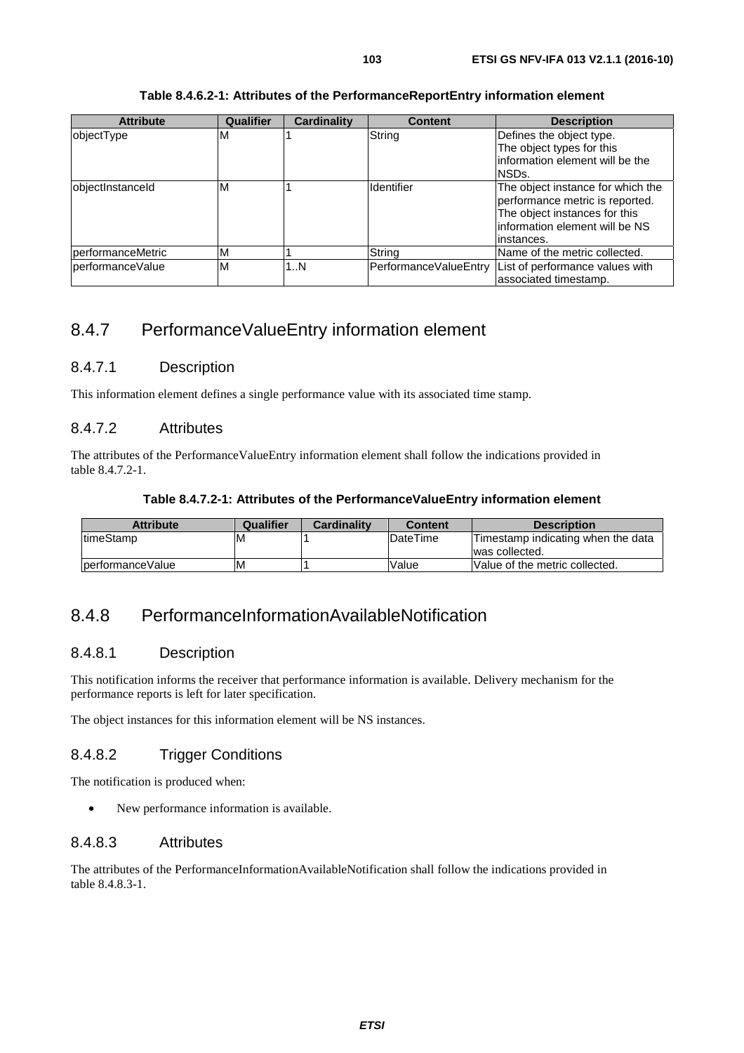**Table 8.4.6.2-1: Attributes of the PerformanceReportEntry information element**

| Attribute | Qualifier | Cardinality | Content | Description |
|---|---|---|---|---|
| objectType | M | 1 | String | Defines the object type. The object types for this information element will be the NSDs. |
| objectInstanceId | M | 1 | Identifier | The object instance for which the performance metric is reported. The object instances for this information element will be NS instances. |
| performanceMetric | M | 1 | String | Name of the metric collected. |
| performanceValue | M | 1..N | PerformanceValueEntry | List of performance values with associated timestamp. |

## 8.4.7 PerformanceValueEntry information element

### 8.4.7.1 Description

This information element defines a single performance value with its associated time stamp.

### 8.4.7.2 Attributes

The attributes of the PerformanceValueEntry information element shall follow the indications provided in table 8.4.7.2-1.

**Table 8.4.7.2-1: Attributes of the PerformanceValueEntry information element**

| Attribute | Qualifier | Cardinality | Content | Description |
|---|---|---|---|---|
| timeStamp | M | 1 | DateTime | Timestamp indicating when the data was collected. |
| performanceValue | M | 1 | Value | Value of the metric collected. |

## 8.4.8 PerformanceInformationAvailableNotification

### 8.4.8.1 Description

This notification informs the receiver that performance information is available. Delivery mechanism for the performance reports is left for later specification.

The object instances for this information element will be NS instances.

### 8.4.8.2 Trigger Conditions

The notification is produced when:

- New performance information is available.

### 8.4.8.3 Attributes

The attributes of the PerformanceInformationAvailableNotification shall follow the indications provided in table 8.4.8.3-1.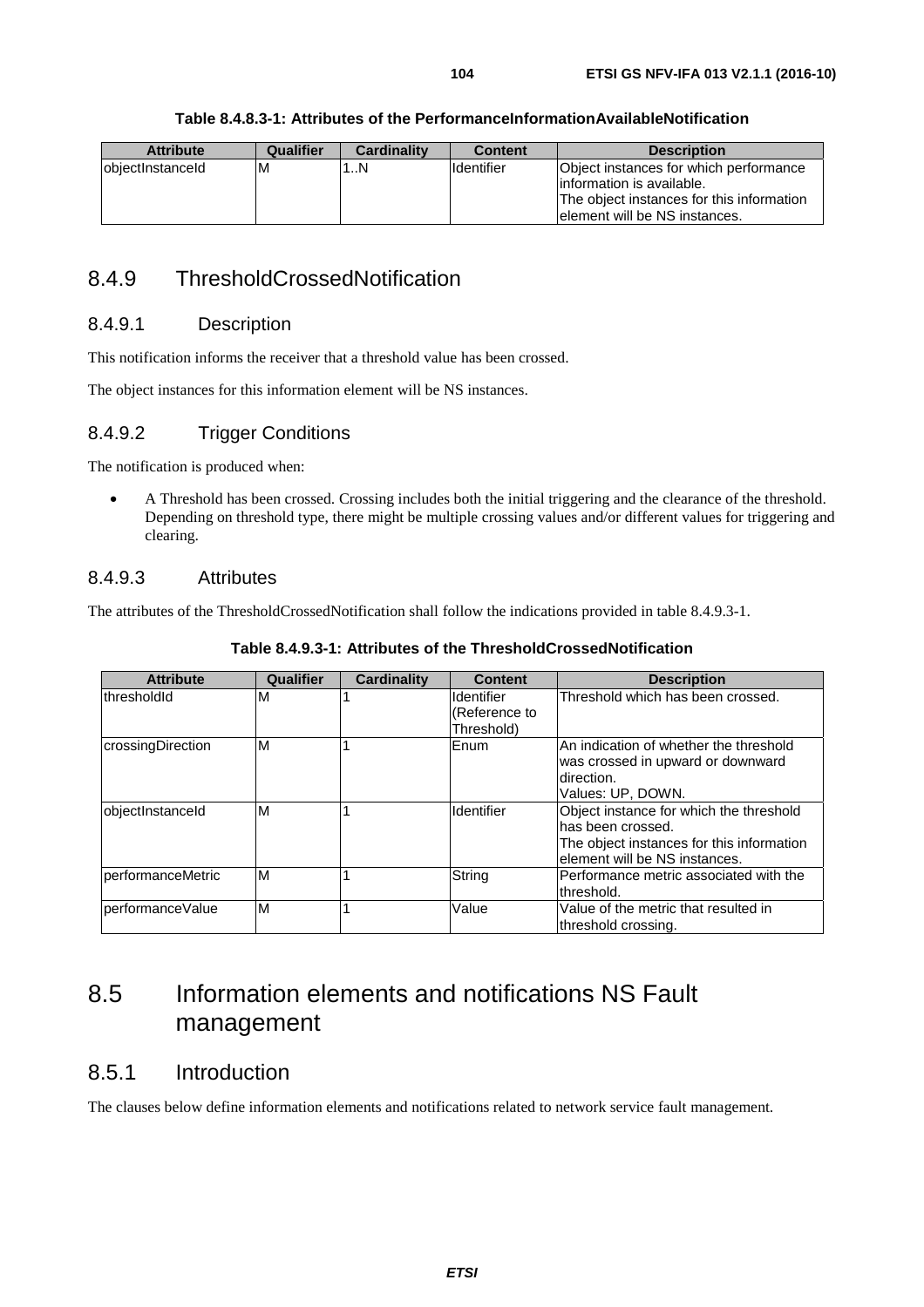**Table 8.4.8.3-1: Attributes of the PerformanceInformationAvailableNotification**

| Attribute | Qualifier | Cardinality | Content | Description |
| --- | --- | --- | --- | --- |
| objectInstanceId | M | 1..N | Identifier | Object instances for which performance information is available.<br>The object instances for this information element will be NS instances. |

## 8.4.9 ThresholdCrossedNotification

### 8.4.9.1 Description

This notification informs the receiver that a threshold value has been crossed.

The object instances for this information element will be NS instances.

### 8.4.9.2 Trigger Conditions

The notification is produced when:

- A Threshold has been crossed. Crossing includes both the initial triggering and the clearance of the threshold. Depending on threshold type, there might be multiple crossing values and/or different values for triggering and clearing.

### 8.4.9.3 Attributes

The attributes of the ThresholdCrossedNotification shall follow the indications provided in table 8.4.9.3-1.

**Table 8.4.9.3-1: Attributes of the ThresholdCrossedNotification**

| Attribute | Qualifier | Cardinality | Content | Description |
| --- | --- | --- | --- | --- |
| thresholdId | M | 1 | Identifier (Reference to Threshold) | Threshold which has been crossed. |
| crossingDirection | M | 1 | Enum | An indication of whether the threshold was crossed in upward or downward direction.<br>Values: UP, DOWN. |
| objectInstanceId | M | 1 | Identifier | Object instance for which the threshold has been crossed.<br>The object instances for this information element will be NS instances. |
| performanceMetric | M | 1 | String | Performance metric associated with the threshold. |
| performanceValue | M | 1 | Value | Value of the metric that resulted in threshold crossing. |

# 8.5 Information elements and notifications NS Fault management

## 8.5.1 Introduction

The clauses below define information elements and notifications related to network service fault management.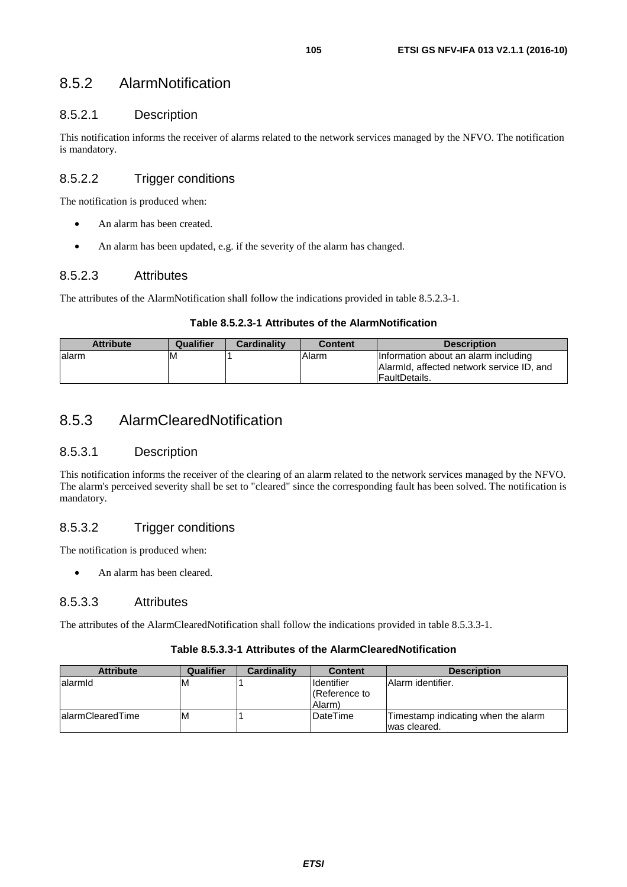### 8.5.2 AlarmNotification

#### 8.5.2.1 Description

This notification informs the receiver of alarms related to the network services managed by the NFVO. The notification is mandatory.

#### 8.5.2.2 Trigger conditions

The notification is produced when:

- An alarm has been created.
- An alarm has been updated, e.g. if the severity of the alarm has changed.

#### 8.5.2.3 Attributes

The attributes of the AlarmNotification shall follow the indications provided in table 8.5.2.3-1.

**Table 8.5.2.3-1 Attributes of the AlarmNotification**

| Attribute | Qualifier | Cardinality | Content | Description |
|---|---|---|---|---|
| alarm | M | 1 | Alarm | Information about an alarm including AlarmId, affected network service ID, and FaultDetails. |

### 8.5.3 AlarmClearedNotification

#### 8.5.3.1 Description

This notification informs the receiver of the clearing of an alarm related to the network services managed by the NFVO. The alarm's perceived severity shall be set to "cleared" since the corresponding fault has been solved. The notification is mandatory.

#### 8.5.3.2 Trigger conditions

The notification is produced when:

- An alarm has been cleared.

#### 8.5.3.3 Attributes

The attributes of the AlarmClearedNotification shall follow the indications provided in table 8.5.3.3-1.

**Table 8.5.3.3-1 Attributes of the AlarmClearedNotification**

| Attribute | Qualifier | Cardinality | Content | Description |
|---|---|---|---|---|
| alarmId | M | 1 | Identifier (Reference to Alarm) | Alarm identifier. |
| alarmClearedTime | M | 1 | DateTime | Timestamp indicating when the alarm was cleared. |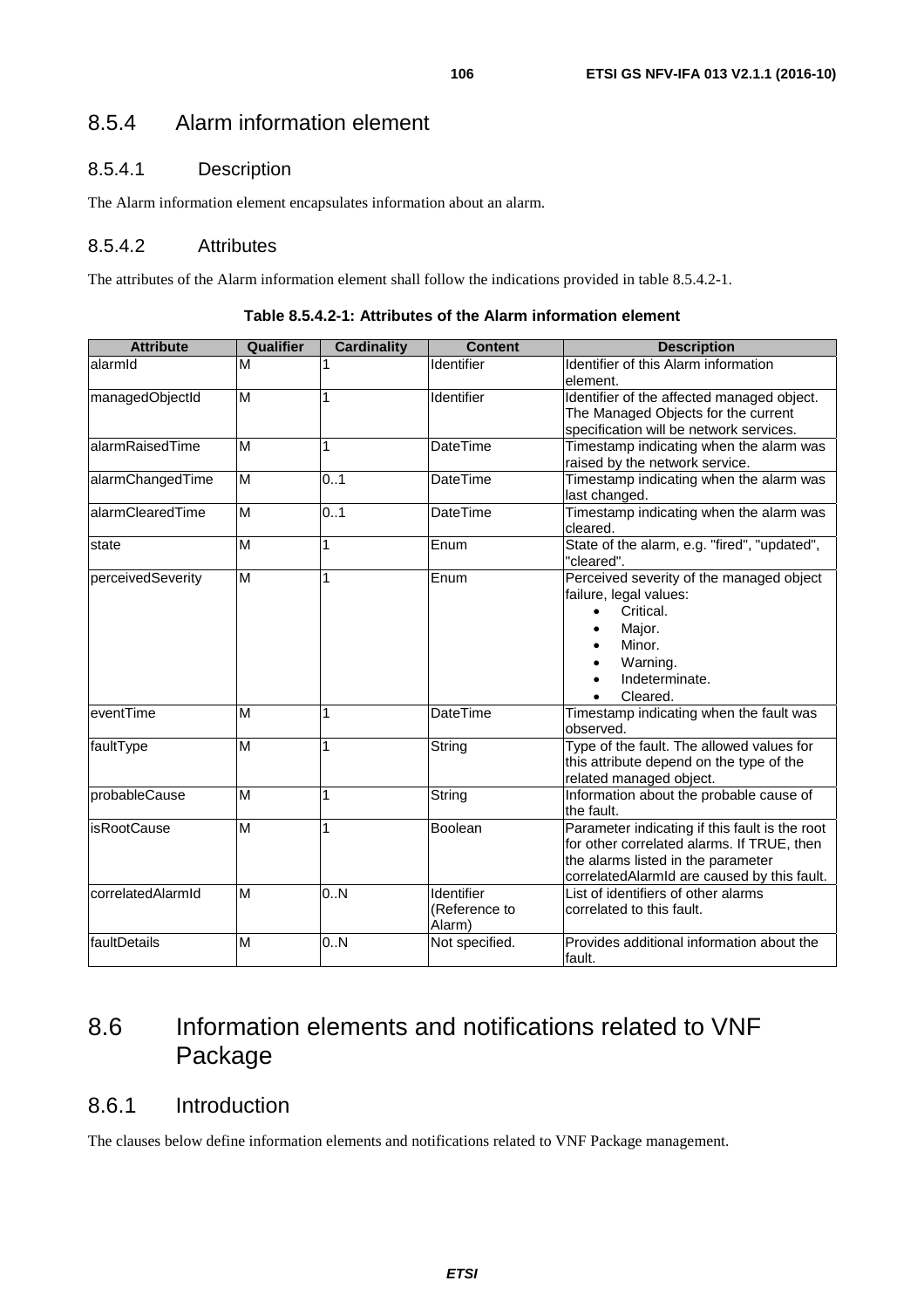### 8.5.4 Alarm information element

#### 8.5.4.1 Description

The Alarm information element encapsulates information about an alarm.

#### 8.5.4.2 Attributes

The attributes of the Alarm information element shall follow the indications provided in table 8.5.4.2-1.

**Table 8.5.4.2-1: Attributes of the Alarm information element**

| Attribute | Qualifier | Cardinality | Content | Description |
|---|---|---|---|---|
| alarmId | M | 1 | Identifier | Identifier of this Alarm information element. |
| managedObjectId | M | 1 | Identifier | Identifier of the affected managed object. The Managed Objects for the current specification will be network services. |
| alarmRaisedTime | M | 1 | DateTime | Timestamp indicating when the alarm was raised by the network service. |
| alarmChangedTime | M | 0..1 | DateTime | Timestamp indicating when the alarm was last changed. |
| alarmClearedTime | M | 0..1 | DateTime | Timestamp indicating when the alarm was cleared. |
| state | M | 1 | Enum | State of the alarm, e.g. "fired", "updated", "cleared". |
| perceivedSeverity | M | 1 | Enum | Perceived severity of the managed object failure, legal values: <br>• Critical. <br>• Major. <br>• Minor. <br>• Warning. <br>• Indeterminate. <br>• Cleared. |
| eventTime | M | 1 | DateTime | Timestamp indicating when the fault was observed. |
| faultType | M | 1 | String | Type of the fault. The allowed values for this attribute depend on the type of the related managed object. |
| probableCause | M | 1 | String | Information about the probable cause of the fault. |
| isRootCause | M | 1 | Boolean | Parameter indicating if this fault is the root for other correlated alarms. If TRUE, then the alarms listed in the parameter correlatedAlarmId are caused by this fault. |
| correlatedAlarmId | M | 0..N | Identifier (Reference to Alarm) | List of identifiers of other alarms correlated to this fault. |
| faultDetails | M | 0..N | Not specified. | Provides additional information about the fault. |

## 8.6 Information elements and notifications related to VNF Package

### 8.6.1 Introduction

The clauses below define information elements and notifications related to VNF Package management.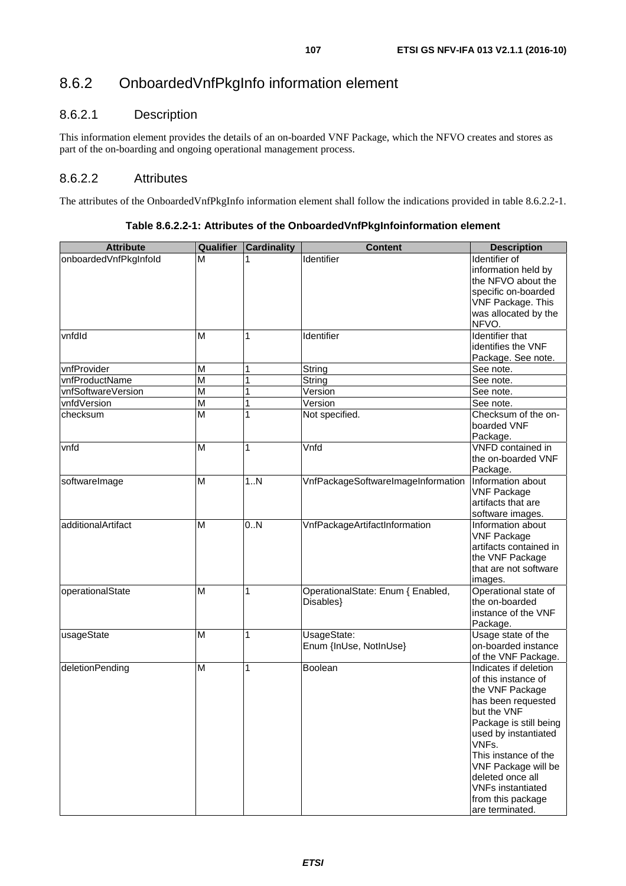## 8.6.2 OnboardedVnfPkgInfo information element

### 8.6.2.1 Description

This information element provides the details of an on-boarded VNF Package, which the NFVO creates and stores as part of the on-boarding and ongoing operational management process.

### 8.6.2.2 Attributes

The attributes of the OnboardedVnfPkgInfo information element shall follow the indications provided in table 8.6.2.2-1.

**Table 8.6.2.2-1: Attributes of the OnboardedVnfPkgInfoinformation element**

| Attribute | Qualifier | Cardinality | Content | Description |
|---|---|---|---|---|
| onboardedVnfPkgInfoId | M | 1 | Identifier | Identifier of information held by the NFVO about the specific on-boarded VNF Package. This was allocated by the NFVO. |
| vnfdId | M | 1 | Identifier | Identifier that identifies the VNF Package. See note. |
| vnfProvider | M | 1 | String | See note. |
| vnfProductName | M | 1 | String | See note. |
| vnfSoftwareVersion | M | 1 | Version | See note. |
| vnfdVersion | M | 1 | Version | See note. |
| checksum | M | 1 | Not specified. | Checksum of the on-boarded VNF Package. |
| vnfd | M | 1 | Vnfd | VNFD contained in the on-boarded VNF Package. |
| softwareImage | M | 1..N | VnfPackageSoftwareImageInformation | Information about VNF Package artifacts that are software images. |
| additionalArtifact | M | 0..N | VnfPackageArtifactInformation | Information about VNF Package artifacts contained in the VNF Package that are not software images. |
| operationalState | M | 1 | OperationalState: Enum { Enabled, Disables} | Operational state of the on-boarded instance of the VNF Package. |
| usageState | M | 1 | UsageState: Enum {InUse, NotInUse} | Usage state of the on-boarded instance of the VNF Package. |
| deletionPending | M | 1 | Boolean | Indicates if deletion of this instance of the VNF Package has been requested but the VNF Package is still being used by instantiated VNFs. This instance of the VNF Package will be deleted once all VNFs instantiated from this package are terminated. |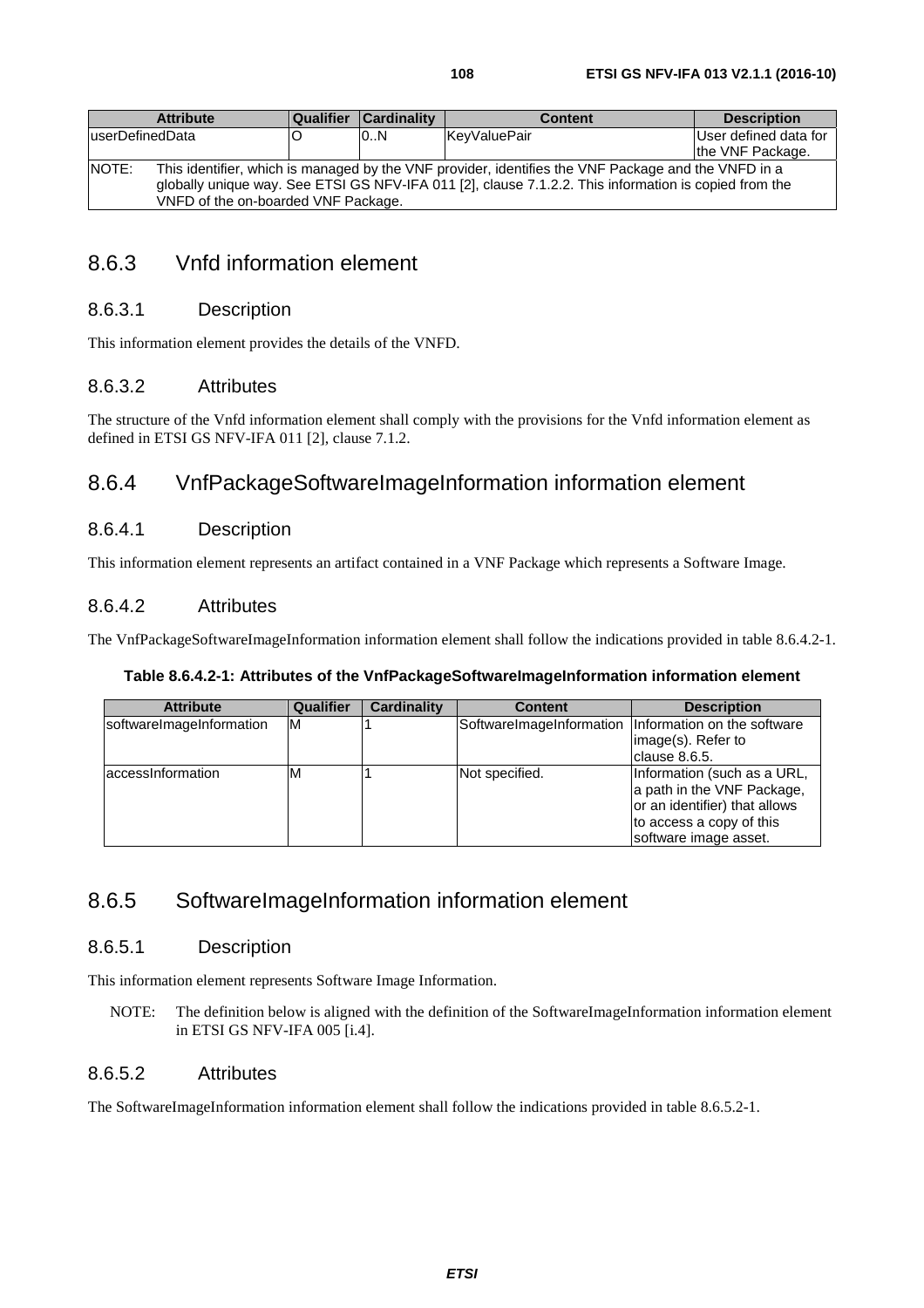| Attribute | Qualifier | Cardinality | Content | Description |
| --- | --- | --- | --- | --- |
| userDefinedData | O | 0..N | KeyValuePair | User defined data for the VNF Package. |
| NOTE: This identifier, which is managed by the VNF provider, identifies the VNF Package and the VNFD in a globally unique way. See ETSI GS NFV-IFA 011 [2], clause 7.1.2.2. This information is copied from the VNFD of the on-boarded VNF Package. | | | | |

### 8.6.3 Vnfd information element

#### 8.6.3.1 Description

This information element provides the details of the VNFD.

#### 8.6.3.2 Attributes

The structure of the Vnfd information element shall comply with the provisions for the Vnfd information element as defined in ETSI GS NFV-IFA 011 [2], clause 7.1.2.

### 8.6.4 VnfPackageSoftwareImageInformation information element

#### 8.6.4.1 Description

This information element represents an artifact contained in a VNF Package which represents a Software Image.

#### 8.6.4.2 Attributes

The VnfPackageSoftwareImageInformation information element shall follow the indications provided in table 8.6.4.2-1.

**Table 8.6.4.2-1: Attributes of the VnfPackageSoftwareImageInformation information element**

| Attribute | Qualifier | Cardinality | Content | Description |
| --- | --- | --- | --- | --- |
| softwareImageInformation | M | 1 | SoftwareImageInformation | Information on the software image(s). Refer to clause 8.6.5. |
| accessInformation | M | 1 | Not specified. | Information (such as a URL, a path in the VNF Package, or an identifier) that allows to access a copy of this software image asset. |

### 8.6.5 SoftwareImageInformation information element

#### 8.6.5.1 Description

This information element represents Software Image Information.

NOTE: The definition below is aligned with the definition of the SoftwareImageInformation information element in ETSI GS NFV-IFA 005 [i.4].

#### 8.6.5.2 Attributes

The SoftwareImageInformation information element shall follow the indications provided in table 8.6.5.2-1.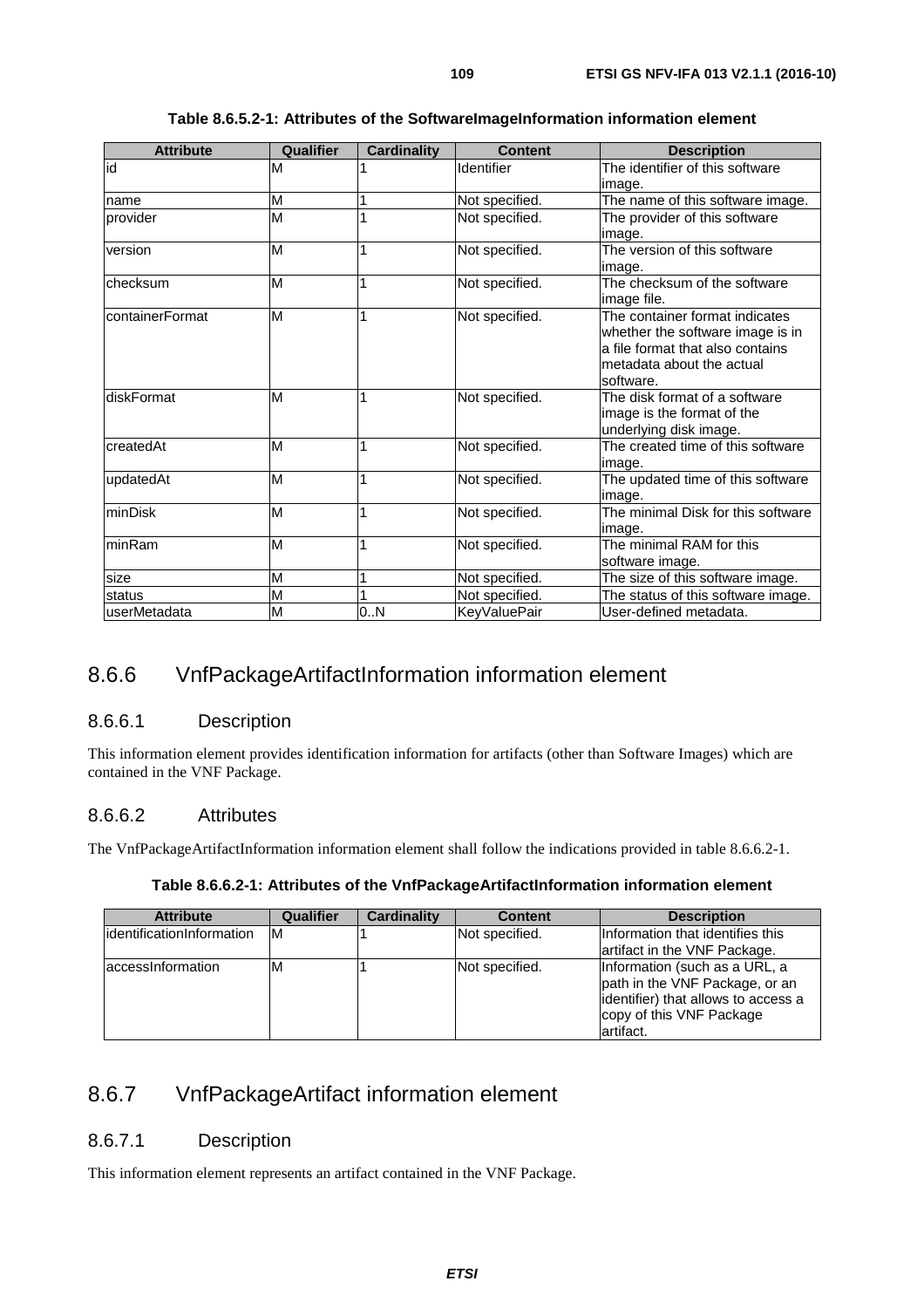**Table 8.6.5.2-1: Attributes of the SoftwareImageInformation information element**

| Attribute | Qualifier | Cardinality | Content | Description |
|---|---|---|---|---|
| id | M | 1 | Identifier | The identifier of this software image. |
| name | M | 1 | Not specified. | The name of this software image. |
| provider | M | 1 | Not specified. | The provider of this software image. |
| version | M | 1 | Not specified. | The version of this software image. |
| checksum | M | 1 | Not specified. | The checksum of the software image file. |
| containerFormat | M | 1 | Not specified. | The container format indicates whether the software image is in a file format that also contains metadata about the actual software. |
| diskFormat | M | 1 | Not specified. | The disk format of a software image is the format of the underlying disk image. |
| createdAt | M | 1 | Not specified. | The created time of this software image. |
| updatedAt | M | 1 | Not specified. | The updated time of this software image. |
| minDisk | M | 1 | Not specified. | The minimal Disk for this software image. |
| minRam | M | 1 | Not specified. | The minimal RAM for this software image. |
| size | M | 1 | Not specified. | The size of this software image. |
| status | M | 1 | Not specified. | The status of this software image. |
| userMetadata | M | 0..N | KeyValuePair | User-defined metadata. |

## 8.6.6 VnfPackageArtifactInformation information element

### 8.6.6.1 Description

This information element provides identification information for artifacts (other than Software Images) which are contained in the VNF Package.

### 8.6.6.2 Attributes

The VnfPackageArtifactInformation information element shall follow the indications provided in table 8.6.6.2-1.

**Table 8.6.6.2-1: Attributes of the VnfPackageArtifactInformation information element**

| Attribute | Qualifier | Cardinality | Content | Description |
|---|---|---|---|---|
| identificationInformation | M | 1 | Not specified. | Information that identifies this artifact in the VNF Package. |
| accessInformation | M | 1 | Not specified. | Information (such as a URL, a path in the VNF Package, or an identifier) that allows to access a copy of this VNF Package artifact. |

## 8.6.7 VnfPackageArtifact information element

### 8.6.7.1 Description

This information element represents an artifact contained in the VNF Package.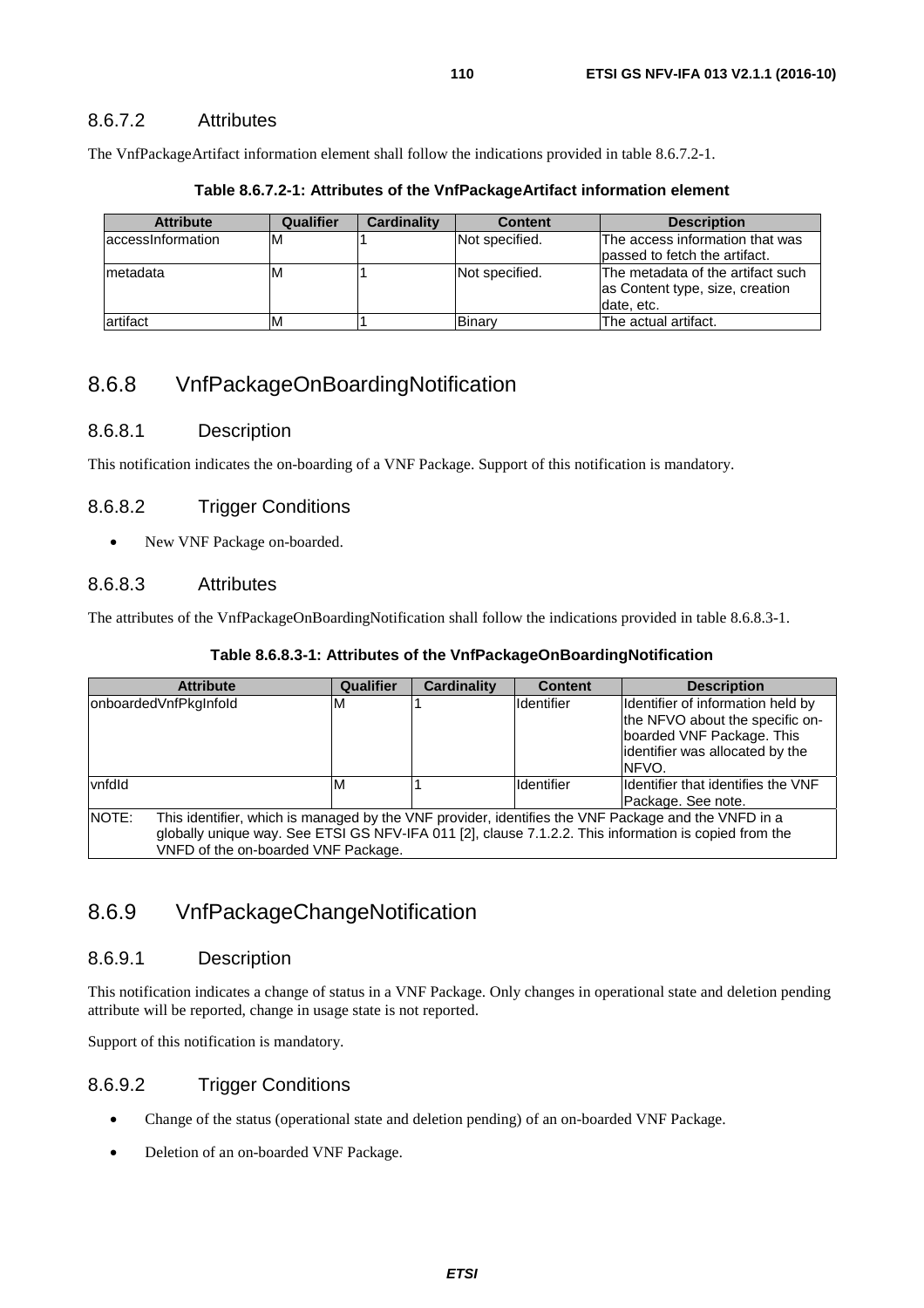### 8.6.7.2 Attributes

The VnfPackageArtifact information element shall follow the indications provided in table 8.6.7.2-1.

**Table 8.6.7.2-1: Attributes of the VnfPackageArtifact information element**

| Attribute | Qualifier | Cardinality | Content | Description |
|---|---|---|---|---|
| accessInformation | M | 1 | Not specified. | The access information that was passed to fetch the artifact. |
| metadata | M | 1 | Not specified. | The metadata of the artifact such as Content type, size, creation date, etc. |
| artifact | M | 1 | Binary | The actual artifact. |

## 8.6.8 VnfPackageOnBoardingNotification

### 8.6.8.1 Description

This notification indicates the on-boarding of a VNF Package. Support of this notification is mandatory.

### 8.6.8.2 Trigger Conditions

- New VNF Package on-boarded.

### 8.6.8.3 Attributes

The attributes of the VnfPackageOnBoardingNotification shall follow the indications provided in table 8.6.8.3-1.

**Table 8.6.8.3-1: Attributes of the VnfPackageOnBoardingNotification**

| Attribute | Qualifier | Cardinality | Content | Description |
|---|---|---|---|---|
| onboardedVnfPkgInfoId | M | 1 | Identifier | Identifier of information held by the NFVO about the specific on-boarded VNF Package. This identifier was allocated by the NFVO. |
| vnfdId | M | 1 | Identifier | Identifier that identifies the VNF Package. See note. |
| NOTE: This identifier, which is managed by the VNF provider, identifies the VNF Package and the VNFD in a globally unique way. See ETSI GS NFV-IFA 011 [2], clause 7.1.2.2. This information is copied from the VNFD of the on-boarded VNF Package. | | | | |

## 8.6.9 VnfPackageChangeNotification

### 8.6.9.1 Description

This notification indicates a change of status in a VNF Package. Only changes in operational state and deletion pending attribute will be reported, change in usage state is not reported.

Support of this notification is mandatory.

### 8.6.9.2 Trigger Conditions

- Change of the status (operational state and deletion pending) of an on-boarded VNF Package.
- Deletion of an on-boarded VNF Package.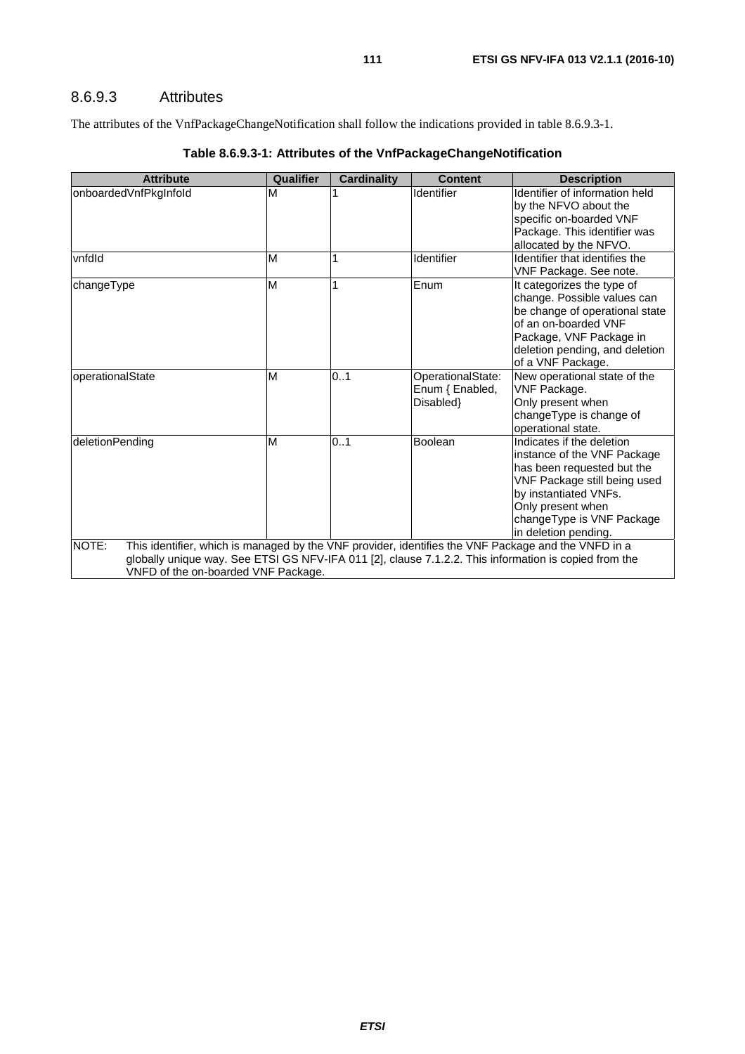### 8.6.9.3 Attributes

The attributes of the VnfPackageChangeNotification shall follow the indications provided in table 8.6.9.3-1.

**Table 8.6.9.3-1: Attributes of the VnfPackageChangeNotification**

| Attribute | Qualifier | Cardinality | Content | Description |
|---|---|---|---|---|
| onboardedVnfPkgInfoId | M | 1 | Identifier | Identifier of information held by the NFVO about the specific on-boarded VNF Package. This identifier was allocated by the NFVO. |
| vnfdId | M | 1 | Identifier | Identifier that identifies the VNF Package. See note. |
| changeType | M | 1 | Enum | It categorizes the type of change. Possible values can be change of operational state of an on-boarded VNF Package, VNF Package in deletion pending, and deletion of a VNF Package. |
| operationalState | M | 0..1 | OperationalState: Enum { Enabled, Disabled} | New operational state of the VNF Package. Only present when changeType is change of operational state. |
| deletionPending | M | 0..1 | Boolean | Indicates if the deletion instance of the VNF Package has been requested but the VNF Package still being used by instantiated VNFs. Only present when changeType is VNF Package in deletion pending. |
| NOTE: This identifier, which is managed by the VNF provider, identifies the VNF Package and the VNFD in a globally unique way. See ETSI GS NFV-IFA 011 [2], clause 7.1.2.2. This information is copied from the VNFD of the on-boarded VNF Package. | | | | |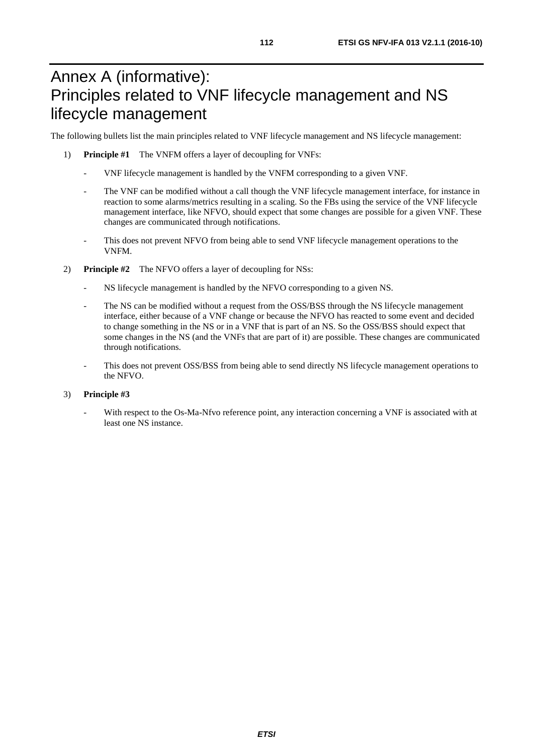# Annex A (informative): Principles related to VNF lifecycle management and NS lifecycle management

The following bullets list the main principles related to VNF lifecycle management and NS lifecycle management:

1) **Principle #1** The VNFM offers a layer of decoupling for VNFs:

   - VNF lifecycle management is handled by the VNFM corresponding to a given VNF.
   - The VNF can be modified without a call though the VNF lifecycle management interface, for instance in reaction to some alarms/metrics resulting in a scaling. So the FBs using the service of the VNF lifecycle management interface, like NFVO, should expect that some changes are possible for a given VNF. These changes are communicated through notifications.
   - This does not prevent NFVO from being able to send VNF lifecycle management operations to the VNFM.

2) **Principle #2** The NFVO offers a layer of decoupling for NSs:

   - NS lifecycle management is handled by the NFVO corresponding to a given NS.
   - The NS can be modified without a request from the OSS/BSS through the NS lifecycle management interface, either because of a VNF change or because the NFVO has reacted to some event and decided to change something in the NS or in a VNF that is part of an NS. So the OSS/BSS should expect that some changes in the NS (and the VNFs that are part of it) are possible. These changes are communicated through notifications.
   - This does not prevent OSS/BSS from being able to send directly NS lifecycle management operations to the NFVO.

3) **Principle #3**

   - With respect to the Os-Ma-Nfvo reference point, any interaction concerning a VNF is associated with at least one NS instance.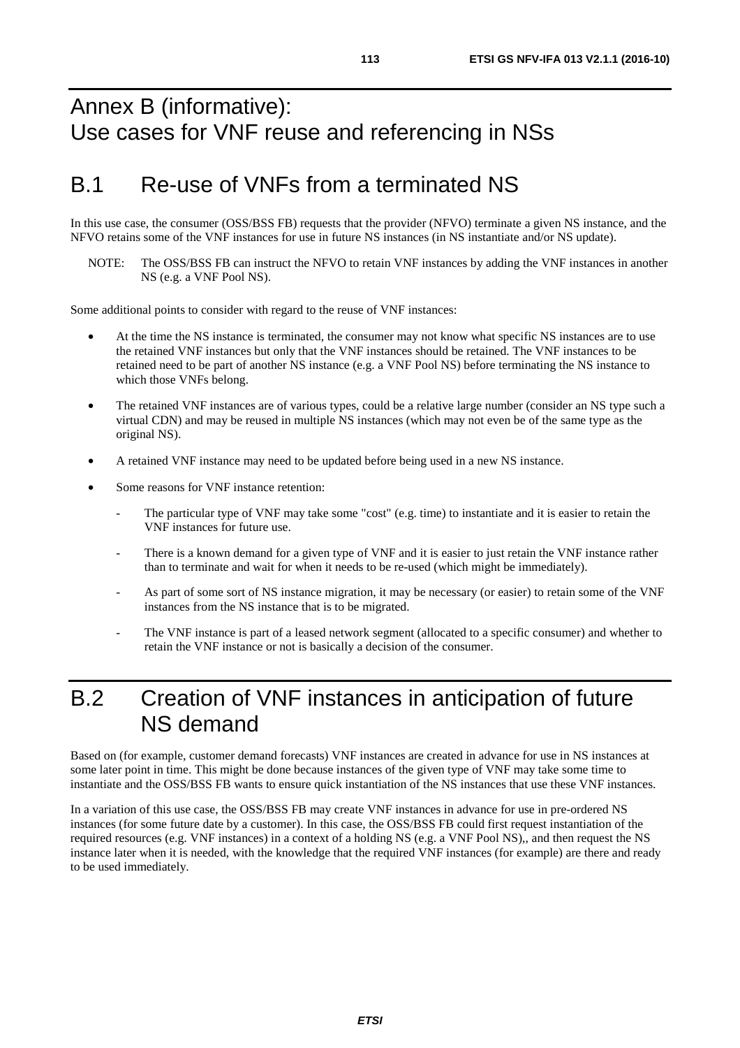# Annex B (informative): Use cases for VNF reuse and referencing in NSs

## B.1 Re-use of VNFs from a terminated NS

In this use case, the consumer (OSS/BSS FB) requests that the provider (NFVO) terminate a given NS instance, and the NFVO retains some of the VNF instances for use in future NS instances (in NS instantiate and/or NS update).

NOTE: The OSS/BSS FB can instruct the NFVO to retain VNF instances by adding the VNF instances in another NS (e.g. a VNF Pool NS).

Some additional points to consider with regard to the reuse of VNF instances:

- At the time the NS instance is terminated, the consumer may not know what specific NS instances are to use the retained VNF instances but only that the VNF instances should be retained. The VNF instances to be retained need to be part of another NS instance (e.g. a VNF Pool NS) before terminating the NS instance to which those VNFs belong.
- The retained VNF instances are of various types, could be a relative large number (consider an NS type such a virtual CDN) and may be reused in multiple NS instances (which may not even be of the same type as the original NS).
- A retained VNF instance may need to be updated before being used in a new NS instance.
- Some reasons for VNF instance retention:
  - The particular type of VNF may take some "cost" (e.g. time) to instantiate and it is easier to retain the VNF instances for future use.
  - There is a known demand for a given type of VNF and it is easier to just retain the VNF instance rather than to terminate and wait for when it needs to be re-used (which might be immediately).
  - As part of some sort of NS instance migration, it may be necessary (or easier) to retain some of the VNF instances from the NS instance that is to be migrated.
  - The VNF instance is part of a leased network segment (allocated to a specific consumer) and whether to retain the VNF instance or not is basically a decision of the consumer.

## B.2 Creation of VNF instances in anticipation of future NS demand

Based on (for example, customer demand forecasts) VNF instances are created in advance for use in NS instances at some later point in time. This might be done because instances of the given type of VNF may take some time to instantiate and the OSS/BSS FB wants to ensure quick instantiation of the NS instances that use these VNF instances.

In a variation of this use case, the OSS/BSS FB may create VNF instances in advance for use in pre-ordered NS instances (for some future date by a customer). In this case, the OSS/BSS FB could first request instantiation of the required resources (e.g. VNF instances) in a context of a holding NS (e.g. a VNF Pool NS),, and then request the NS instance later when it is needed, with the knowledge that the required VNF instances (for example) are there and ready to be used immediately.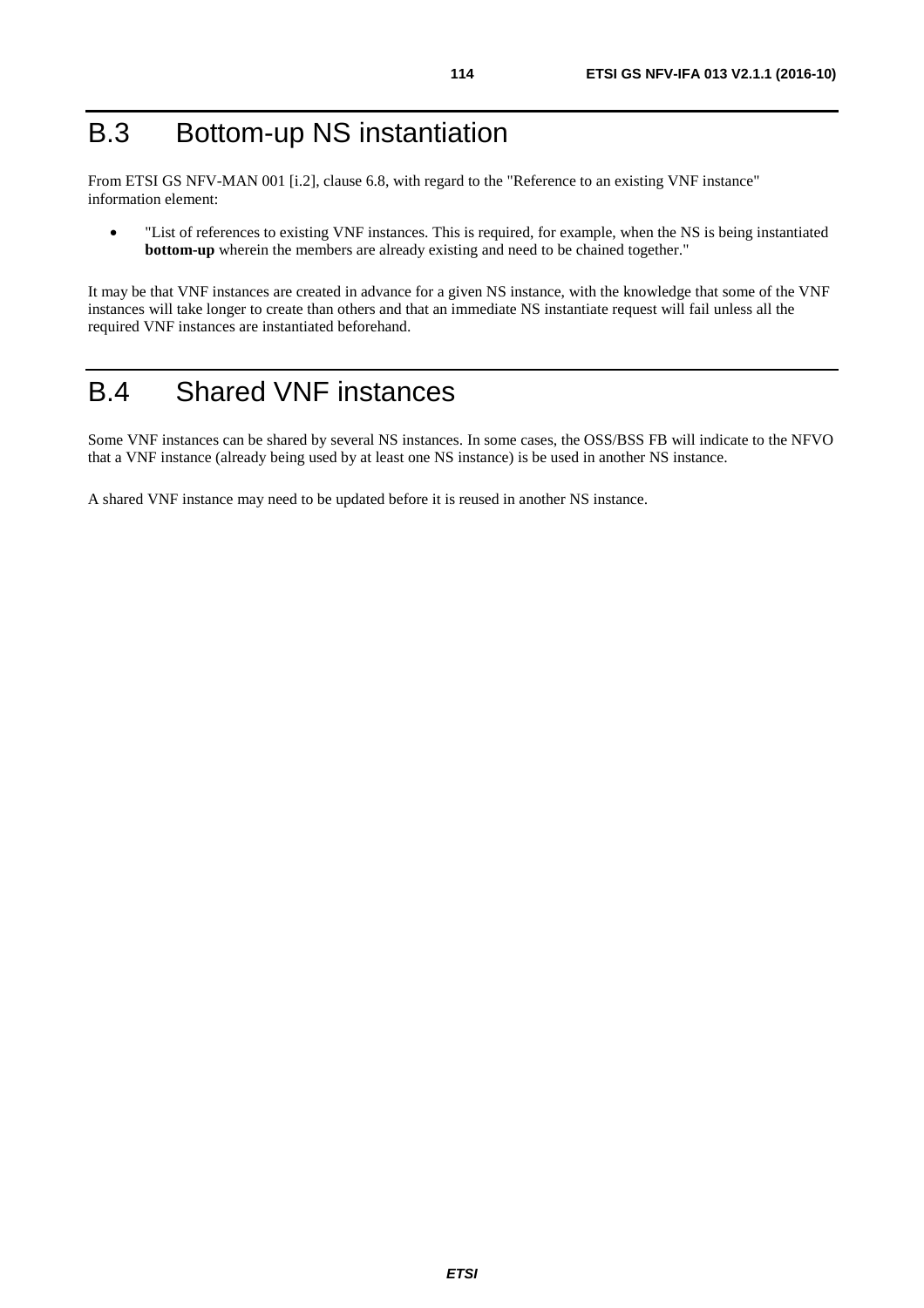# B.3 Bottom-up NS instantiation

From ETSI GS NFV-MAN 001 [i.2], clause 6.8, with regard to the "Reference to an existing VNF instance" information element:

- "List of references to existing VNF instances. This is required, for example, when the NS is being instantiated **bottom-up** wherein the members are already existing and need to be chained together."

It may be that VNF instances are created in advance for a given NS instance, with the knowledge that some of the VNF instances will take longer to create than others and that an immediate NS instantiate request will fail unless all the required VNF instances are instantiated beforehand.

# B.4 Shared VNF instances

Some VNF instances can be shared by several NS instances. In some cases, the OSS/BSS FB will indicate to the NFVO that a VNF instance (already being used by at least one NS instance) is be used in another NS instance.

A shared VNF instance may need to be updated before it is reused in another NS instance.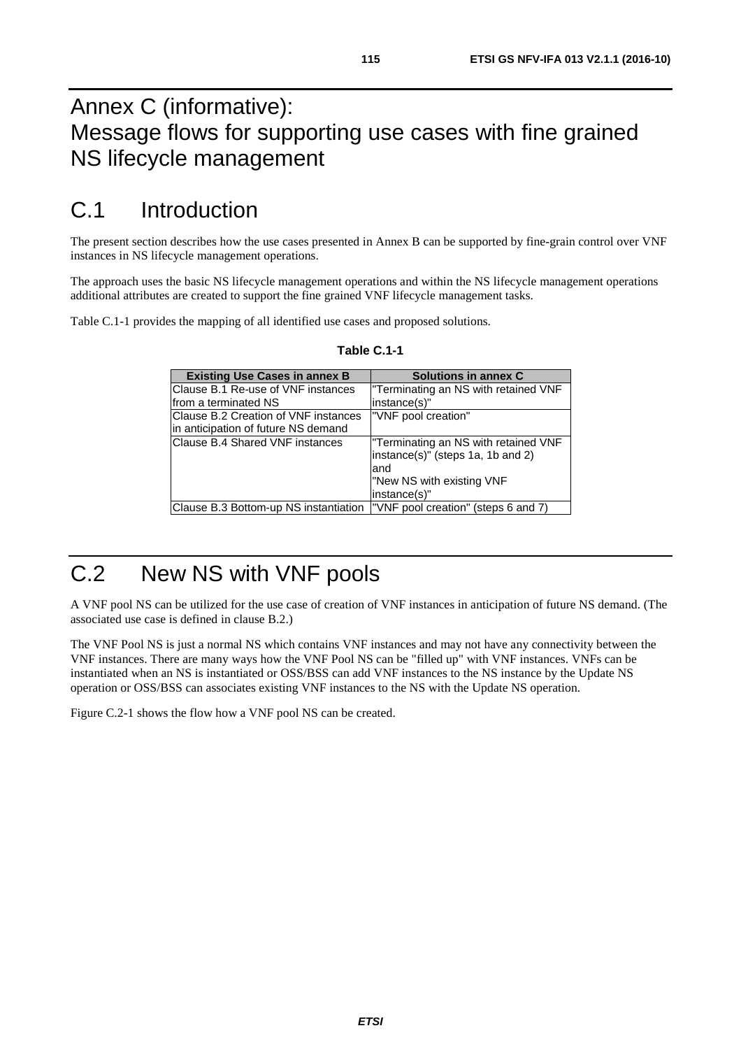# Annex C (informative): Message flows for supporting use cases with fine grained NS lifecycle management

# C.1 Introduction

The present section describes how the use cases presented in Annex B can be supported by fine-grain control over VNF instances in NS lifecycle management operations.

The approach uses the basic NS lifecycle management operations and within the NS lifecycle management operations additional attributes are created to support the fine grained VNF lifecycle management tasks.

Table C.1-1 provides the mapping of all identified use cases and proposed solutions.

**Table C.1-1**

| Existing Use Cases in annex B | Solutions in annex C |
|---|---|
| Clause B.1 Re-use of VNF instances from a terminated NS | "Terminating an NS with retained VNF instance(s)" |
| Clause B.2 Creation of VNF instances in anticipation of future NS demand | "VNF pool creation" |
| Clause B.4 Shared VNF instances | "Terminating an NS with retained VNF instance(s)" (steps 1a, 1b and 2) and "New NS with existing VNF instance(s)" |
| Clause B.3 Bottom-up NS instantiation | "VNF pool creation" (steps 6 and 7) |

# C.2 New NS with VNF pools

A VNF pool NS can be utilized for the use case of creation of VNF instances in anticipation of future NS demand. (The associated use case is defined in clause B.2.)

The VNF Pool NS is just a normal NS which contains VNF instances and may not have any connectivity between the VNF instances. There are many ways how the VNF Pool NS can be "filled up" with VNF instances. VNFs can be instantiated when an NS is instantiated or OSS/BSS can add VNF instances to the NS instance by the Update NS operation or OSS/BSS can associates existing VNF instances to the NS with the Update NS operation.

Figure C.2-1 shows the flow how a VNF pool NS can be created.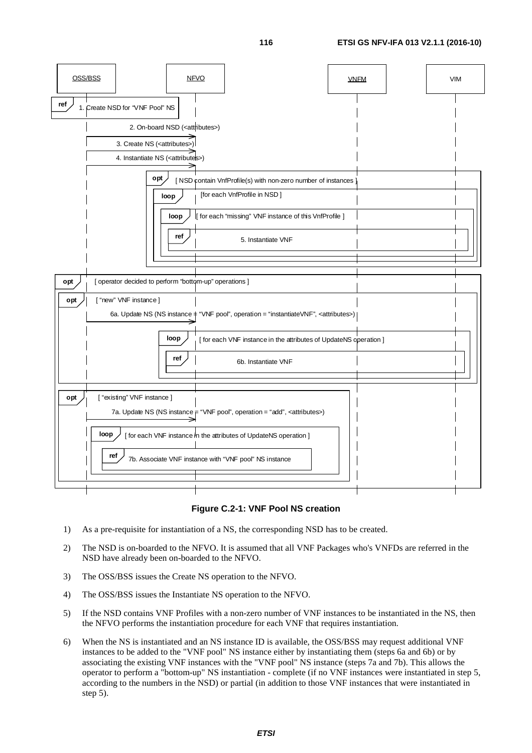Figure C.2-1: VNF Pool NS creation

1) As a pre-requisite for instantiation of a NS, the corresponding NSD has to be created.

2) The NSD is on-boarded to the NFVO. It is assumed that all VNF Packages who's VNFDs are referred in the NSD have already been on-boarded to the NFVO.

3) The OSS/BSS issues the Create NS operation to the NFVO.

4) The OSS/BSS issues the Instantiate NS operation to the NFVO.

5) If the NSD contains VNF Profiles with a non-zero number of VNF instances to be instantiated in the NS, then the NFVO performs the instantiation procedure for each VNF that requires instantiation.

6) When the NS is instantiated and an NS instance ID is available, the OSS/BSS may request additional VNF instances to be added to the "VNF pool" NS instance either by instantiating them (steps 6a and 6b) or by associating the existing VNF instances with the "VNF pool" NS instance (steps 7a and 7b). This allows the operator to perform a "bottom-up" NS instantiation - complete (if no VNF instances were instantiated in step 5, according to the numbers in the NSD) or partial (in addition to those VNF instances that were instantiated in step 5).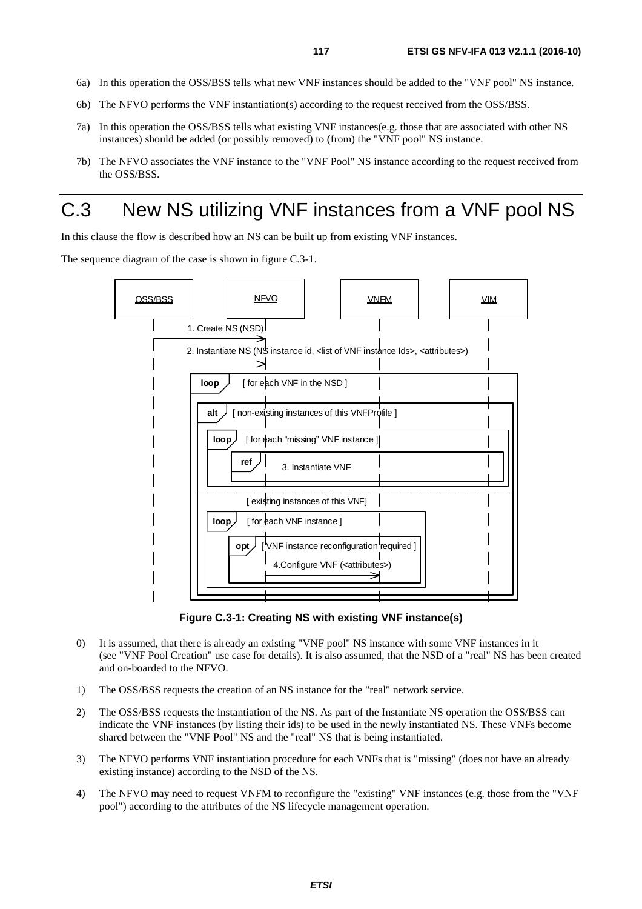6a) In this operation the OSS/BSS tells what new VNF instances should be added to the "VNF pool" NS instance.

6b) The NFVO performs the VNF instantiation(s) according to the request received from the OSS/BSS.

7a) In this operation the OSS/BSS tells what existing VNF instances(e.g. those that are associated with other NS instances) should be added (or possibly removed) to (from) the "VNF pool" NS instance.

7b) The NFVO associates the VNF instance to the "VNF Pool" NS instance according to the request received from the OSS/BSS.

# C.3 New NS utilizing VNF instances from a VNF pool NS

In this clause the flow is described how an NS can be built up from existing VNF instances.

The sequence diagram of the case is shown in figure C.3-1.

**Figure C.3-1: Creating NS with existing VNF instance(s)**

0) It is assumed, that there is already an existing "VNF pool" NS instance with some VNF instances in it (see "VNF Pool Creation" use case for details). It is also assumed, that the NSD of a "real" NS has been created and on-boarded to the NFVO.

1) The OSS/BSS requests the creation of an NS instance for the "real" network service.

2) The OSS/BSS requests the instantiation of the NS. As part of the Instantiate NS operation the OSS/BSS can indicate the VNF instances (by listing their ids) to be used in the newly instantiated NS. These VNFs become shared between the "VNF Pool" NS and the "real" NS that is being instantiated.

3) The NFVO performs VNF instantiation procedure for each VNFs that is "missing" (does not have an already existing instance) according to the NSD of the NS.

4) The NFVO may need to request VNFM to reconfigure the "existing" VNF instances (e.g. those from the "VNF pool") according to the attributes of the NS lifecycle management operation.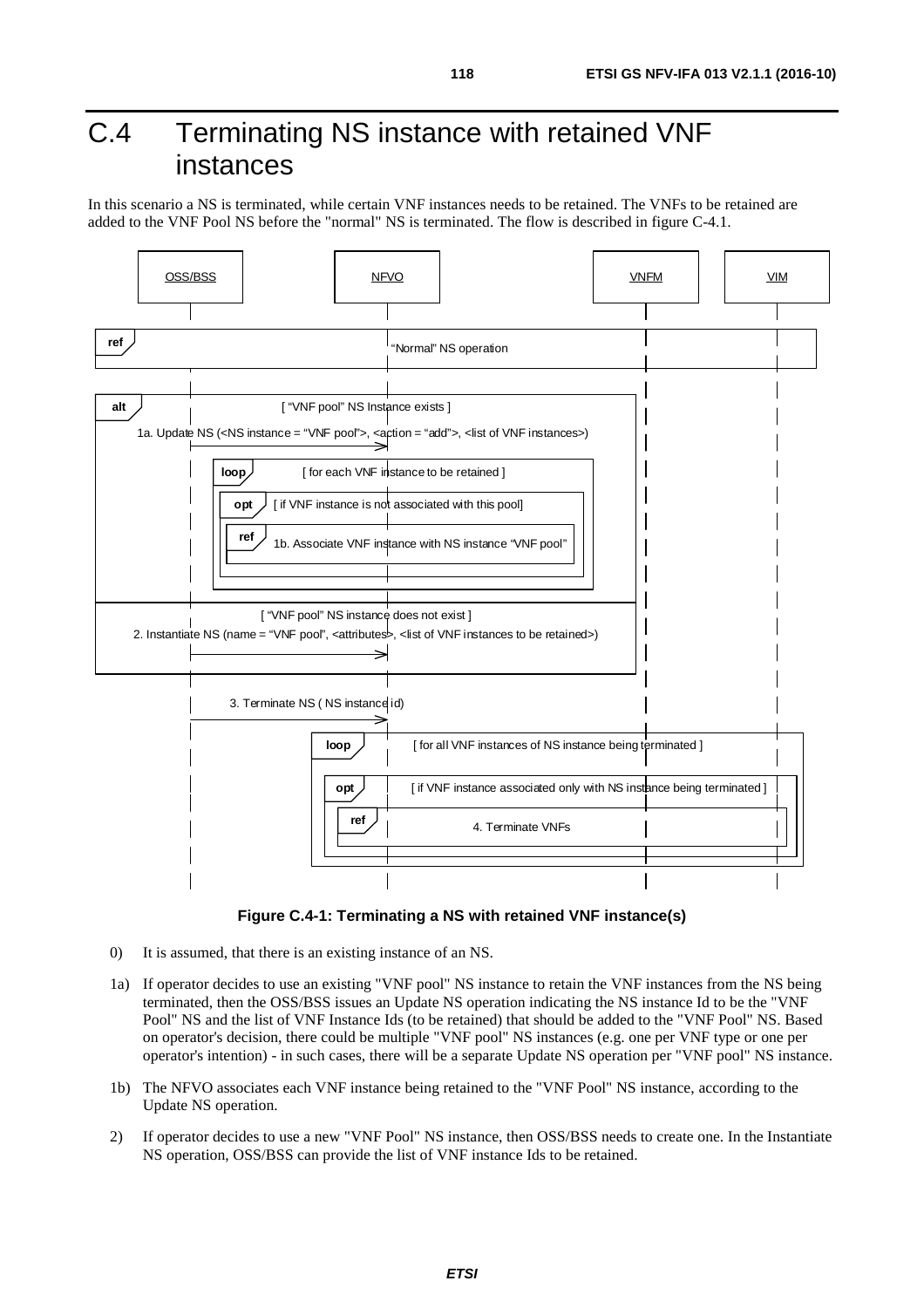# C.4 Terminating NS instance with retained VNF instances

In this scenario a NS is terminated, while certain VNF instances needs to be retained. The VNFs to be retained are added to the VNF Pool NS before the "normal" NS is terminated. The flow is described in figure C-4.1.

**Figure C.4-1: Terminating a NS with retained VNF instance(s)**

0) It is assumed, that there is an existing instance of an NS.

1a) If operator decides to use an existing "VNF pool" NS instance to retain the VNF instances from the NS being terminated, then the OSS/BSS issues an Update NS operation indicating the NS instance Id to be the "VNF Pool" NS and the list of VNF Instance Ids (to be retained) that should be added to the "VNF Pool" NS. Based on operator's decision, there could be multiple "VNF pool" NS instances (e.g. one per VNF type or one per operator's intention) - in such cases, there will be a separate Update NS operation per "VNF pool" NS instance.

1b) The NFVO associates each VNF instance being retained to the "VNF Pool" NS instance, according to the Update NS operation.

2) If operator decides to use a new "VNF Pool" NS instance, then OSS/BSS needs to create one. In the Instantiate NS operation, OSS/BSS can provide the list of VNF instance Ids to be retained.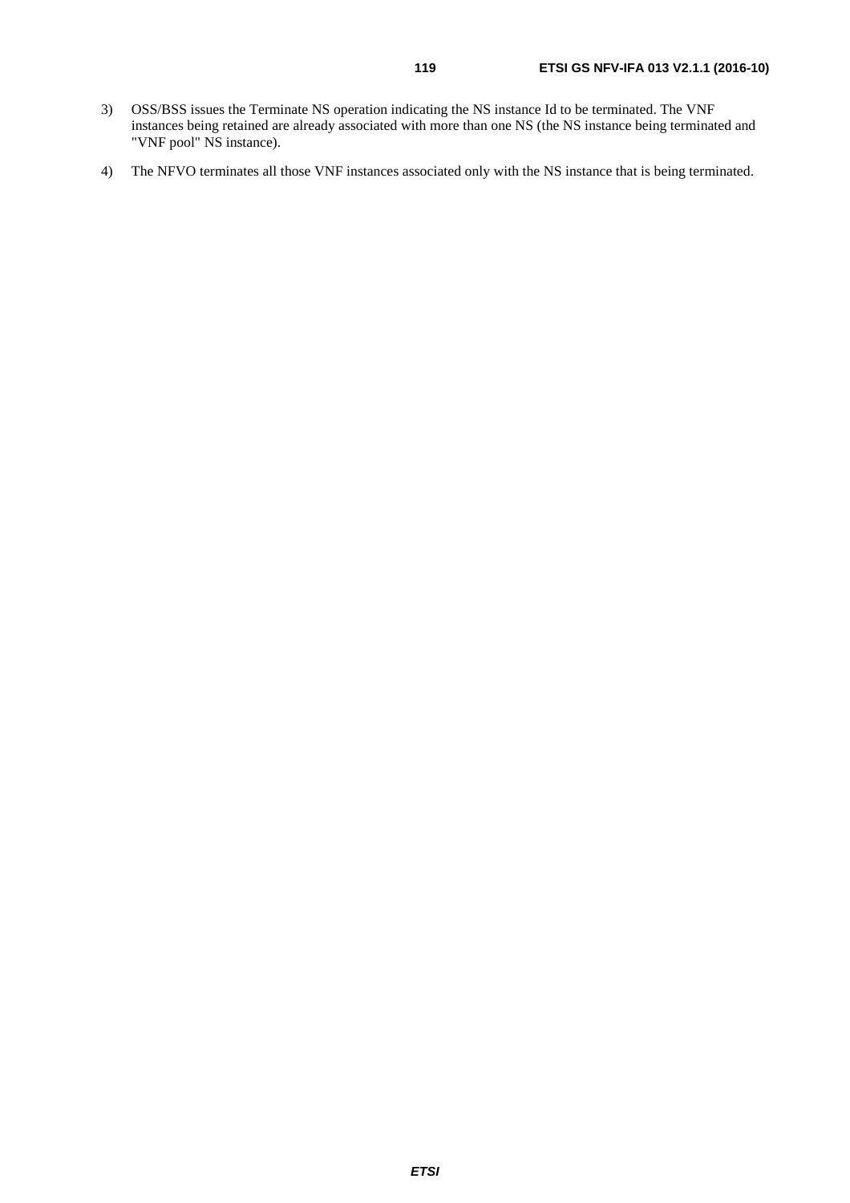3) OSS/BSS issues the Terminate NS operation indicating the NS instance Id to be terminated. The VNF instances being retained are already associated with more than one NS (the NS instance being terminated and "VNF pool" NS instance).

4) The NFVO terminates all those VNF instances associated only with the NS instance that is being terminated.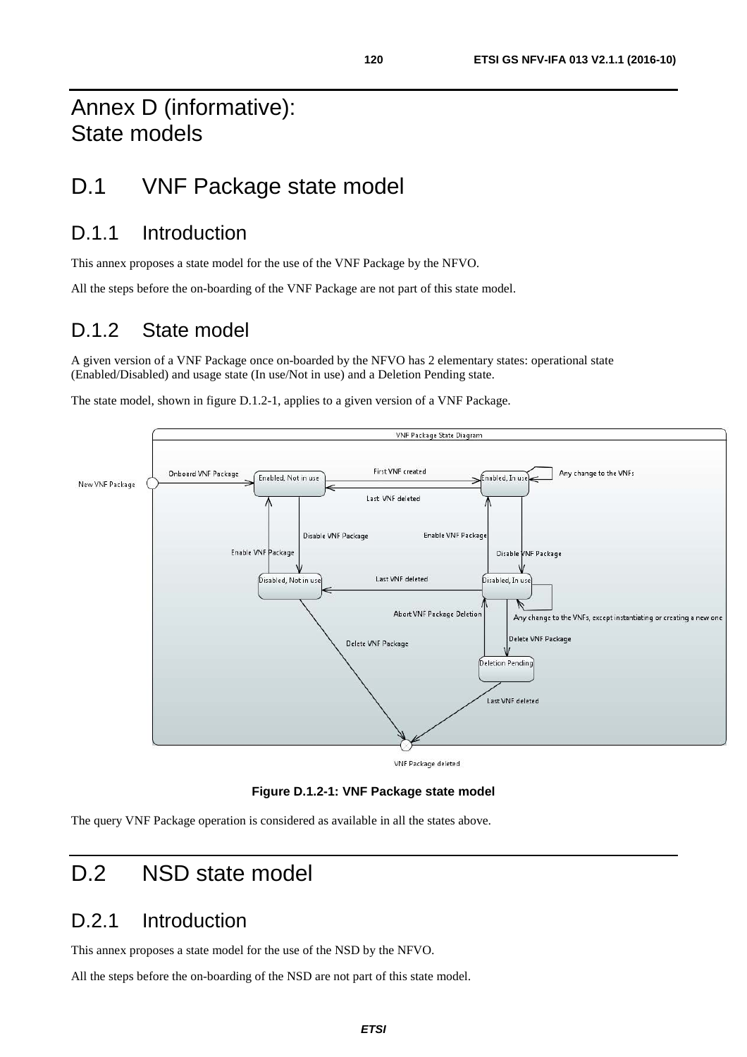# Annex D (informative): State models

# D.1 VNF Package state model

## D.1.1 Introduction

This annex proposes a state model for the use of the VNF Package by the NFVO.

All the steps before the on-boarding of the VNF Package are not part of this state model.

## D.1.2 State model

A given version of a VNF Package once on-boarded by the NFVO has 2 elementary states: operational state (Enabled/Disabled) and usage state (In use/Not in use) and a Deletion Pending state.

The state model, shown in figure D.1.2-1, applies to a given version of a VNF Package.

**Figure D.1.2-1: VNF Package state model**

The query VNF Package operation is considered as available in all the states above.

# D.2 NSD state model

## D.2.1 Introduction

This annex proposes a state model for the use of the NSD by the NFVO.

All the steps before the on-boarding of the NSD are not part of this state model.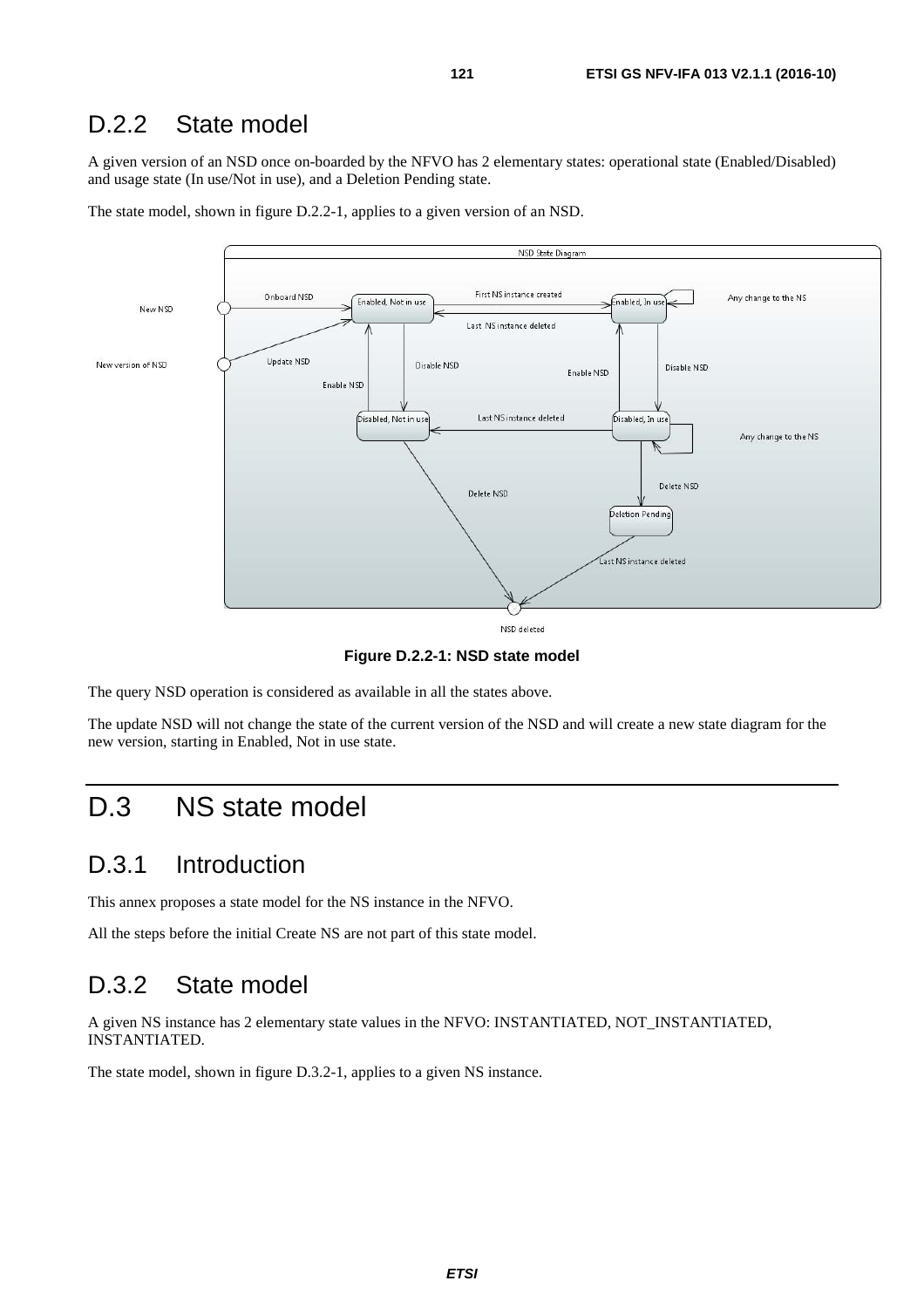## D.2.2 State model

A given version of an NSD once on-boarded by the NFVO has 2 elementary states: operational state (Enabled/Disabled) and usage state (In use/Not in use), and a Deletion Pending state.

The state model, shown in figure D.2.2-1, applies to a given version of an NSD.

**Figure D.2.2-1: NSD state model**

The query NSD operation is considered as available in all the states above.

The update NSD will not change the state of the current version of the NSD and will create a new state diagram for the new version, starting in Enabled, Not in use state.

# D.3 NS state model

## D.3.1 Introduction

This annex proposes a state model for the NS instance in the NFVO.

All the steps before the initial Create NS are not part of this state model.

## D.3.2 State model

A given NS instance has 2 elementary state values in the NFVO: INSTANTIATED, NOT_INSTANTIATED, INSTANTIATED.

The state model, shown in figure D.3.2-1, applies to a given NS instance.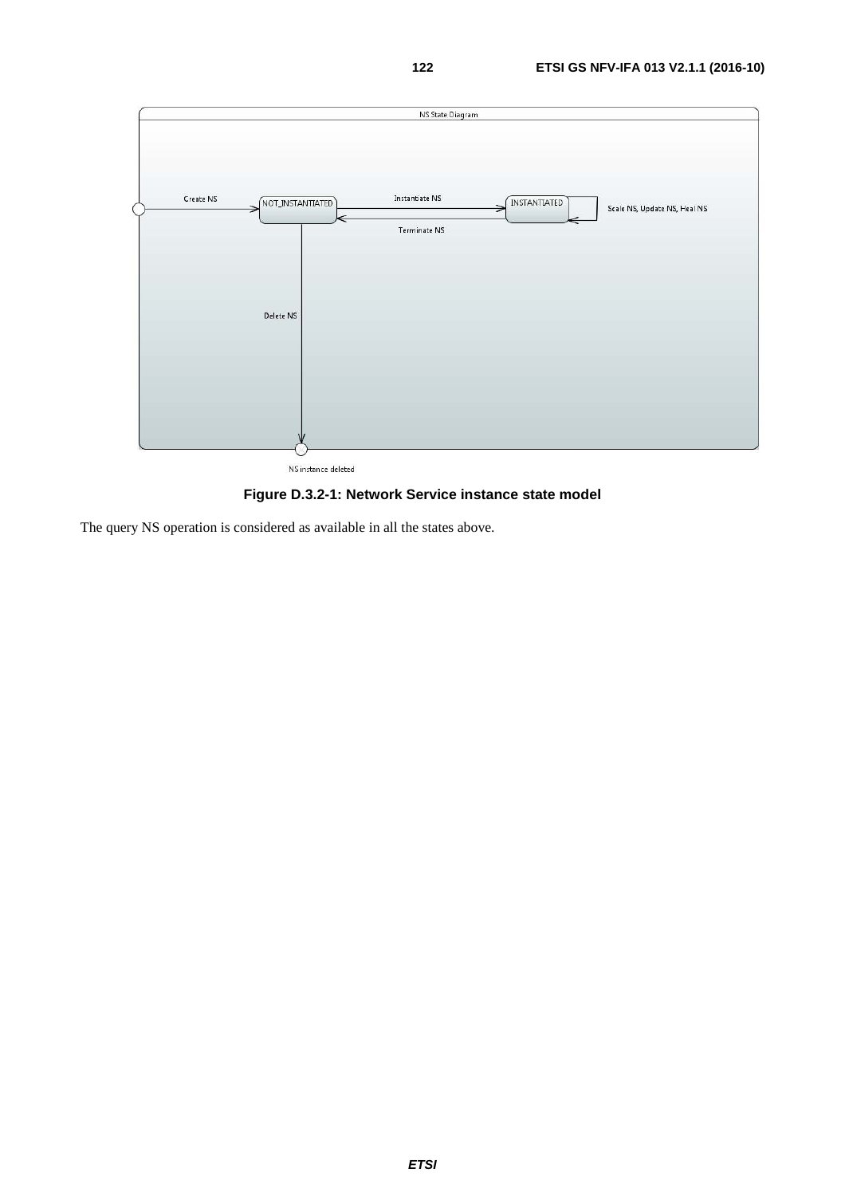**Figure D.3.2-1: Network Service instance state model**

The query NS operation is considered as available in all the states above.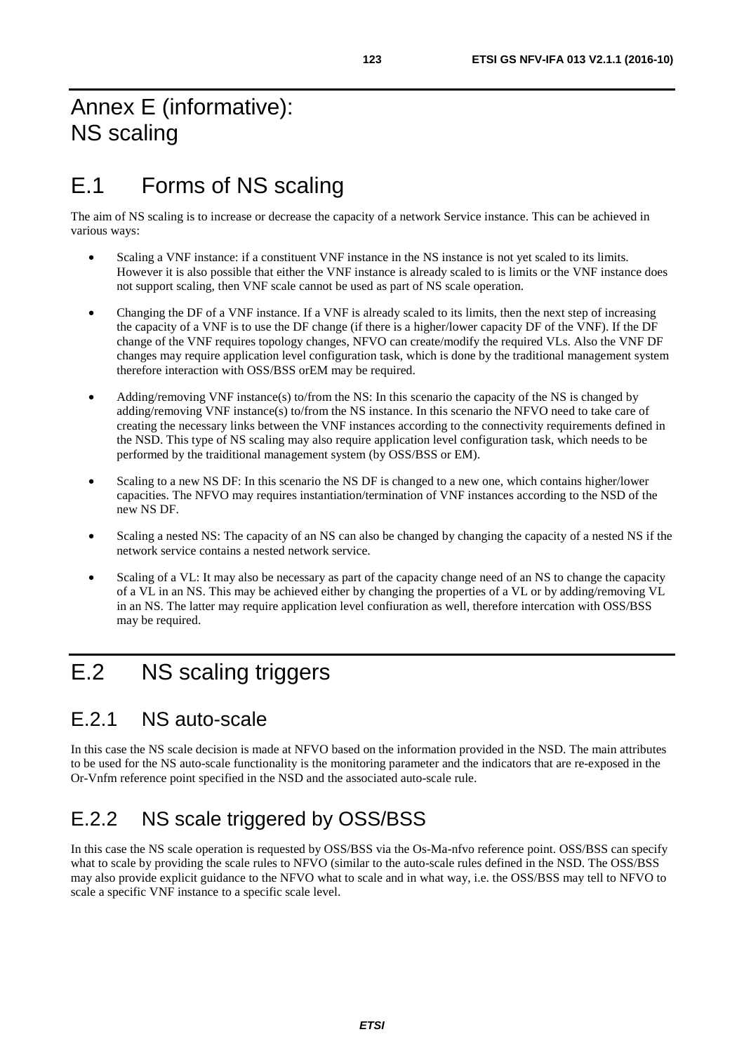# Annex E (informative): NS scaling

## E.1 Forms of NS scaling

The aim of NS scaling is to increase or decrease the capacity of a network Service instance. This can be achieved in various ways:

- Scaling a VNF instance: if a constituent VNF instance in the NS instance is not yet scaled to its limits. However it is also possible that either the VNF instance is already scaled to is limits or the VNF instance does not support scaling, then VNF scale cannot be used as part of NS scale operation.
- Changing the DF of a VNF instance. If a VNF is already scaled to its limits, then the next step of increasing the capacity of a VNF is to use the DF change (if there is a higher/lower capacity DF of the VNF). If the DF change of the VNF requires topology changes, NFVO can create/modify the required VLs. Also the VNF DF changes may require application level configuration task, which is done by the traditional management system therefore interaction with OSS/BSS orEM may be required.
- Adding/removing VNF instance(s) to/from the NS: In this scenario the capacity of the NS is changed by adding/removing VNF instance(s) to/from the NS instance. In this scenario the NFVO need to take care of creating the necessary links between the VNF instances according to the connectivity requirements defined in the NSD. This type of NS scaling may also require application level configuration task, which needs to be performed by the traiditional management system (by OSS/BSS or EM).
- Scaling to a new NS DF: In this scenario the NS DF is changed to a new one, which contains higher/lower capacities. The NFVO may requires instantiation/termination of VNF instances according to the NSD of the new NS DF.
- Scaling a nested NS: The capacity of an NS can also be changed by changing the capacity of a nested NS if the network service contains a nested network service.
- Scaling of a VL: It may also be necessary as part of the capacity change need of an NS to change the capacity of a VL in an NS. This may be achieved either by changing the properties of a VL or by adding/removing VL in an NS. The latter may require application level confiuration as well, therefore intercation with OSS/BSS may be required.

## E.2 NS scaling triggers

### E.2.1 NS auto-scale

In this case the NS scale decision is made at NFVO based on the information provided in the NSD. The main attributes to be used for the NS auto-scale functionality is the monitoring parameter and the indicators that are re-exposed in the Or-Vnfm reference point specified in the NSD and the associated auto-scale rule.

### E.2.2 NS scale triggered by OSS/BSS

In this case the NS scale operation is requested by OSS/BSS via the Os-Ma-nfvo reference point. OSS/BSS can specify what to scale by providing the scale rules to NFVO (similar to the auto-scale rules defined in the NSD. The OSS/BSS may also provide explicit guidance to the NFVO what to scale and in what way, i.e. the OSS/BSS may tell to NFVO to scale a specific VNF instance to a specific scale level.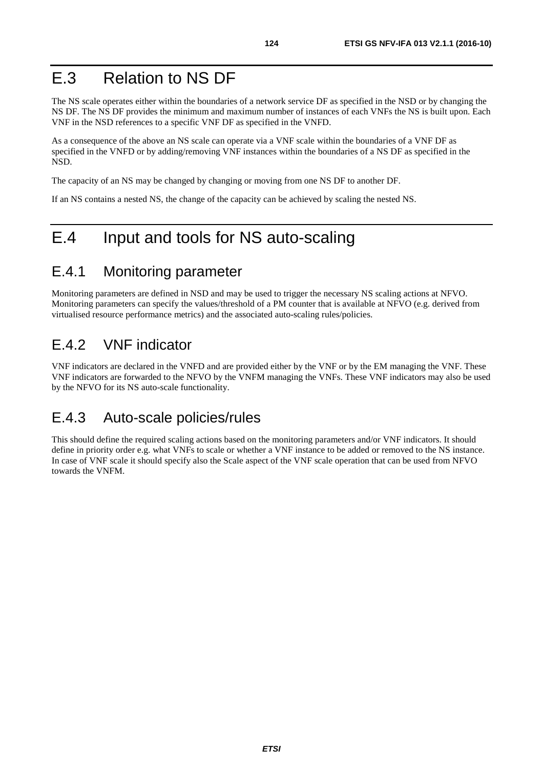# E.3 Relation to NS DF

The NS scale operates either within the boundaries of a network service DF as specified in the NSD or by changing the NS DF. The NS DF provides the minimum and maximum number of instances of each VNFs the NS is built upon. Each VNF in the NSD references to a specific VNF DF as specified in the VNFD.

As a consequence of the above an NS scale can operate via a VNF scale within the boundaries of a VNF DF as specified in the VNFD or by adding/removing VNF instances within the boundaries of a NS DF as specified in the NSD.

The capacity of an NS may be changed by changing or moving from one NS DF to another DF.

If an NS contains a nested NS, the change of the capacity can be achieved by scaling the nested NS.

# E.4 Input and tools for NS auto-scaling

## E.4.1 Monitoring parameter

Monitoring parameters are defined in NSD and may be used to trigger the necessary NS scaling actions at NFVO. Monitoring parameters can specify the values/threshold of a PM counter that is available at NFVO (e.g. derived from virtualised resource performance metrics) and the associated auto-scaling rules/policies.

## E.4.2 VNF indicator

VNF indicators are declared in the VNFD and are provided either by the VNF or by the EM managing the VNF. These VNF indicators are forwarded to the NFVO by the VNFM managing the VNFs. These VNF indicators may also be used by the NFVO for its NS auto-scale functionality.

## E.4.3 Auto-scale policies/rules

This should define the required scaling actions based on the monitoring parameters and/or VNF indicators. It should define in priority order e.g. what VNFs to scale or whether a VNF instance to be added or removed to the NS instance. In case of VNF scale it should specify also the Scale aspect of the VNF scale operation that can be used from NFVO towards the VNFM.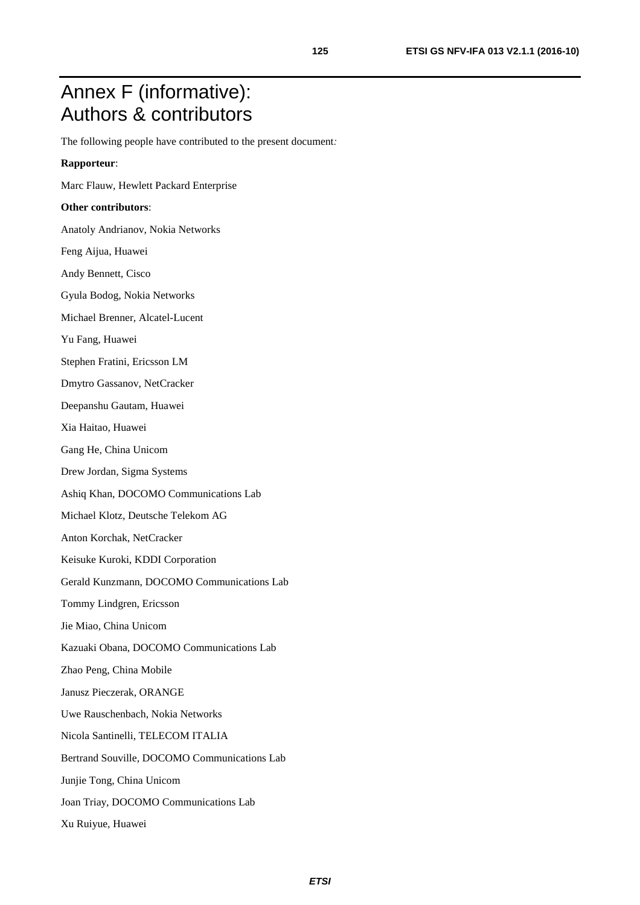# Annex F (informative): Authors & contributors

The following people have contributed to the present document:

**Rapporteur**:

Marc Flauw, Hewlett Packard Enterprise

**Other contributors**:

Anatoly Andrianov, Nokia Networks

Feng Aijua, Huawei

Andy Bennett, Cisco

Gyula Bodog, Nokia Networks

Michael Brenner, Alcatel-Lucent

Yu Fang, Huawei

Stephen Fratini, Ericsson LM

Dmytro Gassanov, NetCracker

Deepanshu Gautam, Huawei

Xia Haitao, Huawei

Gang He, China Unicom

Drew Jordan, Sigma Systems

Ashiq Khan, DOCOMO Communications Lab

Michael Klotz, Deutsche Telekom AG

Anton Korchak, NetCracker

Keisuke Kuroki, KDDI Corporation

Gerald Kunzmann, DOCOMO Communications Lab

Tommy Lindgren, Ericsson

Jie Miao, China Unicom

Kazuaki Obana, DOCOMO Communications Lab

Zhao Peng, China Mobile

Janusz Pieczerak, ORANGE

Uwe Rauschenbach, Nokia Networks

Nicola Santinelli, TELECOM ITALIA

Bertrand Souville, DOCOMO Communications Lab

Junjie Tong, China Unicom

Joan Triay, DOCOMO Communications Lab

Xu Ruiyue, Huawei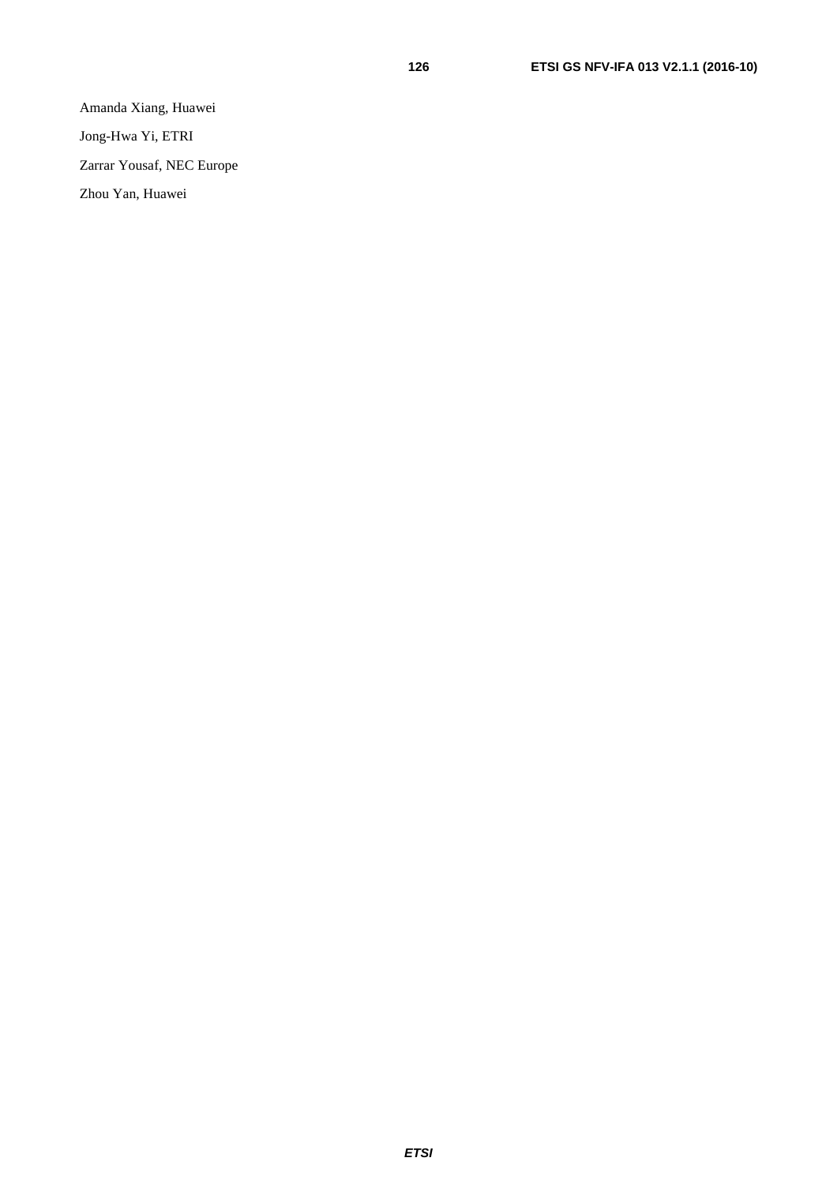Amanda Xiang, Huawei

Jong-Hwa Yi, ETRI

Zarrar Yousaf, NEC Europe

Zhou Yan, Huawei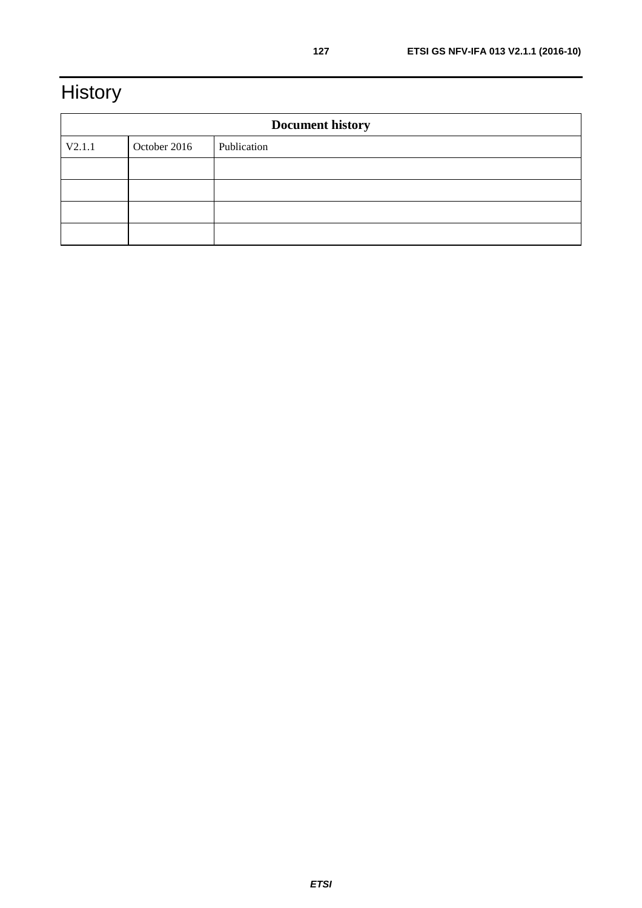# History

| Document history | | |
|---|---|---|
| V2.1.1 | October 2016 | Publication |
| | | |
| | | |
| | | |
| | | |